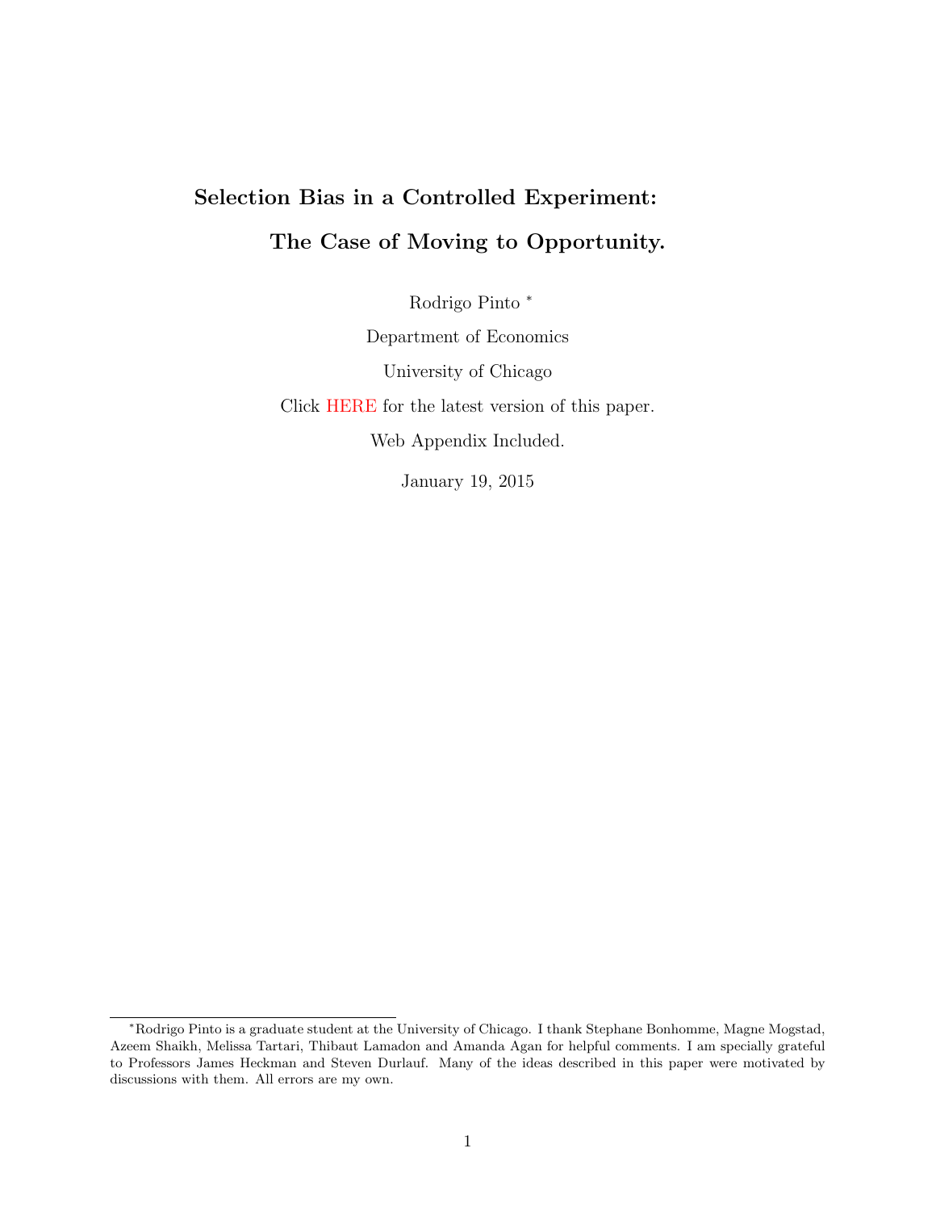# Selection Bias in a Controlled Experiment: The Case of Moving to Opportunity.

Rodrigo Pinto *

Department of Economics

University of Chicago

Click HERE for the latest version of this paper.

Web Appendix Included.

January 19, 2015

---

*Rodrigo Pinto is a graduate student at the University of Chicago. I thank Stephane Bonhomme, Magne Mogstad, Azeem Shaikh, Melissa Tartari, Thibaut Lamadon and Amanda Agan for helpful comments. I am specially grateful to Professors James Heckman and Steven Durlauf. Many of the ideas described in this paper were motivated by discussions with them. All errors are my own.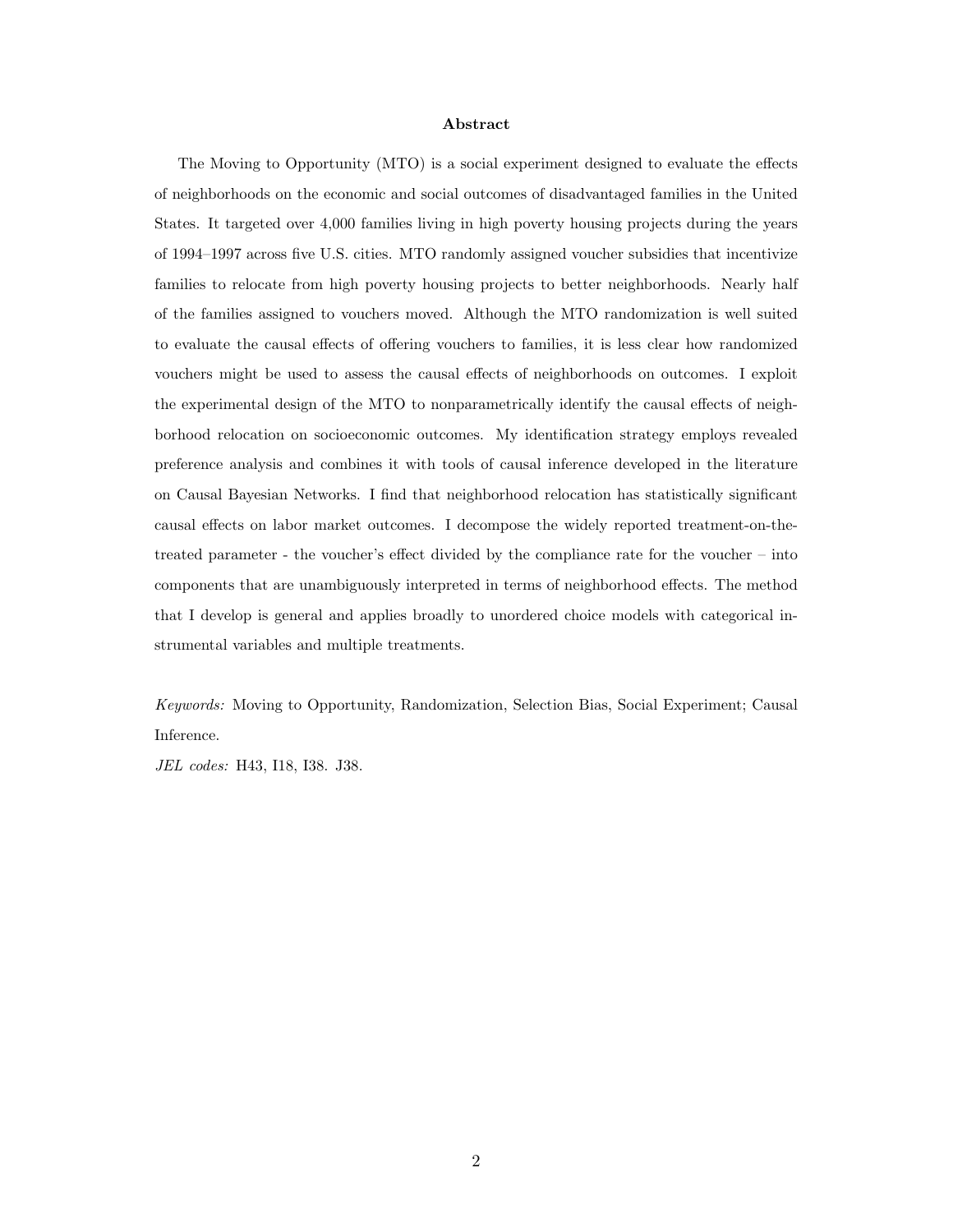**Abstract**

The Moving to Opportunity (MTO) is a social experiment designed to evaluate the effects of neighborhoods on the economic and social outcomes of disadvantaged families in the United States. It targeted over 4,000 families living in high poverty housing projects during the years of 1994–1997 across five U.S. cities. MTO randomly assigned voucher subsidies that incentivize families to relocate from high poverty housing projects to better neighborhoods. Nearly half of the families assigned to vouchers moved. Although the MTO randomization is well suited to evaluate the causal effects of offering vouchers to families, it is less clear how randomized vouchers might be used to assess the causal effects of neighborhoods on outcomes. I exploit the experimental design of the MTO to nonparametrically identify the causal effects of neighborhood relocation on socioeconomic outcomes. My identification strategy employs revealed preference analysis and combines it with tools of causal inference developed in the literature on Causal Bayesian Networks. I find that neighborhood relocation has statistically significant causal effects on labor market outcomes. I decompose the widely reported treatment-on-the-treated parameter - the voucher's effect divided by the compliance rate for the voucher – into components that are unambiguously interpreted in terms of neighborhood effects. The method that I develop is general and applies broadly to unordered choice models with categorical instrumental variables and multiple treatments.

*Keywords:* Moving to Opportunity, Randomization, Selection Bias, Social Experiment; Causal Inference.

*JEL codes:* H43, I18, I38. J38.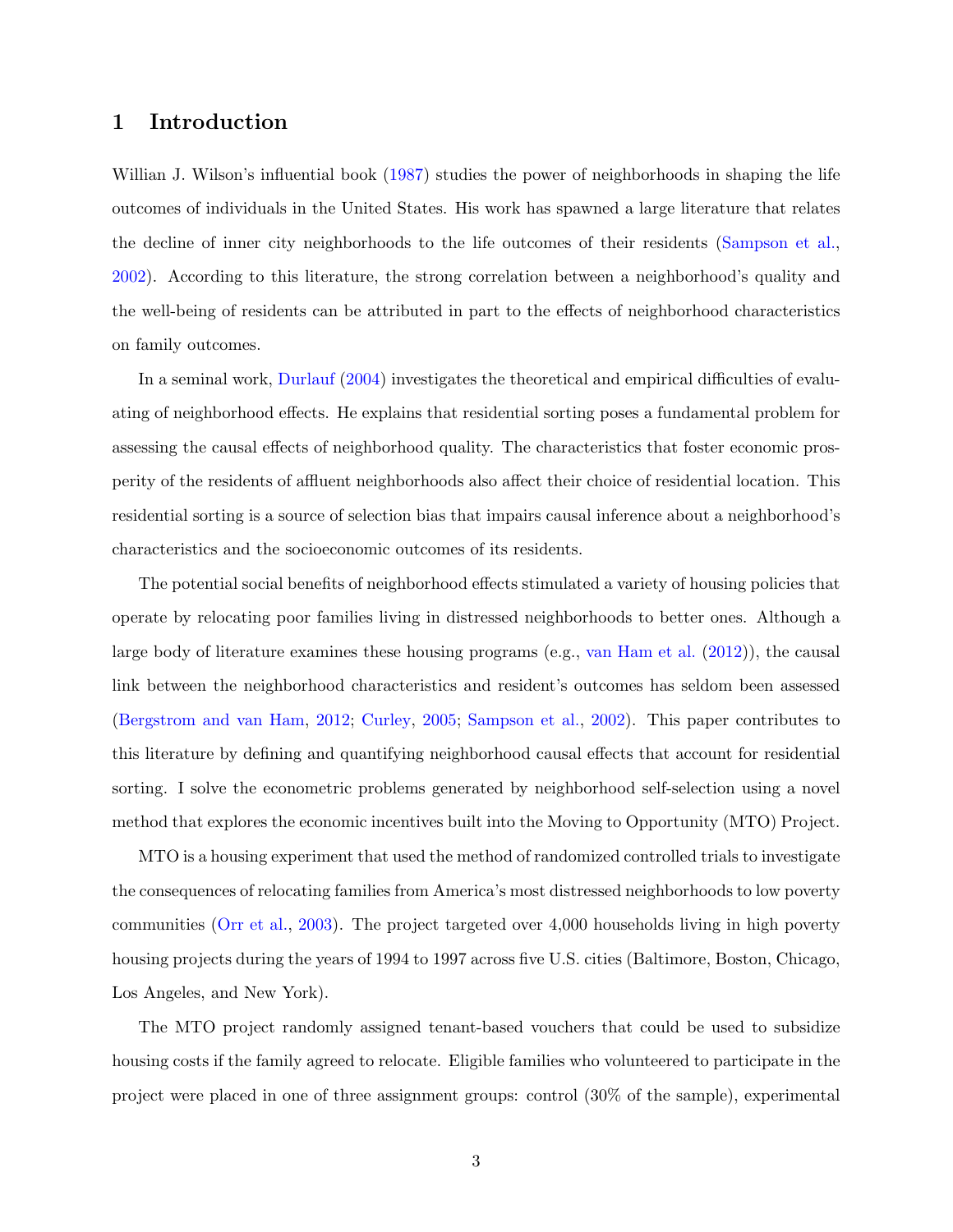# 1 Introduction

Willian J. Wilson's influential book (1987) studies the power of neighborhoods in shaping the life outcomes of individuals in the United States. His work has spawned a large literature that relates the decline of inner city neighborhoods to the life outcomes of their residents (Sampson et al., 2002). According to this literature, the strong correlation between a neighborhood's quality and the well-being of residents can be attributed in part to the effects of neighborhood characteristics on family outcomes.

In a seminal work, Durlauf (2004) investigates the theoretical and empirical difficulties of evaluating of neighborhood effects. He explains that residential sorting poses a fundamental problem for assessing the causal effects of neighborhood quality. The characteristics that foster economic prosperity of the residents of affluent neighborhoods also affect their choice of residential location. This residential sorting is a source of selection bias that impairs causal inference about a neighborhood's characteristics and the socioeconomic outcomes of its residents.

The potential social benefits of neighborhood effects stimulated a variety of housing policies that operate by relocating poor families living in distressed neighborhoods to better ones. Although a large body of literature examines these housing programs (e.g., van Ham et al. (2012)), the causal link between the neighborhood characteristics and resident's outcomes has seldom been assessed (Bergstrom and van Ham, 2012; Curley, 2005; Sampson et al., 2002). This paper contributes to this literature by defining and quantifying neighborhood causal effects that account for residential sorting. I solve the econometric problems generated by neighborhood self-selection using a novel method that explores the economic incentives built into the Moving to Opportunity (MTO) Project.

MTO is a housing experiment that used the method of randomized controlled trials to investigate the consequences of relocating families from America's most distressed neighborhoods to low poverty communities (Orr et al., 2003). The project targeted over 4,000 households living in high poverty housing projects during the years of 1994 to 1997 across five U.S. cities (Baltimore, Boston, Chicago, Los Angeles, and New York).

The MTO project randomly assigned tenant-based vouchers that could be used to subsidize housing costs if the family agreed to relocate. Eligible families who volunteered to participate in the project were placed in one of three assignment groups: control (30% of the sample), experimental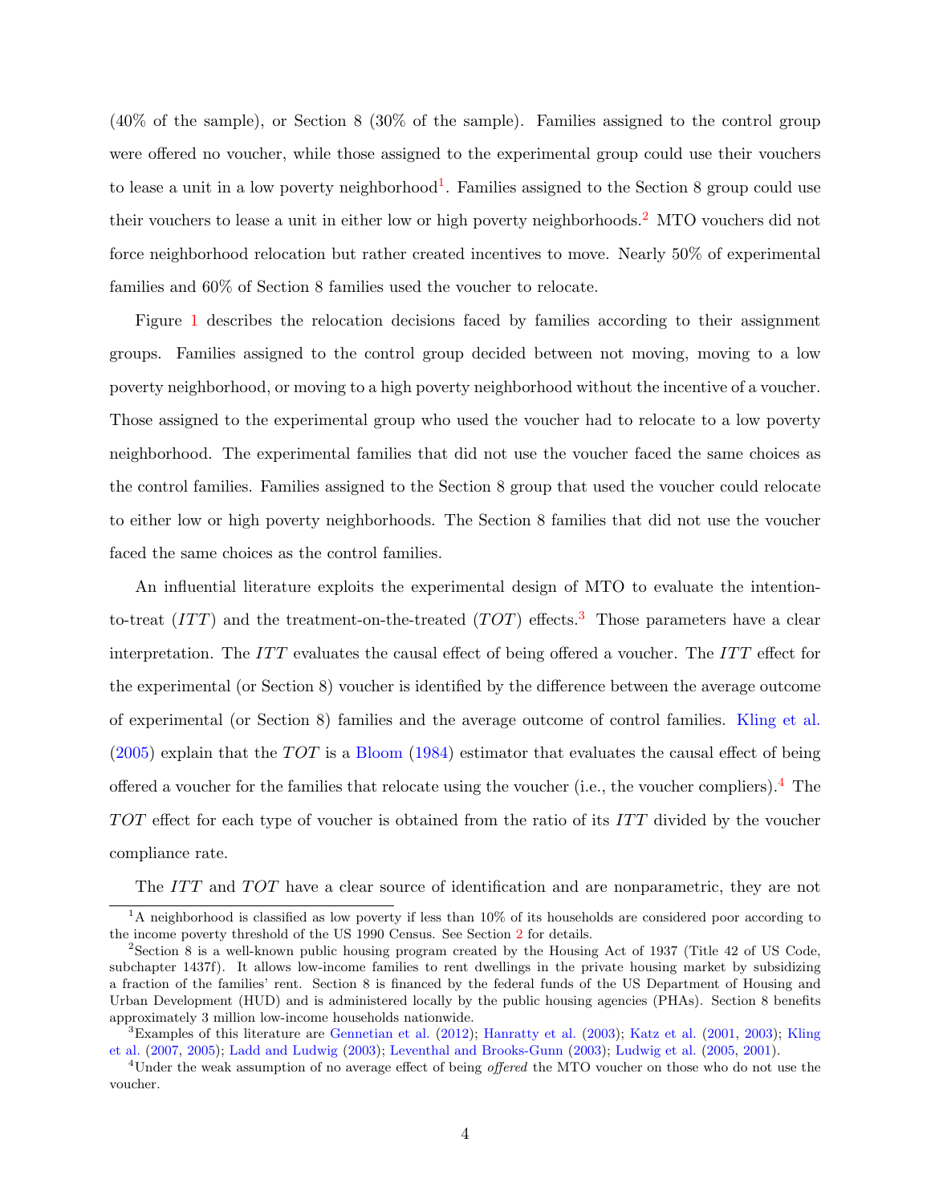(40% of the sample), or Section 8 (30% of the sample). Families assigned to the control group were offered no voucher, while those assigned to the experimental group could use their vouchers to lease a unit in a low poverty neighborhood[1]. Families assigned to the Section 8 group could use their vouchers to lease a unit in either low or high poverty neighborhoods.[2] MTO vouchers did not force neighborhood relocation but rather created incentives to move. Nearly 50% of experimental families and 60% of Section 8 families used the voucher to relocate.

Figure 1 describes the relocation decisions faced by families according to their assignment groups. Families assigned to the control group decided between not moving, moving to a low poverty neighborhood, or moving to a high poverty neighborhood without the incentive of a voucher. Those assigned to the experimental group who used the voucher had to relocate to a low poverty neighborhood. The experimental families that did not use the voucher faced the same choices as the control families. Families assigned to the Section 8 group that used the voucher could relocate to either low or high poverty neighborhoods. The Section 8 families that did not use the voucher faced the same choices as the control families.

An influential literature exploits the experimental design of MTO to evaluate the intention-to-treat ($ITT$) and the treatment-on-the-treated ($TOT$) effects.[3] Those parameters have a clear interpretation. The $ITT$ evaluates the causal effect of being offered a voucher. The $ITT$ effect for the experimental (or Section 8) voucher is identified by the difference between the average outcome of experimental (or Section 8) families and the average outcome of control families. Kling et al. (2005) explain that the $TOT$ is a Bloom (1984) estimator that evaluates the causal effect of being offered a voucher for the families that relocate using the voucher (i.e., the voucher compliers).[4] The $TOT$ effect for each type of voucher is obtained from the ratio of its $ITT$ divided by the voucher compliance rate.

The $ITT$ and $TOT$ have a clear source of identification and are nonparametric, they are not

---

[1] A neighborhood is classified as low poverty if less than 10% of its households are considered poor according to the income poverty threshold of the US 1990 Census. See Section 2 for details.

[2] Section 8 is a well-known public housing program created by the Housing Act of 1937 (Title 42 of US Code, subchapter 1437f). It allows low-income families to rent dwellings in the private housing market by subsidizing a fraction of the families' rent. Section 8 is financed by the federal funds of the US Department of Housing and Urban Development (HUD) and is administered locally by the public housing agencies (PHAs). Section 8 benefits approximately 3 million low-income households nationwide.

[3] Examples of this literature are Gennetian et al. (2012); Hanratty et al. (2003); Katz et al. (2001, 2003); Kling et al. (2007, 2005); Ladd and Ludwig (2003); Leventhal and Brooks-Gunn (2003); Ludwig et al. (2005, 2001).

[4] Under the weak assumption of no average effect of being *offered* the MTO voucher on those who do not use the voucher.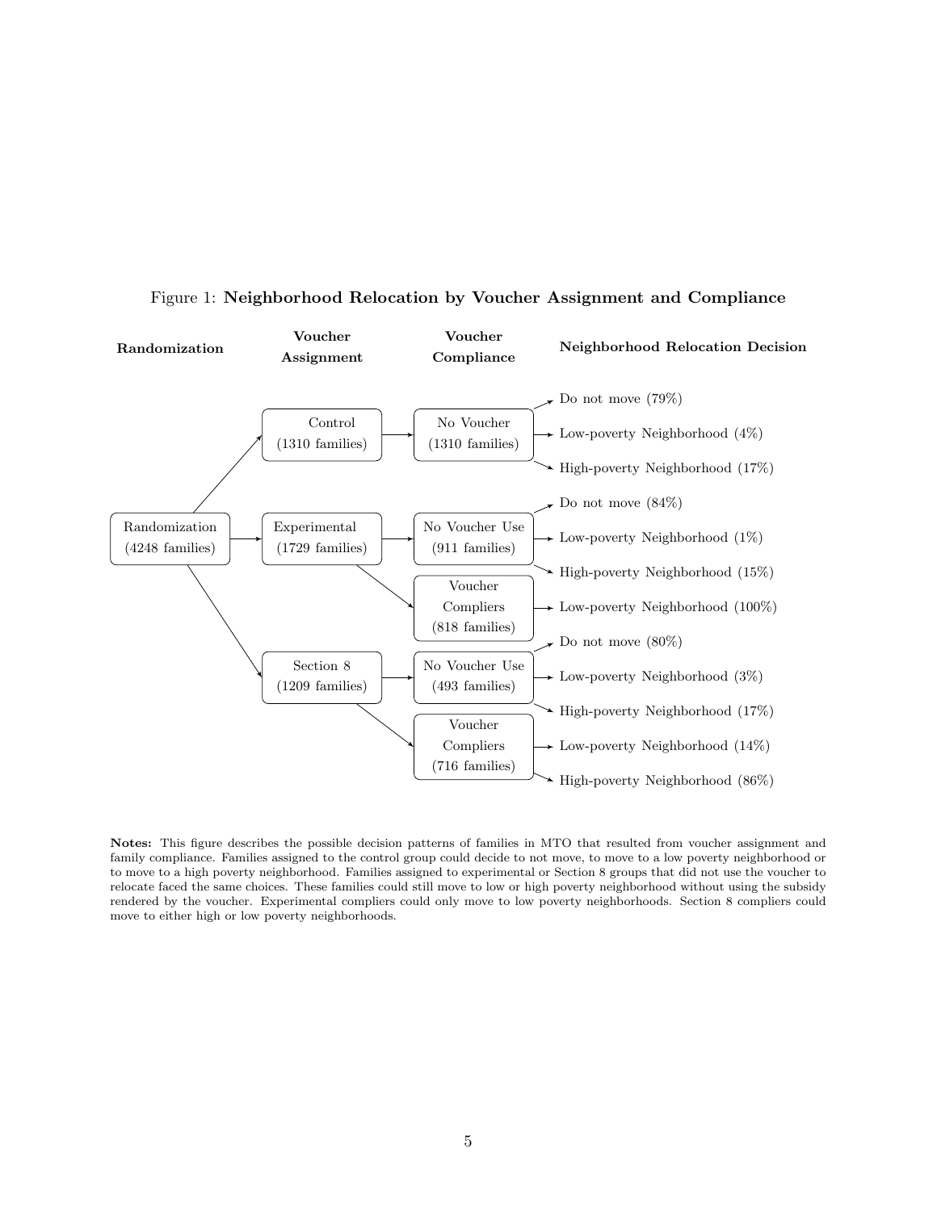Figure 1: **Neighborhood Relocation by Voucher Assignment and Compliance**

| Randomization | Voucher Assignment | Voucher Compliance | Neighborhood Relocation Decision |
|---|---|---|---|
| Randomization (4248 families) | Control (1310 families) | No Voucher (1310 families) | Do not move (79%) |
| | | | Low-poverty Neighborhood (4%) |
| | | | High-poverty Neighborhood (17%) |
| | Experimental (1729 families) | No Voucher Use (911 families) | Do not move (84%) |
| | | | Low-poverty Neighborhood (1%) |
| | | | High-poverty Neighborhood (15%) |
| | | Voucher Compliers (818 families) | Low-poverty Neighborhood (100%) |
| | Section 8 (1209 families) | No Voucher Use (493 families) | Do not move (80%) |
| | | | Low-poverty Neighborhood (3%) |
| | | | High-poverty Neighborhood (17%) |
| | | Voucher Compliers (716 families) | Low-poverty Neighborhood (14%) |
| | | | High-poverty Neighborhood (86%) |

**Notes:** This figure describes the possible decision patterns of families in MTO that resulted from voucher assignment and family compliance. Families assigned to the control group could decide to not move, to move to a low poverty neighborhood or to move to a high poverty neighborhood. Families assigned to experimental or Section 8 groups that did not use the voucher to relocate faced the same choices. These families could still move to low or high poverty neighborhood without using the subsidy rendered by the voucher. Experimental compliers could only move to low poverty neighborhoods. Section 8 compliers could move to either high or low poverty neighborhoods.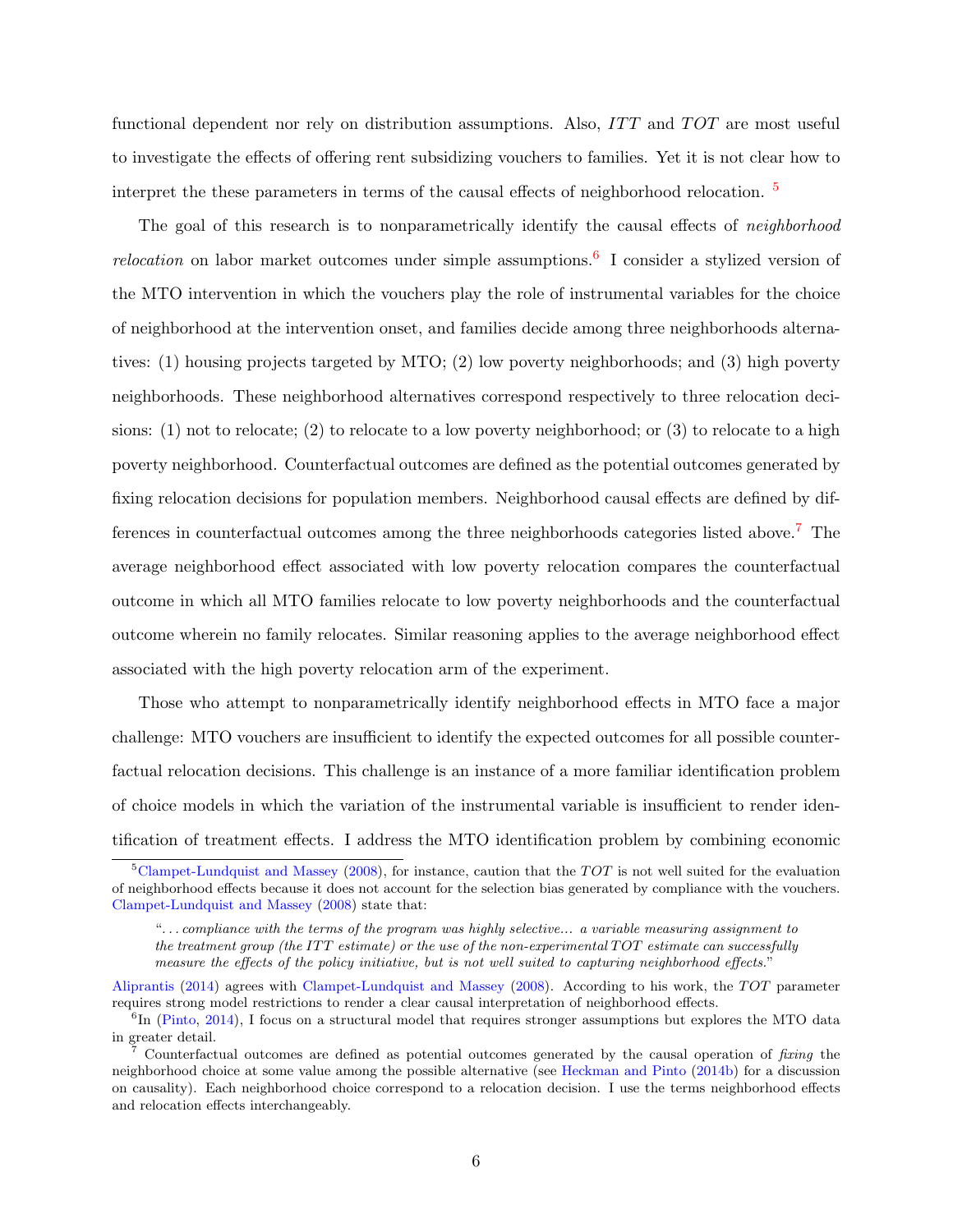functional dependent nor rely on distribution assumptions. Also, $ITT$ and $TOT$ are most useful to investigate the effects of offering rent subsidizing vouchers to families. Yet it is not clear how to interpret the these parameters in terms of the causal effects of neighborhood relocation. [5]

The goal of this research is to nonparametrically identify the causal effects of *neighborhood relocation* on labor market outcomes under simple assumptions.[6] I consider a stylized version of the MTO intervention in which the vouchers play the role of instrumental variables for the choice of neighborhood at the intervention onset, and families decide among three neighborhoods alternatives: (1) housing projects targeted by MTO; (2) low poverty neighborhoods; and (3) high poverty neighborhoods. These neighborhood alternatives correspond respectively to three relocation decisions: (1) not to relocate; (2) to relocate to a low poverty neighborhood; or (3) to relocate to a high poverty neighborhood. Counterfactual outcomes are defined as the potential outcomes generated by fixing relocation decisions for population members. Neighborhood causal effects are defined by differences in counterfactual outcomes among the three neighborhoods categories listed above.[7] The average neighborhood effect associated with low poverty relocation compares the counterfactual outcome in which all MTO families relocate to low poverty neighborhoods and the counterfactual outcome wherein no family relocates. Similar reasoning applies to the average neighborhood effect associated with the high poverty relocation arm of the experiment.

Those who attempt to nonparametrically identify neighborhood effects in MTO face a major challenge: MTO vouchers are insufficient to identify the expected outcomes for all possible counterfactual relocation decisions. This challenge is an instance of a more familiar identification problem of choice models in which the variation of the instrumental variable is insufficient to render identification of treatment effects. I address the MTO identification problem by combining economic

---

[5] Clampet-Lundquist and Massey (2008), for instance, caution that the $TOT$ is not well suited for the evaluation of neighborhood effects because it does not account for the selection bias generated by compliance with the vouchers. Clampet-Lundquist and Massey (2008) state that:

> "*... compliance with the terms of the program was highly selective... a variable measuring assignment to the treatment group (the ITT estimate) or the use of the non-experimental TOT estimate can successfully measure the effects of the policy initiative, but is not well suited to capturing neighborhood effects.*"

Aliprantis (2014) agrees with Clampet-Lundquist and Massey (2008). According to his work, the $TOT$ parameter requires strong model restrictions to render a clear causal interpretation of neighborhood effects.

[6] In (Pinto, 2014), I focus on a structural model that requires stronger assumptions but explores the MTO data in greater detail.

[7] Counterfactual outcomes are defined as potential outcomes generated by the causal operation of *fixing* the neighborhood choice at some value among the possible alternative (see Heckman and Pinto (2014b) for a discussion on causality). Each neighborhood choice correspond to a relocation decision. I use the terms neighborhood effects and relocation effects interchangeably.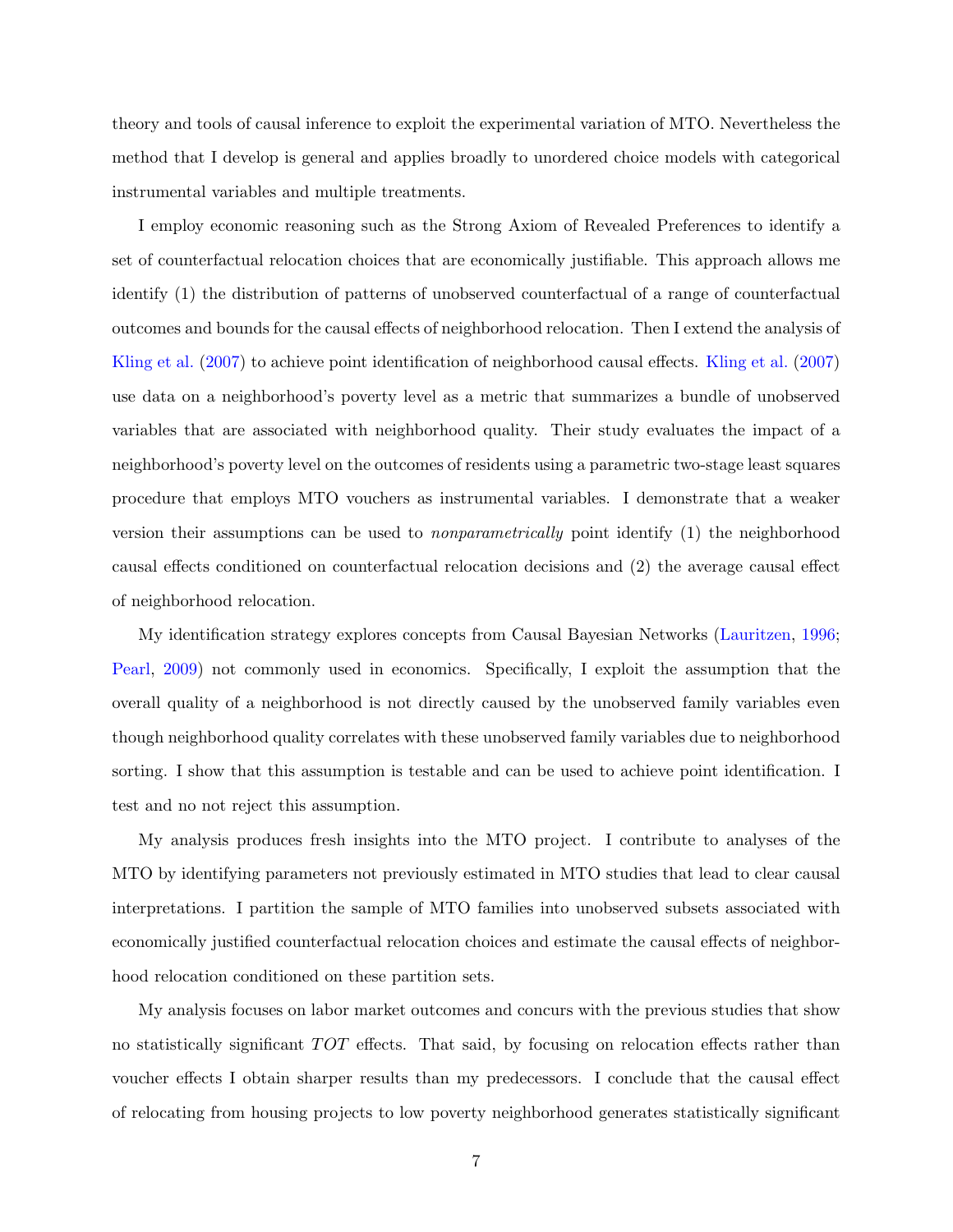theory and tools of causal inference to exploit the experimental variation of MTO. Nevertheless the method that I develop is general and applies broadly to unordered choice models with categorical instrumental variables and multiple treatments.

I employ economic reasoning such as the Strong Axiom of Revealed Preferences to identify a set of counterfactual relocation choices that are economically justifiable. This approach allows me identify (1) the distribution of patterns of unobserved counterfactual of a range of counterfactual outcomes and bounds for the causal effects of neighborhood relocation. Then I extend the analysis of Kling et al. (2007) to achieve point identification of neighborhood causal effects. Kling et al. (2007) use data on a neighborhood's poverty level as a metric that summarizes a bundle of unobserved variables that are associated with neighborhood quality. Their study evaluates the impact of a neighborhood's poverty level on the outcomes of residents using a parametric two-stage least squares procedure that employs MTO vouchers as instrumental variables. I demonstrate that a weaker version their assumptions can be used to *nonparametrically* point identify (1) the neighborhood causal effects conditioned on counterfactual relocation decisions and (2) the average causal effect of neighborhood relocation.

My identification strategy explores concepts from Causal Bayesian Networks (Lauritzen, 1996; Pearl, 2009) not commonly used in economics. Specifically, I exploit the assumption that the overall quality of a neighborhood is not directly caused by the unobserved family variables even though neighborhood quality correlates with these unobserved family variables due to neighborhood sorting. I show that this assumption is testable and can be used to achieve point identification. I test and no not reject this assumption.

My analysis produces fresh insights into the MTO project. I contribute to analyses of the MTO by identifying parameters not previously estimated in MTO studies that lead to clear causal interpretations. I partition the sample of MTO families into unobserved subsets associated with economically justified counterfactual relocation choices and estimate the causal effects of neighborhood relocation conditioned on these partition sets.

My analysis focuses on labor market outcomes and concurs with the previous studies that show no statistically significant *TOT* effects. That said, by focusing on relocation effects rather than voucher effects I obtain sharper results than my predecessors. I conclude that the causal effect of relocating from housing projects to low poverty neighborhood generates statistically significant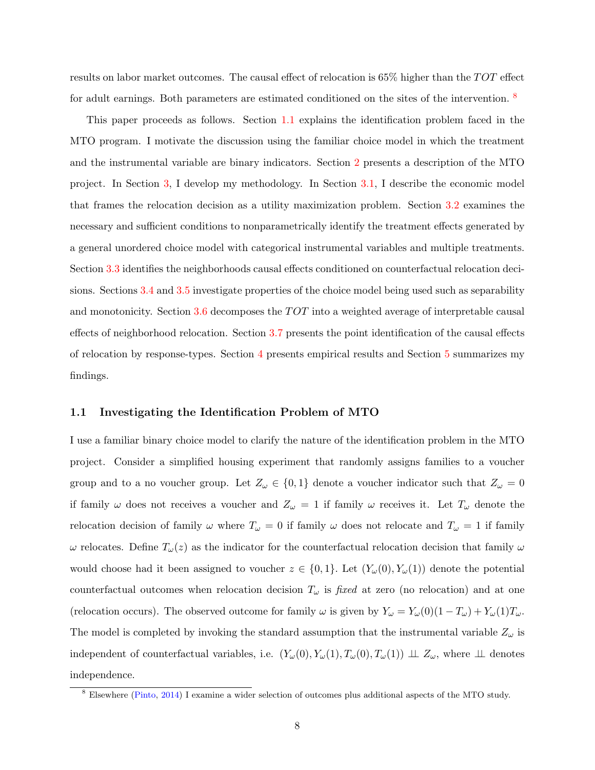results on labor market outcomes. The causal effect of relocation is 65% higher than the $TOT$ effect for adult earnings. Both parameters are estimated conditioned on the sites of the intervention. [8]

This paper proceeds as follows. Section 1.1 explains the identification problem faced in the MTO program. I motivate the discussion using the familiar choice model in which the treatment and the instrumental variable are binary indicators. Section 2 presents a description of the MTO project. In Section 3, I develop my methodology. In Section 3.1, I describe the economic model that frames the relocation decision as a utility maximization problem. Section 3.2 examines the necessary and sufficient conditions to nonparametrically identify the treatment effects generated by a general unordered choice model with categorical instrumental variables and multiple treatments. Section 3.3 identifies the neighborhoods causal effects conditioned on counterfactual relocation decisions. Sections 3.4 and 3.5 investigate properties of the choice model being used such as separability and monotonicity. Section 3.6 decomposes the $TOT$ into a weighted average of interpretable causal effects of neighborhood relocation. Section 3.7 presents the point identification of the causal effects of relocation by response-types. Section 4 presents empirical results and Section 5 summarizes my findings.

### 1.1 Investigating the Identification Problem of MTO

I use a familiar binary choice model to clarify the nature of the identification problem in the MTO project. Consider a simplified housing experiment that randomly assigns families to a voucher group and to a no voucher group. Let $Z_\omega \in \{0, 1\}$ denote a voucher indicator such that $Z_\omega = 0$ if family $\omega$ does not receives a voucher and $Z_\omega = 1$ if family $\omega$ receives it. Let $T_\omega$ denote the relocation decision of family $\omega$ where $T_\omega = 0$ if family $\omega$ does not relocate and $T_\omega = 1$ if family $\omega$ relocates. Define $T_\omega(z)$ as the indicator for the counterfactual relocation decision that family $\omega$ would choose had it been assigned to voucher $z \in \{0, 1\}$. Let $(Y_\omega(0), Y_\omega(1))$ denote the potential counterfactual outcomes when relocation decision $T_\omega$ is *fixed* at zero (no relocation) and at one (relocation occurs). The observed outcome for family $\omega$ is given by $Y_\omega = Y_\omega(0)(1 - T_\omega) + Y_\omega(1)T_\omega$. The model is completed by invoking the standard assumption that the instrumental variable $Z_\omega$ is independent of counterfactual variables, i.e. $(Y_\omega(0), Y_\omega(1), T_\omega(0), T_\omega(1)) \perp\!\!\!\perp Z_\omega$, where $\perp\!\!\!\perp$ denotes independence.

[8] Elsewhere (Pinto, 2014) I examine a wider selection of outcomes plus additional aspects of the MTO study.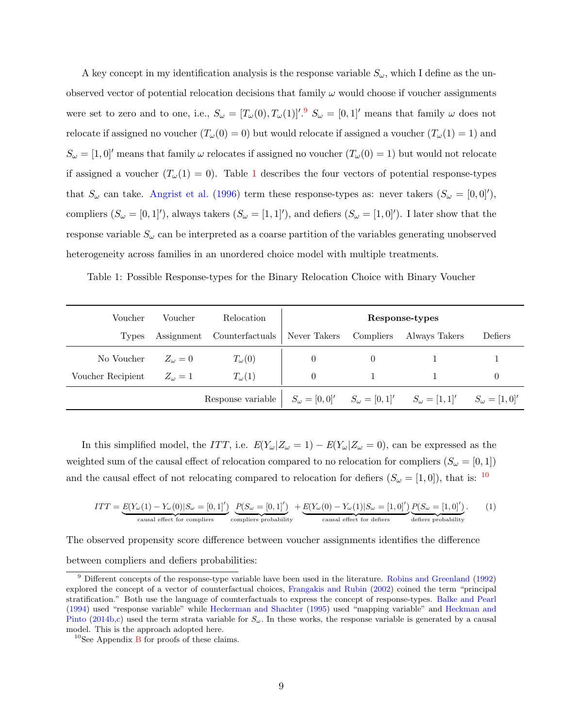A key concept in my identification analysis is the response variable $S_\omega$, which I define as the unobserved vector of potential relocation decisions that family $\omega$ would choose if voucher assignments were set to zero and to one, i.e., $S_\omega = [T_\omega(0), T_\omega(1)]'$.[9] $S_\omega = [0,1]'$ means that family $\omega$ does not relocate if assigned no voucher ($T_\omega(0) = 0$) but would relocate if assigned a voucher ($T_\omega(1) = 1$) and $S_\omega = [1,0]'$ means that family $\omega$ relocates if assigned no voucher ($T_\omega(0) = 1$) but would not relocate if assigned a voucher ($T_\omega(1) = 0$). Table 1 describes the four vectors of potential response-types that $S_\omega$ can take. Angrist et al. (1996) term these response-types as: never takers ($S_\omega = [0,0]'$), compliers ($S_\omega = [0,1]'$), always takers ($S_\omega = [1,1]'$), and defiers ($S_\omega = [1,0]'$). I later show that the response variable $S_\omega$ can be interpreted as a coarse partition of the variables generating unobserved heterogeneity across families in an unordered choice model with multiple treatments.

Table 1: Possible Response-types for the Binary Relocation Choice with Binary Voucher

| Voucher Types | Voucher Assignment | Relocation Counterfactuals | **Response-types** Never Takers | Compliers | Always Takers | Defiers |
|---|---|---|---|---|---|---|
| No Voucher | $Z_\omega = 0$ | $T_\omega(0)$ | 0 | 0 | 1 | 1 |
| Voucher Recipient | $Z_\omega = 1$ | $T_\omega(1)$ | 0 | 1 | 1 | 0 |
| | | Response variable | $S_\omega = [0,0]'$ | $S_\omega = [0,1]'$ | $S_\omega = [1,1]'$ | $S_\omega = [1,0]'$ |

In this simplified model, the $ITT$, i.e. $E(Y_\omega|Z_\omega = 1) - E(Y_\omega|Z_\omega = 0)$, can be expressed as the weighted sum of the causal effect of relocation compared to no relocation for compliers ($S_\omega = [0,1]$) and the causal effect of not relocating compared to relocation for defiers ($S_\omega = [1,0]$), that is: [10]

$$ITT = \underbrace{E(Y_\omega(1) - Y_\omega(0)|S_\omega = [0,1]')}_{\text{causal effect for compliers}} \underbrace{P(S_\omega = [0,1]')}_{\text{compliers probability}} + \underbrace{E(Y_\omega(0) - Y_\omega(1)|S_\omega = [1,0]')}_{\text{causal effect for defiers}} \underbrace{P(S_\omega = [1,0]')}_{\text{defiers probability}}. \quad (1)$$

The observed propensity score difference between voucher assignments identifies the difference between compliers and defiers probabilities:

[9] Different concepts of the response-type variable have been used in the literature. Robins and Greenland (1992) explored the concept of a vector of counterfactual choices, Frangakis and Rubin (2002) coined the term "principal stratification." Both use the language of counterfactuals to express the concept of response-types. Balke and Pearl (1994) used "response variable" while Heckerman and Shachter (1995) used "mapping variable" and Heckman and Pinto (2014b,c) used the term strata variable for $S_\omega$. In these works, the response variable is generated by a causal model. This is the approach adopted here.

[10] See Appendix B for proofs of these claims.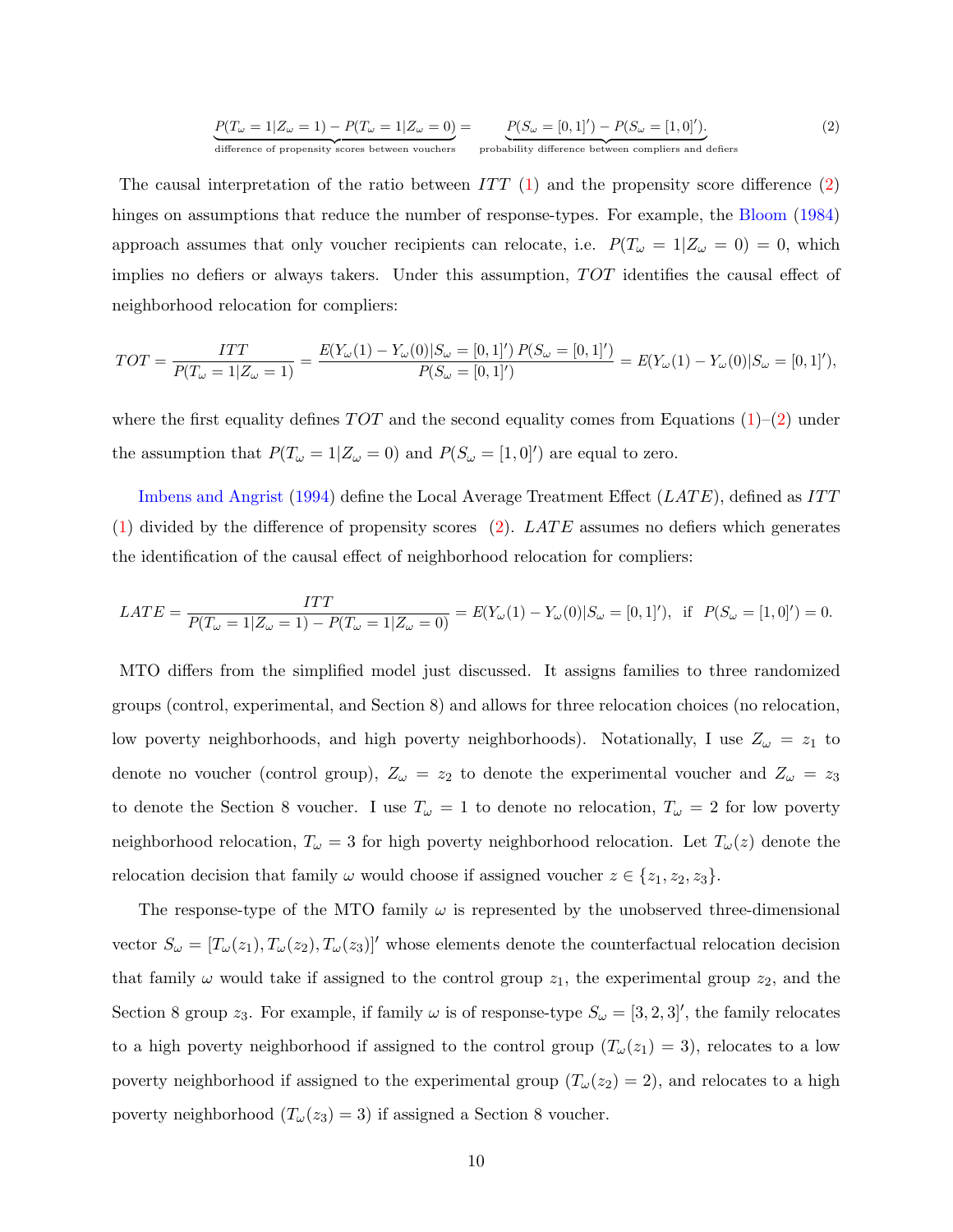$$\underbrace{P(T_\omega = 1|Z_\omega = 1) - P(T_\omega = 1|Z_\omega = 0)}_{\text{difference of propensity scores between vouchers}} = \underbrace{P(S_\omega = [0,1]') - P(S_\omega = [1,0]')}_{\text{probability difference between compliers and defiers}}. \tag{2}$$

The causal interpretation of the ratio between $ITT$ (1) and the propensity score difference (2) hinges on assumptions that reduce the number of response-types. For example, the Bloom (1984) approach assumes that only voucher recipients can relocate, i.e. $P(T_\omega = 1|Z_\omega = 0) = 0$, which implies no defiers or always takers. Under this assumption, $TOT$ identifies the causal effect of neighborhood relocation for compliers:

$$TOT = \frac{ITT}{P(T_\omega = 1|Z_\omega = 1)} = \frac{E(Y_\omega(1) - Y_\omega(0)|S_\omega = [0,1]')\, P(S_\omega = [0,1]')}{P(S_\omega = [0,1]')} = E(Y_\omega(1) - Y_\omega(0)|S_\omega = [0,1]'),$$

where the first equality defines $TOT$ and the second equality comes from Equations (1)–(2) under the assumption that $P(T_\omega = 1|Z_\omega = 0)$ and $P(S_\omega = [1,0]')$ are equal to zero.

Imbens and Angrist (1994) define the Local Average Treatment Effect ($LATE$), defined as $ITT$ (1) divided by the difference of propensity scores (2). $LATE$ assumes no defiers which generates the identification of the causal effect of neighborhood relocation for compliers:

$$LATE = \frac{ITT}{P(T_\omega = 1|Z_\omega = 1) - P(T_\omega = 1|Z_\omega = 0)} = E(Y_\omega(1) - Y_\omega(0)|S_\omega = [0,1]'), \text{ if } P(S_\omega = [1,0]') = 0.$$

MTO differs from the simplified model just discussed. It assigns families to three randomized groups (control, experimental, and Section 8) and allows for three relocation choices (no relocation, low poverty neighborhoods, and high poverty neighborhoods). Notationally, I use $Z_\omega = z_1$ to denote no voucher (control group), $Z_\omega = z_2$ to denote the experimental voucher and $Z_\omega = z_3$ to denote the Section 8 voucher. I use $T_\omega = 1$ to denote no relocation, $T_\omega = 2$ for low poverty neighborhood relocation, $T_\omega = 3$ for high poverty neighborhood relocation. Let $T_\omega(z)$ denote the relocation decision that family $\omega$ would choose if assigned voucher $z \in \{z_1, z_2, z_3\}$.

The response-type of the MTO family $\omega$ is represented by the unobserved three-dimensional vector $S_\omega = [T_\omega(z_1), T_\omega(z_2), T_\omega(z_3)]'$ whose elements denote the counterfactual relocation decision that family $\omega$ would take if assigned to the control group $z_1$, the experimental group $z_2$, and the Section 8 group $z_3$. For example, if family $\omega$ is of response-type $S_\omega = [3, 2, 3]'$, the family relocates to a high poverty neighborhood if assigned to the control group ($T_\omega(z_1) = 3$), relocates to a low poverty neighborhood if assigned to the experimental group ($T_\omega(z_2) = 2$), and relocates to a high poverty neighborhood ($T_\omega(z_3) = 3$) if assigned a Section 8 voucher.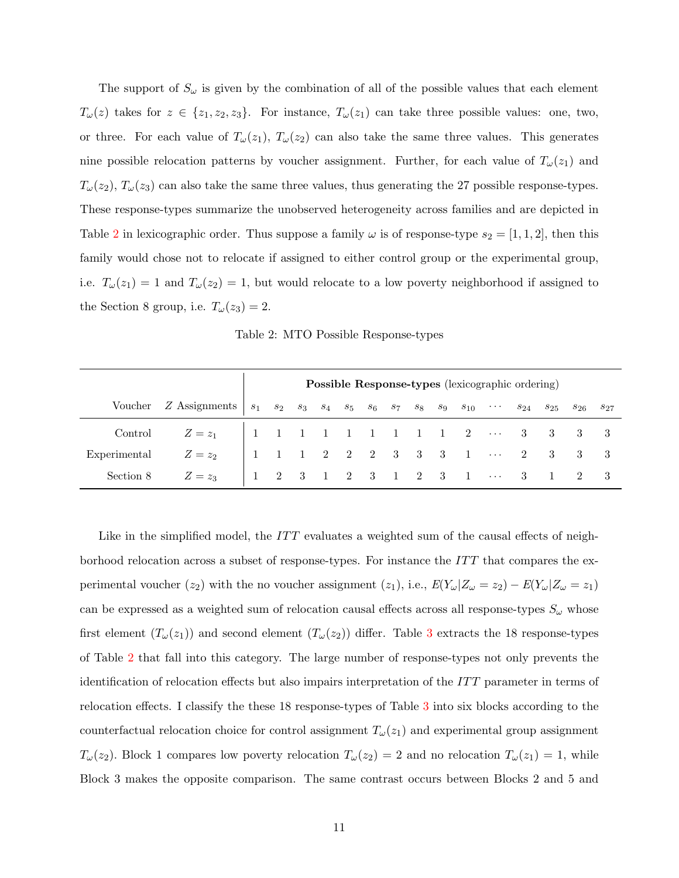The support of $S_\omega$ is given by the combination of all of the possible values that each element $T_\omega(z)$ takes for $z \in \{z_1, z_2, z_3\}$. For instance, $T_\omega(z_1)$ can take three possible values: one, two, or three. For each value of $T_\omega(z_1)$, $T_\omega(z_2)$ can also take the same three values. This generates nine possible relocation patterns by voucher assignment. Further, for each value of $T_\omega(z_1)$ and $T_\omega(z_2)$, $T_\omega(z_3)$ can also take the same three values, thus generating the 27 possible response-types. These response-types summarize the unobserved heterogeneity across families and are depicted in Table 2 in lexicographic order. Thus suppose a family $\omega$ is of response-type $s_2 = [1, 1, 2]$, then this family would chose not to relocate if assigned to either control group or the experimental group, i.e. $T_\omega(z_1) = 1$ and $T_\omega(z_2) = 1$, but would relocate to a low poverty neighborhood if assigned to the Section 8 group, i.e. $T_\omega(z_3) = 2$.

Table 2: MTO Possible Response-types

| | | **Possible Response-types** (lexicographic ordering) | | | | | | | | | | | | | | |
|---|---|---|---|---|---|---|---|---|---|---|---|---|---|---|---|---|
| Voucher | $Z$ Assignments | $s_1$ | $s_2$ | $s_3$ | $s_4$ | $s_5$ | $s_6$ | $s_7$ | $s_8$ | $s_9$ | $s_{10}$ | $\cdots$ | $s_{24}$ | $s_{25}$ | $s_{26}$ | $s_{27}$ |
| Control | $Z = z_1$ | 1 | 1 | 1 | 1 | 1 | 1 | 1 | 1 | 1 | 2 | $\cdots$ | 3 | 3 | 3 | 3 |
| Experimental | $Z = z_2$ | 1 | 1 | 1 | 2 | 2 | 2 | 3 | 3 | 3 | 1 | $\cdots$ | 2 | 3 | 3 | 3 |
| Section 8 | $Z = z_3$ | 1 | 2 | 3 | 1 | 2 | 3 | 1 | 2 | 3 | 1 | $\cdots$ | 3 | 1 | 2 | 3 |

Like in the simplified model, the *ITT* evaluates a weighted sum of the causal effects of neighborhood relocation across a subset of response-types. For instance the *ITT* that compares the experimental voucher ($z_2$) with the no voucher assignment ($z_1$), i.e., $E(Y_\omega|Z_\omega = z_2) - E(Y_\omega|Z_\omega = z_1)$ can be expressed as a weighted sum of relocation causal effects across all response-types $S_\omega$ whose first element ($T_\omega(z_1)$) and second element ($T_\omega(z_2)$) differ. Table 3 extracts the 18 response-types of Table 2 that fall into this category. The large number of response-types not only prevents the identification of relocation effects but also impairs interpretation of the *ITT* parameter in terms of relocation effects. I classify the these 18 response-types of Table 3 into six blocks according to the counterfactual relocation choice for control assignment $T_\omega(z_1)$ and experimental group assignment $T_\omega(z_2)$. Block 1 compares low poverty relocation $T_\omega(z_2) = 2$ and no relocation $T_\omega(z_1) = 1$, while Block 3 makes the opposite comparison. The same contrast occurs between Blocks 2 and 5 and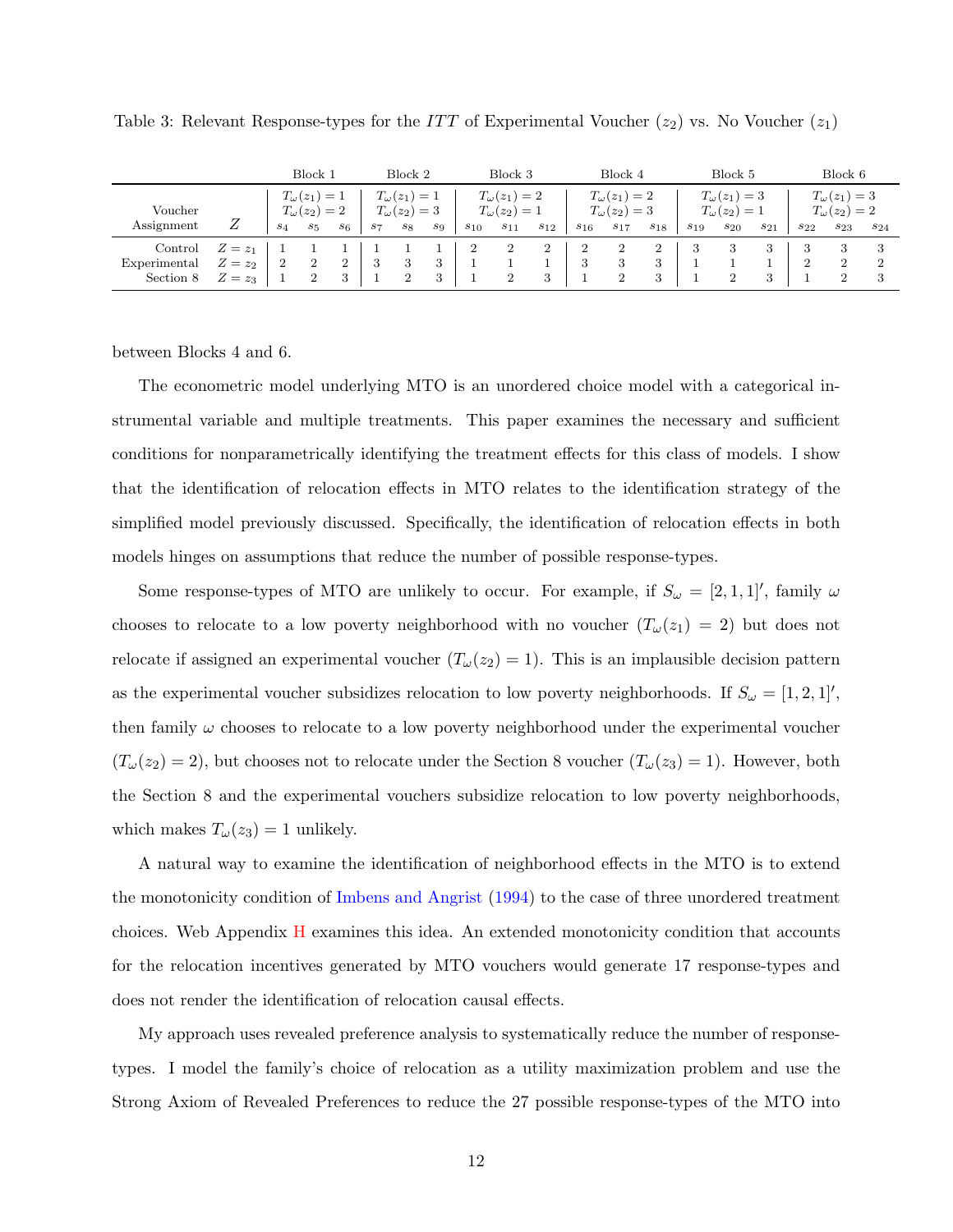Table 3: Relevant Response-types for the $ITT$ of Experimental Voucher ($z_2$) vs. No Voucher ($z_1$)

| | | Block 1 | | | Block 2 | | | Block 3 | | | Block 4 | | | Block 5 | | | Block 6 | | |
|---|---|---|---|---|---|---|---|---|---|---|---|---|---|---|---|---|---|---|---|
| | | $T_\omega(z_1)=1$, $T_\omega(z_2)=2$ | | | $T_\omega(z_1)=1$, $T_\omega(z_2)=3$ | | | $T_\omega(z_1)=2$, $T_\omega(z_2)=1$ | | | $T_\omega(z_1)=2$, $T_\omega(z_2)=3$ | | | $T_\omega(z_1)=3$, $T_\omega(z_2)=1$ | | | $T_\omega(z_1)=3$, $T_\omega(z_2)=2$ | | |
| Voucher Assignment | $Z$ | $s_4$ | $s_5$ | $s_6$ | $s_7$ | $s_8$ | $s_9$ | $s_{10}$ | $s_{11}$ | $s_{12}$ | $s_{16}$ | $s_{17}$ | $s_{18}$ | $s_{19}$ | $s_{20}$ | $s_{21}$ | $s_{22}$ | $s_{23}$ | $s_{24}$ |
| Control | $Z=z_1$ | 1 | 1 | 1 | 1 | 1 | 1 | 2 | 2 | 2 | 2 | 2 | 2 | 3 | 3 | 3 | 3 | 3 | 3 |
| Experimental | $Z=z_2$ | 2 | 2 | 2 | 3 | 3 | 3 | 1 | 1 | 1 | 3 | 3 | 3 | 1 | 1 | 1 | 2 | 2 | 2 |
| Section 8 | $Z=z_3$ | 1 | 2 | 3 | 1 | 2 | 3 | 1 | 2 | 3 | 1 | 2 | 3 | 1 | 2 | 3 | 1 | 2 | 3 |

between Blocks 4 and 6.

The econometric model underlying MTO is an unordered choice model with a categorical instrumental variable and multiple treatments. This paper examines the necessary and sufficient conditions for nonparametrically identifying the treatment effects for this class of models. I show that the identification of relocation effects in MTO relates to the identification strategy of the simplified model previously discussed. Specifically, the identification of relocation effects in both models hinges on assumptions that reduce the number of possible response-types.

Some response-types of MTO are unlikely to occur. For example, if $S_\omega = [2,1,1]'$, family $\omega$ chooses to relocate to a low poverty neighborhood with no voucher ($T_\omega(z_1) = 2$) but does not relocate if assigned an experimental voucher ($T_\omega(z_2) = 1$). This is an implausible decision pattern as the experimental voucher subsidizes relocation to low poverty neighborhoods. If $S_\omega = [1,2,1]'$, then family $\omega$ chooses to relocate to a low poverty neighborhood under the experimental voucher ($T_\omega(z_2) = 2$), but chooses not to relocate under the Section 8 voucher ($T_\omega(z_3) = 1$). However, both the Section 8 and the experimental vouchers subsidize relocation to low poverty neighborhoods, which makes $T_\omega(z_3) = 1$ unlikely.

A natural way to examine the identification of neighborhood effects in the MTO is to extend the monotonicity condition of Imbens and Angrist (1994) to the case of three unordered treatment choices. Web Appendix H examines this idea. An extended monotonicity condition that accounts for the relocation incentives generated by MTO vouchers would generate 17 response-types and does not render the identification of relocation causal effects.

My approach uses revealed preference analysis to systematically reduce the number of response-types. I model the family's choice of relocation as a utility maximization problem and use the Strong Axiom of Revealed Preferences to reduce the 27 possible response-types of the MTO into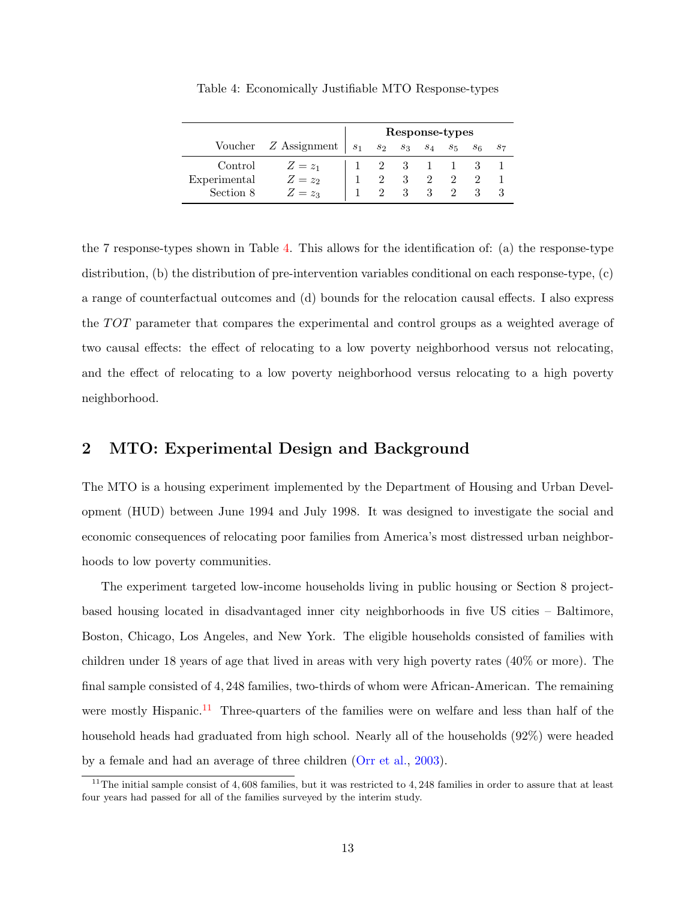Table 4: Economically Justifiable MTO Response-types

| Voucher | $Z$ Assignment | Response-types $s_1$ | $s_2$ | $s_3$ | $s_4$ | $s_5$ | $s_6$ | $s_7$ |
|---|---|---|---|---|---|---|---|---|
| Control | $Z = z_1$ | 1 | 2 | 3 | 1 | 1 | 3 | 1 |
| Experimental | $Z = z_2$ | 1 | 2 | 3 | 2 | 2 | 2 | 1 |
| Section 8 | $Z = z_3$ | 1 | 2 | 3 | 3 | 2 | 3 | 3 |

the 7 response-types shown in Table 4. This allows for the identification of: (a) the response-type distribution, (b) the distribution of pre-intervention variables conditional on each response-type, (c) a range of counterfactual outcomes and (d) bounds for the relocation causal effects. I also express the *TOT* parameter that compares the experimental and control groups as a weighted average of two causal effects: the effect of relocating to a low poverty neighborhood versus not relocating, and the effect of relocating to a low poverty neighborhood versus relocating to a high poverty neighborhood.

## 2 MTO: Experimental Design and Background

The MTO is a housing experiment implemented by the Department of Housing and Urban Development (HUD) between June 1994 and July 1998. It was designed to investigate the social and economic consequences of relocating poor families from America's most distressed urban neighborhoods to low poverty communities.

The experiment targeted low-income households living in public housing or Section 8 project-based housing located in disadvantaged inner city neighborhoods in five US cities – Baltimore, Boston, Chicago, Los Angeles, and New York. The eligible households consisted of families with children under 18 years of age that lived in areas with very high poverty rates (40% or more). The final sample consisted of 4,248 families, two-thirds of whom were African-American. The remaining were mostly Hispanic.[11] Three-quarters of the families were on welfare and less than half of the household heads had graduated from high school. Nearly all of the households (92%) were headed by a female and had an average of three children (Orr et al., 2003).

[11] The initial sample consist of 4,608 families, but it was restricted to 4,248 families in order to assure that at least four years had passed for all of the families surveyed by the interim study.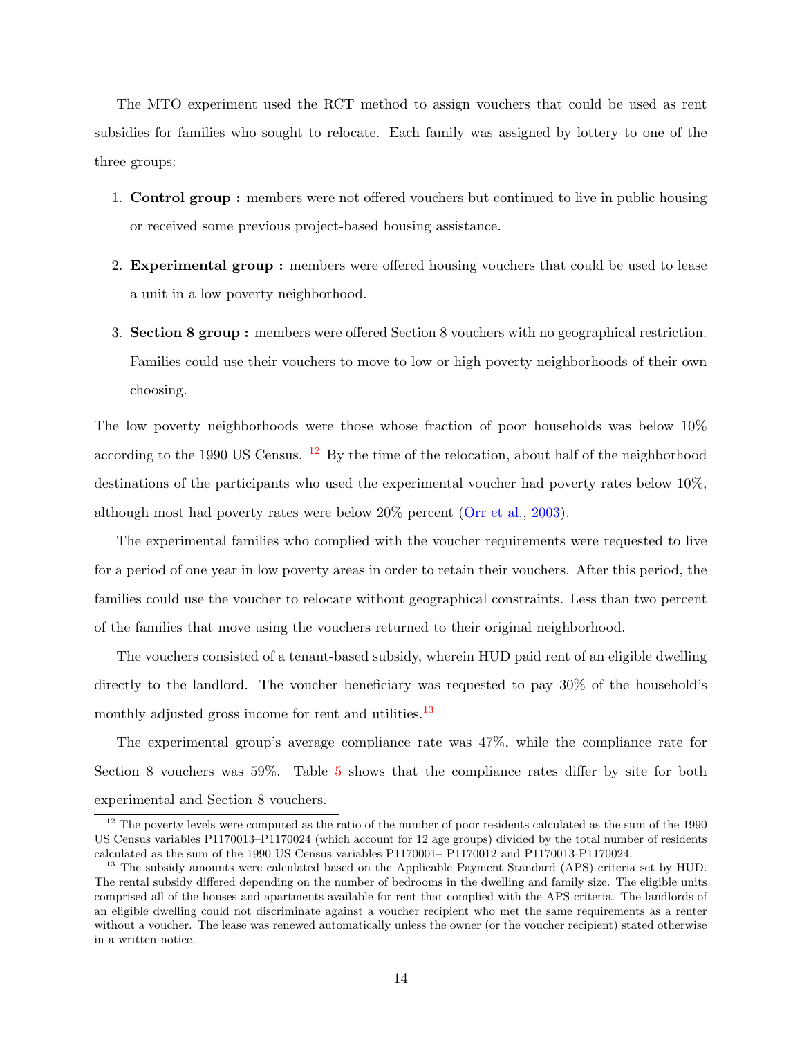The MTO experiment used the RCT method to assign vouchers that could be used as rent subsidies for families who sought to relocate. Each family was assigned by lottery to one of the three groups:

1. **Control group :** members were not offered vouchers but continued to live in public housing or received some previous project-based housing assistance.
2. **Experimental group :** members were offered housing vouchers that could be used to lease a unit in a low poverty neighborhood.
3. **Section 8 group :** members were offered Section 8 vouchers with no geographical restriction. Families could use their vouchers to move to low or high poverty neighborhoods of their own choosing.

The low poverty neighborhoods were those whose fraction of poor households was below 10% according to the 1990 US Census. [12] By the time of the relocation, about half of the neighborhood destinations of the participants who used the experimental voucher had poverty rates below 10%, although most had poverty rates were below 20% percent (Orr et al., 2003).

The experimental families who complied with the voucher requirements were requested to live for a period of one year in low poverty areas in order to retain their vouchers. After this period, the families could use the voucher to relocate without geographical constraints. Less than two percent of the families that move using the vouchers returned to their original neighborhood.

The vouchers consisted of a tenant-based subsidy, wherein HUD paid rent of an eligible dwelling directly to the landlord. The voucher beneficiary was requested to pay 30% of the household's monthly adjusted gross income for rent and utilities.[13]

The experimental group's average compliance rate was 47%, while the compliance rate for Section 8 vouchers was 59%. Table 5 shows that the compliance rates differ by site for both experimental and Section 8 vouchers.

[12] The poverty levels were computed as the ratio of the number of poor residents calculated as the sum of the 1990 US Census variables P1170013–P1170024 (which account for 12 age groups) divided by the total number of residents calculated as the sum of the 1990 US Census variables P1170001– P1170012 and P1170013-P1170024.

[13] The subsidy amounts were calculated based on the Applicable Payment Standard (APS) criteria set by HUD. The rental subsidy differed depending on the number of bedrooms in the dwelling and family size. The eligible units comprised all of the houses and apartments available for rent that complied with the APS criteria. The landlords of an eligible dwelling could not discriminate against a voucher recipient who met the same requirements as a renter without a voucher. The lease was renewed automatically unless the owner (or the voucher recipient) stated otherwise in a written notice.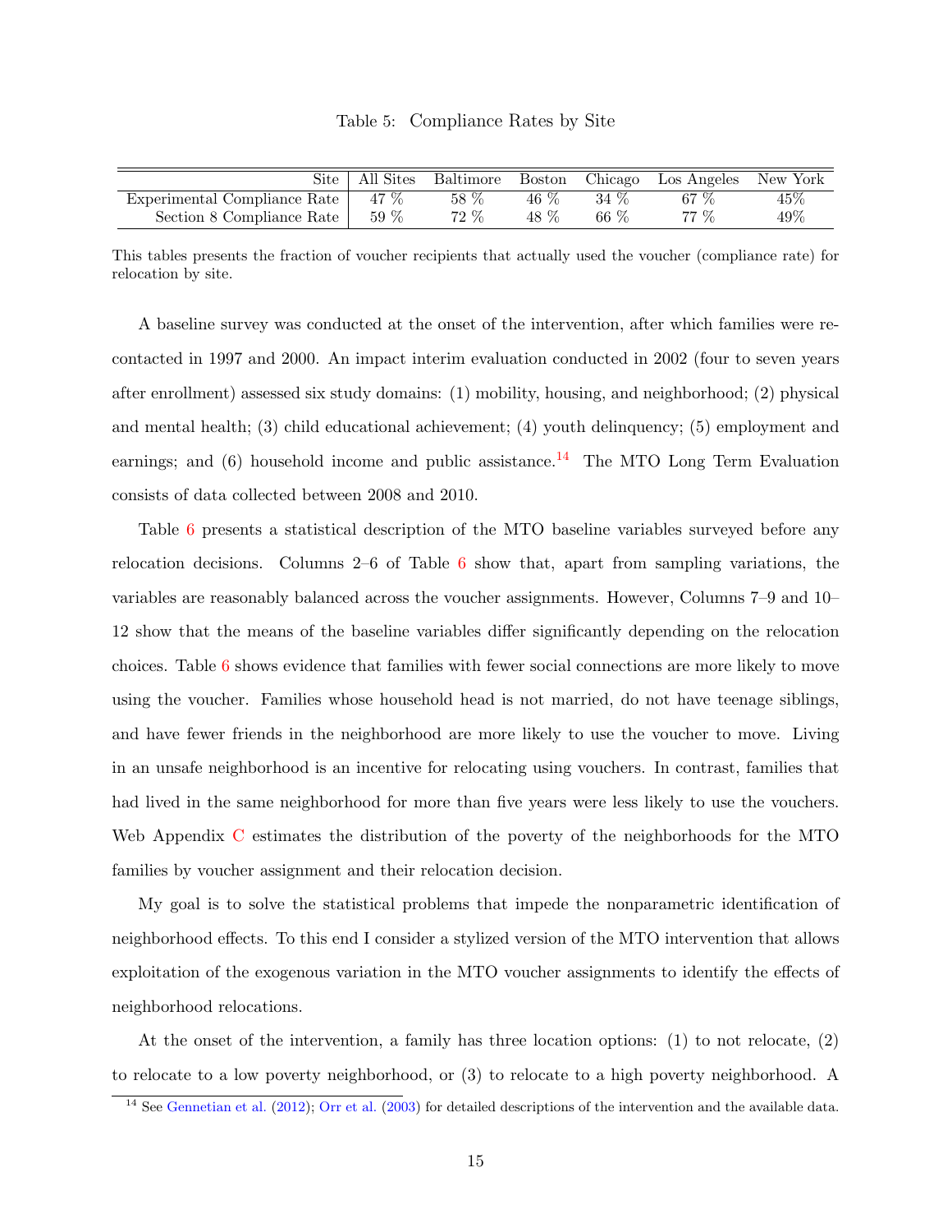Table 5: Compliance Rates by Site

| Site | All Sites | Baltimore | Boston | Chicago | Los Angeles | New York |
|---|---|---|---|---|---|---|
| Experimental Compliance Rate | 47 % | 58 % | 46 % | 34 % | 67 % | 45% |
| Section 8 Compliance Rate | 59 % | 72 % | 48 % | 66 % | 77 % | 49% |

This tables presents the fraction of voucher recipients that actually used the voucher (compliance rate) for relocation by site.

A baseline survey was conducted at the onset of the intervention, after which families were re-contacted in 1997 and 2000. An impact interim evaluation conducted in 2002 (four to seven years after enrollment) assessed six study domains: (1) mobility, housing, and neighborhood; (2) physical and mental health; (3) child educational achievement; (4) youth delinquency; (5) employment and earnings; and (6) household income and public assistance.[14] The MTO Long Term Evaluation consists of data collected between 2008 and 2010.

Table 6 presents a statistical description of the MTO baseline variables surveyed before any relocation decisions. Columns 2–6 of Table 6 show that, apart from sampling variations, the variables are reasonably balanced across the voucher assignments. However, Columns 7–9 and 10–12 show that the means of the baseline variables differ significantly depending on the relocation choices. Table 6 shows evidence that families with fewer social connections are more likely to move using the voucher. Families whose household head is not married, do not have teenage siblings, and have fewer friends in the neighborhood are more likely to use the voucher to move. Living in an unsafe neighborhood is an incentive for relocating using vouchers. In contrast, families that had lived in the same neighborhood for more than five years were less likely to use the vouchers. Web Appendix C estimates the distribution of the poverty of the neighborhoods for the MTO families by voucher assignment and their relocation decision.

My goal is to solve the statistical problems that impede the nonparametric identification of neighborhood effects. To this end I consider a stylized version of the MTO intervention that allows exploitation of the exogenous variation in the MTO voucher assignments to identify the effects of neighborhood relocations.

At the onset of the intervention, a family has three location options: (1) to not relocate, (2) to relocate to a low poverty neighborhood, or (3) to relocate to a high poverty neighborhood. A

[14] See Gennetian et al. (2012); Orr et al. (2003) for detailed descriptions of the intervention and the available data.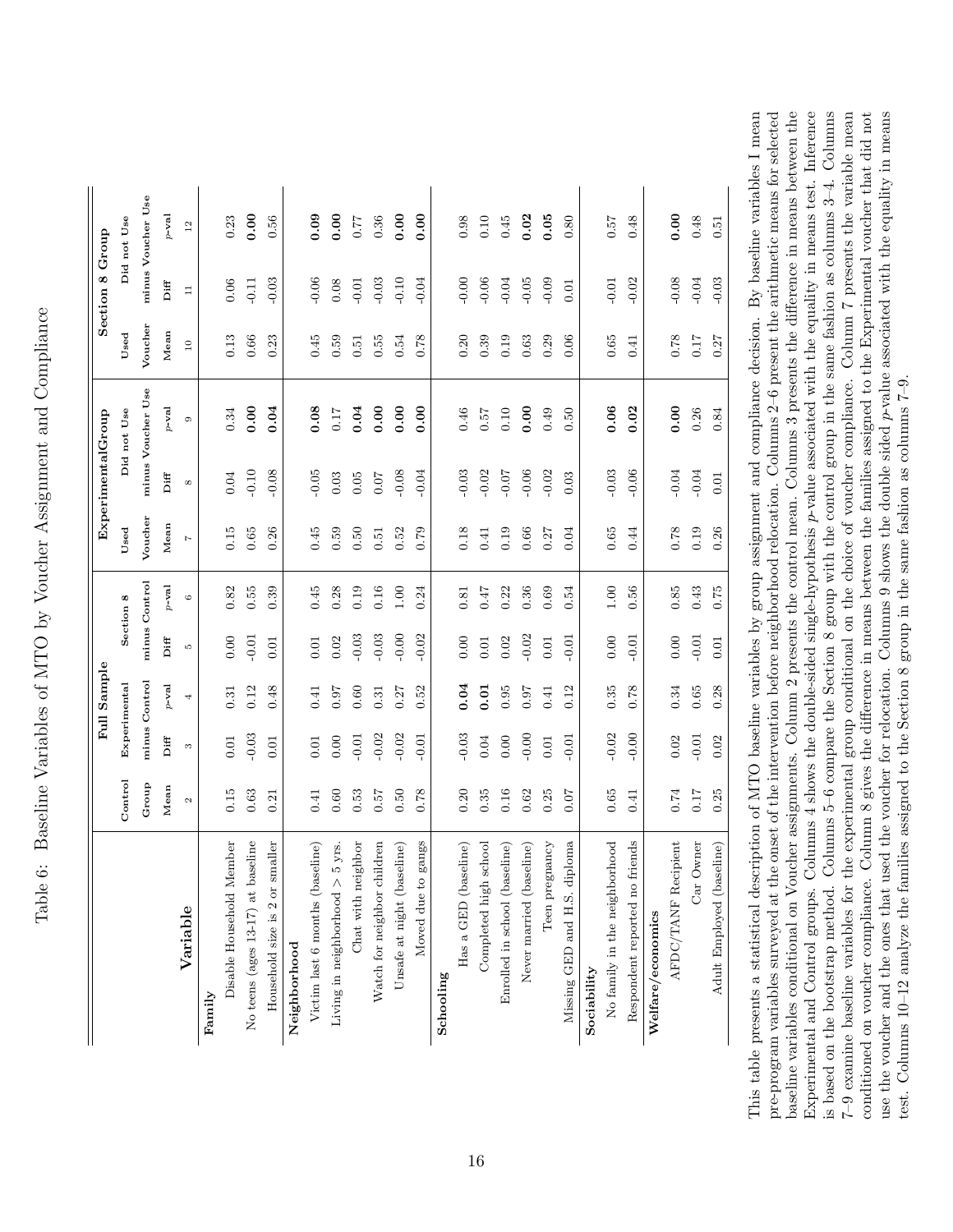# Table 6: Baseline Variables of MTO by Voucher Assignment and Compliance

| Variable | Full Sample | | | | | Experimental Group | | | Section 8 Group | | |
|---|---|---|---|---|---|---|---|---|---|---|---|
| | Control Group | Experimental minus Control | | Section 8 minus Control | | Used Voucher | Did not Use minus Voucher Use | | Used Voucher | Did not Use minus Voucher Use | |
| | Mean | Diff | $p$-val | Diff | $p$-val | Mean | Diff | $p$-val | Mean | Diff | $p$-val |
| | 2 | 3 | 4 | 5 | 6 | 7 | 8 | 9 | 10 | 11 | 12 |
| **Family** | | | | | | | | | | | |
| Disable Household Member | 0.15 | 0.01 | 0.31 | 0.00 | 0.82 | 0.15 | 0.04 | 0.34 | 0.13 | 0.06 | 0.23 |
| No teens (ages 13-17) at baseline | 0.63 | -0.03 | 0.12 | -0.01 | 0.55 | 0.65 | -0.10 | **0.00** | 0.66 | -0.11 | **0.00** |
| Household size is 2 or smaller | 0.21 | 0.01 | 0.48 | 0.01 | 0.39 | 0.26 | -0.08 | **0.04** | 0.23 | -0.03 | 0.56 |
| **Neighborhood** | | | | | | | | | | | |
| Victim last 6 months (baseline) | 0.41 | 0.01 | 0.41 | 0.01 | 0.45 | 0.45 | -0.05 | **0.08** | 0.45 | -0.06 | **0.09** |
| Living in neighborhood > 5 yrs. | 0.60 | 0.00 | 0.97 | 0.02 | 0.28 | 0.59 | 0.03 | 0.17 | 0.59 | 0.08 | **0.00** |
| Chat with neighbor | 0.53 | -0.01 | 0.60 | -0.03 | 0.19 | 0.50 | 0.05 | **0.04** | 0.51 | -0.01 | 0.77 |
| Watch for neighbor children | 0.57 | -0.02 | 0.31 | -0.03 | 0.16 | 0.51 | 0.07 | **0.00** | 0.55 | -0.03 | 0.36 |
| Unsafe at night (baseline) | 0.50 | -0.02 | 0.27 | -0.00 | 1.00 | 0.52 | -0.08 | **0.00** | 0.54 | -0.10 | **0.00** |
| Moved due to gangs | 0.78 | -0.01 | 0.52 | -0.02 | 0.24 | 0.79 | -0.04 | **0.00** | 0.78 | -0.04 | **0.00** |
| **Schooling** | | | | | | | | | | | |
| Has a GED (baseline) | 0.20 | -0.03 | **0.04** | 0.00 | 0.81 | 0.18 | -0.03 | 0.46 | 0.20 | -0.00 | 0.98 |
| Completed high school | 0.35 | 0.04 | **0.01** | 0.01 | 0.47 | 0.41 | -0.02 | 0.57 | 0.39 | -0.06 | 0.10 |
| Enrolled in school (baseline) | 0.16 | 0.00 | 0.95 | 0.02 | 0.22 | 0.19 | -0.07 | 0.10 | 0.19 | -0.04 | 0.45 |
| Never married (baseline) | 0.62 | -0.00 | 0.97 | -0.02 | 0.36 | 0.66 | -0.06 | **0.00** | 0.63 | -0.05 | **0.02** |
| Teen pregnancy | 0.25 | 0.01 | 0.41 | 0.01 | 0.69 | 0.27 | -0.02 | 0.49 | 0.29 | -0.09 | **0.05** |
| Missing GED and H.S. diploma | 0.07 | -0.01 | 0.12 | -0.01 | 0.54 | 0.04 | 0.03 | 0.50 | 0.06 | 0.01 | 0.80 |
| **Sociability** | | | | | | | | | | | |
| No family in the neighborhood | 0.65 | -0.02 | 0.35 | 0.00 | 1.00 | 0.65 | -0.03 | **0.06** | 0.65 | -0.01 | 0.57 |
| Respondent reported no friends | 0.41 | -0.00 | 0.78 | -0.01 | 0.56 | 0.44 | -0.06 | **0.02** | 0.41 | -0.02 | 0.48 |
| **Welfare/economics** | | | | | | | | | | | |
| AFDC/TANF Recipient | 0.74 | 0.02 | 0.34 | 0.00 | 0.85 | 0.78 | -0.04 | **0.00** | 0.78 | -0.08 | **0.00** |
| Car Owner | 0.17 | -0.01 | 0.65 | -0.01 | 0.43 | 0.19 | -0.04 | 0.26 | 0.17 | -0.04 | 0.48 |
| Adult Employed (baseline) | 0.25 | 0.02 | 0.28 | 0.01 | 0.75 | 0.26 | 0.01 | 0.84 | 0.27 | -0.03 | 0.51 |

This table presents a statistical description of MTO baseline variables by group assignment and compliance decision. By baseline variables I mean pre-program variables surveyed at the onset of the intervention before neighborhood relocation. Columns 2–6 present the arithmetic means for selected baseline variables conditional on Voucher assignments. Column 2 presents the control mean. Column 3 presents the difference in means between the Experimental and Control groups. Columns 4 shows the double-sided single-hypothesis $p$-value associated with the equality in means test. Inference is based on the bootstrap method. Columns 5–6 compare the Section 8 group with the control group in the same fashion as columns 3–4. Columns 7–9 examine baseline variables for the experimental group conditional on the choice of voucher compliance. Column 7 presents the variable mean conditioned on voucher compliance. Column 8 gives the difference in means between the families assigned to the Experimental voucher that did not use the voucher and the ones that used the voucher for relocation. Column 9 shows the double sided $p$-value associated with the equality in means test. Columns 10–12 analyze the families assigned to the Section 8 group in the same fashion as columns 7–9.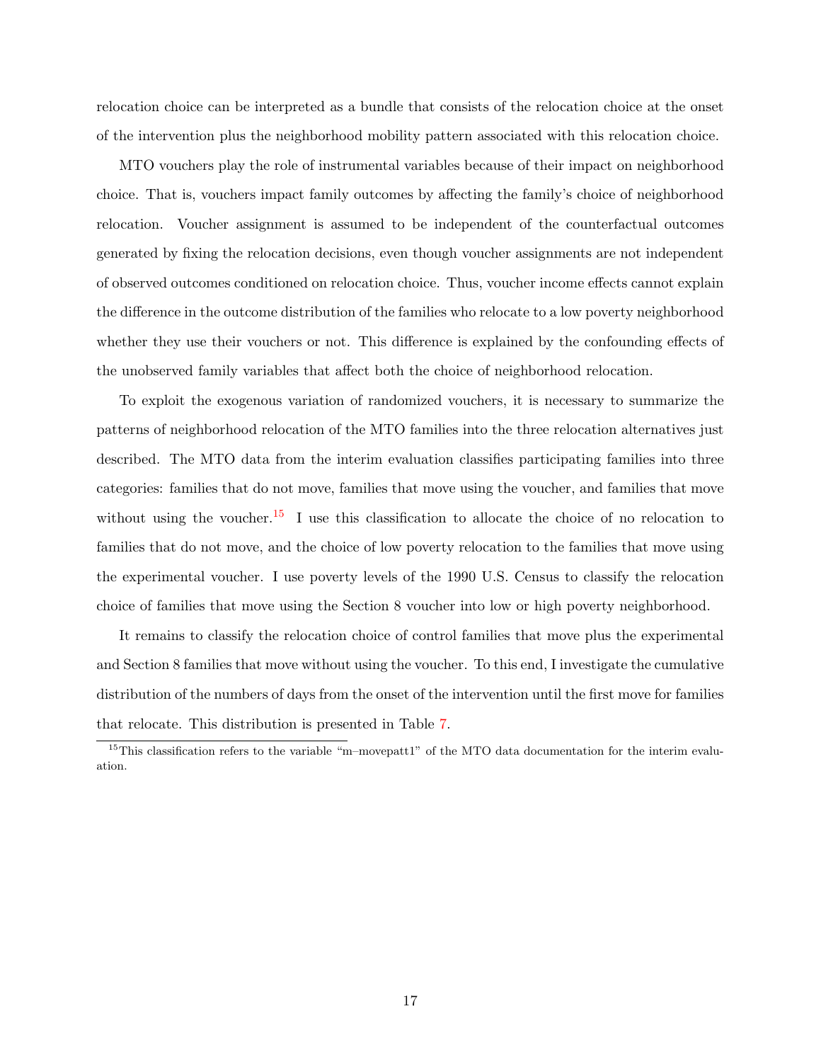relocation choice can be interpreted as a bundle that consists of the relocation choice at the onset of the intervention plus the neighborhood mobility pattern associated with this relocation choice.

MTO vouchers play the role of instrumental variables because of their impact on neighborhood choice. That is, vouchers impact family outcomes by affecting the family's choice of neighborhood relocation. Voucher assignment is assumed to be independent of the counterfactual outcomes generated by fixing the relocation decisions, even though voucher assignments are not independent of observed outcomes conditioned on relocation choice. Thus, voucher income effects cannot explain the difference in the outcome distribution of the families who relocate to a low poverty neighborhood whether they use their vouchers or not. This difference is explained by the confounding effects of the unobserved family variables that affect both the choice of neighborhood relocation.

To exploit the exogenous variation of randomized vouchers, it is necessary to summarize the patterns of neighborhood relocation of the MTO families into the three relocation alternatives just described. The MTO data from the interim evaluation classifies participating families into three categories: families that do not move, families that move using the voucher, and families that move without using the voucher.[15] I use this classification to allocate the choice of no relocation to families that do not move, and the choice of low poverty relocation to the families that move using the experimental voucher. I use poverty levels of the 1990 U.S. Census to classify the relocation choice of families that move using the Section 8 voucher into low or high poverty neighborhood.

It remains to classify the relocation choice of control families that move plus the experimental and Section 8 families that move without using the voucher. To this end, I investigate the cumulative distribution of the numbers of days from the onset of the intervention until the first move for families that relocate. This distribution is presented in Table 7.

[15] This classification refers to the variable "m–movepatt1" of the MTO data documentation for the interim evaluation.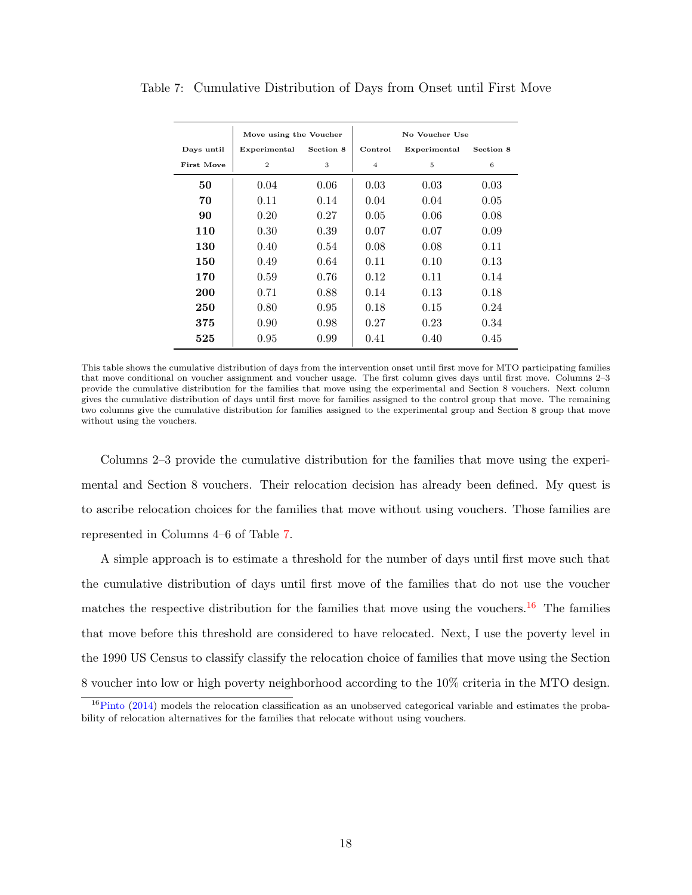Table 7: Cumulative Distribution of Days from Onset until First Move

| Days until First Move | Move using the Voucher | | No Voucher Use | | |
|---|---|---|---|---|---|
| | Experimental | Section 8 | Control | Experimental | Section 8 |
| | 2 | 3 | 4 | 5 | 6 |
| **50** | 0.04 | 0.06 | 0.03 | 0.03 | 0.03 |
| **70** | 0.11 | 0.14 | 0.04 | 0.04 | 0.05 |
| **90** | 0.20 | 0.27 | 0.05 | 0.06 | 0.08 |
| **110** | 0.30 | 0.39 | 0.07 | 0.07 | 0.09 |
| **130** | 0.40 | 0.54 | 0.08 | 0.08 | 0.11 |
| **150** | 0.49 | 0.64 | 0.11 | 0.10 | 0.13 |
| **170** | 0.59 | 0.76 | 0.12 | 0.11 | 0.14 |
| **200** | 0.71 | 0.88 | 0.14 | 0.13 | 0.18 |
| **250** | 0.80 | 0.95 | 0.18 | 0.15 | 0.24 |
| **375** | 0.90 | 0.98 | 0.27 | 0.23 | 0.34 |
| **525** | 0.95 | 0.99 | 0.41 | 0.40 | 0.45 |

This table shows the cumulative distribution of days from the intervention onset until first move for MTO participating families that move conditional on voucher assignment and voucher usage. The first column gives days until first move. Columns 2–3 provide the cumulative distribution for the families that move using the experimental and Section 8 vouchers. Next column gives the cumulative distribution of days until first move for families assigned to the control group that move. The remaining two columns give the cumulative distribution for families assigned to the experimental group and Section 8 group that move without using the vouchers.

Columns 2–3 provide the cumulative distribution for the families that move using the experimental and Section 8 vouchers. Their relocation decision has already been defined. My quest is to ascribe relocation choices for the families that move without using vouchers. Those families are represented in Columns 4–6 of Table 7.

A simple approach is to estimate a threshold for the number of days until first move such that the cumulative distribution of days until first move of the families that do not use the voucher matches the respective distribution for the families that move using the vouchers.[16] The families that move before this threshold are considered to have relocated. Next, I use the poverty level in the 1990 US Census to classify classify the relocation choice of families that move using the Section 8 voucher into low or high poverty neighborhood according to the 10% criteria in the MTO design.

[16] Pinto (2014) models the relocation classification as an unobserved categorical variable and estimates the probability of relocation alternatives for the families that relocate without using vouchers.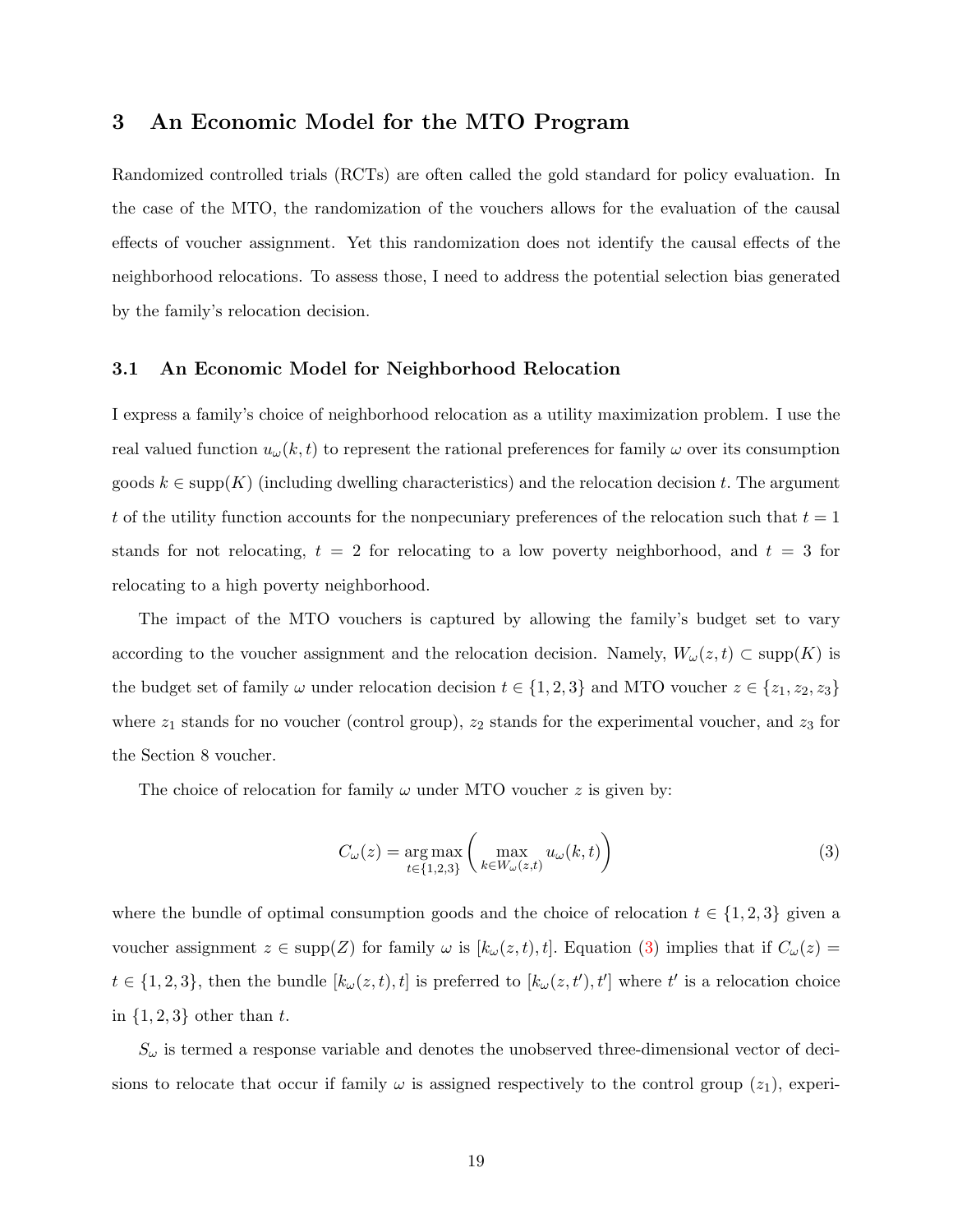## 3 An Economic Model for the MTO Program

Randomized controlled trials (RCTs) are often called the gold standard for policy evaluation. In the case of the MTO, the randomization of the vouchers allows for the evaluation of the causal effects of voucher assignment. Yet this randomization does not identify the causal effects of the neighborhood relocations. To assess those, I need to address the potential selection bias generated by the family's relocation decision.

### 3.1 An Economic Model for Neighborhood Relocation

I express a family's choice of neighborhood relocation as a utility maximization problem. I use the real valued function $u_\omega(k,t)$ to represent the rational preferences for family $\omega$ over its consumption goods $k \in \text{supp}(K)$ (including dwelling characteristics) and the relocation decision $t$. The argument $t$ of the utility function accounts for the nonpecuniary preferences of the relocation such that $t = 1$ stands for not relocating, $t = 2$ for relocating to a low poverty neighborhood, and $t = 3$ for relocating to a high poverty neighborhood.

The impact of the MTO vouchers is captured by allowing the family's budget set to vary according to the voucher assignment and the relocation decision. Namely, $W_\omega(z,t) \subset \text{supp}(K)$ is the budget set of family $\omega$ under relocation decision $t \in \{1,2,3\}$ and MTO voucher $z \in \{z_1, z_2, z_3\}$ where $z_1$ stands for no voucher (control group), $z_2$ stands for the experimental voucher, and $z_3$ for the Section 8 voucher.

The choice of relocation for family $\omega$ under MTO voucher $z$ is given by:

$$C_\omega(z) = \underset{t \in \{1,2,3\}}{\arg\max} \left( \max_{k \in W_\omega(z,t)} u_\omega(k,t) \right) \tag{3}$$

where the bundle of optimal consumption goods and the choice of relocation $t \in \{1,2,3\}$ given a voucher assignment $z \in \text{supp}(Z)$ for family $\omega$ is $[k_\omega(z,t), t]$. Equation (3) implies that if $C_\omega(z) = t \in \{1,2,3\}$, then the bundle $[k_\omega(z,t), t]$ is preferred to $[k_\omega(z,t'), t']$ where $t'$ is a relocation choice in $\{1,2,3\}$ other than $t$.

$S_\omega$ is termed a response variable and denotes the unobserved three-dimensional vector of decisions to relocate that occur if family $\omega$ is assigned respectively to the control group ($z_1$), experi-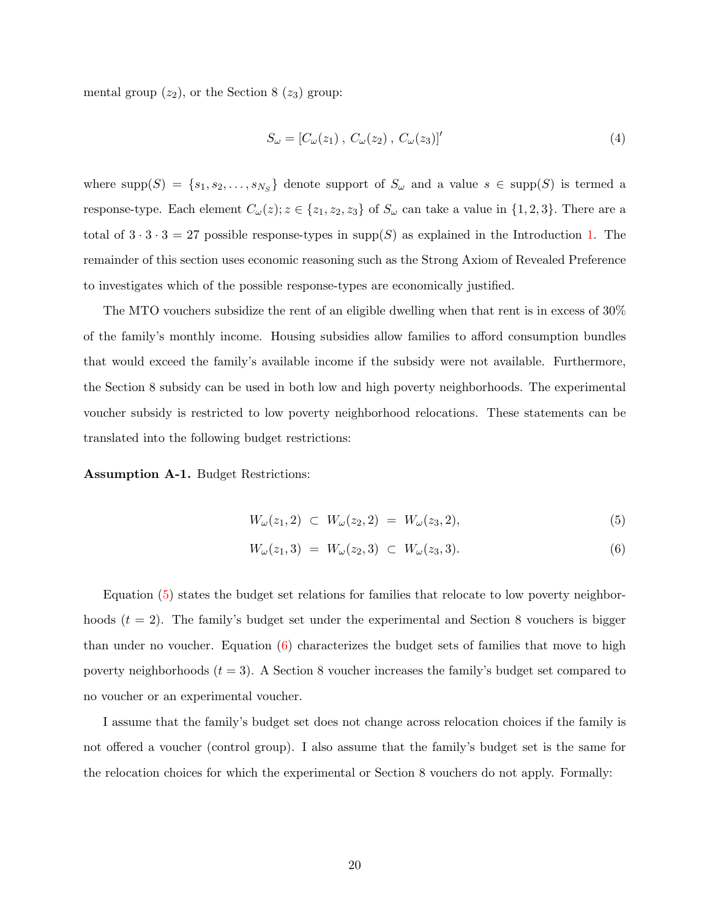mental group ($z_2$), or the Section 8 ($z_3$) group:

$$S_\omega = [C_\omega(z_1)\,,\; C_\omega(z_2)\,,\; C_\omega(z_3)]' \tag{4}$$

where $\text{supp}(S) = \{s_1, s_2, \dots, s_{N_S}\}$ denote support of $S_\omega$ and a value $s \in \text{supp}(S)$ is termed a response-type. Each element $C_\omega(z); z \in \{z_1, z_2, z_3\}$ of $S_\omega$ can take a value in $\{1, 2, 3\}$. There are a total of $3 \cdot 3 \cdot 3 = 27$ possible response-types in supp($S$) as explained in the Introduction 1. The remainder of this section uses economic reasoning such as the Strong Axiom of Revealed Preference to investigates which of the possible response-types are economically justified.

The MTO vouchers subsidize the rent of an eligible dwelling when that rent is in excess of 30% of the family's monthly income. Housing subsidies allow families to afford consumption bundles that would exceed the family's available income if the subsidy were not available. Furthermore, the Section 8 subsidy can be used in both low and high poverty neighborhoods. The experimental voucher subsidy is restricted to low poverty neighborhood relocations. These statements can be translated into the following budget restrictions:

**Assumption A-1.** Budget Restrictions:

$$W_\omega(z_1, 2) \;\subset\; W_\omega(z_2, 2) \;=\; W_\omega(z_3, 2), \tag{5}$$

$$W_\omega(z_1, 3) \;=\; W_\omega(z_2, 3) \;\subset\; W_\omega(z_3, 3). \tag{6}$$

Equation (5) states the budget set relations for families that relocate to low poverty neighborhoods ($t = 2$). The family's budget set under the experimental and Section 8 vouchers is bigger than under no voucher. Equation (6) characterizes the budget sets of families that move to high poverty neighborhoods ($t = 3$). A Section 8 voucher increases the family's budget set compared to no voucher or an experimental voucher.

I assume that the family's budget set does not change across relocation choices if the family is not offered a voucher (control group). I also assume that the family's budget set is the same for the relocation choices for which the experimental or Section 8 vouchers do not apply. Formally: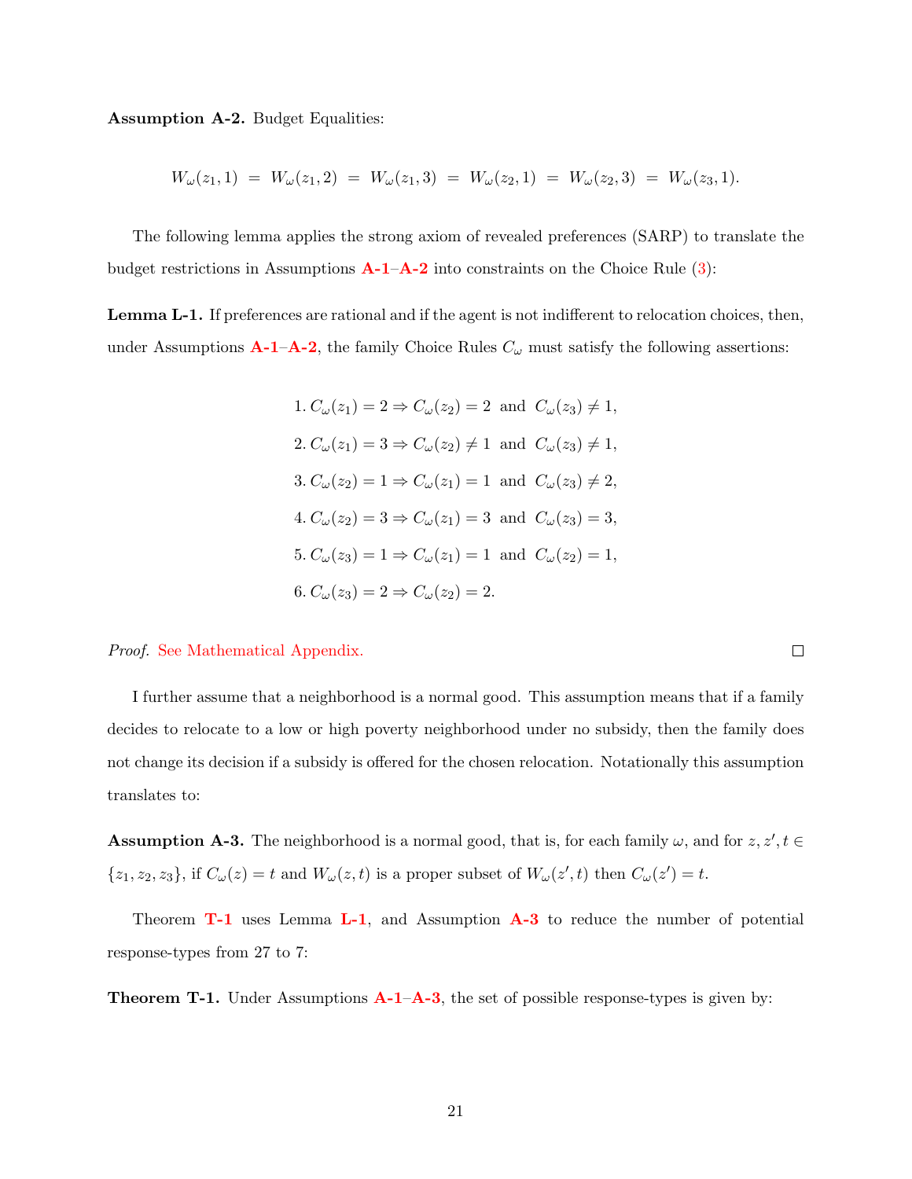**Assumption A-2.** Budget Equalities:

$$W_\omega(z_1, 1) \;=\; W_\omega(z_1, 2) \;=\; W_\omega(z_1, 3) \;=\; W_\omega(z_2, 1) \;=\; W_\omega(z_2, 3) \;=\; W_\omega(z_3, 1).$$

The following lemma applies the strong axiom of revealed preferences (SARP) to translate the budget restrictions in Assumptions A-1–A-2 into constraints on the Choice Rule (3):

**Lemma L-1.** If preferences are rational and if the agent is not indifferent to relocation choices, then, under Assumptions A-1–A-2, the family Choice Rules $C_\omega$ must satisfy the following assertions:

$$\begin{aligned}
&1.\ C_\omega(z_1) = 2 \Rightarrow C_\omega(z_2) = 2 \ \text{ and } \ C_\omega(z_3) \neq 1, \\
&2.\ C_\omega(z_1) = 3 \Rightarrow C_\omega(z_2) \neq 1 \ \text{ and } \ C_\omega(z_3) \neq 1, \\
&3.\ C_\omega(z_2) = 1 \Rightarrow C_\omega(z_1) = 1 \ \text{ and } \ C_\omega(z_3) \neq 2, \\
&4.\ C_\omega(z_2) = 3 \Rightarrow C_\omega(z_1) = 3 \ \text{ and } \ C_\omega(z_3) = 3, \\
&5.\ C_\omega(z_3) = 1 \Rightarrow C_\omega(z_1) = 1 \ \text{ and } \ C_\omega(z_2) = 1, \\
&6.\ C_\omega(z_3) = 2 \Rightarrow C_\omega(z_2) = 2.
\end{aligned}$$

*Proof.* See Mathematical Appendix. □

I further assume that a neighborhood is a normal good. This assumption means that if a family decides to relocate to a low or high poverty neighborhood under no subsidy, then the family does not change its decision if a subsidy is offered for the chosen relocation. Notationally this assumption translates to:

**Assumption A-3.** The neighborhood is a normal good, that is, for each family $\omega$, and for $z, z', t \in \{z_1, z_2, z_3\}$, if $C_\omega(z) = t$ and $W_\omega(z, t)$ is a proper subset of $W_\omega(z', t)$ then $C_\omega(z') = t$.

Theorem T-1 uses Lemma L-1, and Assumption A-3 to reduce the number of potential response-types from 27 to 7:

**Theorem T-1.** Under Assumptions A-1–A-3, the set of possible response-types is given by: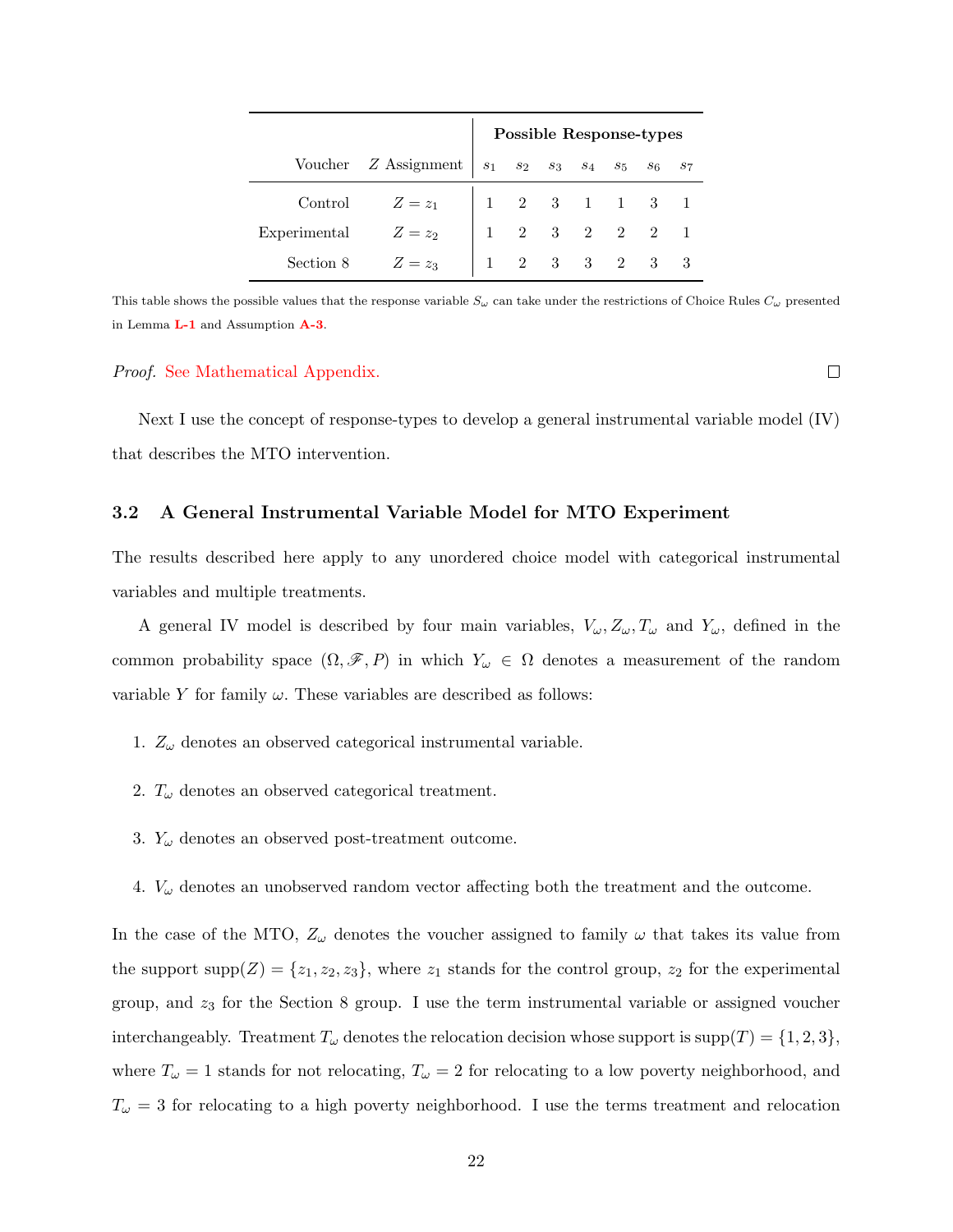| Voucher | $Z$ Assignment | Possible Response-types | | | | | | |
|---|---|---|---|---|---|---|---|---|
| | | $s_1$ | $s_2$ | $s_3$ | $s_4$ | $s_5$ | $s_6$ | $s_7$ |
| Control | $Z = z_1$ | 1 | 2 | 3 | 1 | 1 | 3 | 1 |
| Experimental | $Z = z_2$ | 1 | 2 | 3 | 2 | 2 | 2 | 1 |
| Section 8 | $Z = z_3$ | 1 | 2 | 3 | 3 | 2 | 3 | 3 |

This table shows the possible values that the response variable $S_\omega$ can take under the restrictions of Choice Rules $C_\omega$ presented in Lemma L-1 and Assumption A-3.

*Proof.* See Mathematical Appendix. □

Next I use the concept of response-types to develop a general instrumental variable model (IV) that describes the MTO intervention.

### 3.2 A General Instrumental Variable Model for MTO Experiment

The results described here apply to any unordered choice model with categorical instrumental variables and multiple treatments.

A general IV model is described by four main variables, $V_\omega, Z_\omega, T_\omega$ and $Y_\omega$, defined in the common probability space $(\Omega, \mathscr{F}, P)$ in which $Y_\omega \in \Omega$ denotes a measurement of the random variable $Y$ for family $\omega$. These variables are described as follows:

1. $Z_\omega$ denotes an observed categorical instrumental variable.
2. $T_\omega$ denotes an observed categorical treatment.
3. $Y_\omega$ denotes an observed post-treatment outcome.
4. $V_\omega$ denotes an unobserved random vector affecting both the treatment and the outcome.

In the case of the MTO, $Z_\omega$ denotes the voucher assigned to family $\omega$ that takes its value from the support $\text{supp}(Z) = \{z_1, z_2, z_3\}$, where $z_1$ stands for the control group, $z_2$ for the experimental group, and $z_3$ for the Section 8 group. I use the term instrumental variable or assigned voucher interchangeably. Treatment $T_\omega$ denotes the relocation decision whose support is $\text{supp}(T) = \{1, 2, 3\}$, where $T_\omega = 1$ stands for not relocating, $T_\omega = 2$ for relocating to a low poverty neighborhood, and $T_\omega = 3$ for relocating to a high poverty neighborhood. I use the terms treatment and relocation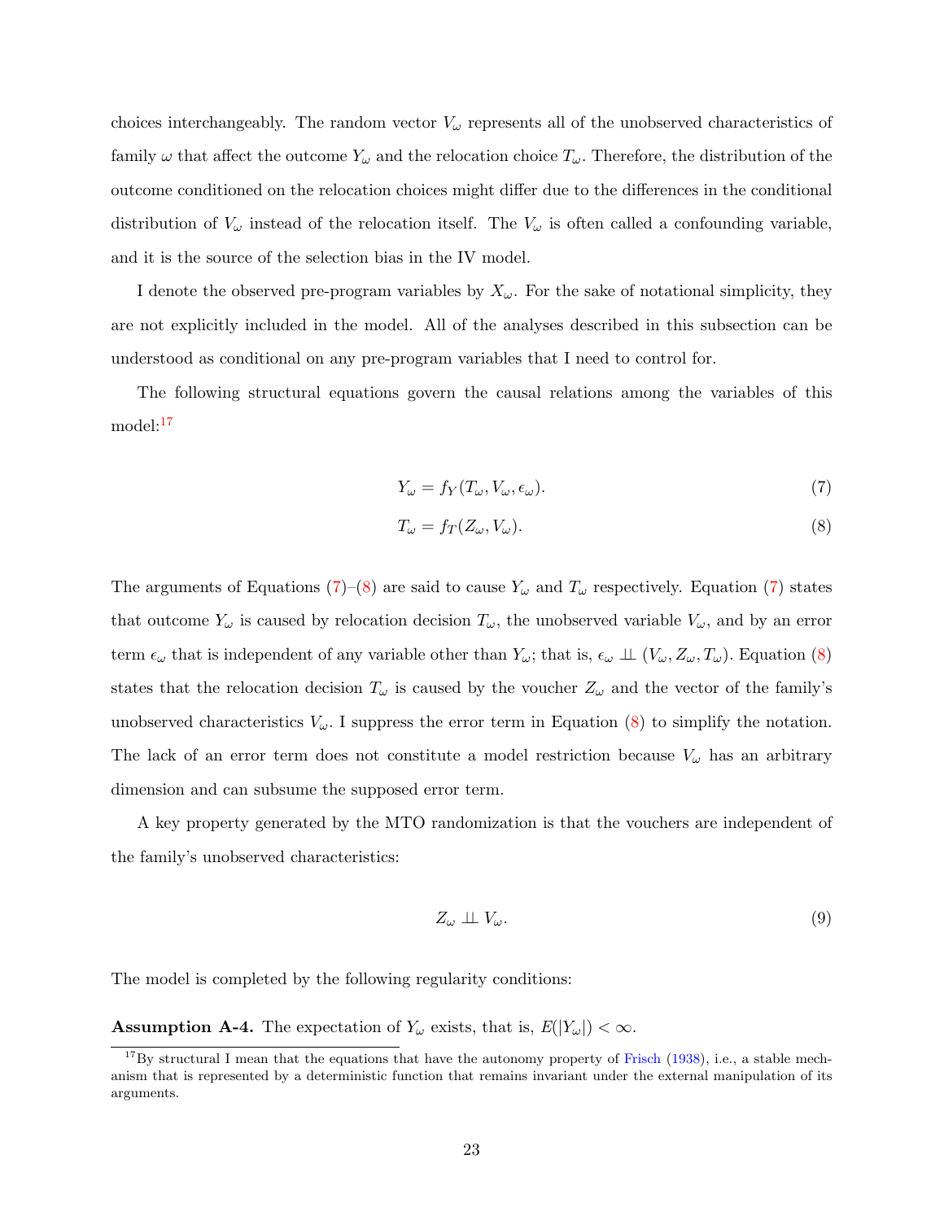choices interchangeably. The random vector $V_\omega$ represents all of the unobserved characteristics of family $\omega$ that affect the outcome $Y_\omega$ and the relocation choice $T_\omega$. Therefore, the distribution of the outcome conditioned on the relocation choices might differ due to the differences in the conditional distribution of $V_\omega$ instead of the relocation itself. The $V_\omega$ is often called a confounding variable, and it is the source of the selection bias in the IV model.

I denote the observed pre-program variables by $X_\omega$. For the sake of notational simplicity, they are not explicitly included in the model. All of the analyses described in this subsection can be understood as conditional on any pre-program variables that I need to control for.

The following structural equations govern the causal relations among the variables of this model:[17]

$$Y_\omega = f_Y(T_\omega, V_\omega, \epsilon_\omega). \tag{7}$$

$$T_\omega = f_T(Z_\omega, V_\omega). \tag{8}$$

The arguments of Equations (7)–(8) are said to cause $Y_\omega$ and $T_\omega$ respectively. Equation (7) states that outcome $Y_\omega$ is caused by relocation decision $T_\omega$, the unobserved variable $V_\omega$, and by an error term $\epsilon_\omega$ that is independent of any variable other than $Y_\omega$; that is, $\epsilon_\omega \perp\!\!\!\perp (V_\omega, Z_\omega, T_\omega)$. Equation (8) states that the relocation decision $T_\omega$ is caused by the voucher $Z_\omega$ and the vector of the family's unobserved characteristics $V_\omega$. I suppress the error term in Equation (8) to simplify the notation. The lack of an error term does not constitute a model restriction because $V_\omega$ has an arbitrary dimension and can subsume the supposed error term.

A key property generated by the MTO randomization is that the vouchers are independent of the family's unobserved characteristics:

$$Z_\omega \perp\!\!\!\perp V_\omega. \tag{9}$$

The model is completed by the following regularity conditions:

**Assumption A-4.** The expectation of $Y_\omega$ exists, that is, $E(|Y_\omega|) < \infty$.

[17] By structural I mean that the equations that have the autonomy property of Frisch (1938), i.e., a stable mechanism that is represented by a deterministic function that remains invariant under the external manipulation of its arguments.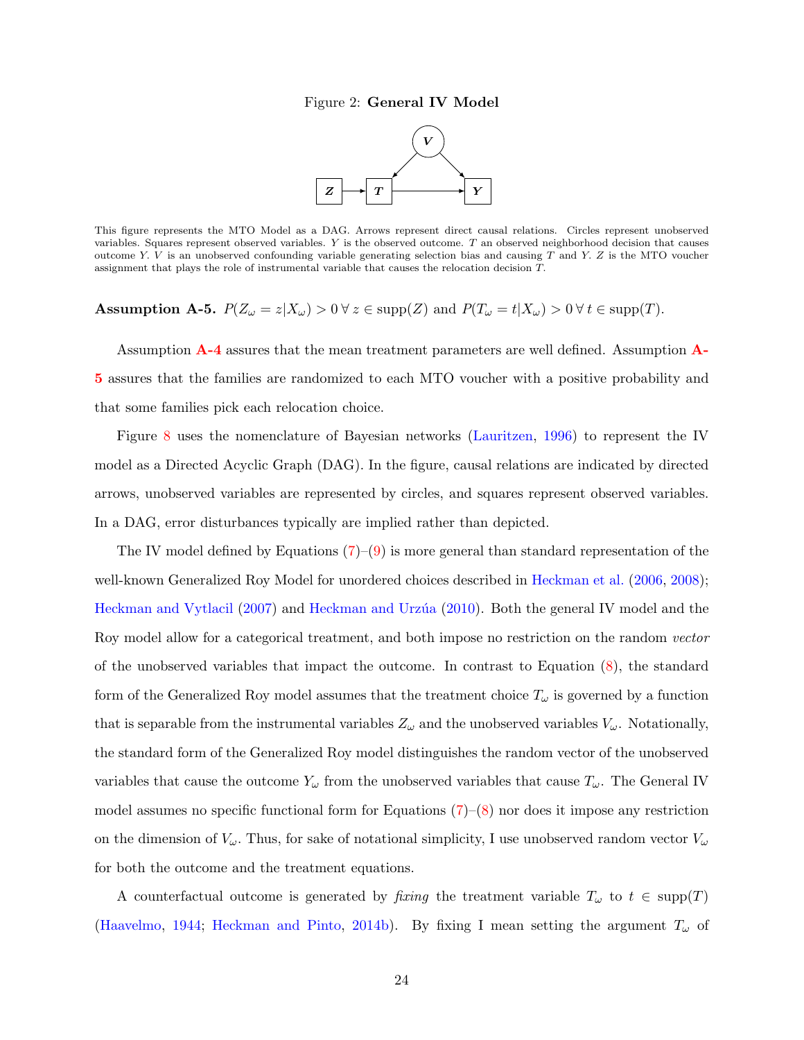Figure 2: **General IV Model**

This figure represents the MTO Model as a DAG. Arrows represent direct causal relations. Circles represent unobserved variables. Squares represent observed variables. $Y$ is the observed outcome. $T$ an observed neighborhood decision that causes outcome $Y$. $V$ is an unobserved confounding variable generating selection bias and causing $T$ and $Y$. $Z$ is the MTO voucher assignment that plays the role of instrumental variable that causes the relocation decision $T$.

**Assumption A-5.** $P(Z_\omega = z | X_\omega) > 0 \; \forall \, z \in \text{supp}(Z)$ and $P(T_\omega = t | X_\omega) > 0 \; \forall \, t \in \text{supp}(T)$.

Assumption **A-4** assures that the mean treatment parameters are well defined. Assumption **A-5** assures that the families are randomized to each MTO voucher with a positive probability and that some families pick each relocation choice.

Figure 8 uses the nomenclature of Bayesian networks (Lauritzen, 1996) to represent the IV model as a Directed Acyclic Graph (DAG). In the figure, causal relations are indicated by directed arrows, unobserved variables are represented by circles, and squares represent observed variables. In a DAG, error disturbances typically are implied rather than depicted.

The IV model defined by Equations (7)–(9) is more general than standard representation of the well-known Generalized Roy Model for unordered choices described in Heckman et al. (2006, 2008); Heckman and Vytlacil (2007) and Heckman and Urzúa (2010). Both the general IV model and the Roy model allow for a categorical treatment, and both impose no restriction on the random *vector* of the unobserved variables that impact the outcome. In contrast to Equation (8), the standard form of the Generalized Roy model assumes that the treatment choice $T_\omega$ is governed by a function that is separable from the instrumental variables $Z_\omega$ and the unobserved variables $V_\omega$. Notationally, the standard form of the Generalized Roy model distinguishes the random vector of the unobserved variables that cause the outcome $Y_\omega$ from the unobserved variables that cause $T_\omega$. The General IV model assumes no specific functional form for Equations (7)–(8) nor does it impose any restriction on the dimension of $V_\omega$. Thus, for sake of notational simplicity, I use unobserved random vector $V_\omega$ for both the outcome and the treatment equations.

A counterfactual outcome is generated by *fixing* the treatment variable $T_\omega$ to $t \in \text{supp}(T)$ (Haavelmo, 1944; Heckman and Pinto, 2014b). By fixing I mean setting the argument $T_\omega$ of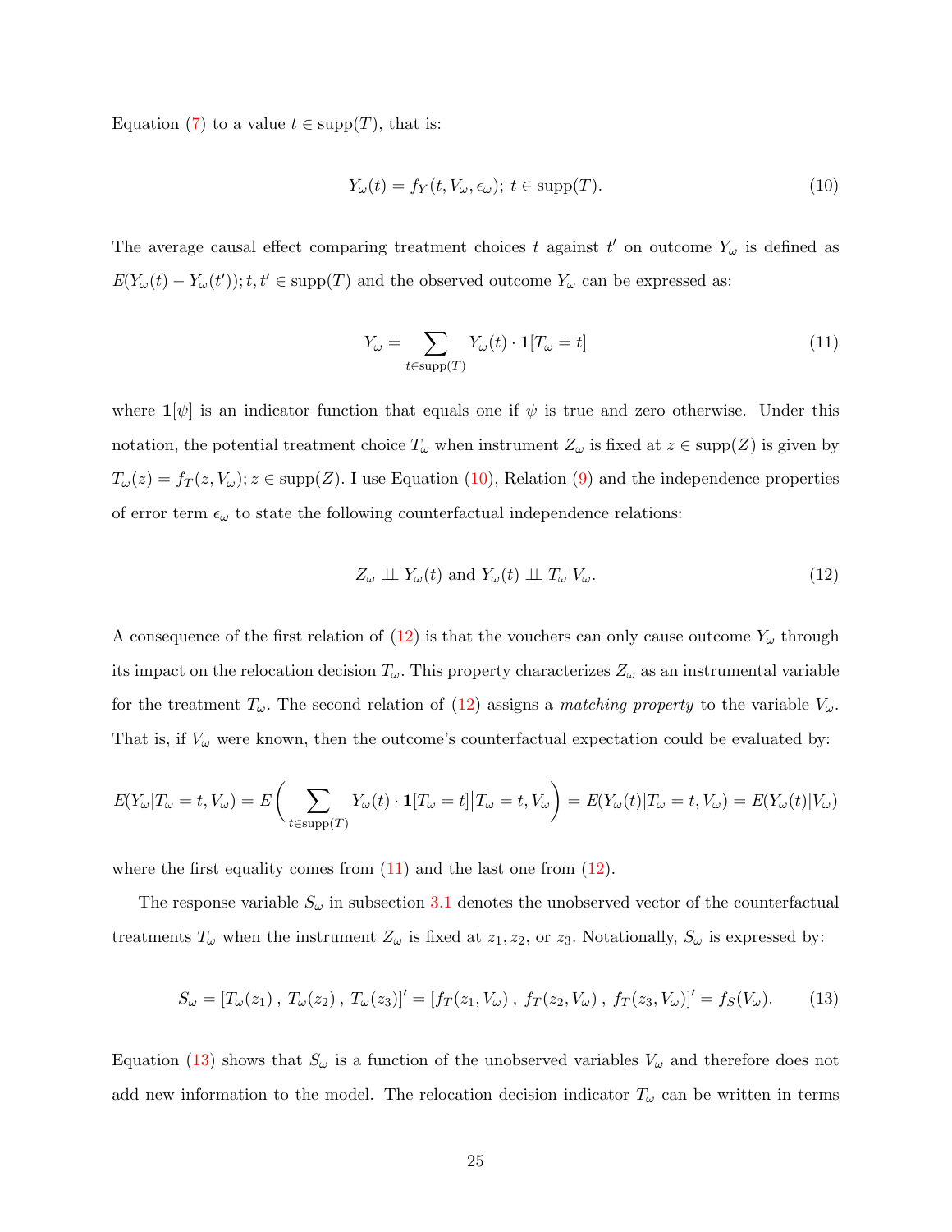Equation (7) to a value $t \in \text{supp}(T)$, that is:

$$Y_\omega(t) = f_Y(t, V_\omega, \epsilon_\omega);\ t \in \text{supp}(T). \tag{10}$$

The average causal effect comparing treatment choices $t$ against $t'$ on outcome $Y_\omega$ is defined as $E(Y_\omega(t) - Y_\omega(t')); t, t' \in \text{supp}(T)$ and the observed outcome $Y_\omega$ can be expressed as:

$$Y_\omega = \sum_{t \in \text{supp}(T)} Y_\omega(t) \cdot \mathbf{1}[T_\omega = t] \tag{11}$$

where $\mathbf{1}[\psi]$ is an indicator function that equals one if $\psi$ is true and zero otherwise. Under this notation, the potential treatment choice $T_\omega$ when instrument $Z_\omega$ is fixed at $z \in \text{supp}(Z)$ is given by $T_\omega(z) = f_T(z, V_\omega); z \in \text{supp}(Z)$. I use Equation (10), Relation (9) and the independence properties of error term $\epsilon_\omega$ to state the following counterfactual independence relations:

$$Z_\omega \perp\!\!\!\perp Y_\omega(t) \text{ and } Y_\omega(t) \perp\!\!\!\perp T_\omega | V_\omega. \tag{12}$$

A consequence of the first relation of (12) is that the vouchers can only cause outcome $Y_\omega$ through its impact on the relocation decision $T_\omega$. This property characterizes $Z_\omega$ as an instrumental variable for the treatment $T_\omega$. The second relation of (12) assigns a *matching property* to the variable $V_\omega$. That is, if $V_\omega$ were known, then the outcome's counterfactual expectation could be evaluated by:

$$E(Y_\omega | T_\omega = t, V_\omega) = E\bigg( \sum_{t \in \text{supp}(T)} Y_\omega(t) \cdot \mathbf{1}[T_\omega = t] \big| T_\omega = t, V_\omega \bigg) = E(Y_\omega(t) | T_\omega = t, V_\omega) = E(Y_\omega(t) | V_\omega)$$

where the first equality comes from (11) and the last one from (12).

The response variable $S_\omega$ in subsection 3.1 denotes the unobserved vector of the counterfactual treatments $T_\omega$ when the instrument $Z_\omega$ is fixed at $z_1, z_2$, or $z_3$. Notationally, $S_\omega$ is expressed by:

$$S_\omega = [T_\omega(z_1)\,,\ T_\omega(z_2)\,,\ T_\omega(z_3)]' = [f_T(z_1, V_\omega)\,,\ f_T(z_2, V_\omega)\,,\ f_T(z_3, V_\omega)]' = f_S(V_\omega). \tag{13}$$

Equation (13) shows that $S_\omega$ is a function of the unobserved variables $V_\omega$ and therefore does not add new information to the model. The relocation decision indicator $T_\omega$ can be written in terms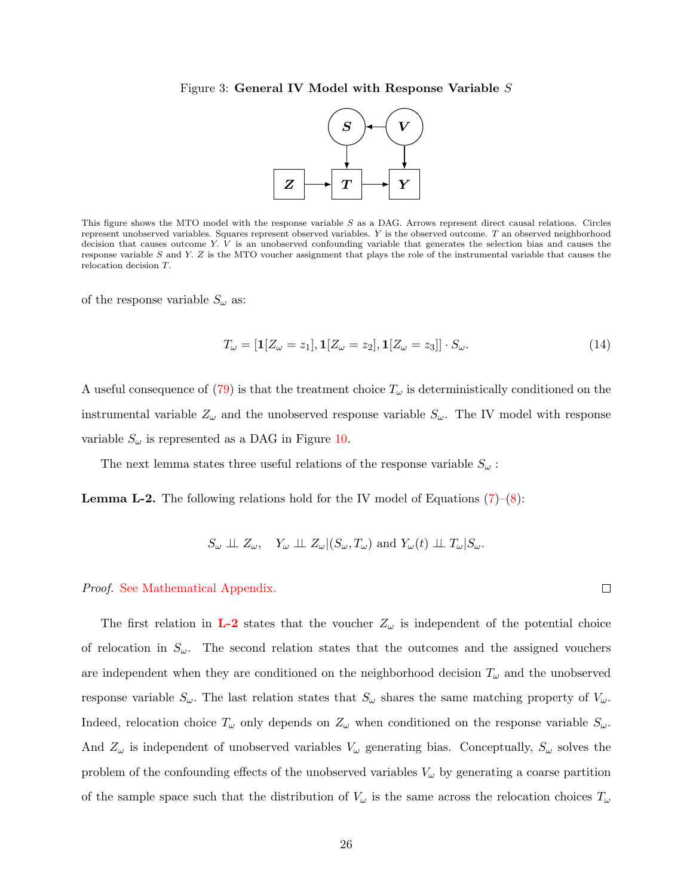Figure 3: **General IV Model with Response Variable** $S$

This figure shows the MTO model with the response variable $S$ as a DAG. Arrows represent direct causal relations. Circles represent unobserved variables. Squares represent observed variables. $Y$ is the observed outcome. $T$ an observed neighborhood decision that causes outcome $Y$. $V$ is an unobserved confounding variable that generates the selection bias and causes the response variable $S$ and $Y$. $Z$ is the MTO voucher assignment that plays the role of the instrumental variable that causes the relocation decision $T$.

of the response variable $S_\omega$ as:

$$T_\omega = [\mathbf{1}[Z_\omega = z_1], \mathbf{1}[Z_\omega = z_2], \mathbf{1}[Z_\omega = z_3]] \cdot S_\omega. \tag{14}$$

A useful consequence of (79) is that the treatment choice $T_\omega$ is deterministically conditioned on the instrumental variable $Z_\omega$ and the unobserved response variable $S_\omega$. The IV model with response variable $S_\omega$ is represented as a DAG in Figure 10.

The next lemma states three useful relations of the response variable $S_\omega$ :

**Lemma L-2.** The following relations hold for the IV model of Equations (7)–(8):

$$S_\omega \perp\!\!\!\perp Z_\omega, \quad Y_\omega \perp\!\!\!\perp Z_\omega | (S_\omega, T_\omega) \text{ and } Y_\omega(t) \perp\!\!\!\perp T_\omega | S_\omega.$$

*Proof.* See Mathematical Appendix. $\square$

The first relation in **L-2** states that the voucher $Z_\omega$ is independent of the potential choice of relocation in $S_\omega$. The second relation states that the outcomes and the assigned vouchers are independent when they are conditioned on the neighborhood decision $T_\omega$ and the unobserved response variable $S_\omega$. The last relation states that $S_\omega$ shares the same matching property of $V_\omega$. Indeed, relocation choice $T_\omega$ only depends on $Z_\omega$ when conditioned on the response variable $S_\omega$. And $Z_\omega$ is independent of unobserved variables $V_\omega$ generating bias. Conceptually, $S_\omega$ solves the problem of the confounding effects of the unobserved variables $V_\omega$ by generating a coarse partition of the sample space such that the distribution of $V_\omega$ is the same across the relocation choices $T_\omega$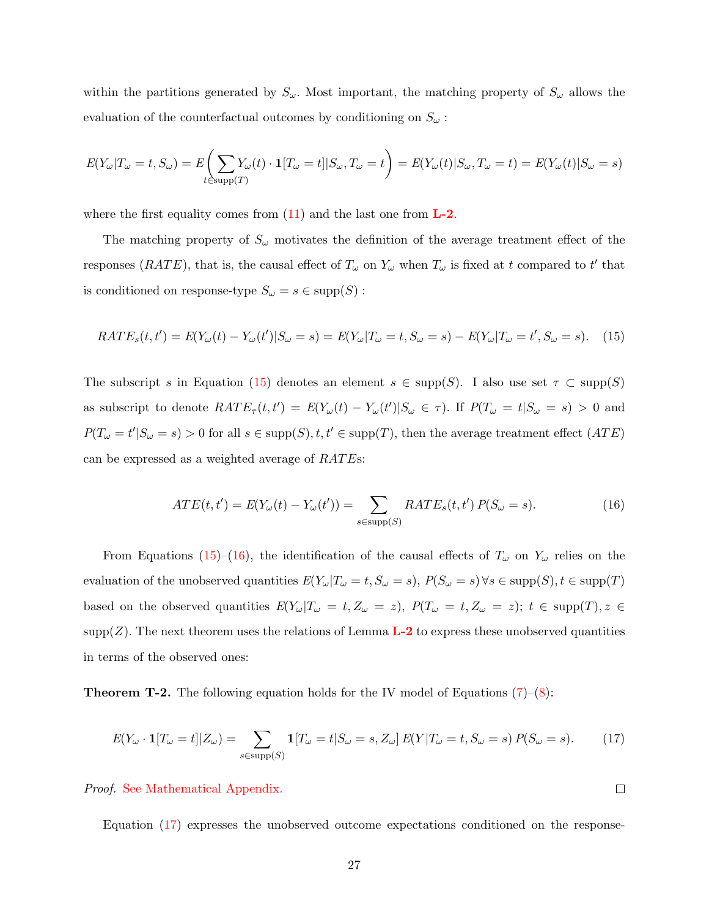within the partitions generated by $S_\omega$. Most important, the matching property of $S_\omega$ allows the evaluation of the counterfactual outcomes by conditioning on $S_\omega$ :

$$E(Y_\omega|T_\omega = t, S_\omega) = E\left(\sum_{t\in\text{supp}(T)} Y_\omega(t)\cdot \mathbf{1}[T_\omega = t]|S_\omega, T_\omega = t\right) = E(Y_\omega(t)|S_\omega, T_\omega = t) = E(Y_\omega(t)|S_\omega = s)$$

where the first equality comes from (11) and the last one from **L-2**.

The matching property of $S_\omega$ motivates the definition of the average treatment effect of the responses ($RATE$), that is, the causal effect of $T_\omega$ on $Y_\omega$ when $T_\omega$ is fixed at $t$ compared to $t'$ that is conditioned on response-type $S_\omega = s \in \text{supp}(S)$ :

$$RATE_s(t,t') = E(Y_\omega(t) - Y_\omega(t')|S_\omega = s) = E(Y_\omega|T_\omega = t, S_\omega = s) - E(Y_\omega|T_\omega = t', S_\omega = s). \quad (15)$$

The subscript $s$ in Equation (15) denotes an element $s \in \text{supp}(S)$. I also use set $\tau \subset \text{supp}(S)$ as subscript to denote $RATE_\tau(t,t') = E(Y_\omega(t) - Y_\omega(t')|S_\omega \in \tau)$. If $P(T_\omega = t|S_\omega = s) > 0$ and $P(T_\omega = t'|S_\omega = s) > 0$ for all $s \in \text{supp}(S), t, t' \in \text{supp}(T)$, then the average treatment effect ($ATE$) can be expressed as a weighted average of $RATE$s:

$$ATE(t,t') = E(Y_\omega(t) - Y_\omega(t')) = \sum_{s\in\text{supp}(S)} RATE_s(t,t')\, P(S_\omega = s). \quad (16)$$

From Equations (15)–(16), the identification of the causal effects of $T_\omega$ on $Y_\omega$ relies on the evaluation of the unobserved quantities $E(Y_\omega|T_\omega = t, S_\omega = s)$, $P(S_\omega = s)\,\forall s \in \text{supp}(S), t \in \text{supp}(T)$ based on the observed quantities $E(Y_\omega|T_\omega = t, Z_\omega = z)$, $P(T_\omega = t, Z_\omega = z)$; $t \in \text{supp}(T), z \in \text{supp}(Z)$. The next theorem uses the relations of Lemma **L-2** to express these unobserved quantities in terms of the observed ones:

**Theorem T-2.** The following equation holds for the IV model of Equations (7)–(8):

$$E(Y_\omega \cdot \mathbf{1}[T_\omega = t]|Z_\omega) = \sum_{s\in\text{supp}(S)} \mathbf{1}[T_\omega = t|S_\omega = s, Z_\omega]\, E(Y|T_\omega = t, S_\omega = s)\, P(S_\omega = s). \quad (17)$$

*Proof.* See Mathematical Appendix. □

Equation (17) expresses the unobserved outcome expectations conditioned on the response-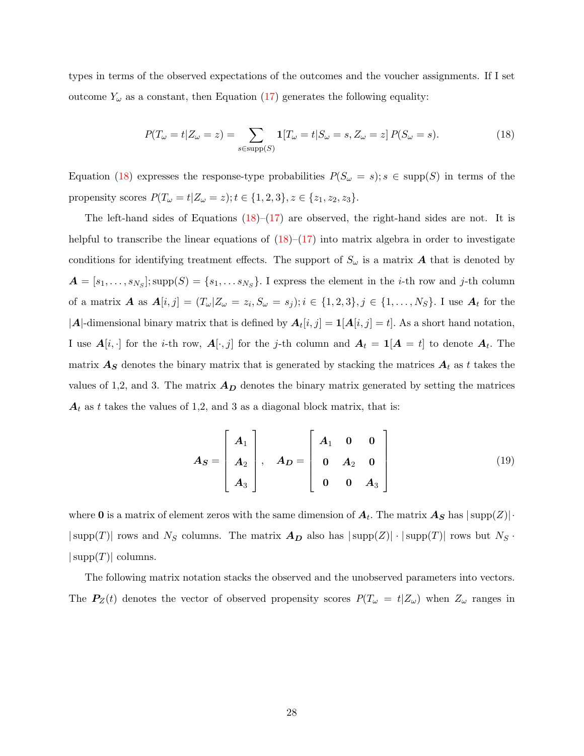types in terms of the observed expectations of the outcomes and the voucher assignments. If I set outcome $Y_\omega$ as a constant, then Equation (17) generates the following equality:

$$
P(T_\omega = t | Z_\omega = z) = \sum_{s \in \text{supp}(S)} \mathbf{1}[T_\omega = t | S_\omega = s, Z_\omega = z] \, P(S_\omega = s). \tag{18}
$$

Equation (18) expresses the response-type probabilities $P(S_\omega = s); s \in \text{supp}(S)$ in terms of the propensity scores $P(T_\omega = t | Z_\omega = z); t \in \{1, 2, 3\}, z \in \{z_1, z_2, z_3\}$.

The left-hand sides of Equations (18)–(17) are observed, the right-hand sides are not. It is helpful to transcribe the linear equations of (18)–(17) into matrix algebra in order to investigate conditions for identifying treatment effects. The support of $S_\omega$ is a matrix $\boldsymbol{A}$ that is denoted by $\boldsymbol{A} = [s_1, \ldots, s_{N_S}]; \text{supp}(S) = \{s_1, \ldots s_{N_S}\}$. I express the element in the $i$-th row and $j$-th column of a matrix $\boldsymbol{A}$ as $\boldsymbol{A}[i,j] = (T_\omega | Z_\omega = z_i, S_\omega = s_j); i \in \{1, 2, 3\}, j \in \{1, \ldots, N_S\}$. I use $\boldsymbol{A}_t$ for the $|\boldsymbol{A}|$-dimensional binary matrix that is defined by $\boldsymbol{A}_t[i,j] = \mathbf{1}[\boldsymbol{A}[i,j] = t]$. As a short hand notation, I use $\boldsymbol{A}[i, \cdot]$ for the $i$-th row, $\boldsymbol{A}[\cdot, j]$ for the $j$-th column and $\boldsymbol{A}_t = \mathbf{1}[\boldsymbol{A} = t]$ to denote $\boldsymbol{A}_t$. The matrix $\boldsymbol{A_S}$ denotes the binary matrix that is generated by stacking the matrices $\boldsymbol{A}_t$ as $t$ takes the values of 1,2, and 3. The matrix $\boldsymbol{A_D}$ denotes the binary matrix generated by setting the matrices $\boldsymbol{A}_t$ as $t$ takes the values of 1,2, and 3 as a diagonal block matrix, that is:

$$
\boldsymbol{A_S} = \begin{bmatrix} \boldsymbol{A}_1 \\ \boldsymbol{A}_2 \\ \boldsymbol{A}_3 \end{bmatrix}, \quad \boldsymbol{A_D} = \begin{bmatrix} \boldsymbol{A}_1 & \mathbf{0} & \mathbf{0} \\ \mathbf{0} & \boldsymbol{A}_2 & \mathbf{0} \\ \mathbf{0} & \mathbf{0} & \boldsymbol{A}_3 \end{bmatrix} \tag{19}
$$

where $\mathbf{0}$ is a matrix of element zeros with the same dimension of $\boldsymbol{A}_t$. The matrix $\boldsymbol{A_S}$ has $|\text{supp}(Z)| \cdot |\text{supp}(T)|$ rows and $N_S$ columns. The matrix $\boldsymbol{A_D}$ also has $|\text{supp}(Z)| \cdot |\text{supp}(T)|$ rows but $N_S \cdot |\text{supp}(T)|$ columns.

The following matrix notation stacks the observed and the unobserved parameters into vectors. The $\boldsymbol{P}_Z(t)$ denotes the vector of observed propensity scores $P(T_\omega = t | Z_\omega)$ when $Z_\omega$ ranges in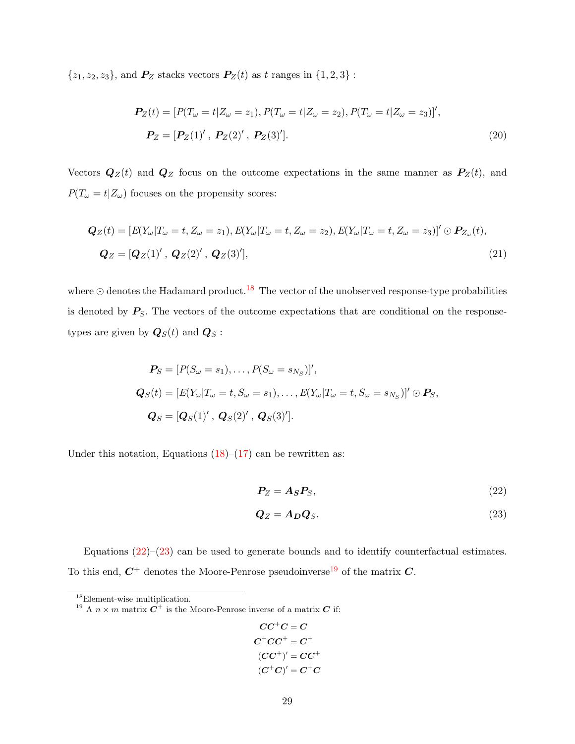$\{z_1, z_2, z_3\}$, and $\boldsymbol{P}_Z$ stacks vectors $\boldsymbol{P}_Z(t)$ as $t$ ranges in $\{1, 2, 3\}$ :

$$
\begin{aligned}
\boldsymbol{P}_Z(t) &= [P(T_\omega = t | Z_\omega = z_1), P(T_\omega = t | Z_\omega = z_2), P(T_\omega = t | Z_\omega = z_3)]', \\
\boldsymbol{P}_Z &= [\boldsymbol{P}_Z(1)' \, , \, \boldsymbol{P}_Z(2)' \, , \, \boldsymbol{P}_Z(3)'].
\end{aligned} \tag{20}
$$

Vectors $\boldsymbol{Q}_Z(t)$ and $\boldsymbol{Q}_Z$ focus on the outcome expectations in the same manner as $\boldsymbol{P}_Z(t)$, and $P(T_\omega = t | Z_\omega)$ focuses on the propensity scores:

$$
\begin{aligned}
\boldsymbol{Q}_Z(t) &= [E(Y_\omega | T_\omega = t, Z_\omega = z_1), E(Y_\omega | T_\omega = t, Z_\omega = z_2), E(Y_\omega | T_\omega = t, Z_\omega = z_3)]' \odot \boldsymbol{P}_{Z_\omega}(t), \\
\boldsymbol{Q}_Z &= [\boldsymbol{Q}_Z(1)' \, , \, \boldsymbol{Q}_Z(2)' \, , \, \boldsymbol{Q}_Z(3)'],
\end{aligned} \tag{21}
$$

where $\odot$ denotes the Hadamard product.[18] The vector of the unobserved response-type probabilities is denoted by $\boldsymbol{P}_S$. The vectors of the outcome expectations that are conditional on the response-types are given by $\boldsymbol{Q}_S(t)$ and $\boldsymbol{Q}_S$ :

$$
\begin{aligned}
\boldsymbol{P}_S &= [P(S_\omega = s_1), \ldots, P(S_\omega = s_{N_S})]', \\
\boldsymbol{Q}_S(t) &= [E(Y_\omega | T_\omega = t, S_\omega = s_1), \ldots, E(Y_\omega | T_\omega = t, S_\omega = s_{N_S})]' \odot \boldsymbol{P}_S, \\
\boldsymbol{Q}_S &= [\boldsymbol{Q}_S(1)' \, , \, \boldsymbol{Q}_S(2)' \, , \, \boldsymbol{Q}_S(3)'].
\end{aligned}
$$

Under this notation, Equations (18)–(17) can be rewritten as:

$$
\boldsymbol{P}_Z = \boldsymbol{A_S} \boldsymbol{P}_S, \tag{22}
$$

$$
\boldsymbol{Q}_Z = \boldsymbol{A_D} \boldsymbol{Q}_S. \tag{23}
$$

Equations (22)–(23) can be used to generate bounds and to identify counterfactual estimates. To this end, $\boldsymbol{C}^+$ denotes the Moore-Penrose pseudoinverse[19] of the matrix $\boldsymbol{C}$.

---

[18] Element-wise multiplication.

[19] A $n \times m$ matrix $\boldsymbol{C}^+$ is the Moore-Penrose inverse of a matrix $\boldsymbol{C}$ if:

$$
\begin{aligned}
\boldsymbol{C}\boldsymbol{C}^+\boldsymbol{C} &= \boldsymbol{C} \\
\boldsymbol{C}^+\boldsymbol{C}\boldsymbol{C}^+ &= \boldsymbol{C}^+ \\
(\boldsymbol{C}\boldsymbol{C}^+)' &= \boldsymbol{C}\boldsymbol{C}^+ \\
(\boldsymbol{C}^+\boldsymbol{C})' &= \boldsymbol{C}^+\boldsymbol{C}
\end{aligned}
$$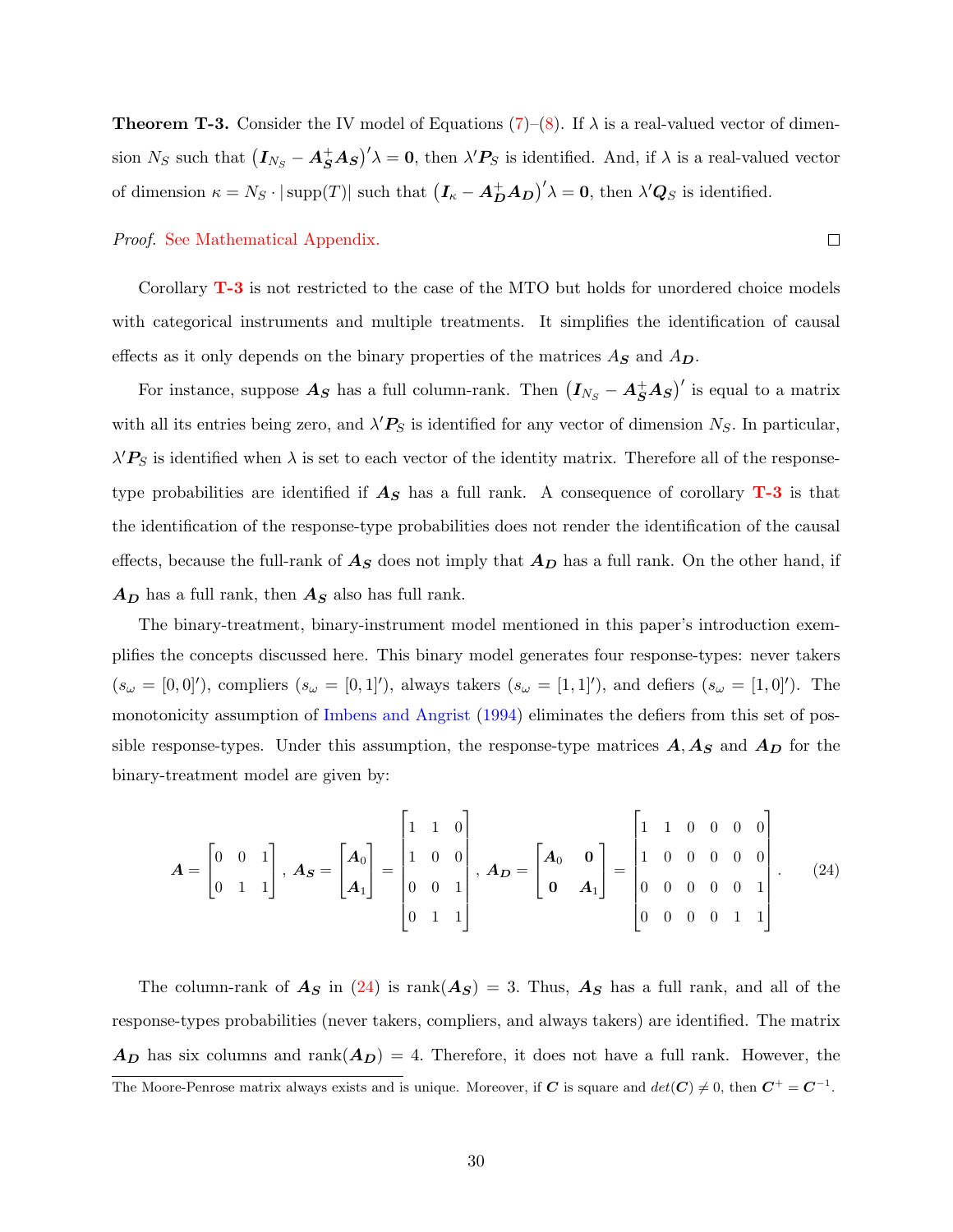**Theorem T-3.** Consider the IV model of Equations (7)–(8). If $\lambda$ is a real-valued vector of dimension $N_S$ such that $\left(\boldsymbol{I}_{N_S} - \boldsymbol{A}_{\boldsymbol{S}}^{+}\boldsymbol{A}_{\boldsymbol{S}}\right)'\lambda = \boldsymbol{0}$, then $\lambda'\boldsymbol{P}_S$ is identified. And, if $\lambda$ is a real-valued vector of dimension $\kappa = N_S \cdot |\operatorname{supp}(T)|$ such that $\left(\boldsymbol{I}_{\kappa} - \boldsymbol{A}_{\boldsymbol{D}}^{+}\boldsymbol{A}_{\boldsymbol{D}}\right)'\lambda = \boldsymbol{0}$, then $\lambda'\boldsymbol{Q}_S$ is identified.

*Proof.* See Mathematical Appendix. □

Corollary T-3 is not restricted to the case of the MTO but holds for unordered choice models with categorical instruments and multiple treatments. It simplifies the identification of causal effects as it only depends on the binary properties of the matrices $A_{\boldsymbol{S}}$ and $A_{\boldsymbol{D}}$.

For instance, suppose $\boldsymbol{A}_{\boldsymbol{S}}$ has a full column-rank. Then $\left(\boldsymbol{I}_{N_S} - \boldsymbol{A}_{\boldsymbol{S}}^{+}\boldsymbol{A}_{\boldsymbol{S}}\right)'$ is equal to a matrix with all its entries being zero, and $\lambda'\boldsymbol{P}_S$ is identified for any vector of dimension $N_S$. In particular, $\lambda'\boldsymbol{P}_S$ is identified when $\lambda$ is set to each vector of the identity matrix. Therefore all of the response-type probabilities are identified if $\boldsymbol{A}_{\boldsymbol{S}}$ has a full rank. A consequence of corollary T-3 is that the identification of the response-type probabilities does not render the identification of the causal effects, because the full-rank of $\boldsymbol{A}_{\boldsymbol{S}}$ does not imply that $\boldsymbol{A}_{\boldsymbol{D}}$ has a full rank. On the other hand, if $\boldsymbol{A}_{\boldsymbol{D}}$ has a full rank, then $\boldsymbol{A}_{\boldsymbol{S}}$ also has full rank.

The binary-treatment, binary-instrument model mentioned in this paper's introduction exemplifies the concepts discussed here. This binary model generates four response-types: never takers ($s_\omega = [0,0]'$), compliers ($s_\omega = [0,1]'$), always takers ($s_\omega = [1,1]'$), and defiers ($s_\omega = [1,0]'$). The monotonicity assumption of Imbens and Angrist (1994) eliminates the defiers from this set of possible response-types. Under this assumption, the response-type matrices $\boldsymbol{A}, \boldsymbol{A}_{\boldsymbol{S}}$ and $\boldsymbol{A}_{\boldsymbol{D}}$ for the binary-treatment model are given by:

$$\boldsymbol{A} = \begin{bmatrix} 0 & 0 & 1 \\ 0 & 1 & 1 \end{bmatrix}, \; \boldsymbol{A}_{\boldsymbol{S}} = \begin{bmatrix} \boldsymbol{A}_0 \\ \boldsymbol{A}_1 \end{bmatrix} = \begin{bmatrix} 1 & 1 & 0 \\ 1 & 0 & 0 \\ 0 & 0 & 1 \\ 0 & 1 & 1 \end{bmatrix}, \; \boldsymbol{A}_{\boldsymbol{D}} = \begin{bmatrix} \boldsymbol{A}_0 & \boldsymbol{0} \\ \boldsymbol{0} & \boldsymbol{A}_1 \end{bmatrix} = \begin{bmatrix} 1 & 1 & 0 & 0 & 0 & 0 \\ 1 & 0 & 0 & 0 & 0 & 0 \\ 0 & 0 & 0 & 0 & 0 & 1 \\ 0 & 0 & 0 & 0 & 1 & 1 \end{bmatrix}. \tag{24}$$

The column-rank of $\boldsymbol{A}_{\boldsymbol{S}}$ in (24) is $\operatorname{rank}(\boldsymbol{A}_{\boldsymbol{S}}) = 3$. Thus, $\boldsymbol{A}_{\boldsymbol{S}}$ has a full rank, and all of the response-types probabilities (never takers, compliers, and always takers) are identified. The matrix $\boldsymbol{A}_{\boldsymbol{D}}$ has six columns and $\operatorname{rank}(\boldsymbol{A}_{\boldsymbol{D}}) = 4$. Therefore, it does not have a full rank. However, the

The Moore-Penrose matrix always exists and is unique. Moreover, if $\boldsymbol{C}$ is square and $det(\boldsymbol{C}) \neq 0$, then $\boldsymbol{C}^{+} = \boldsymbol{C}^{-1}$.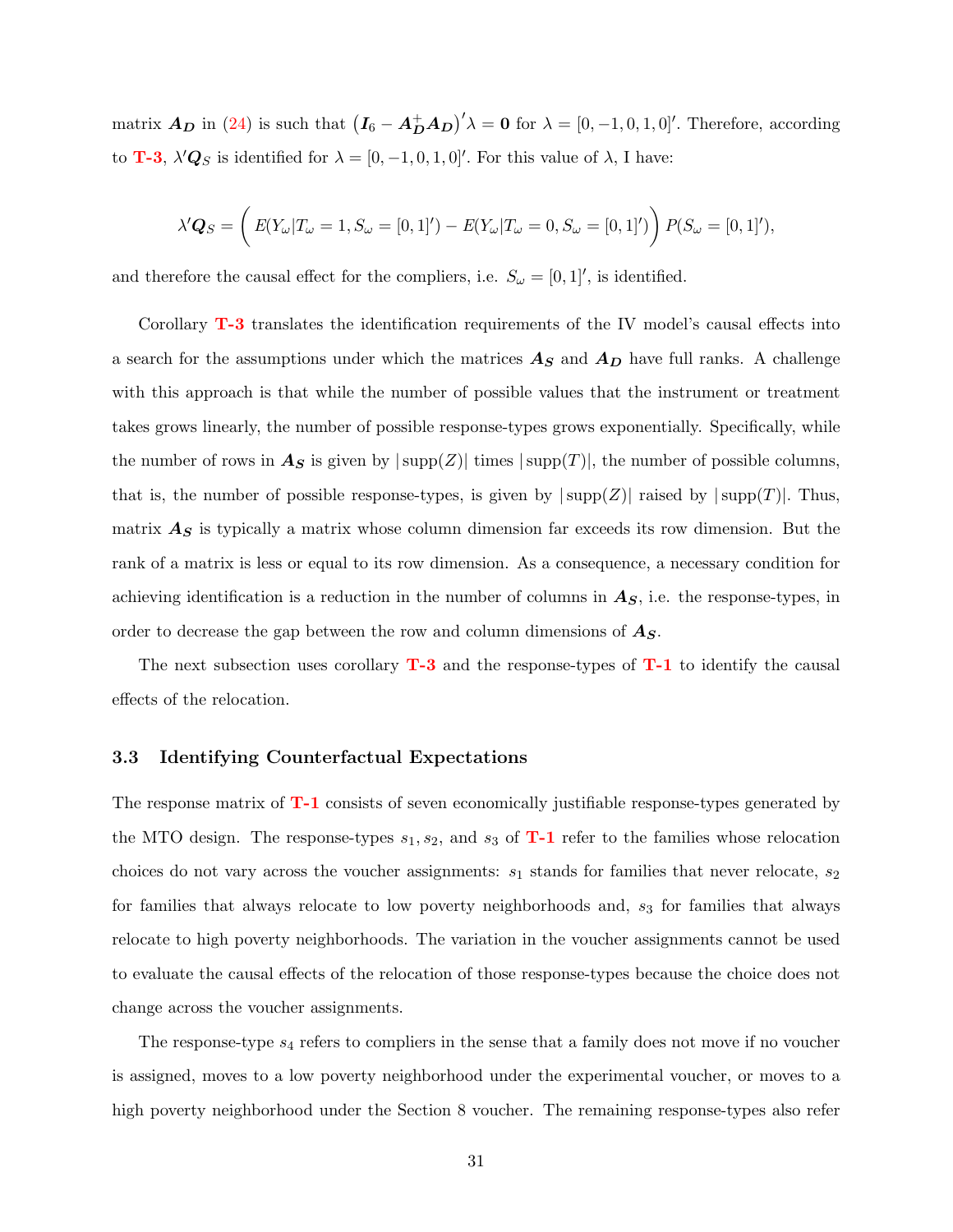matrix $\boldsymbol{A_D}$ in (24) is such that $\left(\boldsymbol{I}_6 - \boldsymbol{A}_{\boldsymbol{D}}^{+}\boldsymbol{A_D}\right)'\lambda = \boldsymbol{0}$ for $\lambda = [0, -1, 0, 1, 0]'$. Therefore, according to T-3, $\lambda'\boldsymbol{Q}_S$ is identified for $\lambda = [0, -1, 0, 1, 0]'$. For this value of $\lambda$, I have:

$$\lambda'\boldsymbol{Q}_S = \bigg( E(Y_\omega | T_\omega = 1, S_\omega = [0,1]') - E(Y_\omega | T_\omega = 0, S_\omega = [0,1]') \bigg) P(S_\omega = [0,1]'),$$

and therefore the causal effect for the compliers, i.e. $S_\omega = [0, 1]'$, is identified.

Corollary T-3 translates the identification requirements of the IV model's causal effects into a search for the assumptions under which the matrices $\boldsymbol{A_S}$ and $\boldsymbol{A_D}$ have full ranks. A challenge with this approach is that while the number of possible values that the instrument or treatment takes grows linearly, the number of possible response-types grows exponentially. Specifically, while the number of rows in $\boldsymbol{A_S}$ is given by $|\operatorname{supp}(Z)|$ times $|\operatorname{supp}(T)|$, the number of possible columns, that is, the number of possible response-types, is given by $|\operatorname{supp}(Z)|$ raised by $|\operatorname{supp}(T)|$. Thus, matrix $\boldsymbol{A_S}$ is typically a matrix whose column dimension far exceeds its row dimension. But the rank of a matrix is less or equal to its row dimension. As a consequence, a necessary condition for achieving identification is a reduction in the number of columns in $\boldsymbol{A_S}$, i.e. the response-types, in order to decrease the gap between the row and column dimensions of $\boldsymbol{A_S}$.

The next subsection uses corollary T-3 and the response-types of T-1 to identify the causal effects of the relocation.

### 3.3 Identifying Counterfactual Expectations

The response matrix of T-1 consists of seven economically justifiable response-types generated by the MTO design. The response-types $s_1, s_2$, and $s_3$ of T-1 refer to the families whose relocation choices do not vary across the voucher assignments: $s_1$ stands for families that never relocate, $s_2$ for families that always relocate to low poverty neighborhoods and, $s_3$ for families that always relocate to high poverty neighborhoods. The variation in the voucher assignments cannot be used to evaluate the causal effects of the relocation of those response-types because the choice does not change across the voucher assignments.

The response-type $s_4$ refers to compliers in the sense that a family does not move if no voucher is assigned, moves to a low poverty neighborhood under the experimental voucher, or moves to a high poverty neighborhood under the Section 8 voucher. The remaining response-types also refer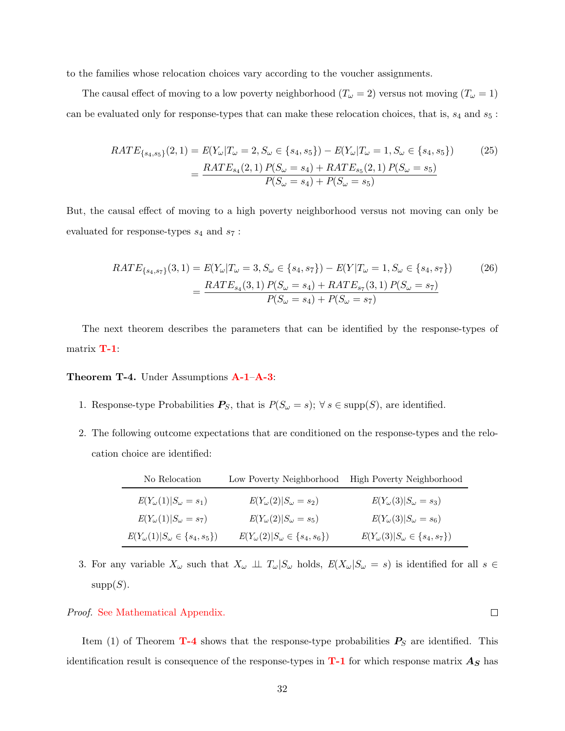to the families whose relocation choices vary according to the voucher assignments.

The causal effect of moving to a low poverty neighborhood ($T_\omega = 2$) versus not moving ($T_\omega = 1$) can be evaluated only for response-types that can make these relocation choices, that is, $s_4$ and $s_5$ :

$$
\begin{aligned}
RATE_{\{s_4,s_5\}}(2,1) &= E(Y_\omega | T_\omega = 2, S_\omega \in \{s_4, s_5\}) - E(Y_\omega | T_\omega = 1, S_\omega \in \{s_4, s_5\}) \\
&= \frac{RATE_{s_4}(2,1)\, P(S_\omega = s_4) + RATE_{s_5}(2,1)\, P(S_\omega = s_5)}{P(S_\omega = s_4) + P(S_\omega = s_5)}
\end{aligned}
\tag{25}
$$

But, the causal effect of moving to a high poverty neighborhood versus not moving can only be evaluated for response-types $s_4$ and $s_7$ :

$$
\begin{aligned}
RATE_{\{s_4,s_7\}}(3,1) &= E(Y_\omega | T_\omega = 3, S_\omega \in \{s_4, s_7\}) - E(Y | T_\omega = 1, S_\omega \in \{s_4, s_7\}) \\
&= \frac{RATE_{s_4}(3,1)\, P(S_\omega = s_4) + RATE_{s_7}(3,1)\, P(S_\omega = s_7)}{P(S_\omega = s_4) + P(S_\omega = s_7)}
\end{aligned}
\tag{26}
$$

The next theorem describes the parameters that can be identified by the response-types of matrix T-1:

**Theorem T-4.** Under Assumptions A-1–A-3:

1. Response-type Probabilities $\boldsymbol{P}_S$, that is $P(S_\omega = s)$; $\forall\, s \in \text{supp}(S)$, are identified.
2. The following outcome expectations that are conditioned on the response-types and the relocation choice are identified:

| No Relocation | Low Poverty Neighborhood | High Poverty Neighborhood |
|---|---|---|
| $E(Y_\omega(1) \mid S_\omega = s_1)$ | $E(Y_\omega(2) \mid S_\omega = s_2)$ | $E(Y_\omega(3) \mid S_\omega = s_3)$ |
| $E(Y_\omega(1) \mid S_\omega = s_7)$ | $E(Y_\omega(2) \mid S_\omega = s_5)$ | $E(Y_\omega(3) \mid S_\omega = s_6)$ |
| $E(Y_\omega(1) \mid S_\omega \in \{s_4, s_5\})$ | $E(Y_\omega(2) \mid S_\omega \in \{s_4, s_6\})$ | $E(Y_\omega(3) \mid S_\omega \in \{s_4, s_7\})$ |

3. For any variable $X_\omega$ such that $X_\omega \perp\!\!\!\perp T_\omega | S_\omega$ holds, $E(X_\omega | S_\omega = s)$ is identified for all $s \in \text{supp}(S)$.

*Proof.* See Mathematical Appendix. □

Item (1) of Theorem T-4 shows that the response-type probabilities $\boldsymbol{P}_S$ are identified. This identification result is consequence of the response-types in T-1 for which response matrix $\boldsymbol{A_S}$ has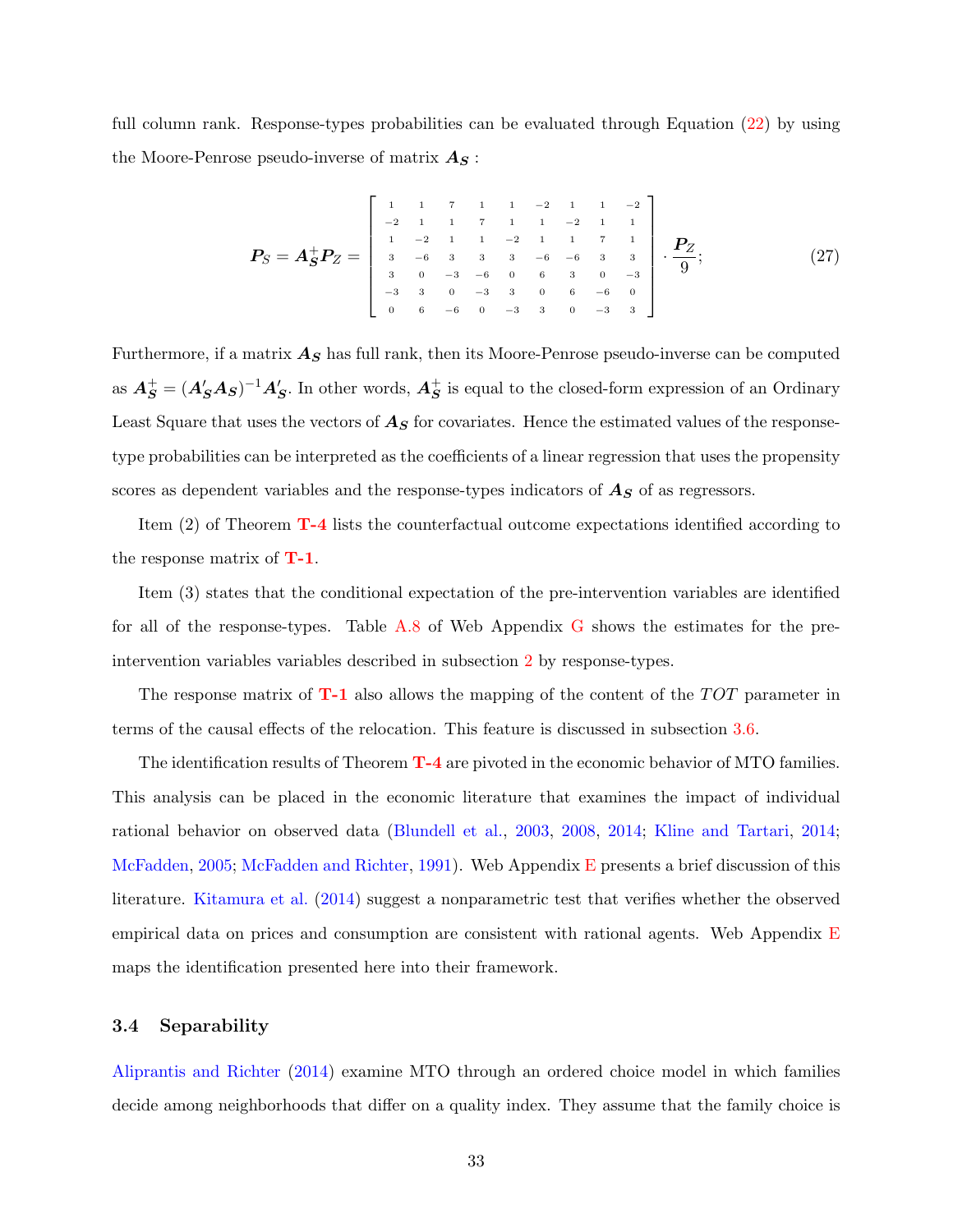full column rank. Response-types probabilities can be evaluated through Equation (22) by using the Moore-Penrose pseudo-inverse of matrix $\boldsymbol{A_S}$ :

$$
\boldsymbol{P}_S = \boldsymbol{A}_{\boldsymbol{S}}^{+} \boldsymbol{P}_Z = \begin{bmatrix} 1 & 1 & 7 & 1 & 1 & -2 & 1 & 1 & -2 \\ -2 & 1 & 1 & 7 & 1 & 1 & -2 & 1 & 1 \\ 1 & -2 & 1 & 1 & -2 & 1 & 1 & 7 & 1 \\ 3 & -6 & 3 & 3 & 3 & -6 & -6 & 3 & 3 \\ 3 & 0 & -3 & -6 & 0 & 6 & 3 & 0 & -3 \\ -3 & 3 & 0 & -3 & 3 & 0 & 6 & -6 & 0 \\ 0 & 6 & -6 & 0 & -3 & 3 & 0 & -3 & 3 \end{bmatrix} \cdot \frac{\boldsymbol{P}_Z}{9}; \tag{27}
$$

Furthermore, if a matrix $\boldsymbol{A_S}$ has full rank, then its Moore-Penrose pseudo-inverse can be computed as $\boldsymbol{A}_{\boldsymbol{S}}^{+} = (\boldsymbol{A}_{\boldsymbol{S}}' \boldsymbol{A}_{\boldsymbol{S}})^{-1} \boldsymbol{A}_{\boldsymbol{S}}'$. In other words, $\boldsymbol{A}_{\boldsymbol{S}}^{+}$ is equal to the closed-form expression of an Ordinary Least Square that uses the vectors of $\boldsymbol{A_S}$ for covariates. Hence the estimated values of the response-type probabilities can be interpreted as the coefficients of a linear regression that uses the propensity scores as dependent variables and the response-types indicators of $\boldsymbol{A_S}$ of as regressors.

Item (2) of Theorem **T-4** lists the counterfactual outcome expectations identified according to the response matrix of **T-1**.

Item (3) states that the conditional expectation of the pre-intervention variables are identified for all of the response-types. Table A.8 of Web Appendix G shows the estimates for the pre-intervention variables variables described in subsection 2 by response-types.

The response matrix of **T-1** also allows the mapping of the content of the $TOT$ parameter in terms of the causal effects of the relocation. This feature is discussed in subsection 3.6.

The identification results of Theorem **T-4** are pivoted in the economic behavior of MTO families. This analysis can be placed in the economic literature that examines the impact of individual rational behavior on observed data (Blundell et al., 2003, 2008, 2014; Kline and Tartari, 2014; McFadden, 2005; McFadden and Richter, 1991). Web Appendix E presents a brief discussion of this literature. Kitamura et al. (2014) suggest a nonparametric test that verifies whether the observed empirical data on prices and consumption are consistent with rational agents. Web Appendix E maps the identification presented here into their framework.

### 3.4 Separability

Aliprantis and Richter (2014) examine MTO through an ordered choice model in which families decide among neighborhoods that differ on a quality index. They assume that the family choice is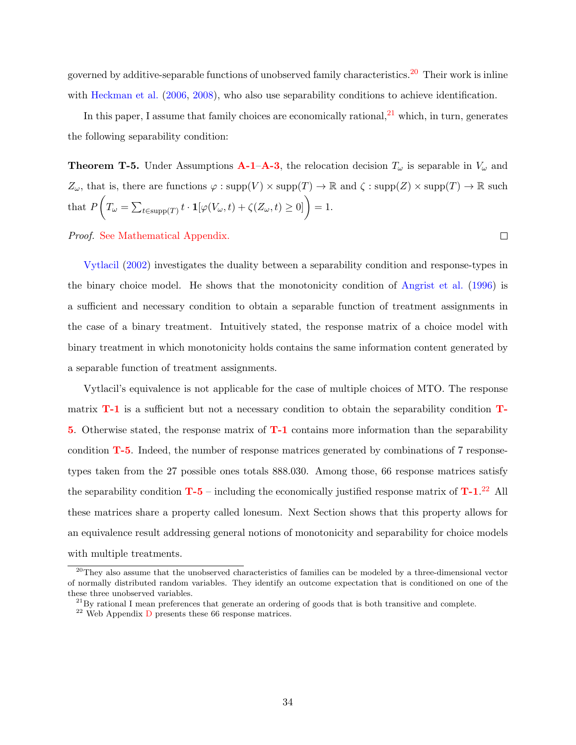governed by additive-separable functions of unobserved family characteristics.[20] Their work is inline with Heckman et al. (2006, 2008), who also use separability conditions to achieve identification.

In this paper, I assume that family choices are economically rational,[21] which, in turn, generates the following separability condition:

**Theorem T-5.** Under Assumptions **A-1**–**A-3**, the relocation decision $T_\omega$ is separable in $V_\omega$ and $Z_\omega$, that is, there are functions $\varphi : \text{supp}(V) \times \text{supp}(T) \to \mathbb{R}$ and $\zeta : \text{supp}(Z) \times \text{supp}(T) \to \mathbb{R}$ such that $P\left(T_\omega = \sum_{t \in \text{supp}(T)} t \cdot \mathbf{1}[\varphi(V_\omega, t) + \zeta(Z_\omega, t) \geq 0]\right) = 1$.

*Proof.* See Mathematical Appendix. □

Vytlacil (2002) investigates the duality between a separability condition and response-types in the binary choice model. He shows that the monotonicity condition of Angrist et al. (1996) is a sufficient and necessary condition to obtain a separable function of treatment assignments in the case of a binary treatment. Intuitively stated, the response matrix of a choice model with binary treatment in which monotonicity holds contains the same information content generated by a separable function of treatment assignments.

Vytlacil's equivalence is not applicable for the case of multiple choices of MTO. The response matrix **T-1** is a sufficient but not a necessary condition to obtain the separability condition **T-5**. Otherwise stated, the response matrix of **T-1** contains more information than the separability condition **T-5**. Indeed, the number of response matrices generated by combinations of 7 response-types taken from the 27 possible ones totals 888.030. Among those, 66 response matrices satisfy the separability condition **T-5** – including the economically justified response matrix of **T-1**.[22] All these matrices share a property called lonesum. Next Section shows that this property allows for an equivalence result addressing general notions of monotonicity and separability for choice models with multiple treatments.

[20] They also assume that the unobserved characteristics of families can be modeled by a three-dimensional vector of normally distributed random variables. They identify an outcome expectation that is conditioned on one of the these three unobserved variables.

[21] By rational I mean preferences that generate an ordering of goods that is both transitive and complete.

[22] Web Appendix D presents these 66 response matrices.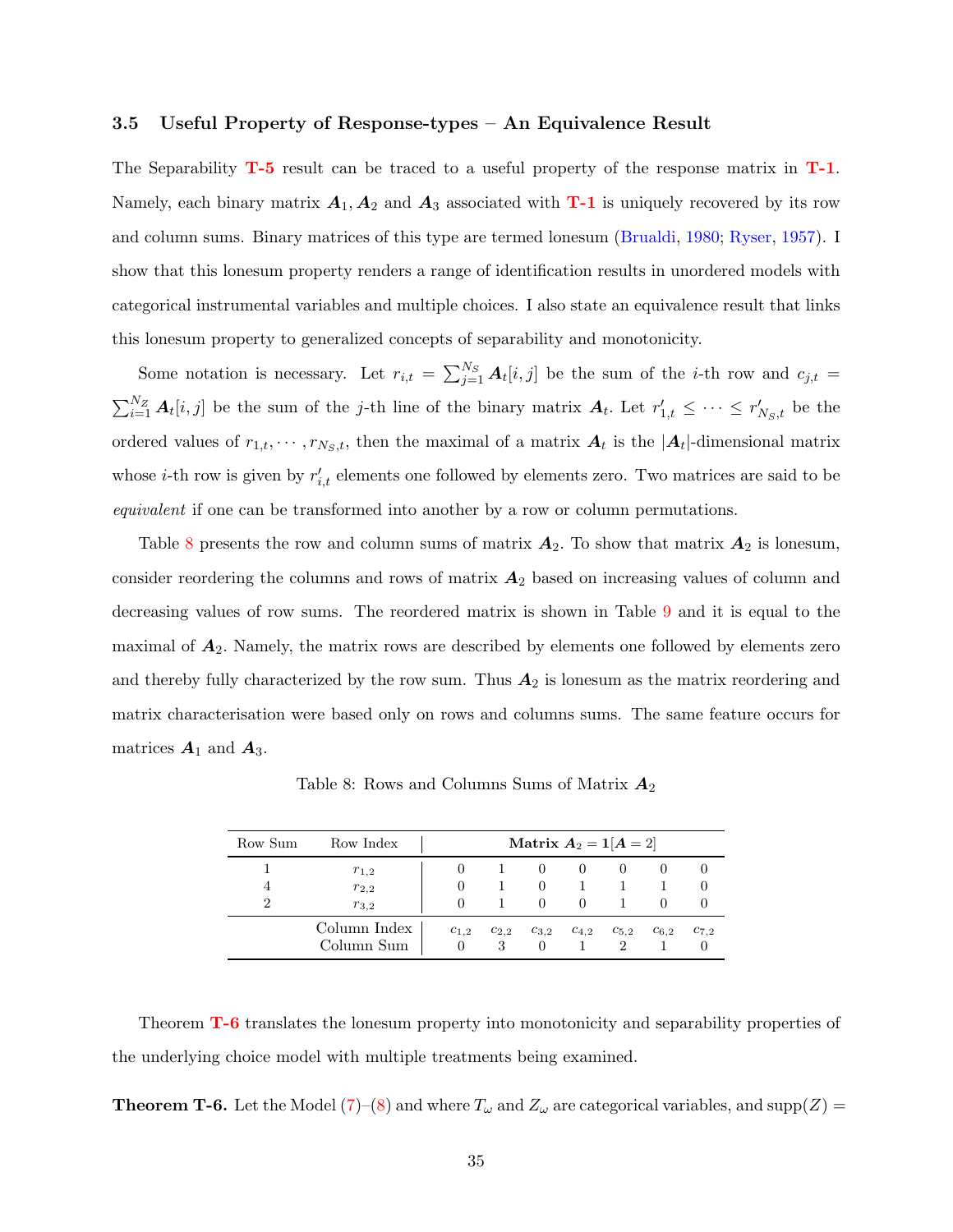### 3.5 Useful Property of Response-types – An Equivalence Result

The Separability **T-5** result can be traced to a useful property of the response matrix in **T-1**. Namely, each binary matrix $\boldsymbol{A}_1, \boldsymbol{A}_2$ and $\boldsymbol{A}_3$ associated with **T-1** is uniquely recovered by its row and column sums. Binary matrices of this type are termed lonesum (Brualdi, 1980; Ryser, 1957). I show that this lonesum property renders a range of identification results in unordered models with categorical instrumental variables and multiple choices. I also state an equivalence result that links this lonesum property to generalized concepts of separability and monotonicity.

Some notation is necessary. Let $r_{i,t} = \sum_{j=1}^{N_S} \boldsymbol{A}_t[i,j]$ be the sum of the $i$-th row and $c_{j,t} = \sum_{i=1}^{N_Z} \boldsymbol{A}_t[i,j]$ be the sum of the $j$-th line of the binary matrix $\boldsymbol{A}_t$. Let $r'_{1,t} \leq \cdots \leq r'_{N_S,t}$ be the ordered values of $r_{1,t}, \cdots, r_{N_S,t}$, then the maximal of a matrix $\boldsymbol{A}_t$ is the $|\boldsymbol{A}_t|$-dimensional matrix whose $i$-th row is given by $r'_{i,t}$ elements one followed by elements zero. Two matrices are said to be *equivalent* if one can be transformed into another by a row or column permutations.

Table 8 presents the row and column sums of matrix $\boldsymbol{A}_2$. To show that matrix $\boldsymbol{A}_2$ is lonesum, consider reordering the columns and rows of matrix $\boldsymbol{A}_2$ based on increasing values of column and decreasing values of row sums. The reordered matrix is shown in Table 9 and it is equal to the maximal of $\boldsymbol{A}_2$. Namely, the matrix rows are described by elements one followed by elements zero and thereby fully characterized by the row sum. Thus $\boldsymbol{A}_2$ is lonesum as the matrix reordering and matrix characterisation were based only on rows and columns sums. The same feature occurs for matrices $\boldsymbol{A}_1$ and $\boldsymbol{A}_3$.

Table 8: Rows and Columns Sums of Matrix $\boldsymbol{A}_2$

| Row Sum | Row Index | **Matrix $\boldsymbol{A}_2 = \mathbf{1}[\boldsymbol{A} = 2]$** | | | | | | |
|---|---|---|---|---|---|---|---|---|
| 1 | $r_{1,2}$ | 0 | 1 | 0 | 0 | 0 | 0 | 0 |
| 4 | $r_{2,2}$ | 0 | 1 | 0 | 1 | 1 | 1 | 0 |
| 2 | $r_{3,2}$ | 0 | 1 | 0 | 0 | 1 | 0 | 0 |
| | Column Index | $c_{1,2}$ | $c_{2,2}$ | $c_{3,2}$ | $c_{4,2}$ | $c_{5,2}$ | $c_{6,2}$ | $c_{7,2}$ |
| | Column Sum | 0 | 3 | 0 | 1 | 2 | 1 | 0 |

Theorem **T-6** translates the lonesum property into monotonicity and separability properties of the underlying choice model with multiple treatments being examined.

**Theorem T-6.** Let the Model (7)–(8) and where $T_\omega$ and $Z_\omega$ are categorical variables, and $\text{supp}(Z) =$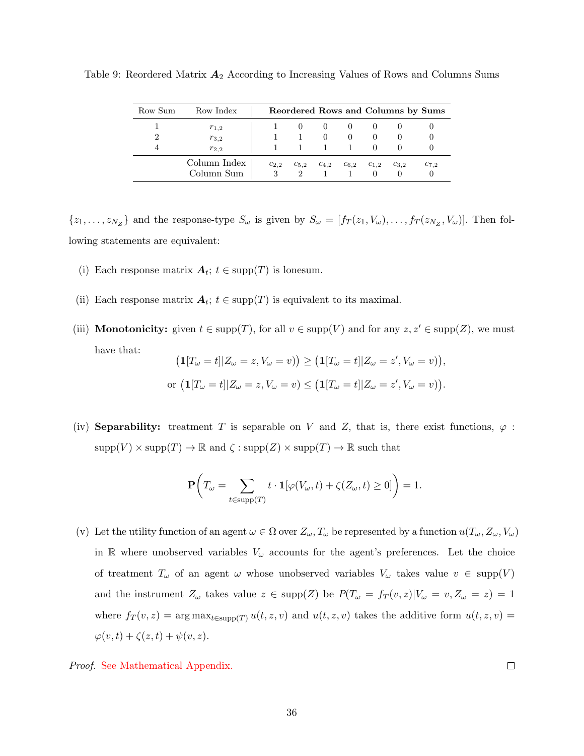Table 9: Reordered Matrix $\boldsymbol{A}_2$ According to Increasing Values of Rows and Columns Sums

| Row Sum | Row Index | **Reordered Rows and Columns by Sums** | | | | | | |
|---|---|---|---|---|---|---|---|---|
| 1 | $r_{1,2}$ | 1 | 0 | 0 | 0 | 0 | 0 | 0 |
| 2 | $r_{3,2}$ | 1 | 1 | 0 | 0 | 0 | 0 | 0 |
| 4 | $r_{2,2}$ | 1 | 1 | 1 | 1 | 0 | 0 | 0 |
| | Column Index | $c_{2,2}$ | $c_{5,2}$ | $c_{4,2}$ | $c_{6,2}$ | $c_{1,2}$ | $c_{3,2}$ | $c_{7,2}$ |
| | Column Sum | 3 | 2 | 1 | 1 | 0 | 0 | 0 |

$\{z_1, \ldots, z_{N_Z}\}$ and the response-type $S_\omega$ is given by $S_\omega = [f_T(z_1, V_\omega), \ldots, f_T(z_{N_Z}, V_\omega)]$. Then following statements are equivalent:

(i) Each response matrix $\boldsymbol{A}_t$; $t \in \text{supp}(T)$ is lonesum.

(ii) Each response matrix $\boldsymbol{A}_t$; $t \in \text{supp}(T)$ is equivalent to its maximal.

(iii) **Monotonicity:** given $t \in \text{supp}(T)$, for all $v \in \text{supp}(V)$ and for any $z, z' \in \text{supp}(Z)$, we must have that:

$$\big(\mathbf{1}[T_\omega = t] | Z_\omega = z, V_\omega = v)\big) \geq \big(\mathbf{1}[T_\omega = t] | Z_\omega = z', V_\omega = v)\big),$$

$$\text{or } \big(\mathbf{1}[T_\omega = t] | Z_\omega = z, V_\omega = v\big) \leq \big(\mathbf{1}[T_\omega = t] | Z_\omega = z', V_\omega = v)\big).$$

(iv) **Separability:** treatment $T$ is separable on $V$ and $Z$, that is, there exist functions, $\varphi$ : $\text{supp}(V) \times \text{supp}(T) \to \mathbb{R}$ and $\zeta : \text{supp}(Z) \times \text{supp}(T) \to \mathbb{R}$ such that

$$\mathbf{P}\Bigg(T_\omega = \sum_{t \in \text{supp}(T)} t \cdot \mathbf{1}[\varphi(V_\omega, t) + \zeta(Z_\omega, t) \geq 0]\Bigg) = 1.$$

(v) Let the utility function of an agent $\omega \in \Omega$ over $Z_\omega, T_\omega$ be represented by a function $u(T_\omega, Z_\omega, V_\omega)$ in $\mathbb{R}$ where unobserved variables $V_\omega$ accounts for the agent's preferences. Let the choice of treatment $T_\omega$ of an agent $\omega$ whose unobserved variables $V_\omega$ takes value $v \in \text{supp}(V)$ and the instrument $Z_\omega$ takes value $z \in \text{supp}(Z)$ be $P(T_\omega = f_T(v, z) | V_\omega = v, Z_\omega = z) = 1$ where $f_T(v, z) = \arg\max_{t \in \text{supp}(T)} u(t, z, v)$ and $u(t, z, v)$ takes the additive form $u(t, z, v) = \varphi(v, t) + \zeta(z, t) + \psi(v, z)$.

*Proof.* See Mathematical Appendix. $\square$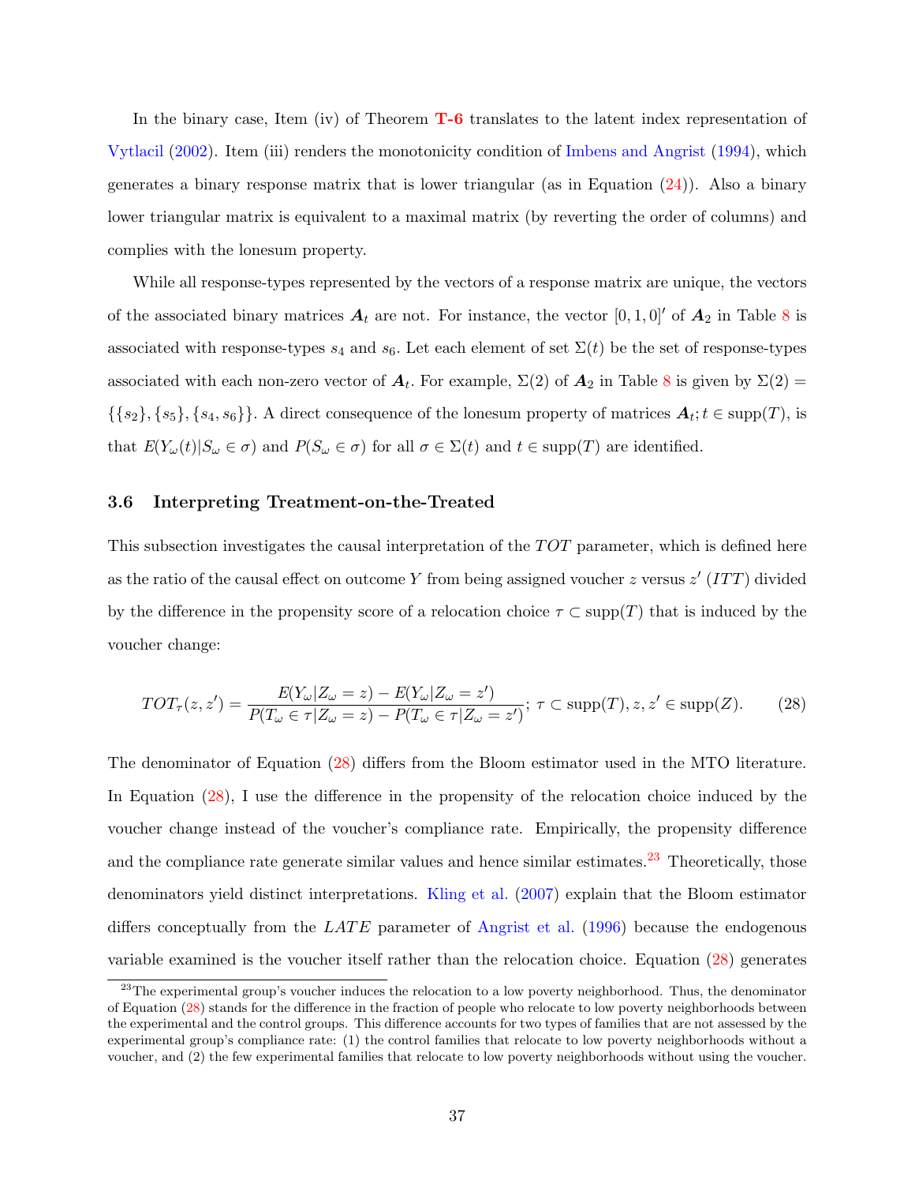In the binary case, Item (iv) of Theorem **T-6** translates to the latent index representation of Vytlacil (2002). Item (iii) renders the monotonicity condition of Imbens and Angrist (1994), which generates a binary response matrix that is lower triangular (as in Equation (24)). Also a binary lower triangular matrix is equivalent to a maximal matrix (by reverting the order of columns) and complies with the lonesum property.

While all response-types represented by the vectors of a response matrix are unique, the vectors of the associated binary matrices $\boldsymbol{A}_t$ are not. For instance, the vector $[0,1,0]'$ of $\boldsymbol{A}_2$ in Table 8 is associated with response-types $s_4$ and $s_6$. Let each element of set $\Sigma(t)$ be the set of response-types associated with each non-zero vector of $\boldsymbol{A}_t$. For example, $\Sigma(2)$ of $\boldsymbol{A}_2$ in Table 8 is given by $\Sigma(2) = \{\{s_2\},\{s_5\},\{s_4,s_6\}\}$. A direct consequence of the lonesum property of matrices $\boldsymbol{A}_t; t \in \text{supp}(T)$, is that $E(Y_\omega(t)|S_\omega \in \sigma)$ and $P(S_\omega \in \sigma)$ for all $\sigma \in \Sigma(t)$ and $t \in \text{supp}(T)$ are identified.

### 3.6 Interpreting Treatment-on-the-Treated

This subsection investigates the causal interpretation of the $TOT$ parameter, which is defined here as the ratio of the causal effect on outcome $Y$ from being assigned voucher $z$ versus $z'$ ($ITT$) divided by the difference in the propensity score of a relocation choice $\tau \subset \text{supp}(T)$ that is induced by the voucher change:

$$TOT_\tau(z,z') = \frac{E(Y_\omega|Z_\omega = z) - E(Y_\omega|Z_\omega = z')}{P(T_\omega \in \tau|Z_\omega = z) - P(T_\omega \in \tau|Z_\omega = z')}; \; \tau \subset \text{supp}(T), z, z' \in \text{supp}(Z). \qquad (28)$$

The denominator of Equation (28) differs from the Bloom estimator used in the MTO literature. In Equation (28), I use the difference in the propensity of the relocation choice induced by the voucher change instead of the voucher's compliance rate. Empirically, the propensity difference and the compliance rate generate similar values and hence similar estimates.[23] Theoretically, those denominators yield distinct interpretations. Kling et al. (2007) explain that the Bloom estimator differs conceptually from the $LATE$ parameter of Angrist et al. (1996) because the endogenous variable examined is the voucher itself rather than the relocation choice. Equation (28) generates

[23]The experimental group's voucher induces the relocation to a low poverty neighborhood. Thus, the denominator of Equation (28) stands for the difference in the fraction of people who relocate to low poverty neighborhoods between the experimental and the control groups. This difference accounts for two types of families that are not assessed by the experimental group's compliance rate: (1) the control families that relocate to low poverty neighborhoods without a voucher, and (2) the few experimental families that relocate to low poverty neighborhoods without using the voucher.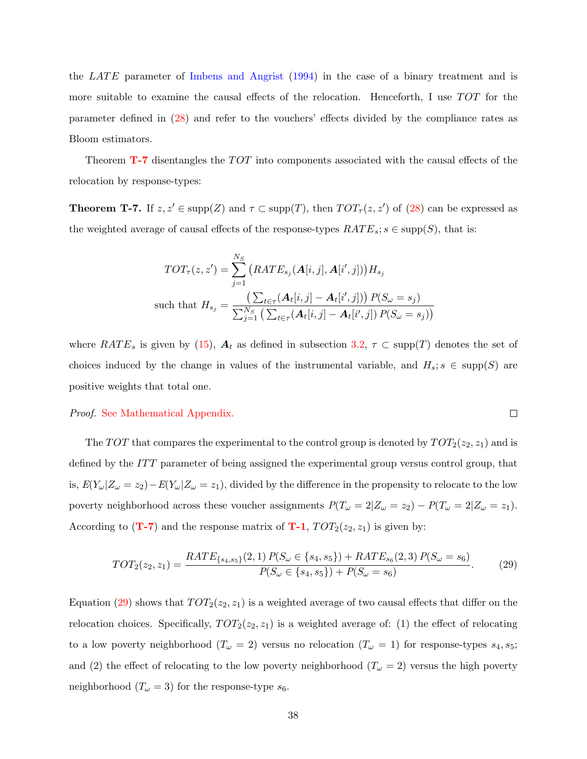the $LATE$ parameter of Imbens and Angrist (1994) in the case of a binary treatment and is more suitable to examine the causal effects of the relocation. Henceforth, I use $TOT$ for the parameter defined in (28) and refer to the vouchers' effects divided by the compliance rates as Bloom estimators.

Theorem **T-7** disentangles the $TOT$ into components associated with the causal effects of the relocation by response-types:

**Theorem T-7.** If $z, z' \in \text{supp}(Z)$ and $\tau \subset \text{supp}(T)$, then $TOT_{\tau}(z, z')$ of (28) can be expressed as the weighted average of causal effects of the response-types $RATE_s; s \in \text{supp}(S)$, that is:

$$TOT_{\tau}(z, z') = \sum_{j=1}^{N_S} \big(RATE_{s_j}(\boldsymbol{A}[i, j], \boldsymbol{A}[i', j])\big) H_{s_j}$$

$$\text{such that } H_{s_j} = \frac{\big(\sum_{t \in \tau}(\boldsymbol{A}_t[i, j] - \boldsymbol{A}_t[i', j])\big)\, P(S_{\omega} = s_j)}{\sum_{j=1}^{N_S}\big(\sum_{t \in \tau}(\boldsymbol{A}_t[i, j] - \boldsymbol{A}_t[i', j])\, P(S_{\omega} = s_j)\big)}$$

where $RATE_s$ is given by (15), $\boldsymbol{A}_t$ as defined in subsection 3.2, $\tau \subset \text{supp}(T)$ denotes the set of choices induced by the change in values of the instrumental variable, and $H_s; s \in \text{supp}(S)$ are positive weights that total one.

*Proof.* See Mathematical Appendix. □

The $TOT$ that compares the experimental to the control group is denoted by $TOT_2(z_2, z_1)$ and is defined by the $ITT$ parameter of being assigned the experimental group versus control group, that is, $E(Y_{\omega}|Z_{\omega} = z_2) - E(Y_{\omega}|Z_{\omega} = z_1)$, divided by the difference in the propensity to relocate to the low poverty neighborhood across these voucher assignments $P(T_{\omega} = 2|Z_{\omega} = z_2) - P(T_{\omega} = 2|Z_{\omega} = z_1)$. According to (**T-7**) and the response matrix of **T-1**, $TOT_2(z_2, z_1)$ is given by:

$$TOT_2(z_2, z_1) = \frac{RATE_{\{s_4, s_5\}}(2, 1)\, P(S_{\omega} \in \{s_4, s_5\}) + RATE_{s_6}(2, 3)\, P(S_{\omega} = s_6)}{P(S_{\omega} \in \{s_4, s_5\}) + P(S_{\omega} = s_6)}. \tag{29}$$

Equation (29) shows that $TOT_2(z_2, z_1)$ is a weighted average of two causal effects that differ on the relocation choices. Specifically, $TOT_2(z_2, z_1)$ is a weighted average of: (1) the effect of relocating to a low poverty neighborhood ($T_{\omega} = 2$) versus no relocation ($T_{\omega} = 1$) for response-types $s_4, s_5$; and (2) the effect of relocating to the low poverty neighborhood ($T_{\omega} = 2$) versus the high poverty neighborhood ($T_{\omega} = 3$) for the response-type $s_6$.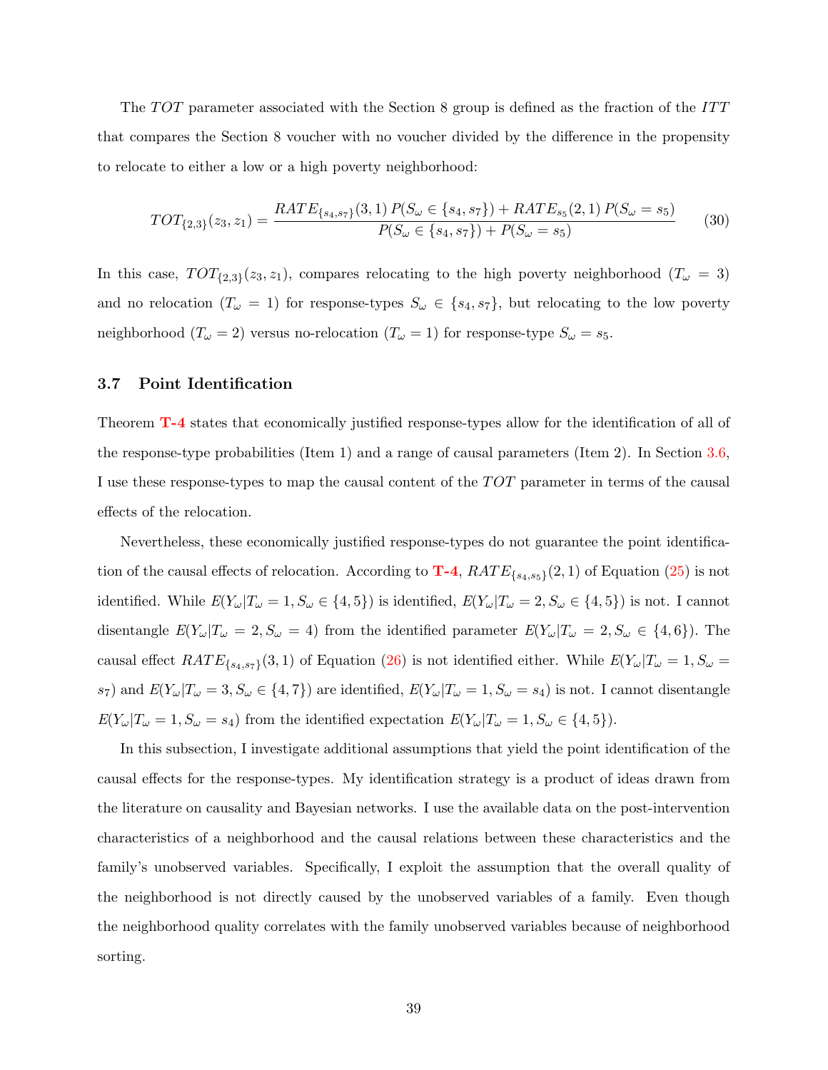The $TOT$ parameter associated with the Section 8 group is defined as the fraction of the $ITT$ that compares the Section 8 voucher with no voucher divided by the difference in the propensity to relocate to either a low or a high poverty neighborhood:

$$TOT_{\{2,3\}}(z_3, z_1) = \frac{RATE_{\{s_4,s_7\}}(3,1)\,P(S_\omega \in \{s_4, s_7\}) + RATE_{s_5}(2,1)\,P(S_\omega = s_5)}{P(S_\omega \in \{s_4, s_7\}) + P(S_\omega = s_5)} \tag{30}$$

In this case, $TOT_{\{2,3\}}(z_3, z_1)$, compares relocating to the high poverty neighborhood ($T_\omega = 3$) and no relocation ($T_\omega = 1$) for response-types $S_\omega \in \{s_4, s_7\}$, but relocating to the low poverty neighborhood ($T_\omega = 2$) versus no-relocation ($T_\omega = 1$) for response-type $S_\omega = s_5$.

### 3.7 Point Identification

Theorem **T-4** states that economically justified response-types allow for the identification of all of the response-type probabilities (Item 1) and a range of causal parameters (Item 2). In Section 3.6, I use these response-types to map the causal content of the $TOT$ parameter in terms of the causal effects of the relocation.

Nevertheless, these economically justified response-types do not guarantee the point identification of the causal effects of relocation. According to **T-4**, $RATE_{\{s_4,s_5\}}(2,1)$ of Equation (25) is not identified. While $E(Y_\omega|T_\omega = 1, S_\omega \in \{4,5\})$ is identified, $E(Y_\omega|T_\omega = 2, S_\omega \in \{4,5\})$ is not. I cannot disentangle $E(Y_\omega|T_\omega = 2, S_\omega = 4)$ from the identified parameter $E(Y_\omega|T_\omega = 2, S_\omega \in \{4,6\})$. The causal effect $RATE_{\{s_4,s_7\}}(3,1)$ of Equation (26) is not identified either. While $E(Y_\omega|T_\omega = 1, S_\omega = s_7)$ and $E(Y_\omega|T_\omega = 3, S_\omega \in \{4,7\})$ are identified, $E(Y_\omega|T_\omega = 1, S_\omega = s_4)$ is not. I cannot disentangle $E(Y_\omega|T_\omega = 1, S_\omega = s_4)$ from the identified expectation $E(Y_\omega|T_\omega = 1, S_\omega \in \{4,5\})$.

In this subsection, I investigate additional assumptions that yield the point identification of the causal effects for the response-types. My identification strategy is a product of ideas drawn from the literature on causality and Bayesian networks. I use the available data on the post-intervention characteristics of a neighborhood and the causal relations between these characteristics and the family's unobserved variables. Specifically, I exploit the assumption that the overall quality of the neighborhood is not directly caused by the unobserved variables of a family. Even though the neighborhood quality correlates with the family unobserved variables because of neighborhood sorting.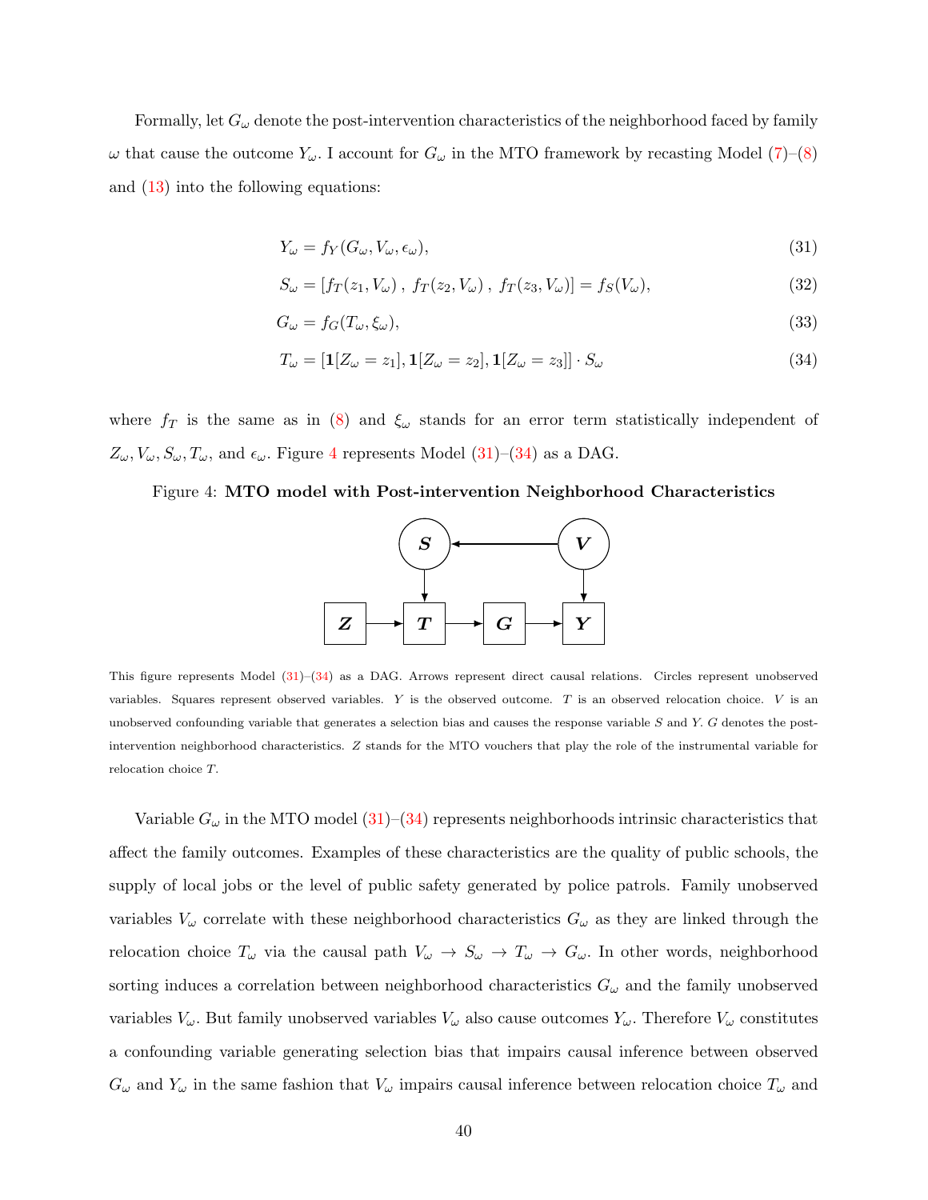Formally, let $G_\omega$ denote the post-intervention characteristics of the neighborhood faced by family $\omega$ that cause the outcome $Y_\omega$. I account for $G_\omega$ in the MTO framework by recasting Model (7)–(8) and (13) into the following equations:

$$Y_\omega = f_Y(G_\omega, V_\omega, \epsilon_\omega), \tag{31}$$

$$S_\omega = [f_T(z_1, V_\omega)\ ,\ f_T(z_2, V_\omega)\ ,\ f_T(z_3, V_\omega)] = f_S(V_\omega), \tag{32}$$

$$G_\omega = f_G(T_\omega, \xi_\omega), \tag{33}$$

$$T_\omega = [\mathbf{1}[Z_\omega = z_1], \mathbf{1}[Z_\omega = z_2], \mathbf{1}[Z_\omega = z_3]] \cdot S_\omega \tag{34}$$

where $f_T$ is the same as in (8) and $\xi_\omega$ stands for an error term statistically independent of $Z_\omega, V_\omega, S_\omega, T_\omega$, and $\epsilon_\omega$. Figure 4 represents Model (31)–(34) as a DAG.

Figure 4: **MTO model with Post-intervention Neighborhood Characteristics**

This figure represents Model (31)–(34) as a DAG. Arrows represent direct causal relations. Circles represent unobserved variables. Squares represent observed variables. $Y$ is the observed outcome. $T$ is an observed relocation choice. $V$ is an unobserved confounding variable that generates a selection bias and causes the response variable $S$ and $Y$. $G$ denotes the post-intervention neighborhood characteristics. $Z$ stands for the MTO vouchers that play the role of the instrumental variable for relocation choice $T$.

Variable $G_\omega$ in the MTO model (31)–(34) represents neighborhoods intrinsic characteristics that affect the family outcomes. Examples of these characteristics are the quality of public schools, the supply of local jobs or the level of public safety generated by police patrols. Family unobserved variables $V_\omega$ correlate with these neighborhood characteristics $G_\omega$ as they are linked through the relocation choice $T_\omega$ via the causal path $V_\omega \to S_\omega \to T_\omega \to G_\omega$. In other words, neighborhood sorting induces a correlation between neighborhood characteristics $G_\omega$ and the family unobserved variables $V_\omega$. But family unobserved variables $V_\omega$ also cause outcomes $Y_\omega$. Therefore $V_\omega$ constitutes a confounding variable generating selection bias that impairs causal inference between observed $G_\omega$ and $Y_\omega$ in the same fashion that $V_\omega$ impairs causal inference between relocation choice $T_\omega$ and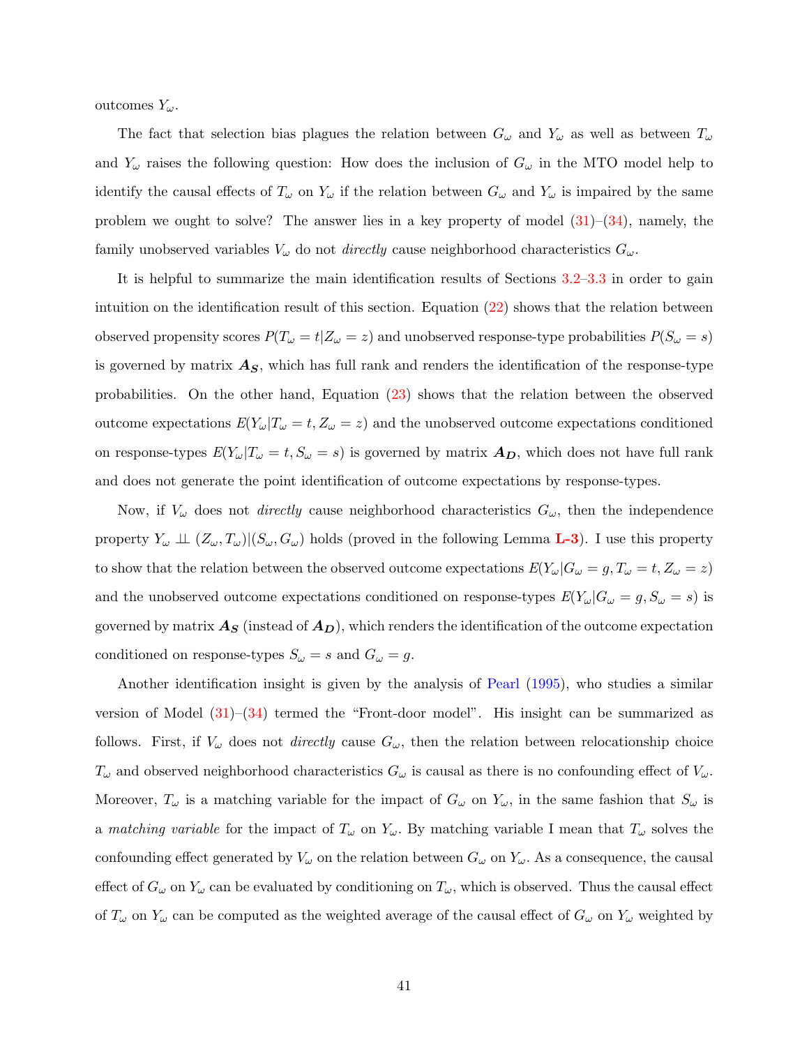outcomes $Y_\omega$.

The fact that selection bias plagues the relation between $G_\omega$ and $Y_\omega$ as well as between $T_\omega$ and $Y_\omega$ raises the following question: How does the inclusion of $G_\omega$ in the MTO model help to identify the causal effects of $T_\omega$ on $Y_\omega$ if the relation between $G_\omega$ and $Y_\omega$ is impaired by the same problem we ought to solve? The answer lies in a key property of model (31)–(34), namely, the family unobserved variables $V_\omega$ do not *directly* cause neighborhood characteristics $G_\omega$.

It is helpful to summarize the main identification results of Sections 3.2–3.3 in order to gain intuition on the identification result of this section. Equation (22) shows that the relation between observed propensity scores $P(T_\omega = t|Z_\omega = z)$ and unobserved response-type probabilities $P(S_\omega = s)$ is governed by matrix $\boldsymbol{A_S}$, which has full rank and renders the identification of the response-type probabilities. On the other hand, Equation (23) shows that the relation between the observed outcome expectations $E(Y_\omega|T_\omega = t, Z_\omega = z)$ and the unobserved outcome expectations conditioned on response-types $E(Y_\omega|T_\omega = t, S_\omega = s)$ is governed by matrix $\boldsymbol{A_D}$, which does not have full rank and does not generate the point identification of outcome expectations by response-types.

Now, if $V_\omega$ does not *directly* cause neighborhood characteristics $G_\omega$, then the independence property $Y_\omega \perp\!\!\!\perp (Z_\omega, T_\omega)|(S_\omega, G_\omega)$ holds (proved in the following Lemma **L-3**). I use this property to show that the relation between the observed outcome expectations $E(Y_\omega|G_\omega = g, T_\omega = t, Z_\omega = z)$ and the unobserved outcome expectations conditioned on response-types $E(Y_\omega|G_\omega = g, S_\omega = s)$ is governed by matrix $\boldsymbol{A_S}$ (instead of $\boldsymbol{A_D}$), which renders the identification of the outcome expectation conditioned on response-types $S_\omega = s$ and $G_\omega = g$.

Another identification insight is given by the analysis of Pearl (1995), who studies a similar version of Model (31)–(34) termed the "Front-door model". His insight can be summarized as follows. First, if $V_\omega$ does not *directly* cause $G_\omega$, then the relation between relocationship choice $T_\omega$ and observed neighborhood characteristics $G_\omega$ is causal as there is no confounding effect of $V_\omega$. Moreover, $T_\omega$ is a matching variable for the impact of $G_\omega$ on $Y_\omega$, in the same fashion that $S_\omega$ is a *matching variable* for the impact of $T_\omega$ on $Y_\omega$. By matching variable I mean that $T_\omega$ solves the confounding effect generated by $V_\omega$ on the relation between $G_\omega$ on $Y_\omega$. As a consequence, the causal effect of $G_\omega$ on $Y_\omega$ can be evaluated by conditioning on $T_\omega$, which is observed. Thus the causal effect of $T_\omega$ on $Y_\omega$ can be computed as the weighted average of the causal effect of $G_\omega$ on $Y_\omega$ weighted by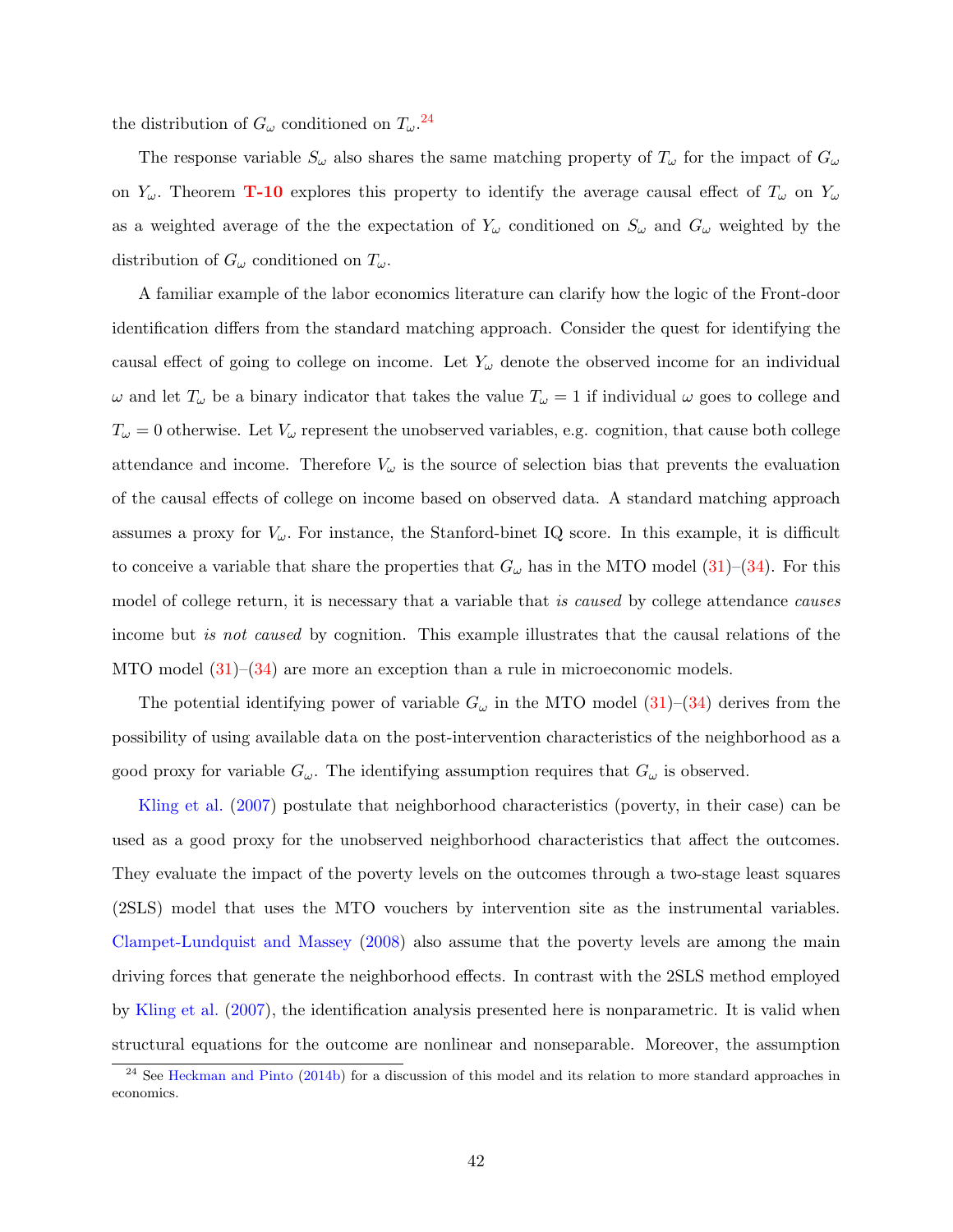the distribution of $G_\omega$ conditioned on $T_\omega$.[24]

The response variable $S_\omega$ also shares the same matching property of $T_\omega$ for the impact of $G_\omega$ on $Y_\omega$. Theorem **T-10** explores this property to identify the average causal effect of $T_\omega$ on $Y_\omega$ as a weighted average of the the expectation of $Y_\omega$ conditioned on $S_\omega$ and $G_\omega$ weighted by the distribution of $G_\omega$ conditioned on $T_\omega$.

A familiar example of the labor economics literature can clarify how the logic of the Front-door identification differs from the standard matching approach. Consider the quest for identifying the causal effect of going to college on income. Let $Y_\omega$ denote the observed income for an individual $\omega$ and let $T_\omega$ be a binary indicator that takes the value $T_\omega = 1$ if individual $\omega$ goes to college and $T_\omega = 0$ otherwise. Let $V_\omega$ represent the unobserved variables, e.g. cognition, that cause both college attendance and income. Therefore $V_\omega$ is the source of selection bias that prevents the evaluation of the causal effects of college on income based on observed data. A standard matching approach assumes a proxy for $V_\omega$. For instance, the Stanford-binet IQ score. In this example, it is difficult to conceive a variable that share the properties that $G_\omega$ has in the MTO model (31)–(34). For this model of college return, it is necessary that a variable that *is caused* by college attendance *causes* income but *is not caused* by cognition. This example illustrates that the causal relations of the MTO model (31)–(34) are more an exception than a rule in microeconomic models.

The potential identifying power of variable $G_\omega$ in the MTO model (31)–(34) derives from the possibility of using available data on the post-intervention characteristics of the neighborhood as a good proxy for variable $G_\omega$. The identifying assumption requires that $G_\omega$ is observed.

Kling et al. (2007) postulate that neighborhood characteristics (poverty, in their case) can be used as a good proxy for the unobserved neighborhood characteristics that affect the outcomes. They evaluate the impact of the poverty levels on the outcomes through a two-stage least squares (2SLS) model that uses the MTO vouchers by intervention site as the instrumental variables. Clampet-Lundquist and Massey (2008) also assume that the poverty levels are among the main driving forces that generate the neighborhood effects. In contrast with the 2SLS method employed by Kling et al. (2007), the identification analysis presented here is nonparametric. It is valid when structural equations for the outcome are nonlinear and nonseparable. Moreover, the assumption

[24] See Heckman and Pinto (2014b) for a discussion of this model and its relation to more standard approaches in economics.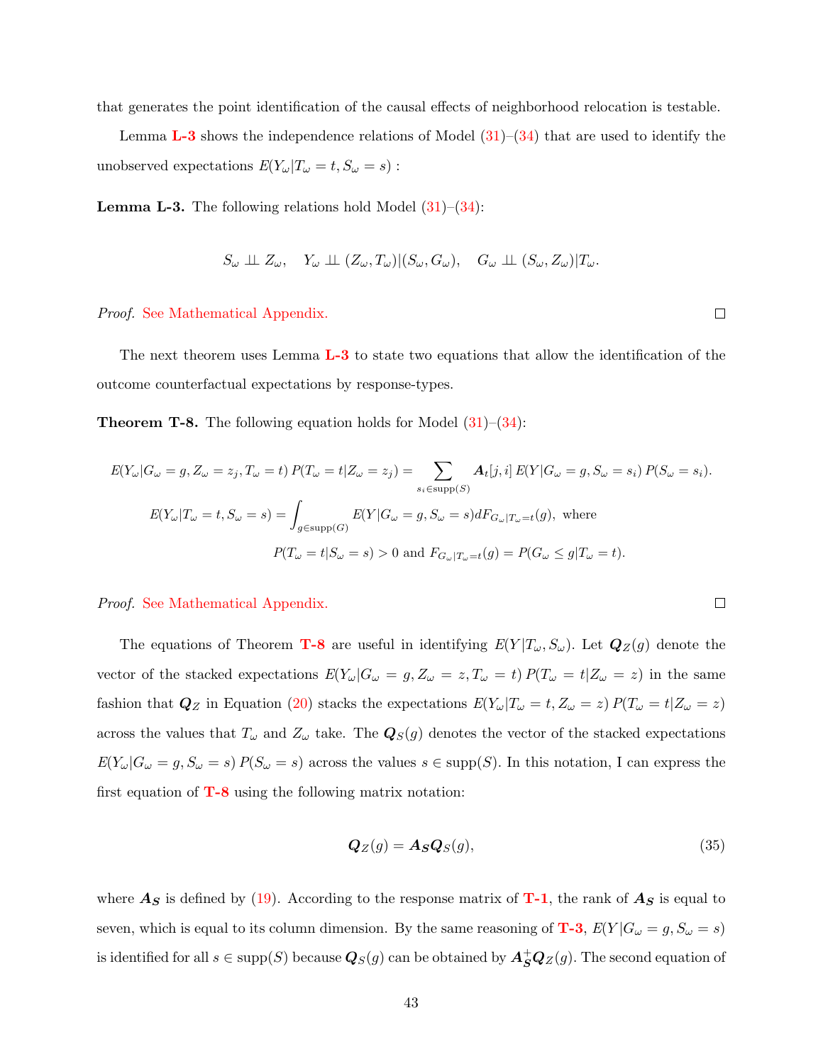that generates the point identification of the causal effects of neighborhood relocation is testable.

Lemma L-3 shows the independence relations of Model (31)–(34) that are used to identify the unobserved expectations $E(Y_\omega|T_\omega = t, S_\omega = s)$ :

**Lemma L-3.** The following relations hold Model (31)–(34):

$$S_\omega \perp\!\!\!\perp Z_\omega, \quad Y_\omega \perp\!\!\!\perp (Z_\omega, T_\omega)|(S_\omega, G_\omega), \quad G_\omega \perp\!\!\!\perp (S_\omega, Z_\omega)|T_\omega.$$

*Proof.* See Mathematical Appendix. □

The next theorem uses Lemma L-3 to state two equations that allow the identification of the outcome counterfactual expectations by response-types.

**Theorem T-8.** The following equation holds for Model (31)–(34):

$$E(Y_\omega|G_\omega = g, Z_\omega = z_j, T_\omega = t)\, P(T_\omega = t|Z_\omega = z_j) = \sum_{s_i \in \text{supp}(S)} \boldsymbol{A}_t[j,i]\, E(Y|G_\omega = g, S_\omega = s_i)\, P(S_\omega = s_i).$$

$$E(Y_\omega|T_\omega = t, S_\omega = s) = \int_{g \in \text{supp}(G)} E(Y|G_\omega = g, S_\omega = s) dF_{G_\omega|T_\omega = t}(g), \text{ where}$$

$$P(T_\omega = t|S_\omega = s) > 0 \text{ and } F_{G_\omega|T_\omega = t}(g) = P(G_\omega \leq g|T_\omega = t).$$

*Proof.* See Mathematical Appendix. □

The equations of Theorem T-8 are useful in identifying $E(Y|T_\omega, S_\omega)$. Let $\boldsymbol{Q}_Z(g)$ denote the vector of the stacked expectations $E(Y_\omega|G_\omega = g, Z_\omega = z, T_\omega = t)\, P(T_\omega = t|Z_\omega = z)$ in the same fashion that $\boldsymbol{Q}_Z$ in Equation (20) stacks the expectations $E(Y_\omega|T_\omega = t, Z_\omega = z)\, P(T_\omega = t|Z_\omega = z)$ across the values that $T_\omega$ and $Z_\omega$ take. The $\boldsymbol{Q}_S(g)$ denotes the vector of the stacked expectations $E(Y_\omega|G_\omega = g, S_\omega = s)\, P(S_\omega = s)$ across the values $s \in \text{supp}(S)$. In this notation, I can express the first equation of T-8 using the following matrix notation:

$$\boldsymbol{Q}_Z(g) = \boldsymbol{A_S} \boldsymbol{Q}_S(g), \tag{35}$$

where $\boldsymbol{A_S}$ is defined by (19). According to the response matrix of T-1, the rank of $\boldsymbol{A_S}$ is equal to seven, which is equal to its column dimension. By the same reasoning of T-3, $E(Y|G_\omega = g, S_\omega = s)$ is identified for all $s \in \text{supp}(S)$ because $\boldsymbol{Q}_S(g)$ can be obtained by $\boldsymbol{A}_{\boldsymbol{S}}^{+} \boldsymbol{Q}_Z(g)$. The second equation of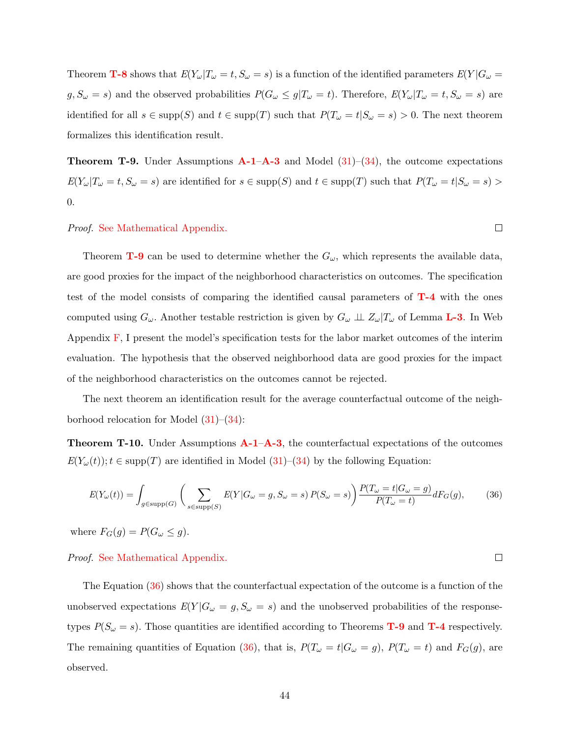Theorem **T-8** shows that $E(Y_\omega | T_\omega = t, S_\omega = s)$ is a function of the identified parameters $E(Y | G_\omega = g, S_\omega = s)$ and the observed probabilities $P(G_\omega \leq g | T_\omega = t)$. Therefore, $E(Y_\omega | T_\omega = t, S_\omega = s)$ are identified for all $s \in \text{supp}(S)$ and $t \in \text{supp}(T)$ such that $P(T_\omega = t | S_\omega = s) > 0$. The next theorem formalizes this identification result.

**Theorem T-9.** Under Assumptions **A-1**–**A-3** and Model (31)–(34), the outcome expectations $E(Y_\omega | T_\omega = t, S_\omega = s)$ are identified for $s \in \text{supp}(S)$ and $t \in \text{supp}(T)$ such that $P(T_\omega = t | S_\omega = s) > 0$.

*Proof.* See Mathematical Appendix. □

Theorem **T-9** can be used to determine whether the $G_\omega$, which represents the available data, are good proxies for the impact of the neighborhood characteristics on outcomes. The specification test of the model consists of comparing the identified causal parameters of **T-4** with the ones computed using $G_\omega$. Another testable restriction is given by $G_\omega \perp\!\!\!\perp Z_\omega | T_\omega$ of Lemma **L-3**. In Web Appendix F, I present the model's specification tests for the labor market outcomes of the interim evaluation. The hypothesis that the observed neighborhood data are good proxies for the impact of the neighborhood characteristics on the outcomes cannot be rejected.

The next theorem an identification result for the average counterfactual outcome of the neighborhood relocation for Model (31)–(34):

**Theorem T-10.** Under Assumptions **A-1**–**A-3**, the counterfactual expectations of the outcomes $E(Y_\omega(t)); t \in \text{supp}(T)$ are identified in Model (31)–(34) by the following Equation:

$$E(Y_\omega(t)) = \int_{g \in \text{supp}(G)} \left( \sum_{s \in \text{supp}(S)} E(Y | G_\omega = g, S_\omega = s) \, P(S_\omega = s) \right) \frac{P(T_\omega = t | G_\omega = g)}{P(T_\omega = t)} dF_G(g), \tag{36}$$

where $F_G(g) = P(G_\omega \leq g)$.

*Proof.* See Mathematical Appendix. □

The Equation (36) shows that the counterfactual expectation of the outcome is a function of the unobserved expectations $E(Y | G_\omega = g, S_\omega = s)$ and the unobserved probabilities of the response-types $P(S_\omega = s)$. Those quantities are identified according to Theorems **T-9** and **T-4** respectively. The remaining quantities of Equation (36), that is, $P(T_\omega = t | G_\omega = g)$, $P(T_\omega = t)$ and $F_G(g)$, are observed.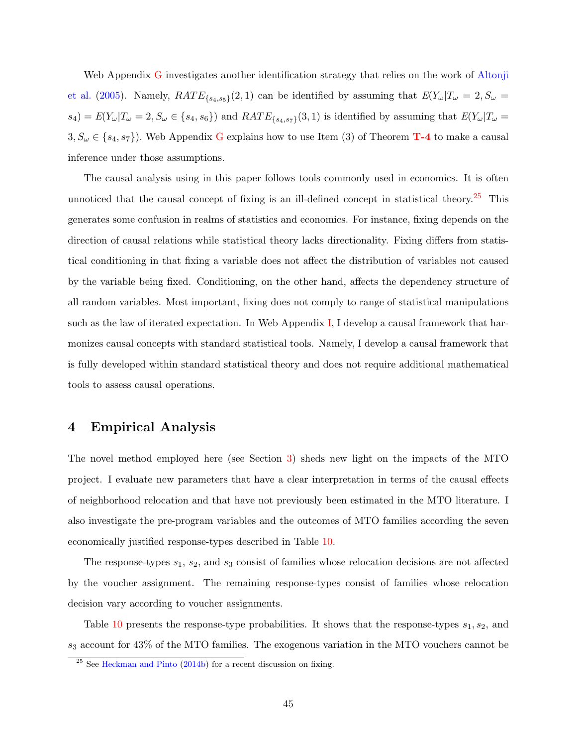Web Appendix G investigates another identification strategy that relies on the work of Altonji et al. (2005). Namely, $RATE_{\{s_4,s_5\}}(2,1)$ can be identified by assuming that $E(Y_\omega|T_\omega = 2, S_\omega = s_4) = E(Y_\omega|T_\omega = 2, S_\omega \in \{s_4, s_6\})$ and $RATE_{\{s_4,s_7\}}(3,1)$ is identified by assuming that $E(Y_\omega|T_\omega = 3, S_\omega \in \{s_4, s_7\})$. Web Appendix G explains how to use Item (3) of Theorem **T-4** to make a causal inference under those assumptions.

The causal analysis using in this paper follows tools commonly used in economics. It is often unnoticed that the causal concept of fixing is an ill-defined concept in statistical theory.[25] This generates some confusion in realms of statistics and economics. For instance, fixing depends on the direction of causal relations while statistical theory lacks directionality. Fixing differs from statistical conditioning in that fixing a variable does not affect the distribution of variables not caused by the variable being fixed. Conditioning, on the other hand, affects the dependency structure of all random variables. Most important, fixing does not comply to range of statistical manipulations such as the law of iterated expectation. In Web Appendix I, I develop a causal framework that harmonizes causal concepts with standard statistical tools. Namely, I develop a causal framework that is fully developed within standard statistical theory and does not require additional mathematical tools to assess causal operations.

# 4 Empirical Analysis

The novel method employed here (see Section 3) sheds new light on the impacts of the MTO project. I evaluate new parameters that have a clear interpretation in terms of the causal effects of neighborhood relocation and that have not previously been estimated in the MTO literature. I also investigate the pre-program variables and the outcomes of MTO families according the seven economically justified response-types described in Table 10.

The response-types $s_1$, $s_2$, and $s_3$ consist of families whose relocation decisions are not affected by the voucher assignment. The remaining response-types consist of families whose relocation decision vary according to voucher assignments.

Table 10 presents the response-type probabilities. It shows that the response-types $s_1, s_2$, and $s_3$ account for 43% of the MTO families. The exogenous variation in the MTO vouchers cannot be

[25] See Heckman and Pinto (2014b) for a recent discussion on fixing.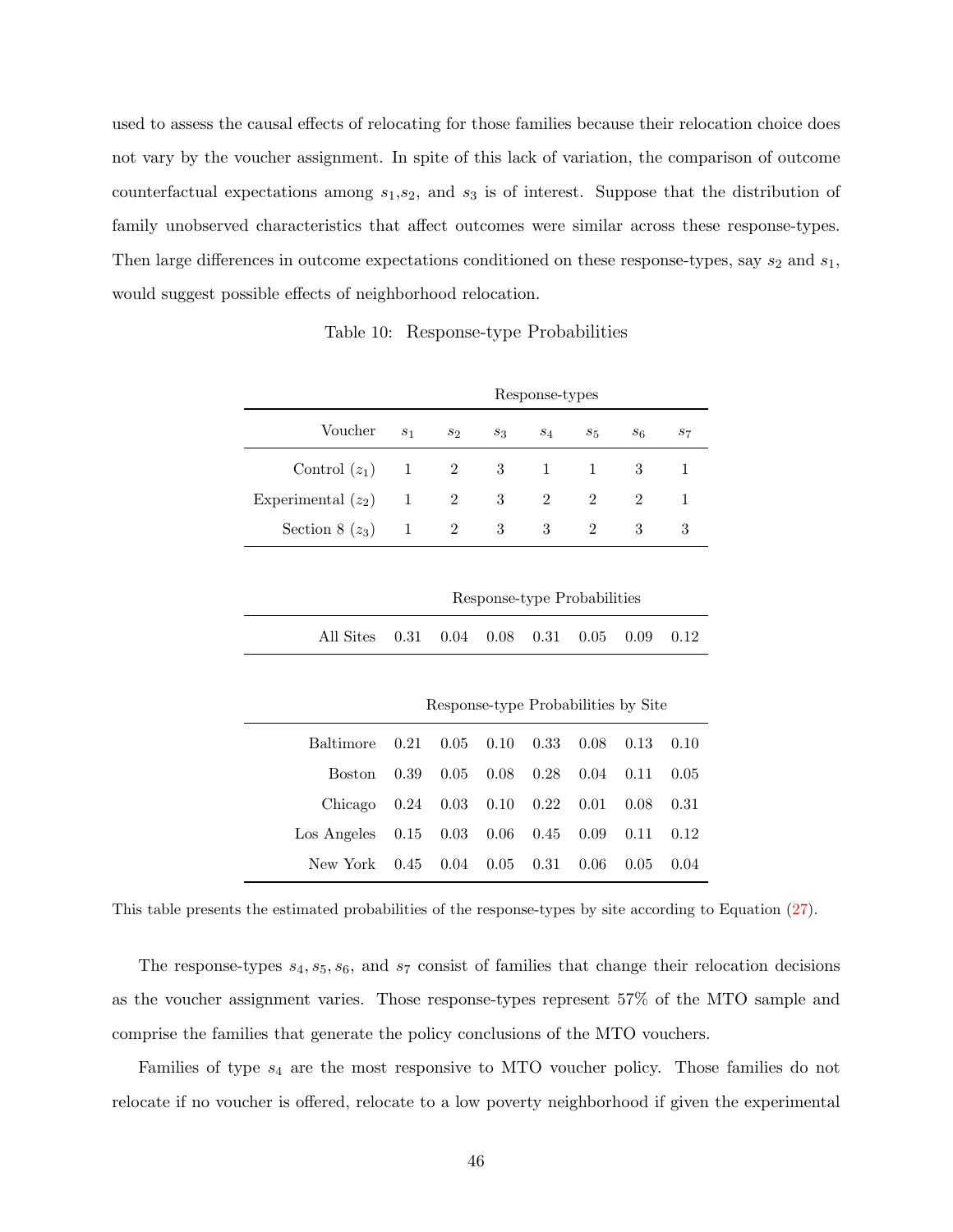used to assess the causal effects of relocating for those families because their relocation choice does not vary by the voucher assignment. In spite of this lack of variation, the comparison of outcome counterfactual expectations among $s_1$,$s_2$, and $s_3$ is of interest. Suppose that the distribution of family unobserved characteristics that affect outcomes were similar across these response-types. Then large differences in outcome expectations conditioned on these response-types, say $s_2$ and $s_1$, would suggest possible effects of neighborhood relocation.

Table 10: Response-type Probabilities

| | Response-types | | | | | | |
|---|---|---|---|---|---|---|---|
| Voucher | $s_1$ | $s_2$ | $s_3$ | $s_4$ | $s_5$ | $s_6$ | $s_7$ |
| Control ($z_1$) | 1 | 2 | 3 | 1 | 1 | 3 | 1 |
| Experimental ($z_2$) | 1 | 2 | 3 | 2 | 2 | 2 | 1 |
| Section 8 ($z_3$) | 1 | 2 | 3 | 3 | 2 | 3 | 3 |
| | **Response-type Probabilities** | | | | | | |
| All Sites | 0.31 | 0.04 | 0.08 | 0.31 | 0.05 | 0.09 | 0.12 |
| | **Response-type Probabilities by Site** | | | | | | |
| Baltimore | 0.21 | 0.05 | 0.10 | 0.33 | 0.08 | 0.13 | 0.10 |
| Boston | 0.39 | 0.05 | 0.08 | 0.28 | 0.04 | 0.11 | 0.05 |
| Chicago | 0.24 | 0.03 | 0.10 | 0.22 | 0.01 | 0.08 | 0.31 |
| Los Angeles | 0.15 | 0.03 | 0.06 | 0.45 | 0.09 | 0.11 | 0.12 |
| New York | 0.45 | 0.04 | 0.05 | 0.31 | 0.06 | 0.05 | 0.04 |

This table presents the estimated probabilities of the response-types by site according to Equation (27).

The response-types $s_4, s_5, s_6$, and $s_7$ consist of families that change their relocation decisions as the voucher assignment varies. Those response-types represent 57% of the MTO sample and comprise the families that generate the policy conclusions of the MTO vouchers.

Families of type $s_4$ are the most responsive to MTO voucher policy. Those families do not relocate if no voucher is offered, relocate to a low poverty neighborhood if given the experimental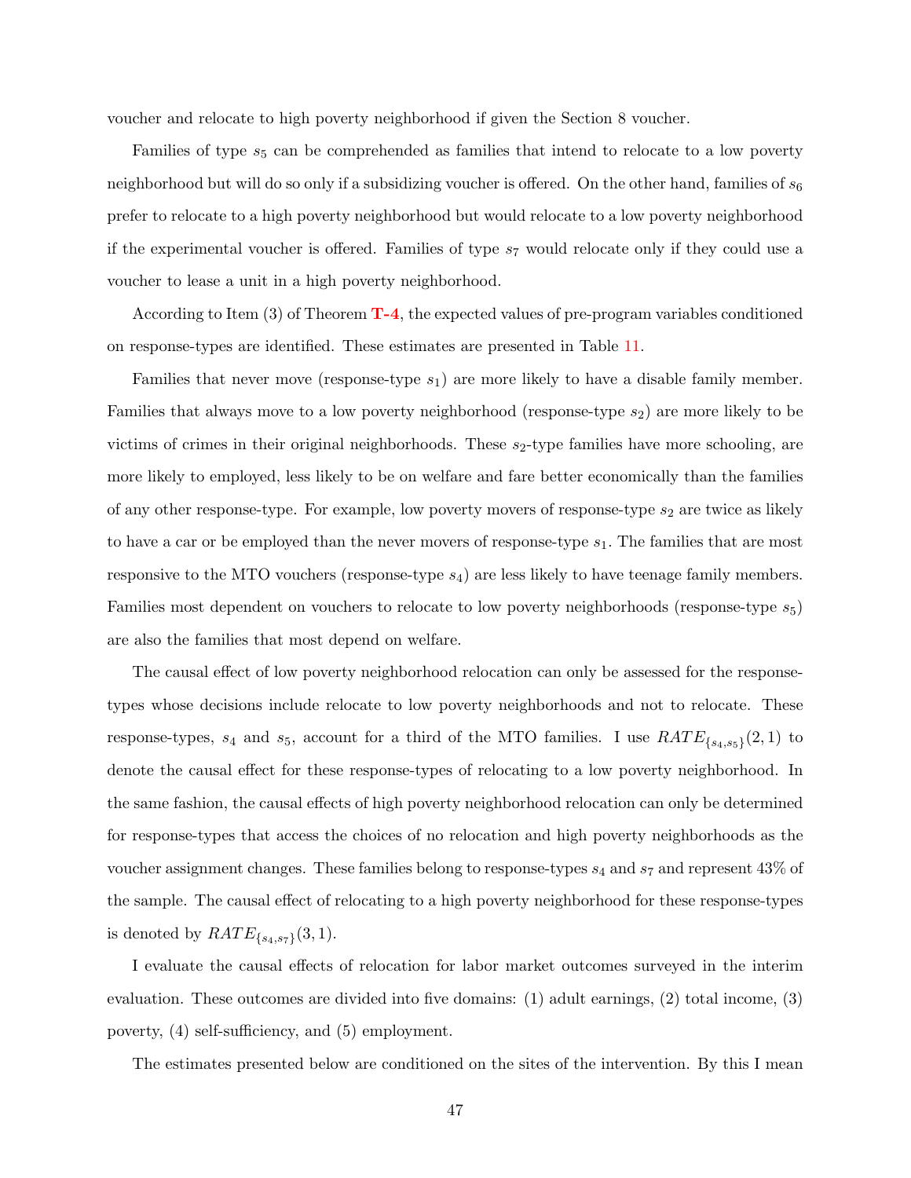voucher and relocate to high poverty neighborhood if given the Section 8 voucher.

Families of type $s_5$ can be comprehended as families that intend to relocate to a low poverty neighborhood but will do so only if a subsidizing voucher is offered. On the other hand, families of $s_6$ prefer to relocate to a high poverty neighborhood but would relocate to a low poverty neighborhood if the experimental voucher is offered. Families of type $s_7$ would relocate only if they could use a voucher to lease a unit in a high poverty neighborhood.

According to Item (3) of Theorem **T-4**, the expected values of pre-program variables conditioned on response-types are identified. These estimates are presented in Table 11.

Families that never move (response-type $s_1$) are more likely to have a disable family member. Families that always move to a low poverty neighborhood (response-type $s_2$) are more likely to be victims of crimes in their original neighborhoods. These $s_2$-type families have more schooling, are more likely to employed, less likely to be on welfare and fare better economically than the families of any other response-type. For example, low poverty movers of response-type $s_2$ are twice as likely to have a car or be employed than the never movers of response-type $s_1$. The families that are most responsive to the MTO vouchers (response-type $s_4$) are less likely to have teenage family members. Families most dependent on vouchers to relocate to low poverty neighborhoods (response-type $s_5$) are also the families that most depend on welfare.

The causal effect of low poverty neighborhood relocation can only be assessed for the response-types whose decisions include relocate to low poverty neighborhoods and not to relocate. These response-types, $s_4$ and $s_5$, account for a third of the MTO families. I use $RATE_{\{s_4,s_5\}}(2,1)$ to denote the causal effect for these response-types of relocating to a low poverty neighborhood. In the same fashion, the causal effects of high poverty neighborhood relocation can only be determined for response-types that access the choices of no relocation and high poverty neighborhoods as the voucher assignment changes. These families belong to response-types $s_4$ and $s_7$ and represent 43% of the sample. The causal effect of relocating to a high poverty neighborhood for these response-types is denoted by $RATE_{\{s_4,s_7\}}(3,1)$.

I evaluate the causal effects of relocation for labor market outcomes surveyed in the interim evaluation. These outcomes are divided into five domains: (1) adult earnings, (2) total income, (3) poverty, (4) self-sufficiency, and (5) employment.

The estimates presented below are conditioned on the sites of the intervention. By this I mean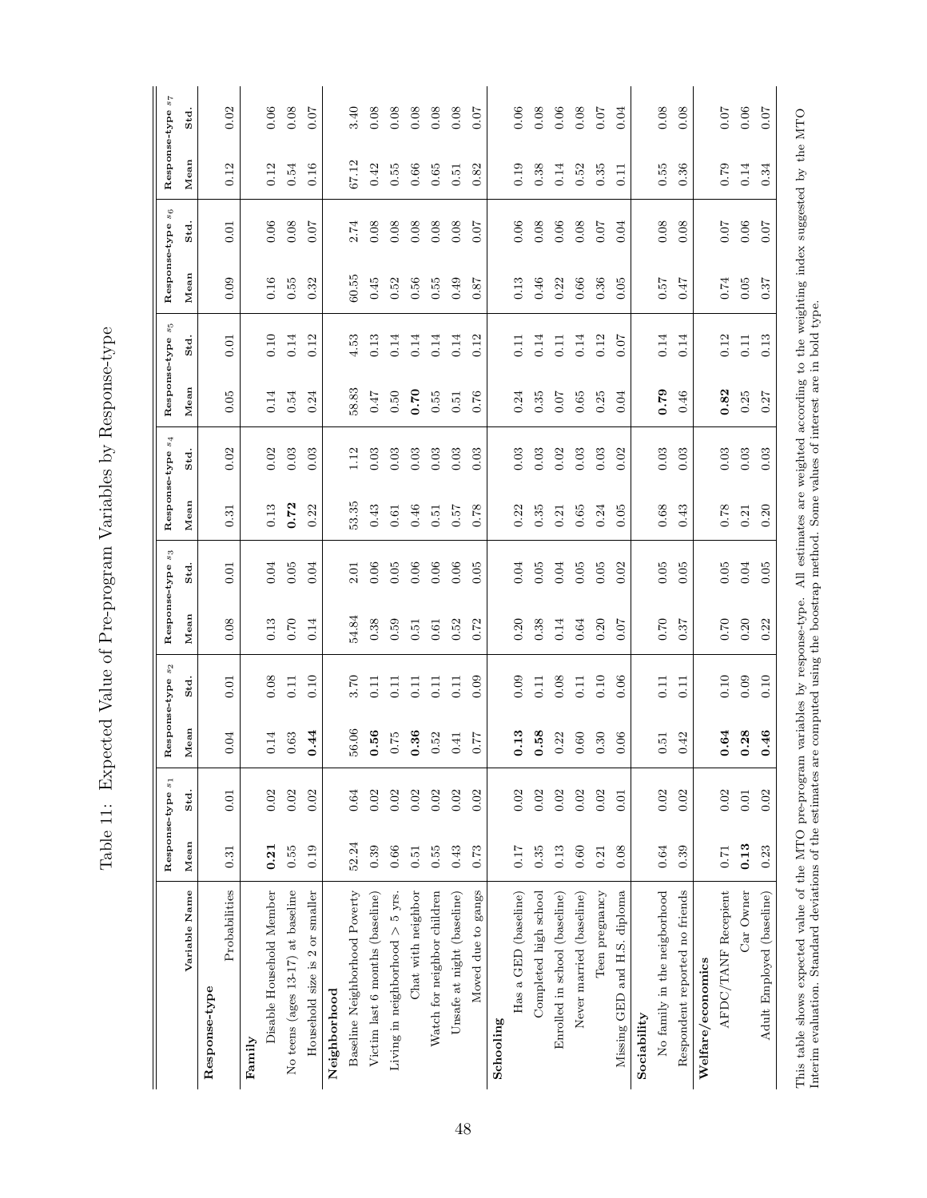Table 11: Expected Value of Pre-program Variables by Response-type

| Variable Name | Response-type $s_1$ Mean | Response-type $s_1$ Std. | Response-type $s_2$ Mean | Response-type $s_2$ Std. | Response-type $s_3$ Mean | Response-type $s_3$ Std. | Response-type $s_4$ Mean | Response-type $s_4$ Std. | Response-type $s_5$ Mean | Response-type $s_5$ Std. | Response-type $s_6$ Mean | Response-type $s_6$ Std. | Response-type $s_7$ Mean | Response-type $s_7$ Std. |
|---|---|---|---|---|---|---|---|---|---|---|---|---|---|---|
| **Response-type** | | | | | | | | | | | | | | |
| Probabilities | 0.31 | 0.01 | 0.04 | 0.01 | 0.08 | 0.01 | 0.31 | 0.02 | 0.05 | 0.01 | 0.09 | 0.01 | 0.12 | 0.02 |
| **Family** | | | | | | | | | | | | | | |
| Disable Household Member | **0.21** | 0.02 | 0.14 | 0.08 | 0.13 | 0.04 | 0.13 | 0.02 | 0.14 | 0.10 | 0.16 | 0.06 | 0.12 | 0.06 |
| No teens (ages 13-17) at baseline | 0.55 | 0.02 | 0.63 | 0.11 | 0.70 | 0.05 | **0.72** | 0.03 | 0.54 | 0.14 | 0.55 | 0.08 | 0.54 | 0.08 |
| Household size is 2 or smaller | 0.19 | 0.02 | **0.44** | 0.10 | 0.14 | 0.04 | 0.22 | 0.03 | 0.24 | 0.12 | 0.32 | 0.07 | 0.16 | 0.07 |
| **Neighborhood** | | | | | | | | | | | | | | |
| Baseline Neighborhood Poverty | 52.24 | 0.64 | 56.06 | 3.70 | 54.84 | 2.01 | 53.35 | 1.12 | 58.83 | 4.53 | 60.55 | 2.74 | 67.12 | 3.40 |
| Victim last 6 months (baseline) | 0.39 | 0.02 | **0.56** | 0.11 | 0.38 | 0.06 | 0.43 | 0.03 | 0.47 | 0.13 | 0.45 | 0.08 | 0.42 | 0.08 |
| Living in neighborhood > 5 yrs. | 0.66 | 0.02 | 0.75 | 0.11 | 0.59 | 0.05 | 0.61 | 0.03 | 0.50 | 0.14 | 0.52 | 0.08 | 0.55 | 0.08 |
| Chat with neighbor | 0.51 | 0.02 | **0.36** | 0.11 | 0.51 | 0.06 | 0.46 | 0.03 | **0.70** | 0.14 | 0.56 | 0.08 | 0.66 | 0.08 |
| Watch for neighbor children | 0.55 | 0.02 | 0.52 | 0.11 | 0.61 | 0.06 | 0.51 | 0.03 | 0.55 | 0.14 | 0.55 | 0.08 | 0.65 | 0.08 |
| Unsafe at night (baseline) | 0.43 | 0.02 | 0.41 | 0.11 | 0.52 | 0.06 | 0.57 | 0.03 | 0.51 | 0.14 | 0.49 | 0.08 | 0.51 | 0.08 |
| Moved due to gangs | 0.73 | 0.02 | 0.77 | 0.09 | 0.72 | 0.05 | 0.78 | 0.03 | 0.76 | 0.12 | 0.87 | 0.07 | 0.82 | 0.07 |
| **Schooling** | | | | | | | | | | | | | | |
| Has a GED (baseline) | 0.17 | 0.02 | **0.13** | 0.09 | 0.20 | 0.04 | 0.22 | 0.03 | 0.24 | 0.11 | 0.13 | 0.06 | 0.19 | 0.06 |
| Completed high school | 0.35 | 0.02 | **0.58** | 0.11 | 0.38 | 0.05 | 0.35 | 0.03 | 0.35 | 0.14 | 0.46 | 0.08 | 0.38 | 0.08 |
| Enrolled in school (baseline) | 0.13 | 0.02 | 0.22 | 0.08 | 0.14 | 0.04 | 0.21 | 0.02 | 0.07 | 0.11 | 0.22 | 0.06 | 0.14 | 0.06 |
| Never married (baseline) | 0.60 | 0.02 | 0.60 | 0.11 | 0.64 | 0.05 | 0.65 | 0.03 | 0.65 | 0.14 | 0.66 | 0.08 | 0.52 | 0.08 |
| Teen pregnancy | 0.21 | 0.02 | 0.30 | 0.10 | 0.20 | 0.05 | 0.24 | 0.03 | 0.25 | 0.12 | 0.36 | 0.07 | 0.35 | 0.07 |
| Missing GED and H.S. diploma | 0.08 | 0.01 | 0.06 | 0.06 | 0.07 | 0.02 | 0.05 | 0.02 | 0.04 | 0.07 | 0.05 | 0.04 | 0.11 | 0.04 |
| **Sociability** | | | | | | | | | | | | | | |
| No family in the neigborhood | 0.64 | 0.02 | 0.51 | 0.11 | 0.70 | 0.05 | 0.68 | 0.03 | **0.79** | 0.14 | 0.57 | 0.08 | 0.55 | 0.08 |
| Respondent reported no friends | 0.39 | 0.02 | 0.42 | 0.11 | 0.37 | 0.05 | 0.43 | 0.03 | 0.46 | 0.14 | 0.47 | 0.08 | 0.36 | 0.08 |
| **Welfare/economics** | | | | | | | | | | | | | | |
| AFDC/TANF Recepient | 0.71 | 0.02 | **0.64** | 0.10 | 0.70 | 0.05 | 0.78 | 0.03 | **0.82** | 0.12 | 0.74 | 0.07 | 0.79 | 0.07 |
| Car Owner | **0.13** | 0.01 | **0.28** | 0.09 | 0.20 | 0.04 | 0.21 | 0.03 | 0.25 | 0.11 | 0.05 | 0.06 | 0.14 | 0.06 |
| Adult Employed (baseline) | 0.23 | 0.02 | **0.46** | 0.10 | 0.22 | 0.05 | 0.20 | 0.03 | 0.27 | 0.13 | 0.37 | 0.07 | 0.34 | 0.07 |

This table shows expected value of the MTO pre-program variables by response-type. All estimates are weighted according to the weighting index suggested by the MTO Interim evaluation. Standard deviations of the estimates are computed using the boostrap method. Some values of interest are in bold type.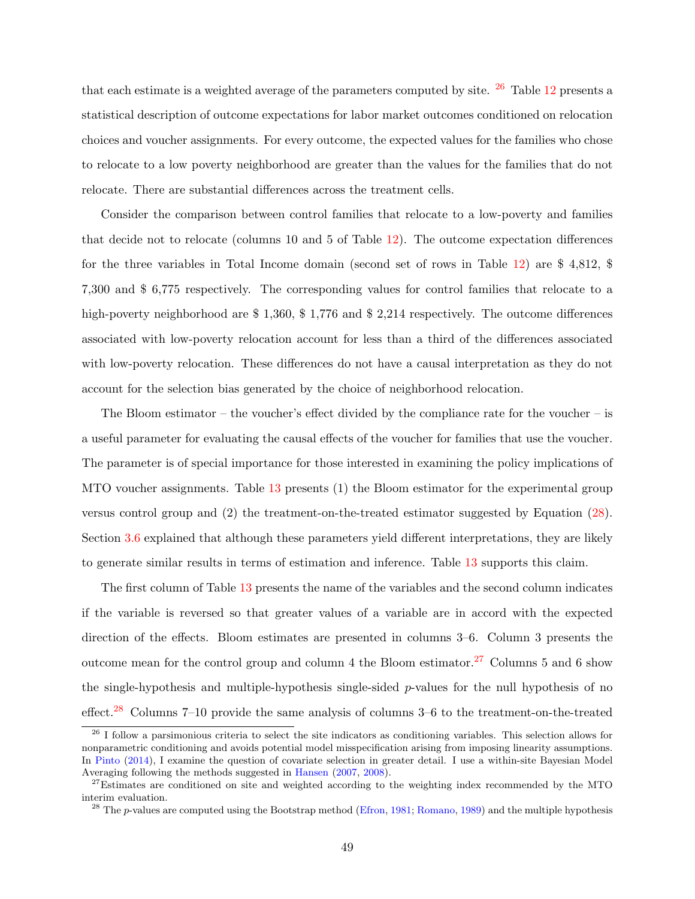that each estimate is a weighted average of the parameters computed by site. [26] Table 12 presents a statistical description of outcome expectations for labor market outcomes conditioned on relocation choices and voucher assignments. For every outcome, the expected values for the families who chose to relocate to a low poverty neighborhood are greater than the values for the families that do not relocate. There are substantial differences across the treatment cells.

Consider the comparison between control families that relocate to a low-poverty and families that decide not to relocate (columns 10 and 5 of Table 12). The outcome expectation differences for the three variables in Total Income domain (second set of rows in Table 12) are \$ 4,812, \$ 7,300 and \$ 6,775 respectively. The corresponding values for control families that relocate to a high-poverty neighborhood are \$ 1,360, \$ 1,776 and \$ 2,214 respectively. The outcome differences associated with low-poverty relocation account for less than a third of the differences associated with low-poverty relocation. These differences do not have a causal interpretation as they do not account for the selection bias generated by the choice of neighborhood relocation.

The Bloom estimator – the voucher's effect divided by the compliance rate for the voucher – is a useful parameter for evaluating the causal effects of the voucher for families that use the voucher. The parameter is of special importance for those interested in examining the policy implications of MTO voucher assignments. Table 13 presents (1) the Bloom estimator for the experimental group versus control group and (2) the treatment-on-the-treated estimator suggested by Equation (28). Section 3.6 explained that although these parameters yield different interpretations, they are likely to generate similar results in terms of estimation and inference. Table 13 supports this claim.

The first column of Table 13 presents the name of the variables and the second column indicates if the variable is reversed so that greater values of a variable are in accord with the expected direction of the effects. Bloom estimates are presented in columns 3–6. Column 3 presents the outcome mean for the control group and column 4 the Bloom estimator.[27] Columns 5 and 6 show the single-hypothesis and multiple-hypothesis single-sided $p$-values for the null hypothesis of no effect.[28] Columns 7–10 provide the same analysis of columns 3–6 to the treatment-on-the-treated

---

[26] I follow a parsimonious criteria to select the site indicators as conditioning variables. This selection allows for nonparametric conditioning and avoids potential model misspecification arising from imposing linearity assumptions. In Pinto (2014), I examine the question of covariate selection in greater detail. I use a within-site Bayesian Model Averaging following the methods suggested in Hansen (2007, 2008).

[27] Estimates are conditioned on site and weighted according to the weighting index recommended by the MTO interim evaluation.

[28] The $p$-values are computed using the Bootstrap method (Efron, 1981; Romano, 1989) and the multiple hypothesis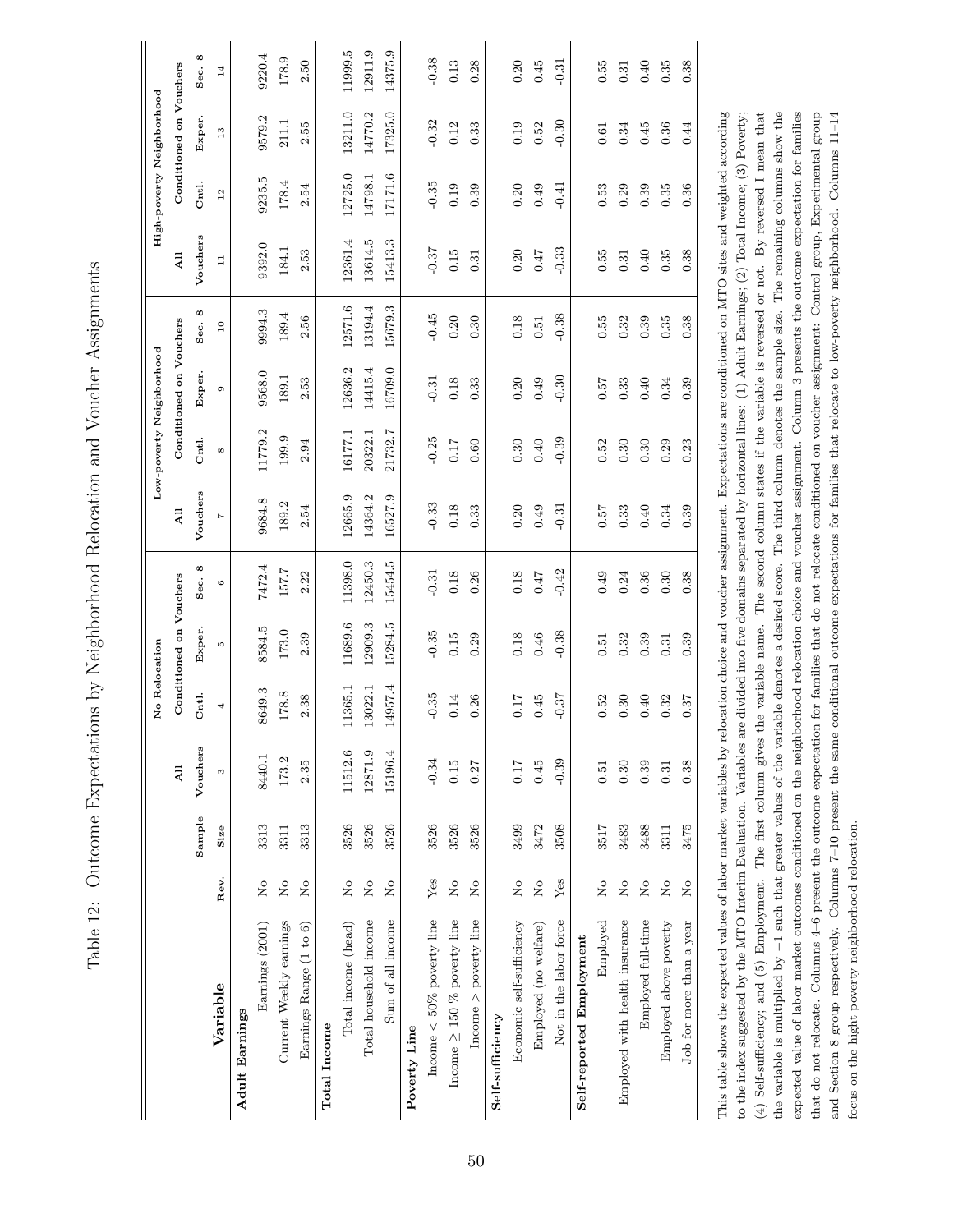# Table 12: Outcome Expectations by Neighborhood Relocation and Voucher Assignments

| Variable | Rev. | Sample Size | No Relocation: All Vouchers | No Relocation: Cntl. | No Relocation: Exper. | No Relocation: Sec. 8 | Low-poverty Neighborhood: All Vouchers | Low-poverty Neighborhood: Cntl. | Low-poverty Neighborhood: Exper. | Low-poverty Neighborhood: Sec. 8 | High-poverty Neighborhood: All Vouchers | High-poverty Neighborhood: Cntl. | High-poverty Neighborhood: Exper. | High-poverty Neighborhood: Sec. 8 |
|---|---|---|---|---|---|---|---|---|---|---|---|---|---|---|
| | | | 3 | 4 | 5 | 6 | 7 | 8 | 9 | 10 | 11 | 12 | 13 | 14 |
| **Adult Earnings** | | | | | | | | | | | | | | |
| Earnings (2001) | No | 3313 | 8440.1 | 8649.3 | 8584.5 | 7472.4 | 9684.8 | 11779.2 | 9568.0 | 9994.3 | 9392.0 | 9235.5 | 9579.2 | 9220.4 |
| Current Weekly earnings | No | 3311 | 173.2 | 178.8 | 173.0 | 157.7 | 189.2 | 199.9 | 189.1 | 189.4 | 184.1 | 178.4 | 211.1 | 178.9 |
| Earnings Range (1 to 6) | No | 3313 | 2.35 | 2.38 | 2.39 | 2.22 | 2.54 | 2.94 | 2.53 | 2.56 | 2.53 | 2.54 | 2.55 | 2.50 |
| **Total Income** | | | | | | | | | | | | | | |
| Total income (head) | No | 3526 | 11512.6 | 11365.1 | 11689.6 | 11398.0 | 12665.9 | 16177.1 | 12636.2 | 12571.6 | 12361.4 | 12725.0 | 13211.0 | 11999.5 |
| Total household income | No | 3526 | 12871.9 | 13022.1 | 12909.3 | 12450.3 | 14364.2 | 20322.1 | 14415.4 | 13194.4 | 13614.5 | 14798.1 | 14770.2 | 12911.9 |
| Sum of all income | No | 3526 | 15196.4 | 14957.4 | 15284.5 | 15454.5 | 16527.9 | 21732.7 | 16709.0 | 15679.3 | 15413.3 | 17171.6 | 17325.0 | 14375.9 |
| **Poverty Line** | | | | | | | | | | | | | | |
| Income < 50% poverty line | Yes | 3526 | -0.34 | -0.35 | -0.35 | -0.31 | -0.33 | -0.25 | -0.31 | -0.45 | -0.37 | -0.35 | -0.32 | -0.38 |
| Income ≥ 150 % poverty line | No | 3526 | 0.15 | 0.14 | 0.15 | 0.18 | 0.18 | 0.17 | 0.18 | 0.20 | 0.15 | 0.19 | 0.12 | 0.13 |
| Income > poverty line | No | 3526 | 0.27 | 0.26 | 0.29 | 0.26 | 0.33 | 0.60 | 0.33 | 0.30 | 0.31 | 0.39 | 0.33 | 0.28 |
| **Self-sufficiency** | | | | | | | | | | | | | | |
| Economic self-sufficiency | No | 3499 | 0.17 | 0.17 | 0.18 | 0.18 | 0.20 | 0.30 | 0.20 | 0.18 | 0.20 | 0.20 | 0.19 | 0.20 |
| Employed (no welfare) | No | 3472 | 0.45 | 0.45 | 0.46 | 0.47 | 0.49 | 0.40 | 0.49 | 0.51 | 0.47 | 0.49 | 0.52 | 0.45 |
| Not in the labor force | Yes | 3508 | -0.39 | -0.37 | -0.38 | -0.42 | -0.31 | -0.39 | -0.30 | -0.38 | -0.33 | -0.41 | -0.30 | -0.31 |
| **Self-reported Employment** | | | | | | | | | | | | | | |
| Employed | No | 3517 | 0.51 | 0.52 | 0.51 | 0.49 | 0.57 | 0.52 | 0.57 | 0.55 | 0.55 | 0.53 | 0.61 | 0.55 |
| Employed with health insurance | No | 3483 | 0.30 | 0.30 | 0.32 | 0.24 | 0.33 | 0.30 | 0.33 | 0.32 | 0.31 | 0.29 | 0.34 | 0.31 |
| Employed full-time | No | 3488 | 0.39 | 0.40 | 0.39 | 0.36 | 0.40 | 0.30 | 0.40 | 0.39 | 0.40 | 0.39 | 0.45 | 0.40 |
| Employed above poverty | No | 3311 | 0.31 | 0.32 | 0.31 | 0.30 | 0.34 | 0.29 | 0.34 | 0.35 | 0.35 | 0.35 | 0.36 | 0.35 |
| Job for more than a year | No | 3475 | 0.38 | 0.37 | 0.39 | 0.38 | 0.39 | 0.23 | 0.39 | 0.38 | 0.38 | 0.36 | 0.44 | 0.38 |

This table shows the expected values of labor market variables by relocation choice and voucher assignment. Expectations are conditioned on MTO sites and weighted according to the index suggested by the MTO Interim Evaluation. Variables are divided into five domains separated by horizontal lines: (1) Adult Earnings; (2) Total Income; (3) Poverty; (4) Self-sufficiency; and (5) Employment. The first column gives the variable name. The second column states if the variable is reversed or not. By reversed I mean that the variable is multiplied by −1 such that greater values of the variable denotes a desired score. The third column denotes the sample size. The remaining columns show the expected value of labor market outcomes conditioned on the neighborhood relocation choice and voucher assignment. Column 3 presents the outcome expectation for families that do not relocate. Columns 4–6 present the outcome expectation for families that do not relocate conditioned on voucher assignment: Control group, Experimental group and Section 8 group respectively. Columns 7–10 present the same conditional outcome expectations for families that relocate to low-poverty neighborhood. Columns 11–14 focus on the hight-poverty neighborhood relocation.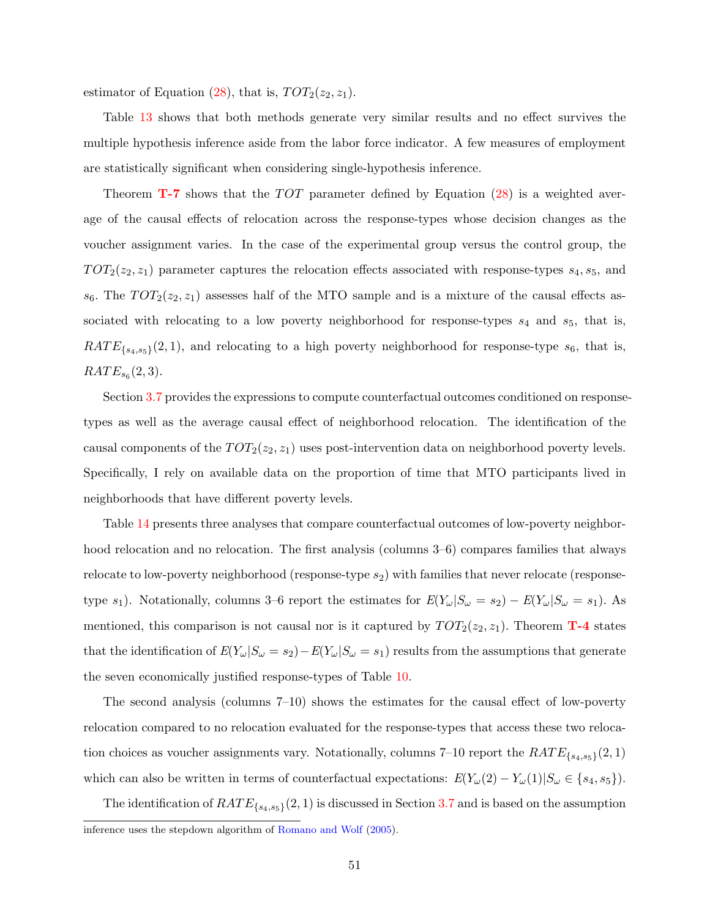estimator of Equation (28), that is, $TOT_2(z_2, z_1)$.

Table 13 shows that both methods generate very similar results and no effect survives the multiple hypothesis inference aside from the labor force indicator. A few measures of employment are statistically significant when considering single-hypothesis inference.

Theorem **T-7** shows that the $TOT$ parameter defined by Equation (28) is a weighted average of the causal effects of relocation across the response-types whose decision changes as the voucher assignment varies. In the case of the experimental group versus the control group, the $TOT_2(z_2, z_1)$ parameter captures the relocation effects associated with response-types $s_4, s_5$, and $s_6$. The $TOT_2(z_2, z_1)$ assesses half of the MTO sample and is a mixture of the causal effects associated with relocating to a low poverty neighborhood for response-types $s_4$ and $s_5$, that is, $RATE_{\{s_4,s_5\}}(2, 1)$, and relocating to a high poverty neighborhood for response-type $s_6$, that is, $RATE_{s_6}(2, 3)$.

Section 3.7 provides the expressions to compute counterfactual outcomes conditioned on response-types as well as the average causal effect of neighborhood relocation. The identification of the causal components of the $TOT_2(z_2, z_1)$ uses post-intervention data on neighborhood poverty levels. Specifically, I rely on available data on the proportion of time that MTO participants lived in neighborhoods that have different poverty levels.

Table 14 presents three analyses that compare counterfactual outcomes of low-poverty neighborhood relocation and no relocation. The first analysis (columns 3–6) compares families that always relocate to low-poverty neighborhood (response-type $s_2$) with families that never relocate (response-type $s_1$). Notationally, columns 3–6 report the estimates for $E(Y_\omega|S_\omega = s_2) - E(Y_\omega|S_\omega = s_1)$. As mentioned, this comparison is not causal nor is it captured by $TOT_2(z_2, z_1)$. Theorem **T-4** states that the identification of $E(Y_\omega|S_\omega = s_2) - E(Y_\omega|S_\omega = s_1)$ results from the assumptions that generate the seven economically justified response-types of Table 10.

The second analysis (columns 7–10) shows the estimates for the causal effect of low-poverty relocation compared to no relocation evaluated for the response-types that access these two relocation choices as voucher assignments vary. Notationally, columns 7–10 report the $RATE_{\{s_4,s_5\}}(2, 1)$ which can also be written in terms of counterfactual expectations: $E(Y_\omega(2) - Y_\omega(1)|S_\omega \in \{s_4, s_5\})$.

The identification of $RATE_{\{s_4,s_5\}}(2, 1)$ is discussed in Section 3.7 and is based on the assumption

inference uses the stepdown algorithm of Romano and Wolf (2005).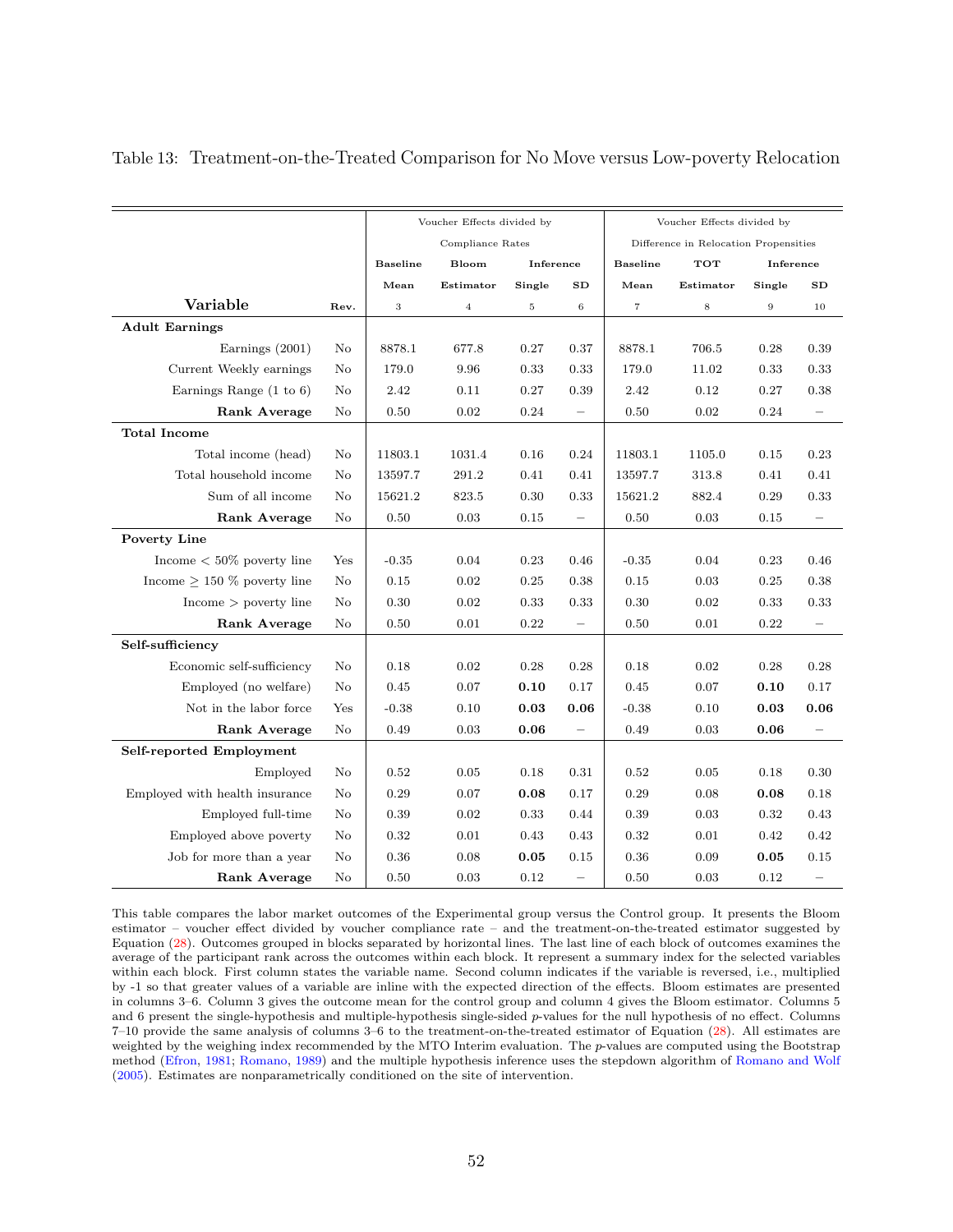Table 13: Treatment-on-the-Treated Comparison for No Move versus Low-poverty Relocation

| Variable | Rev. | Voucher Effects divided by Compliance Rates | | | | Voucher Effects divided by Difference in Relocation Propensities | | | |
|---|---|---|---|---|---|---|---|---|---|
| | | Baseline Mean | Bloom Estimator | Inference Single | SD | Baseline Mean | TOT Estimator | Inference Single | SD |
| | | 3 | 4 | 5 | 6 | 7 | 8 | 9 | 10 |
| **Adult Earnings** | | | | | | | | | |
| Earnings (2001) | No | 8878.1 | 677.8 | 0.27 | 0.37 | 8878.1 | 706.5 | 0.28 | 0.39 |
| Current Weekly earnings | No | 179.0 | 9.96 | 0.33 | 0.33 | 179.0 | 11.02 | 0.33 | 0.33 |
| Earnings Range (1 to 6) | No | 2.42 | 0.11 | 0.27 | 0.39 | 2.42 | 0.12 | 0.27 | 0.38 |
| **Rank Average** | No | 0.50 | 0.02 | 0.24 | – | 0.50 | 0.02 | 0.24 | – |
| **Total Income** | | | | | | | | | |
| Total income (head) | No | 11803.1 | 1031.4 | 0.16 | 0.24 | 11803.1 | 1105.0 | 0.15 | 0.23 |
| Total household income | No | 13597.7 | 291.2 | 0.41 | 0.41 | 13597.7 | 313.8 | 0.41 | 0.41 |
| Sum of all income | No | 15621.2 | 823.5 | 0.30 | 0.33 | 15621.2 | 882.4 | 0.29 | 0.33 |
| **Rank Average** | No | 0.50 | 0.03 | 0.15 | – | 0.50 | 0.03 | 0.15 | – |
| **Poverty Line** | | | | | | | | | |
| Income < 50% poverty line | Yes | -0.35 | 0.04 | 0.23 | 0.46 | -0.35 | 0.04 | 0.23 | 0.46 |
| Income ≥ 150 % poverty line | No | 0.15 | 0.02 | 0.25 | 0.38 | 0.15 | 0.03 | 0.25 | 0.38 |
| Income > poverty line | No | 0.30 | 0.02 | 0.33 | 0.33 | 0.30 | 0.02 | 0.33 | 0.33 |
| **Rank Average** | No | 0.50 | 0.01 | 0.22 | – | 0.50 | 0.01 | 0.22 | – |
| **Self-sufficiency** | | | | | | | | | |
| Economic self-sufficiency | No | 0.18 | 0.02 | 0.28 | 0.28 | 0.18 | 0.02 | 0.28 | 0.28 |
| Employed (no welfare) | No | 0.45 | 0.07 | **0.10** | 0.17 | 0.45 | 0.07 | **0.10** | 0.17 |
| Not in the labor force | Yes | -0.38 | 0.10 | **0.03** | **0.06** | -0.38 | 0.10 | **0.03** | **0.06** |
| **Rank Average** | No | 0.49 | 0.03 | **0.06** | – | 0.49 | 0.03 | **0.06** | – |
| **Self-reported Employment** | | | | | | | | | |
| Employed | No | 0.52 | 0.05 | 0.18 | 0.31 | 0.52 | 0.05 | 0.18 | 0.30 |
| Employed with health insurance | No | 0.29 | 0.07 | **0.08** | 0.17 | 0.29 | 0.08 | **0.08** | 0.18 |
| Employed full-time | No | 0.39 | 0.02 | 0.33 | 0.44 | 0.39 | 0.03 | 0.32 | 0.43 |
| Employed above poverty | No | 0.32 | 0.01 | 0.43 | 0.43 | 0.32 | 0.01 | 0.42 | 0.42 |
| Job for more than a year | No | 0.36 | 0.08 | **0.05** | 0.15 | 0.36 | 0.09 | **0.05** | 0.15 |
| **Rank Average** | No | 0.50 | 0.03 | 0.12 | – | 0.50 | 0.03 | 0.12 | – |

This table compares the labor market outcomes of the Experimental group versus the Control group. It presents the Bloom estimator – voucher effect divided by voucher compliance rate – and the treatment-on-the-treated estimator suggested by Equation (28). Outcomes grouped in blocks separated by horizontal lines. The last line of each block of outcomes examines the average of the participant rank across the outcomes within each block. It represent a summary index for the selected variables within each block. First column states the variable name. Second column indicates if the variable is reversed, i.e., multiplied by -1 so that greater values of a variable are inline with the expected direction of the effects. Bloom estimates are presented in columns 3–6. Column 3 gives the outcome mean for the control group and column 4 gives the Bloom estimator. Columns 5 and 6 present the single-hypothesis and multiple-hypothesis single-sided $p$-values for the null hypothesis of no effect. Columns 7–10 provide the same analysis of columns 3–6 to the treatment-on-the-treated estimator of Equation (28). All estimates are weighted by the weighing index recommended by the MTO Interim evaluation. The $p$-values are computed using the Bootstrap method (Efron, 1981; Romano, 1989) and the multiple hypothesis inference uses the stepdown algorithm of Romano and Wolf (2005). Estimates are nonparametrically conditioned on the site of intervention.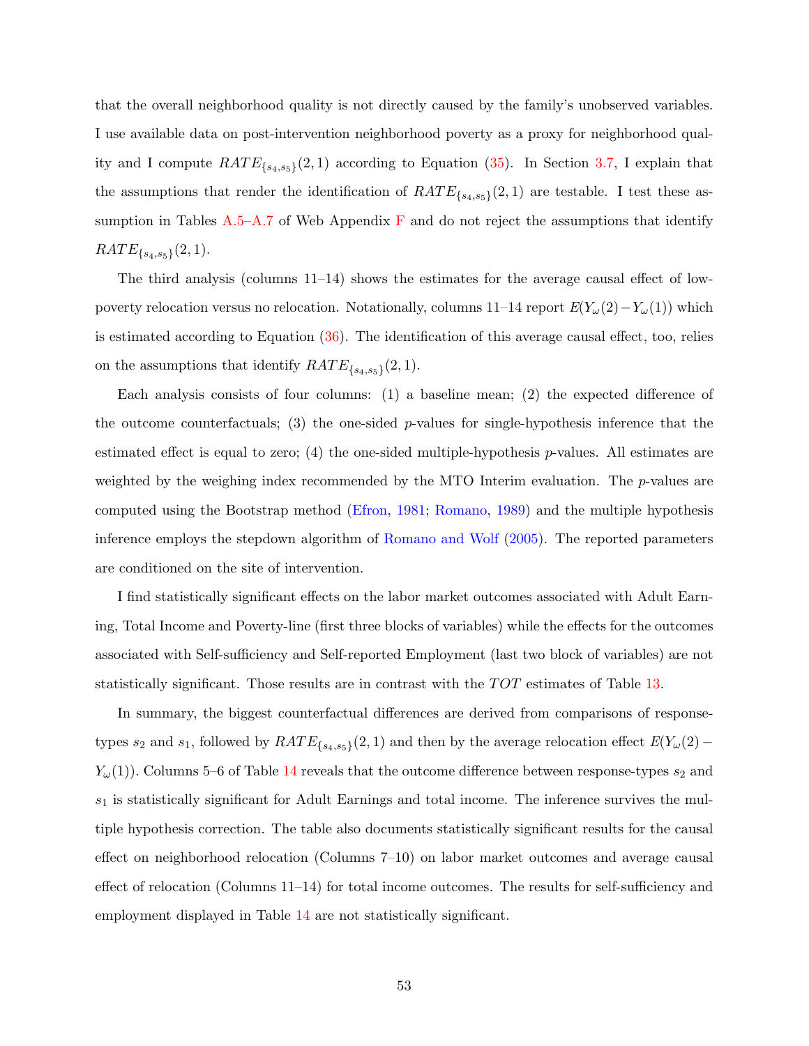that the overall neighborhood quality is not directly caused by the family's unobserved variables. I use available data on post-intervention neighborhood poverty as a proxy for neighborhood quality and I compute $RATE_{\{s_4,s_5\}}(2,1)$ according to Equation (35). In Section 3.7, I explain that the assumptions that render the identification of $RATE_{\{s_4,s_5\}}(2,1)$ are testable. I test these assumption in Tables A.5–A.7 of Web Appendix F and do not reject the assumptions that identify $RATE_{\{s_4,s_5\}}(2,1)$.

The third analysis (columns 11–14) shows the estimates for the average causal effect of low-poverty relocation versus no relocation. Notationally, columns 11–14 report $E(Y_\omega(2)-Y_\omega(1))$ which is estimated according to Equation (36). The identification of this average causal effect, too, relies on the assumptions that identify $RATE_{\{s_4,s_5\}}(2,1)$.

Each analysis consists of four columns: (1) a baseline mean; (2) the expected difference of the outcome counterfactuals; (3) the one-sided $p$-values for single-hypothesis inference that the estimated effect is equal to zero; (4) the one-sided multiple-hypothesis $p$-values. All estimates are weighted by the weighing index recommended by the MTO Interim evaluation. The $p$-values are computed using the Bootstrap method (Efron, 1981; Romano, 1989) and the multiple hypothesis inference employs the stepdown algorithm of Romano and Wolf (2005). The reported parameters are conditioned on the site of intervention.

I find statistically significant effects on the labor market outcomes associated with Adult Earning, Total Income and Poverty-line (first three blocks of variables) while the effects for the outcomes associated with Self-sufficiency and Self-reported Employment (last two block of variables) are not statistically significant. Those results are in contrast with the $TOT$ estimates of Table 13.

In summary, the biggest counterfactual differences are derived from comparisons of response-types $s_2$ and $s_1$, followed by $RATE_{\{s_4,s_5\}}(2,1)$ and then by the average relocation effect $E(Y_\omega(2)-Y_\omega(1))$. Columns 5–6 of Table 14 reveals that the outcome difference between response-types $s_2$ and $s_1$ is statistically significant for Adult Earnings and total income. The inference survives the multiple hypothesis correction. The table also documents statistically significant results for the causal effect on neighborhood relocation (Columns 7–10) on labor market outcomes and average causal effect of relocation (Columns 11–14) for total income outcomes. The results for self-sufficiency and employment displayed in Table 14 are not statistically significant.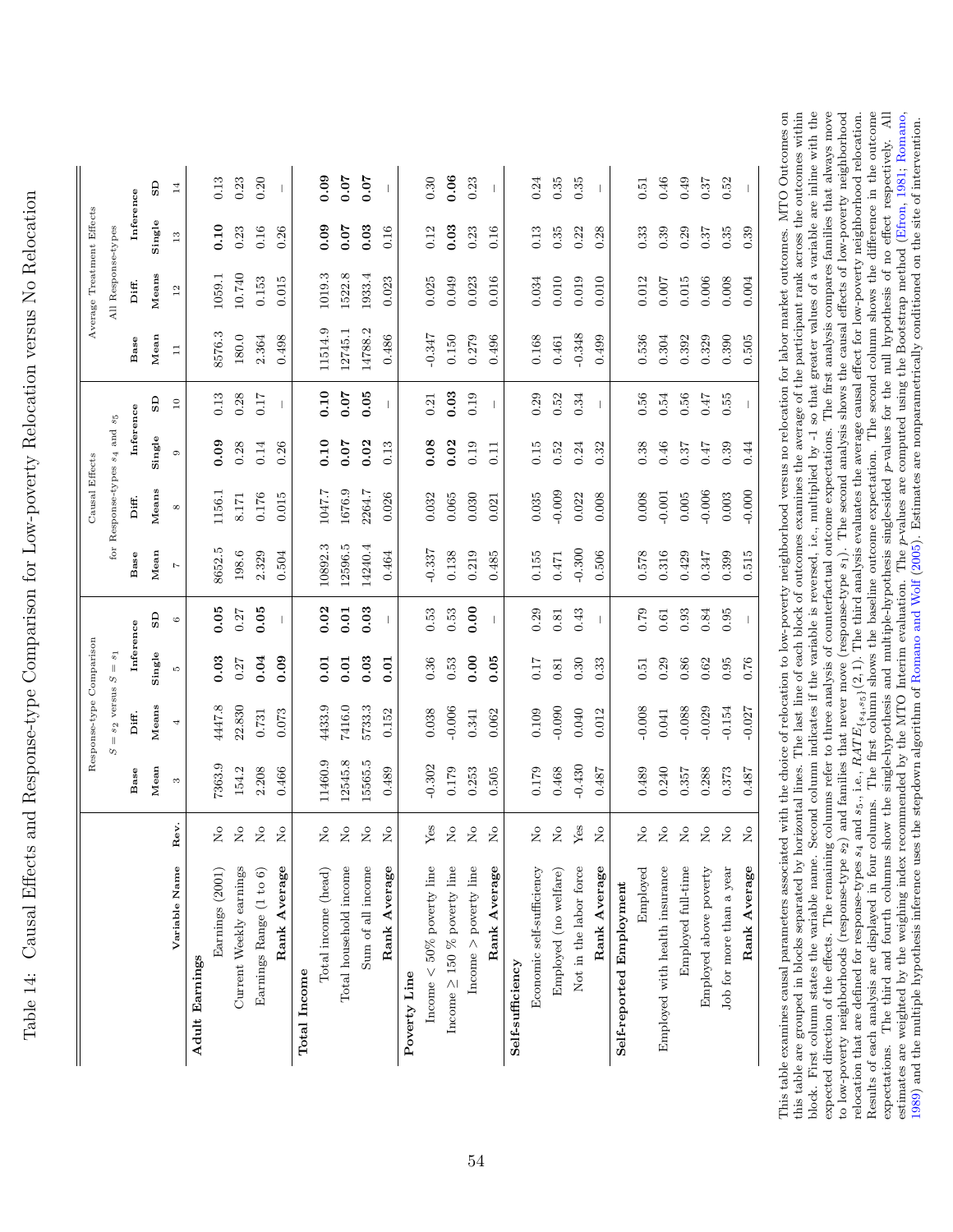# Table 14: Causal Effects and Response-type Comparison for Low-poverty Relocation versus No Relocation

| | | Response-type Comparison $S = s_2$ versus $S = s_1$ | | | | Causal Effects for Response-types $s_4$ and $s_5$ | | | | Average Treatment Effects All Response-types | | | |
|---|---|---|---|---|---|---|---|---|---|---|---|---|---|
| | | Base | Diff. | Inference | | Base | Diff. | Inference | | Base | Diff. | Inference | |
| **Variable Name** | **Rev.** | **Mean** | **Means** | **Single** | **SD** | **Mean** | **Means** | **Single** | **SD** | **Mean** | **Means** | **Single** | **SD** |
| | | 3 | 4 | 5 | 6 | 7 | 8 | 9 | 10 | 11 | 12 | 13 | 14 |
| **Adult Earnings** | | | | | | | | | | | | | |
| Earnings (2001) | No | 7363.9 | 4447.8 | **0.03** | **0.05** | 8652.5 | 1156.1 | **0.09** | 0.13 | 8576.3 | 1059.1 | **0.10** | 0.13 |
| Current Weekly earnings | No | 154.2 | 22.830 | 0.27 | 0.27 | 198.6 | 8.171 | 0.28 | 0.28 | 180.0 | 10.740 | 0.23 | 0.23 |
| Earnings Range (1 to 6) | No | 2.208 | 0.731 | **0.04** | **0.05** | 2.329 | 0.176 | 0.14 | 0.17 | 2.364 | 0.153 | 0.16 | 0.20 |
| **Rank Average** | No | 0.466 | 0.073 | **0.09** | – | 0.504 | 0.015 | 0.26 | – | 0.498 | 0.015 | 0.26 | – |
| **Total Income** | | | | | | | | | | | | | |
| Total income (head) | No | 11460.9 | 4433.9 | **0.01** | **0.02** | 10892.3 | 1047.7 | **0.10** | **0.10** | 11514.9 | 1019.3 | **0.09** | **0.09** |
| Total household income | No | 12545.8 | 7416.0 | **0.01** | **0.01** | 12596.5 | 1676.9 | **0.07** | **0.07** | 12745.1 | 1522.8 | **0.07** | **0.07** |
| Sum of all income | No | 15565.5 | 5733.3 | **0.03** | **0.03** | 14240.4 | 2264.7 | **0.02** | **0.05** | 14788.2 | 1933.4 | **0.03** | **0.07** |
| **Rank Average** | No | 0.489 | 0.152 | **0.01** | – | 0.464 | 0.026 | 0.13 | – | 0.486 | 0.023 | 0.16 | – |
| **Poverty Line** | | | | | | | | | | | | | |
| Income < 50% poverty line | Yes | -0.302 | 0.038 | 0.36 | 0.53 | -0.337 | 0.032 | **0.08** | 0.21 | -0.347 | 0.025 | 0.12 | 0.30 |
| Income ≥ 150 % poverty line | No | 0.179 | -0.006 | 0.53 | 0.53 | 0.138 | 0.065 | **0.02** | **0.03** | 0.150 | 0.049 | **0.03** | **0.06** |
| Income > poverty line | No | 0.253 | 0.341 | **0.00** | **0.00** | 0.219 | 0.030 | 0.19 | 0.19 | 0.279 | 0.023 | 0.23 | 0.23 |
| **Rank Average** | No | 0.505 | 0.062 | **0.05** | – | 0.485 | 0.021 | 0.11 | – | 0.496 | 0.016 | 0.16 | – |
| **Self-sufficiency** | | | | | | | | | | | | | |
| Economic self-sufficiency | No | 0.179 | 0.109 | 0.17 | 0.29 | 0.155 | 0.035 | 0.15 | 0.29 | 0.168 | 0.034 | 0.13 | 0.24 |
| Employed (no welfare) | No | 0.468 | -0.090 | 0.81 | 0.81 | 0.471 | -0.009 | 0.52 | 0.52 | 0.461 | 0.010 | 0.35 | 0.35 |
| Not in the labor force | Yes | -0.430 | 0.040 | 0.30 | 0.43 | -0.300 | 0.022 | 0.24 | 0.34 | -0.348 | 0.019 | 0.22 | 0.35 |
| **Rank Average** | No | 0.487 | 0.012 | 0.33 | – | 0.506 | 0.008 | 0.32 | – | 0.499 | 0.010 | 0.28 | – |
| **Self-reported Employment** | | | | | | | | | | | | | |
| Employed | No | 0.489 | -0.008 | 0.51 | 0.79 | 0.578 | 0.008 | 0.38 | 0.56 | 0.536 | 0.012 | 0.33 | 0.51 |
| Employed with health insurance | No | 0.240 | 0.041 | 0.29 | 0.61 | 0.316 | -0.001 | 0.46 | 0.54 | 0.304 | 0.007 | 0.39 | 0.46 |
| Employed full-time | No | 0.357 | -0.088 | 0.86 | 0.93 | 0.429 | 0.005 | 0.37 | 0.56 | 0.392 | 0.015 | 0.29 | 0.49 |
| Employed above poverty | No | 0.288 | -0.029 | 0.62 | 0.84 | 0.347 | -0.006 | 0.47 | 0.47 | 0.329 | 0.006 | 0.37 | 0.37 |
| Job for more than a year | No | 0.373 | -0.154 | 0.95 | 0.95 | 0.399 | 0.003 | 0.39 | 0.55 | 0.390 | 0.008 | 0.35 | 0.52 |
| **Rank Average** | No | 0.487 | -0.027 | 0.76 | – | 0.515 | -0.000 | 0.44 | – | 0.505 | 0.004 | 0.39 | – |

This table examines causal parameters associated with the choice of relocation to low-poverty neighborhood versus no relocation for labor market outcomes. MTO Outcomes on this table are grouped in blocks separated by horizontal lines. The last line of each block of outcomes examines the average of the participant rank across the outcomes within block. First column states the variable name. Second column indicates if the variable is reversed, i.e., multiplied by -1 so that greater values of a variable are inline with the expected direction of the effects. The remaining columns refer to three analysis of counterfactual outcome expectations. The first analysis compares families that always move to low-poverty neighborhoods (response-type $s_2$) and families that never move (response-type $s_1$). The second analysis shows the causal effects of low-poverty neighborhood relocation that are defined for response-types $s_4$ and $s_5$., i.e., $RATE_{\{s_4,s_5\}}(2,1)$. The third analysis evaluates the average causal effect for low-poverty neighborhood relocation. Results of each analysis are displayed in four columns. The first column shows the baseline outcome expectation. The second column shows the difference in the outcome expectations. The third and fourth columns show the single-hypothesis and multiple-hypothesis single-sided $p$-values for the null hypothesis of no effect respectively. All estimates are weighted by the weighing index recommended by the MTO Interim evaluation. The $p$-values are computed using the Bootstrap method (Efron, 1981; Romano, 1989) and the multiple hypothesis inference uses the stepdown algorithm of Romano and Wolf (2005). Estimates are nonparametrically conditioned on the site of intervention.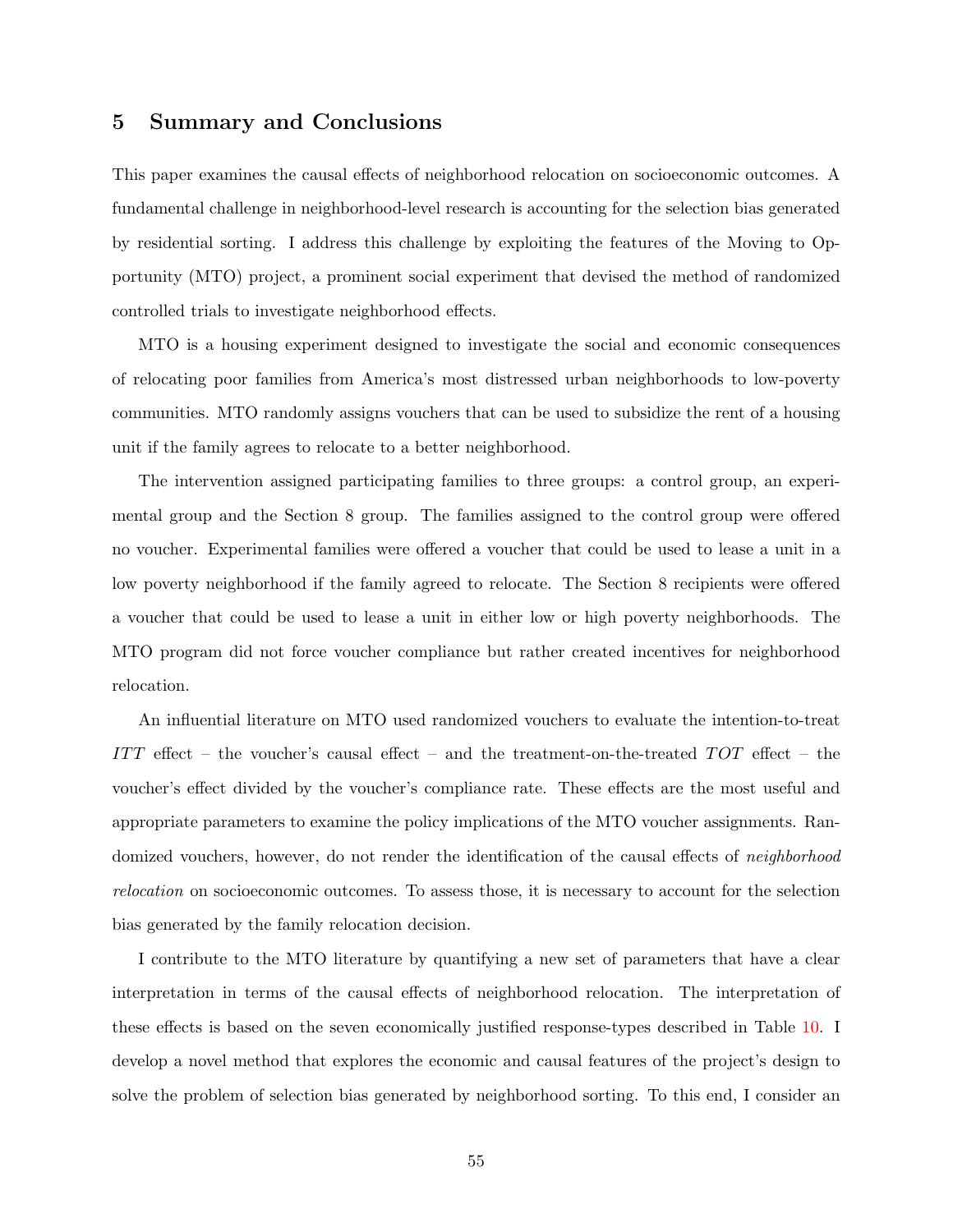## 5 Summary and Conclusions

This paper examines the causal effects of neighborhood relocation on socioeconomic outcomes. A fundamental challenge in neighborhood-level research is accounting for the selection bias generated by residential sorting. I address this challenge by exploiting the features of the Moving to Opportunity (MTO) project, a prominent social experiment that devised the method of randomized controlled trials to investigate neighborhood effects.

MTO is a housing experiment designed to investigate the social and economic consequences of relocating poor families from America's most distressed urban neighborhoods to low-poverty communities. MTO randomly assigns vouchers that can be used to subsidize the rent of a housing unit if the family agrees to relocate to a better neighborhood.

The intervention assigned participating families to three groups: a control group, an experimental group and the Section 8 group. The families assigned to the control group were offered no voucher. Experimental families were offered a voucher that could be used to lease a unit in a low poverty neighborhood if the family agreed to relocate. The Section 8 recipients were offered a voucher that could be used to lease a unit in either low or high poverty neighborhoods. The MTO program did not force voucher compliance but rather created incentives for neighborhood relocation.

An influential literature on MTO used randomized vouchers to evaluate the intention-to-treat $ITT$ effect – the voucher's causal effect – and the treatment-on-the-treated $TOT$ effect – the voucher's effect divided by the voucher's compliance rate. These effects are the most useful and appropriate parameters to examine the policy implications of the MTO voucher assignments. Randomized vouchers, however, do not render the identification of the causal effects of *neighborhood relocation* on socioeconomic outcomes. To assess those, it is necessary to account for the selection bias generated by the family relocation decision.

I contribute to the MTO literature by quantifying a new set of parameters that have a clear interpretation in terms of the causal effects of neighborhood relocation. The interpretation of these effects is based on the seven economically justified response-types described in Table 10. I develop a novel method that explores the economic and causal features of the project's design to solve the problem of selection bias generated by neighborhood sorting. To this end, I consider an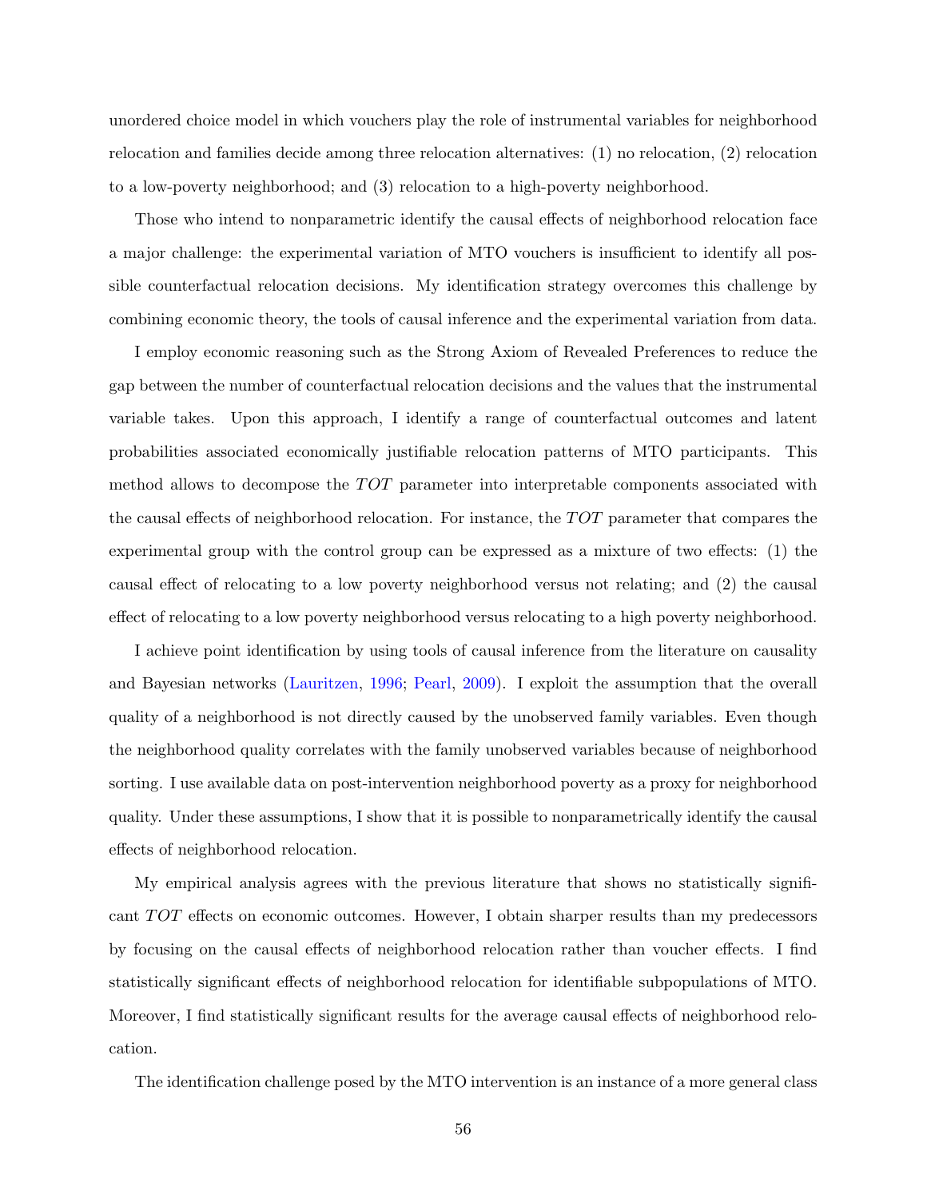unordered choice model in which vouchers play the role of instrumental variables for neighborhood relocation and families decide among three relocation alternatives: (1) no relocation, (2) relocation to a low-poverty neighborhood; and (3) relocation to a high-poverty neighborhood.

Those who intend to nonparametric identify the causal effects of neighborhood relocation face a major challenge: the experimental variation of MTO vouchers is insufficient to identify all possible counterfactual relocation decisions. My identification strategy overcomes this challenge by combining economic theory, the tools of causal inference and the experimental variation from data.

I employ economic reasoning such as the Strong Axiom of Revealed Preferences to reduce the gap between the number of counterfactual relocation decisions and the values that the instrumental variable takes. Upon this approach, I identify a range of counterfactual outcomes and latent probabilities associated economically justifiable relocation patterns of MTO participants. This method allows to decompose the $TOT$ parameter into interpretable components associated with the causal effects of neighborhood relocation. For instance, the $TOT$ parameter that compares the experimental group with the control group can be expressed as a mixture of two effects: (1) the causal effect of relocating to a low poverty neighborhood versus not relating; and (2) the causal effect of relocating to a low poverty neighborhood versus relocating to a high poverty neighborhood.

I achieve point identification by using tools of causal inference from the literature on causality and Bayesian networks (Lauritzen, 1996; Pearl, 2009). I exploit the assumption that the overall quality of a neighborhood is not directly caused by the unobserved family variables. Even though the neighborhood quality correlates with the family unobserved variables because of neighborhood sorting. I use available data on post-intervention neighborhood poverty as a proxy for neighborhood quality. Under these assumptions, I show that it is possible to nonparametrically identify the causal effects of neighborhood relocation.

My empirical analysis agrees with the previous literature that shows no statistically significant $TOT$ effects on economic outcomes. However, I obtain sharper results than my predecessors by focusing on the causal effects of neighborhood relocation rather than voucher effects. I find statistically significant effects of neighborhood relocation for identifiable subpopulations of MTO. Moreover, I find statistically significant results for the average causal effects of neighborhood relocation.

The identification challenge posed by the MTO intervention is an instance of a more general class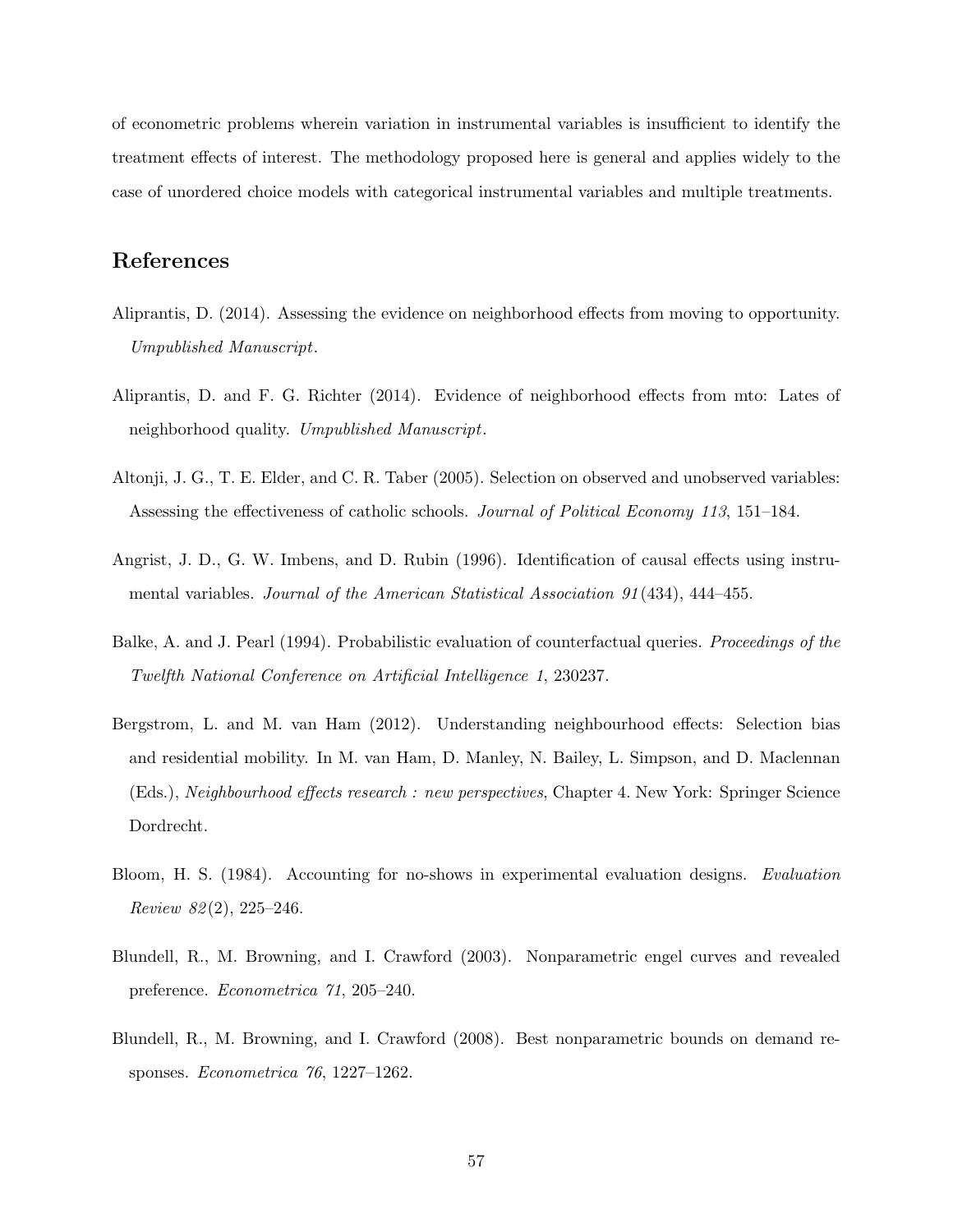of econometric problems wherein variation in instrumental variables is insufficient to identify the treatment effects of interest. The methodology proposed here is general and applies widely to the case of unordered choice models with categorical instrumental variables and multiple treatments.

## References

Aliprantis, D. (2014). Assessing the evidence on neighborhood effects from moving to opportunity. *Umpublished Manuscript*.

Aliprantis, D. and F. G. Richter (2014). Evidence of neighborhood effects from mto: Lates of neighborhood quality. *Umpublished Manuscript*.

Altonji, J. G., T. E. Elder, and C. R. Taber (2005). Selection on observed and unobserved variables: Assessing the effectiveness of catholic schools. *Journal of Political Economy 113*, 151–184.

Angrist, J. D., G. W. Imbens, and D. Rubin (1996). Identification of causal effects using instrumental variables. *Journal of the American Statistical Association 91*(434), 444–455.

Balke, A. and J. Pearl (1994). Probabilistic evaluation of counterfactual queries. *Proceedings of the Twelfth National Conference on Artificial Intelligence 1*, 230237.

Bergstrom, L. and M. van Ham (2012). Understanding neighbourhood effects: Selection bias and residential mobility. In M. van Ham, D. Manley, N. Bailey, L. Simpson, and D. Maclennan (Eds.), *Neighbourhood effects research : new perspectives*, Chapter 4. New York: Springer Science Dordrecht.

Bloom, H. S. (1984). Accounting for no-shows in experimental evaluation designs. *Evaluation Review 82*(2), 225–246.

Blundell, R., M. Browning, and I. Crawford (2003). Nonparametric engel curves and revealed preference. *Econometrica 71*, 205–240.

Blundell, R., M. Browning, and I. Crawford (2008). Best nonparametric bounds on demand responses. *Econometrica 76*, 1227–1262.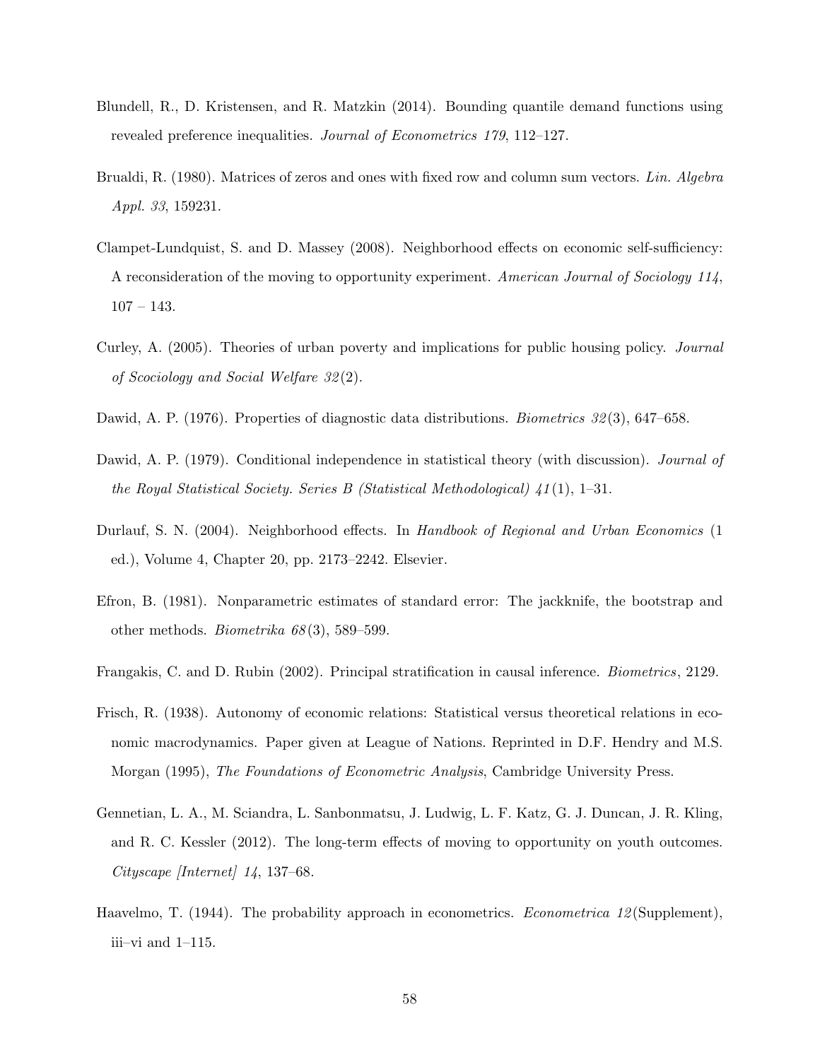Blundell, R., D. Kristensen, and R. Matzkin (2014). Bounding quantile demand functions using revealed preference inequalities. *Journal of Econometrics 179*, 112–127.

Brualdi, R. (1980). Matrices of zeros and ones with fixed row and column sum vectors. *Lin. Algebra Appl. 33*, 159231.

Clampet-Lundquist, S. and D. Massey (2008). Neighborhood effects on economic self-sufficiency: A reconsideration of the moving to opportunity experiment. *American Journal of Sociology 114*, 107 – 143.

Curley, A. (2005). Theories of urban poverty and implications for public housing policy. *Journal of Scociology and Social Welfare 32*(2).

Dawid, A. P. (1976). Properties of diagnostic data distributions. *Biometrics 32*(3), 647–658.

Dawid, A. P. (1979). Conditional independence in statistical theory (with discussion). *Journal of the Royal Statistical Society. Series B (Statistical Methodological) 41*(1), 1–31.

Durlauf, S. N. (2004). Neighborhood effects. In *Handbook of Regional and Urban Economics* (1 ed.), Volume 4, Chapter 20, pp. 2173–2242. Elsevier.

Efron, B. (1981). Nonparametric estimates of standard error: The jackknife, the bootstrap and other methods. *Biometrika 68*(3), 589–599.

Frangakis, C. and D. Rubin (2002). Principal stratification in causal inference. *Biometrics*, 2129.

Frisch, R. (1938). Autonomy of economic relations: Statistical versus theoretical relations in economic macrodynamics. Paper given at League of Nations. Reprinted in D.F. Hendry and M.S. Morgan (1995), *The Foundations of Econometric Analysis*, Cambridge University Press.

Gennetian, L. A., M. Sciandra, L. Sanbonmatsu, J. Ludwig, L. F. Katz, G. J. Duncan, J. R. Kling, and R. C. Kessler (2012). The long-term effects of moving to opportunity on youth outcomes. *Cityscape [Internet] 14*, 137–68.

Haavelmo, T. (1944). The probability approach in econometrics. *Econometrica 12*(Supplement), iii–vi and 1–115.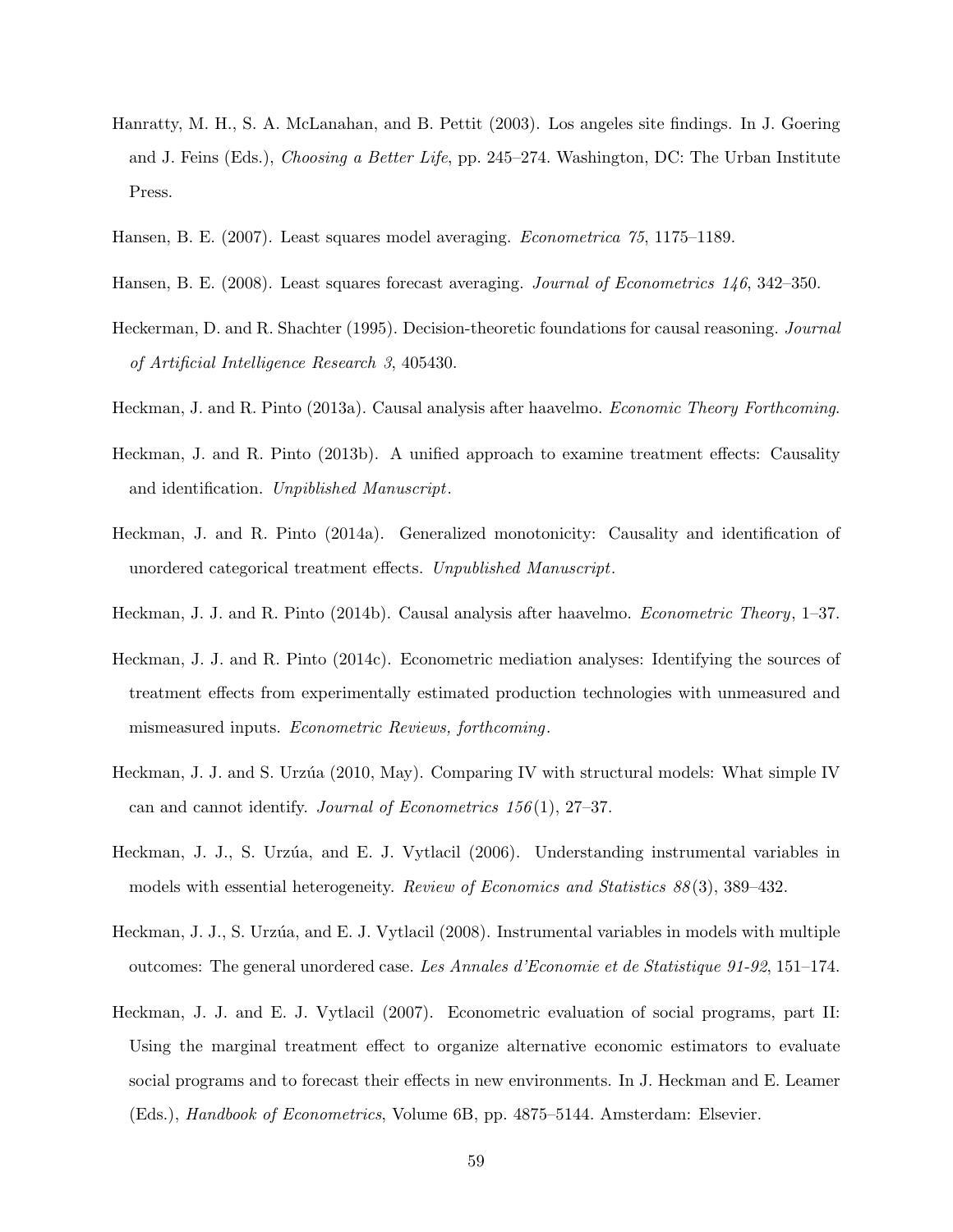Hanratty, M. H., S. A. McLanahan, and B. Pettit (2003). Los angeles site findings. In J. Goering and J. Feins (Eds.), *Choosing a Better Life*, pp. 245–274. Washington, DC: The Urban Institute Press.

Hansen, B. E. (2007). Least squares model averaging. *Econometrica 75*, 1175–1189.

Hansen, B. E. (2008). Least squares forecast averaging. *Journal of Econometrics 146*, 342–350.

Heckerman, D. and R. Shachter (1995). Decision-theoretic foundations for causal reasoning. *Journal of Artificial Intelligence Research 3*, 405430.

Heckman, J. and R. Pinto (2013a). Causal analysis after haavelmo. *Economic Theory Forthcoming*.

Heckman, J. and R. Pinto (2013b). A unified approach to examine treatment effects: Causality and identification. *Unpiblished Manuscript*.

Heckman, J. and R. Pinto (2014a). Generalized monotonicity: Causality and identification of unordered categorical treatment effects. *Unpublished Manuscript*.

Heckman, J. J. and R. Pinto (2014b). Causal analysis after haavelmo. *Econometric Theory*, 1–37.

Heckman, J. J. and R. Pinto (2014c). Econometric mediation analyses: Identifying the sources of treatment effects from experimentally estimated production technologies with unmeasured and mismeasured inputs. *Econometric Reviews, forthcoming*.

Heckman, J. J. and S. Urzúa (2010, May). Comparing IV with structural models: What simple IV can and cannot identify. *Journal of Econometrics 156*(1), 27–37.

Heckman, J. J., S. Urzúa, and E. J. Vytlacil (2006). Understanding instrumental variables in models with essential heterogeneity. *Review of Economics and Statistics 88*(3), 389–432.

Heckman, J. J., S. Urzúa, and E. J. Vytlacil (2008). Instrumental variables in models with multiple outcomes: The general unordered case. *Les Annales d'Economie et de Statistique 91-92*, 151–174.

Heckman, J. J. and E. J. Vytlacil (2007). Econometric evaluation of social programs, part II: Using the marginal treatment effect to organize alternative economic estimators to evaluate social programs and to forecast their effects in new environments. In J. Heckman and E. Leamer (Eds.), *Handbook of Econometrics*, Volume 6B, pp. 4875–5144. Amsterdam: Elsevier.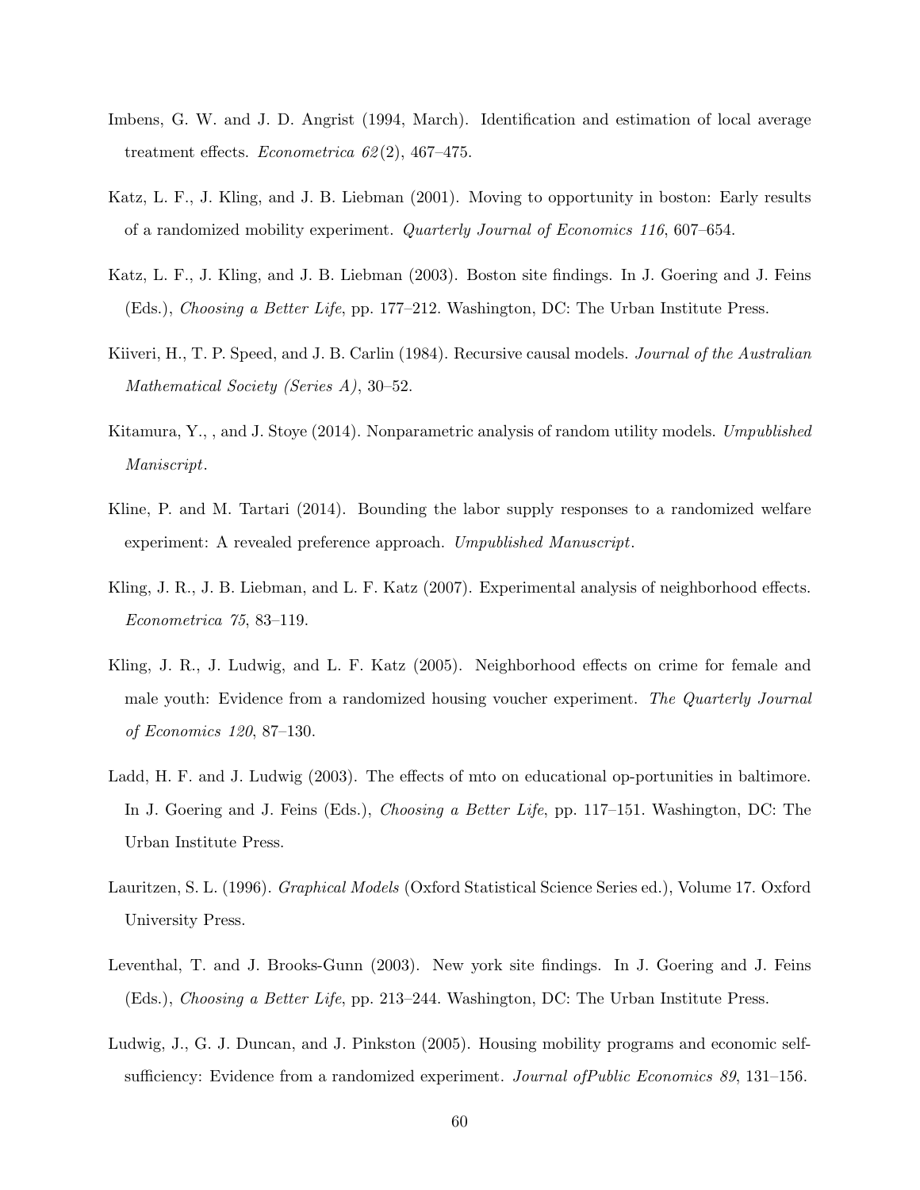Imbens, G. W. and J. D. Angrist (1994, March). Identification and estimation of local average treatment effects. *Econometrica 62*(2), 467–475.

Katz, L. F., J. Kling, and J. B. Liebman (2001). Moving to opportunity in boston: Early results of a randomized mobility experiment. *Quarterly Journal of Economics 116*, 607–654.

Katz, L. F., J. Kling, and J. B. Liebman (2003). Boston site findings. In J. Goering and J. Feins (Eds.), *Choosing a Better Life*, pp. 177–212. Washington, DC: The Urban Institute Press.

Kiiveri, H., T. P. Speed, and J. B. Carlin (1984). Recursive causal models. *Journal of the Australian Mathematical Society (Series A)*, 30–52.

Kitamura, Y., , and J. Stoye (2014). Nonparametric analysis of random utility models. *Umpublished Maniscript*.

Kline, P. and M. Tartari (2014). Bounding the labor supply responses to a randomized welfare experiment: A revealed preference approach. *Umpublished Manuscript*.

Kling, J. R., J. B. Liebman, and L. F. Katz (2007). Experimental analysis of neighborhood effects. *Econometrica 75*, 83–119.

Kling, J. R., J. Ludwig, and L. F. Katz (2005). Neighborhood effects on crime for female and male youth: Evidence from a randomized housing voucher experiment. *The Quarterly Journal of Economics 120*, 87–130.

Ladd, H. F. and J. Ludwig (2003). The effects of mto on educational op-portunities in baltimore. In J. Goering and J. Feins (Eds.), *Choosing a Better Life*, pp. 117–151. Washington, DC: The Urban Institute Press.

Lauritzen, S. L. (1996). *Graphical Models* (Oxford Statistical Science Series ed.), Volume 17. Oxford University Press.

Leventhal, T. and J. Brooks-Gunn (2003). New york site findings. In J. Goering and J. Feins (Eds.), *Choosing a Better Life*, pp. 213–244. Washington, DC: The Urban Institute Press.

Ludwig, J., G. J. Duncan, and J. Pinkston (2005). Housing mobility programs and economic self-sufficiency: Evidence from a randomized experiment. *Journal ofPublic Economics 89*, 131–156.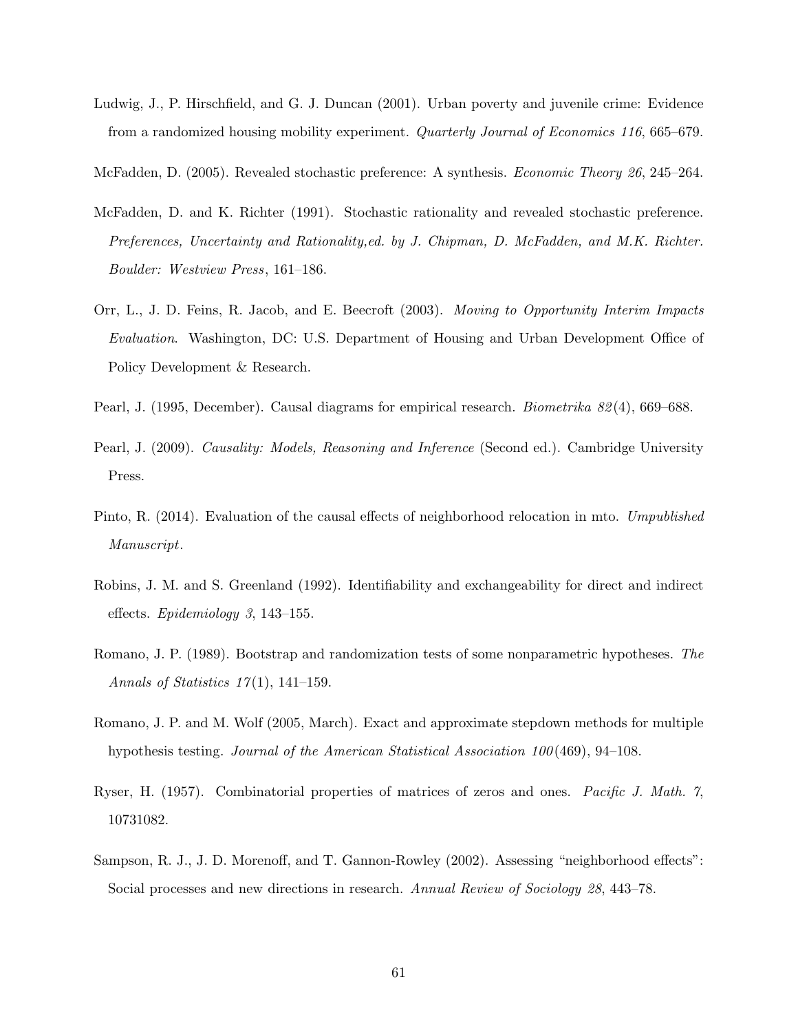Ludwig, J., P. Hirschfield, and G. J. Duncan (2001). Urban poverty and juvenile crime: Evidence from a randomized housing mobility experiment. *Quarterly Journal of Economics 116*, 665–679.

McFadden, D. (2005). Revealed stochastic preference: A synthesis. *Economic Theory 26*, 245–264.

McFadden, D. and K. Richter (1991). Stochastic rationality and revealed stochastic preference. *Preferences, Uncertainty and Rationality,ed. by J. Chipman, D. McFadden, and M.K. Richter. Boulder: Westview Press*, 161–186.

Orr, L., J. D. Feins, R. Jacob, and E. Beecroft (2003). *Moving to Opportunity Interim Impacts Evaluation*. Washington, DC: U.S. Department of Housing and Urban Development Office of Policy Development & Research.

Pearl, J. (1995, December). Causal diagrams for empirical research. *Biometrika 82*(4), 669–688.

Pearl, J. (2009). *Causality: Models, Reasoning and Inference* (Second ed.). Cambridge University Press.

Pinto, R. (2014). Evaluation of the causal effects of neighborhood relocation in mto. *Umpublished Manuscript*.

Robins, J. M. and S. Greenland (1992). Identifiability and exchangeability for direct and indirect effects. *Epidemiology 3*, 143–155.

Romano, J. P. (1989). Bootstrap and randomization tests of some nonparametric hypotheses. *The Annals of Statistics 17*(1), 141–159.

Romano, J. P. and M. Wolf (2005, March). Exact and approximate stepdown methods for multiple hypothesis testing. *Journal of the American Statistical Association 100*(469), 94–108.

Ryser, H. (1957). Combinatorial properties of matrices of zeros and ones. *Pacific J. Math. 7*, 10731082.

Sampson, R. J., J. D. Morenoff, and T. Gannon-Rowley (2002). Assessing "neighborhood effects": Social processes and new directions in research. *Annual Review of Sociology 28*, 443–78.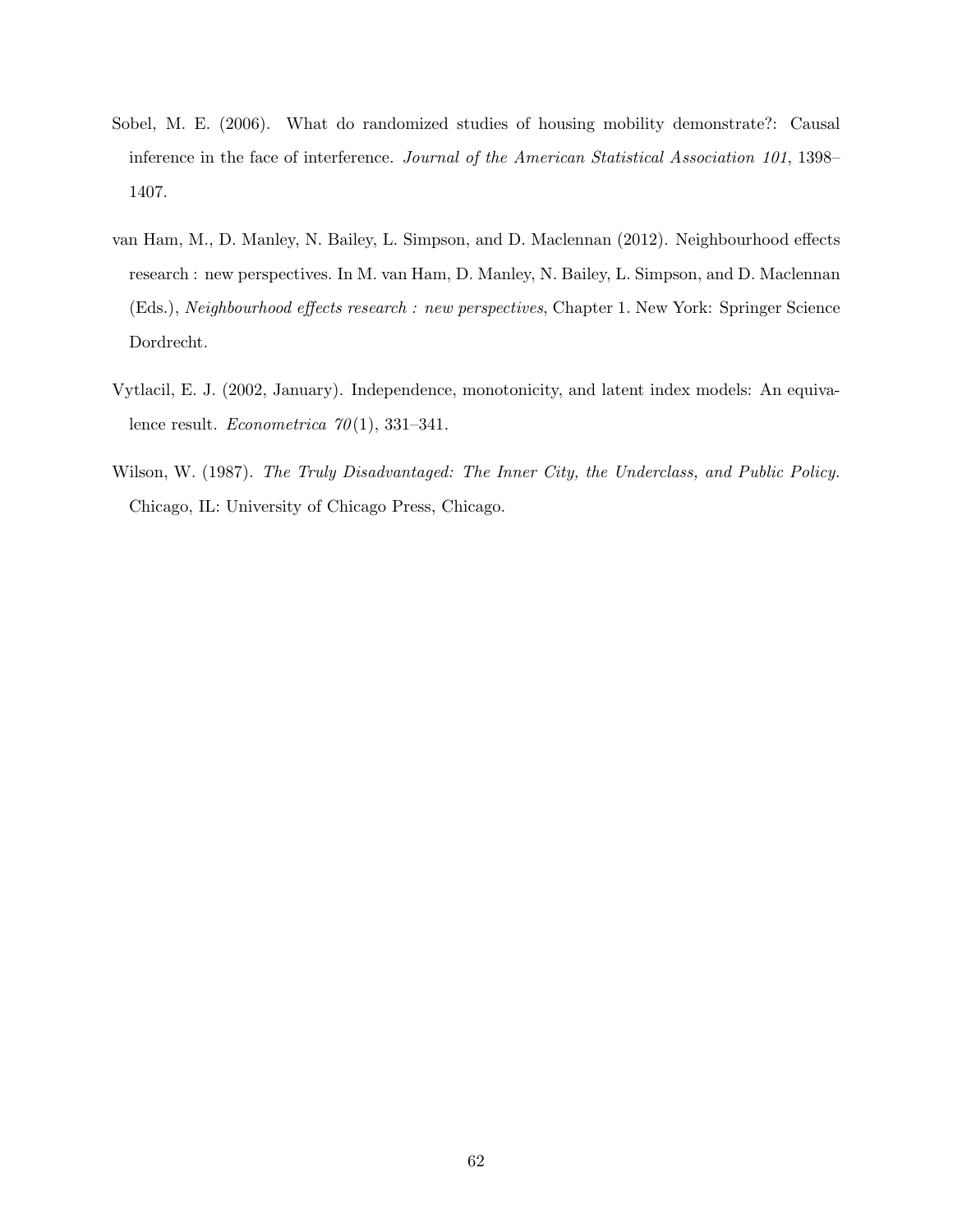Sobel, M. E. (2006). What do randomized studies of housing mobility demonstrate?: Causal inference in the face of interference. *Journal of the American Statistical Association 101*, 1398–1407.

van Ham, M., D. Manley, N. Bailey, L. Simpson, and D. Maclennan (2012). Neighbourhood effects research : new perspectives. In M. van Ham, D. Manley, N. Bailey, L. Simpson, and D. Maclennan (Eds.), *Neighbourhood effects research : new perspectives*, Chapter 1. New York: Springer Science Dordrecht.

Vytlacil, E. J. (2002, January). Independence, monotonicity, and latent index models: An equivalence result. *Econometrica 70*(1), 331–341.

Wilson, W. (1987). *The Truly Disadvantaged: The Inner City, the Underclass, and Public Policy.* Chicago, IL: University of Chicago Press, Chicago.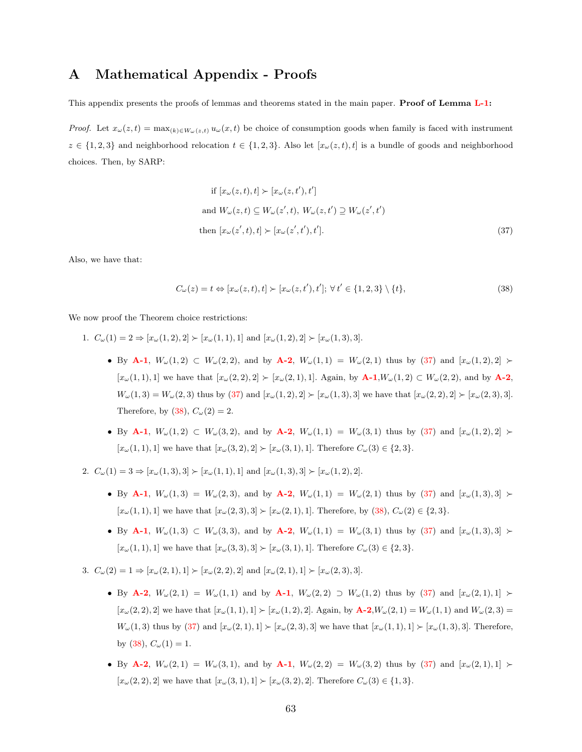# A Mathematical Appendix - Proofs

This appendix presents the proofs of lemmas and theorems stated in the main paper. **Proof of Lemma L-1:**

*Proof.* Let $x_\omega(z,t) = \max_{(k)\in W_\omega(z,t)} u_\omega(x,t)$ be choice of consumption goods when family is faced with instrument $z \in \{1,2,3\}$ and neighborhood relocation $t \in \{1,2,3\}$. Also let $[x_\omega(z,t), t]$ is a bundle of goods and neighborhood choices. Then, by SARP:

$$
\begin{aligned}
&\text{if } [x_\omega(z,t), t] \succ [x_\omega(z,t'), t'] \\
&\text{and } W_\omega(z,t) \subseteq W_\omega(z',t),\ W_\omega(z,t') \supseteq W_\omega(z',t') \\
&\text{then } [x_\omega(z',t), t] \succ [x_\omega(z',t'), t'].
\end{aligned}
\tag{37}
$$

Also, we have that:

$$
C_\omega(z) = t \Leftrightarrow [x_\omega(z,t), t] \succ [x_\omega(z,t'), t'];\ \forall\, t' \in \{1,2,3\} \setminus \{t\},
\tag{38}
$$

We now proof the Theorem choice restrictions:

1. $C_\omega(1) = 2 \Rightarrow [x_\omega(1,2), 2] \succ [x_\omega(1,1), 1]$ and $[x_\omega(1,2), 2] \succ [x_\omega(1,3), 3]$.

   - By **A-1**, $W_\omega(1,2) \subset W_\omega(2,2)$, and by **A-2**, $W_\omega(1,1) = W_\omega(2,1)$ thus by (37) and $[x_\omega(1,2), 2] \succ [x_\omega(1,1), 1]$ we have that $[x_\omega(2,2), 2] \succ [x_\omega(2,1), 1]$. Again, by **A-1**, $W_\omega(1,2) \subset W_\omega(2,2)$, and by **A-2**, $W_\omega(1,3) = W_\omega(2,3)$ thus by (37) and $[x_\omega(1,2), 2] \succ [x_\omega(1,3), 3]$ we have that $[x_\omega(2,2), 2] \succ [x_\omega(2,3), 3]$. Therefore, by (38), $C_\omega(2) = 2$.
   - By **A-1**, $W_\omega(1,2) \subset W_\omega(3,2)$, and by **A-2**, $W_\omega(1,1) = W_\omega(3,1)$ thus by (37) and $[x_\omega(1,2), 2] \succ [x_\omega(1,1), 1]$ we have that $[x_\omega(3,2), 2] \succ [x_\omega(3,1), 1]$. Therefore $C_\omega(3) \in \{2,3\}$.

2. $C_\omega(1) = 3 \Rightarrow [x_\omega(1,3), 3] \succ [x_\omega(1,1), 1]$ and $[x_\omega(1,3), 3] \succ [x_\omega(1,2), 2]$.

   - By **A-1**, $W_\omega(1,3) = W_\omega(2,3)$, and by **A-2**, $W_\omega(1,1) = W_\omega(2,1)$ thus by (37) and $[x_\omega(1,3), 3] \succ [x_\omega(1,1), 1]$ we have that $[x_\omega(2,3), 3] \succ [x_\omega(2,1), 1]$. Therefore, by (38), $C_\omega(2) \in \{2,3\}$.
   - By **A-1**, $W_\omega(1,3) \subset W_\omega(3,3)$, and by **A-2**, $W_\omega(1,1) = W_\omega(3,1)$ thus by (37) and $[x_\omega(1,3), 3] \succ [x_\omega(1,1), 1]$ we have that $[x_\omega(3,3), 3] \succ [x_\omega(3,1), 1]$. Therefore $C_\omega(3) \in \{2,3\}$.

3. $C_\omega(2) = 1 \Rightarrow [x_\omega(2,1), 1] \succ [x_\omega(2,2), 2]$ and $[x_\omega(2,1), 1] \succ [x_\omega(2,3), 3]$.

   - By **A-2**, $W_\omega(2,1) = W_\omega(1,1)$ and by **A-1**, $W_\omega(2,2) \supset W_\omega(1,2)$ thus by (37) and $[x_\omega(2,1), 1] \succ [x_\omega(2,2), 2]$ we have that $[x_\omega(1,1), 1] \succ [x_\omega(1,2), 2]$. Again, by **A-2**, $W_\omega(2,1) = W_\omega(1,1)$ and $W_\omega(2,3) = W_\omega(1,3)$ thus by (37) and $[x_\omega(2,1), 1] \succ [x_\omega(2,3), 3]$ we have that $[x_\omega(1,1), 1] \succ [x_\omega(1,3), 3]$. Therefore, by (38), $C_\omega(1) = 1$.
   - By **A-2**, $W_\omega(2,1) = W_\omega(3,1)$, and by **A-1**, $W_\omega(2,2) = W_\omega(3,2)$ thus by (37) and $[x_\omega(2,1), 1] \succ [x_\omega(2,2), 2]$ we have that $[x_\omega(3,1), 1] \succ [x_\omega(3,2), 2]$. Therefore $C_\omega(3) \in \{1,3\}$.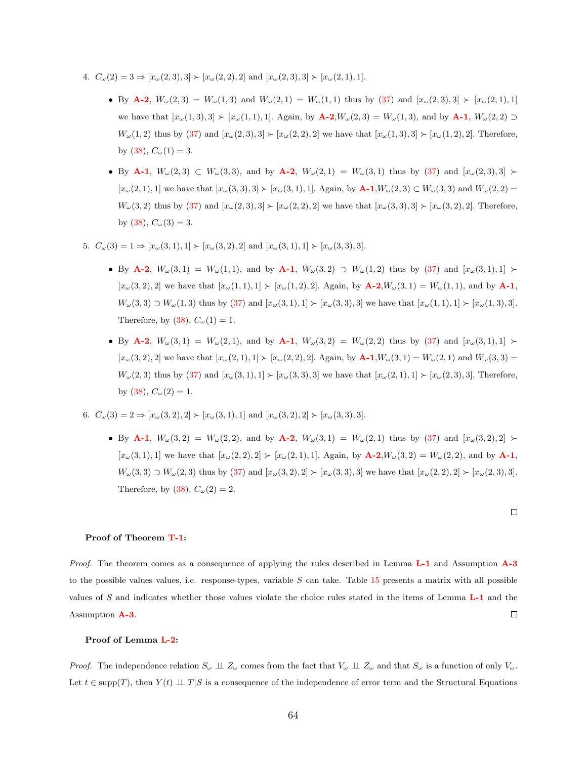4. $C_\omega(2) = 3 \Rightarrow [x_\omega(2,3), 3] \succ [x_\omega(2,2), 2]$ and $[x_\omega(2,3), 3] \succ [x_\omega(2,1), 1]$.

   - By **A-2**, $W_\omega(2,3) = W_\omega(1,3)$ and $W_\omega(2,1) = W_\omega(1,1)$ thus by (37) and $[x_\omega(2,3), 3] \succ [x_\omega(2,1), 1]$ we have that $[x_\omega(1,3), 3] \succ [x_\omega(1,1), 1]$. Again, by **A-2**,$W_\omega(2,3) = W_\omega(1,3)$, and by **A-1**, $W_\omega(2,2) \supset W_\omega(1,2)$ thus by (37) and $[x_\omega(2,3), 3] \succ [x_\omega(2,2), 2]$ we have that $[x_\omega(1,3), 3] \succ [x_\omega(1,2), 2]$. Therefore, by (38), $C_\omega(1) = 3$.
   - By **A-1**, $W_\omega(2,3) \subset W_\omega(3,3)$, and by **A-2**, $W_\omega(2,1) = W_\omega(3,1)$ thus by (37) and $[x_\omega(2,3), 3] \succ [x_\omega(2,1), 1]$ we have that $[x_\omega(3,3), 3] \succ [x_\omega(3,1), 1]$. Again, by **A-1**,$W_\omega(2,3) \subset W_\omega(3,3)$ and $W_\omega(2,2) = W_\omega(3,2)$ thus by (37) and $[x_\omega(2,3), 3] \succ [x_\omega(2,2), 2]$ we have that $[x_\omega(3,3), 3] \succ [x_\omega(3,2), 2]$. Therefore, by (38), $C_\omega(3) = 3$.

5. $C_\omega(3) = 1 \Rightarrow [x_\omega(3,1), 1] \succ [x_\omega(3,2), 2]$ and $[x_\omega(3,1), 1] \succ [x_\omega(3,3), 3]$.

   - By **A-2**, $W_\omega(3,1) = W_\omega(1,1)$, and by **A-1**, $W_\omega(3,2) \supset W_\omega(1,2)$ thus by (37) and $[x_\omega(3,1), 1] \succ [x_\omega(3,2), 2]$ we have that $[x_\omega(1,1), 1] \succ [x_\omega(1,2), 2]$. Again, by **A-2**,$W_\omega(3,1) = W_\omega(1,1)$, and by **A-1**, $W_\omega(3,3) \supset W_\omega(1,3)$ thus by (37) and $[x_\omega(3,1), 1] \succ [x_\omega(3,3), 3]$ we have that $[x_\omega(1,1), 1] \succ [x_\omega(1,3), 3]$. Therefore, by (38), $C_\omega(1) = 1$.
   - By **A-2**, $W_\omega(3,1) = W_\omega(2,1)$, and by **A-1**, $W_\omega(3,2) = W_\omega(2,2)$ thus by (37) and $[x_\omega(3,1), 1] \succ [x_\omega(3,2), 2]$ we have that $[x_\omega(2,1), 1] \succ [x_\omega(2,2), 2]$. Again, by **A-1**,$W_\omega(3,1) = W_\omega(2,1)$ and $W_\omega(3,3) = W_\omega(2,3)$ thus by (37) and $[x_\omega(3,1), 1] \succ [x_\omega(3,3), 3]$ we have that $[x_\omega(2,1), 1] \succ [x_\omega(2,3), 3]$. Therefore, by (38), $C_\omega(2) = 1$.

6. $C_\omega(3) = 2 \Rightarrow [x_\omega(3,2), 2] \succ [x_\omega(3,1), 1]$ and $[x_\omega(3,2), 2] \succ [x_\omega(3,3), 3]$.

   - By **A-1**, $W_\omega(3,2) = W_\omega(2,2)$, and by **A-2**, $W_\omega(3,1) = W_\omega(2,1)$ thus by (37) and $[x_\omega(3,2), 2] \succ [x_\omega(3,1), 1]$ we have that $[x_\omega(2,2), 2] \succ [x_\omega(2,1), 1]$. Again, by **A-2**,$W_\omega(3,2) = W_\omega(2,2)$, and by **A-1**, $W_\omega(3,3) \supset W_\omega(2,3)$ thus by (37) and $[x_\omega(3,2), 2] \succ [x_\omega(3,3), 3]$ we have that $[x_\omega(2,2), 2] \succ [x_\omega(2,3), 3]$. Therefore, by (38), $C_\omega(2) = 2$.

□

**Proof of Theorem T-1:**

*Proof.* The theorem comes as a consequence of applying the rules described in Lemma **L-1** and Assumption **A-3** to the possible values values, i.e. response-types, variable $S$ can take. Table 15 presents a matrix with all possible values of $S$ and indicates whether those values violate the choice rules stated in the items of Lemma **L-1** and the Assumption **A-3**. □

**Proof of Lemma L-2:**

*Proof.* The independence relation $S_\omega \perp\!\!\!\perp Z_\omega$ comes from the fact that $V_\omega \perp\!\!\!\perp Z_\omega$ and that $S_\omega$ is a function of only $V_\omega$. Let $t \in \text{supp}(T)$, then $Y(t) \perp\!\!\!\perp T|S$ is a consequence of the independence of error term and the Structural Equations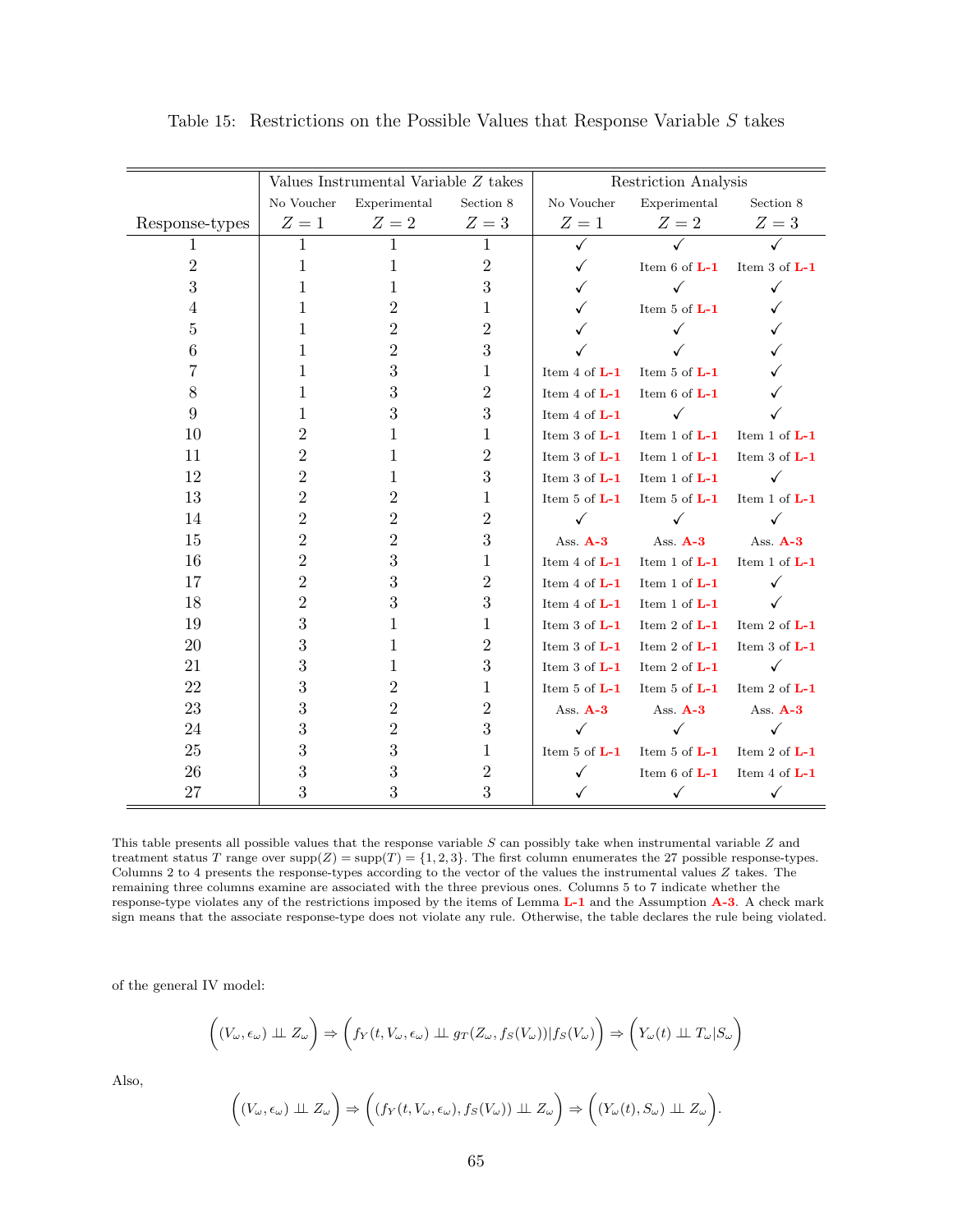Table 15: Restrictions on the Possible Values that Response Variable $S$ takes

| | Values Instrumental Variable $Z$ takes | | | Restriction Analysis | | |
|---|---|---|---|---|---|---|
| | No Voucher | Experimental | Section 8 | No Voucher | Experimental | Section 8 |
| Response-types | $Z = 1$ | $Z = 2$ | $Z = 3$ | $Z = 1$ | $Z = 2$ | $Z = 3$ |
| 1 | 1 | 1 | 1 | ✓ | ✓ | ✓ |
| 2 | 1 | 1 | 2 | ✓ | Item 6 of L-1 | Item 3 of L-1 |
| 3 | 1 | 1 | 3 | ✓ | ✓ | ✓ |
| 4 | 1 | 2 | 1 | ✓ | Item 5 of L-1 | ✓ |
| 5 | 1 | 2 | 2 | ✓ | ✓ | ✓ |
| 6 | 1 | 2 | 3 | ✓ | ✓ | ✓ |
| 7 | 1 | 3 | 1 | Item 4 of L-1 | Item 5 of L-1 | ✓ |
| 8 | 1 | 3 | 2 | Item 4 of L-1 | Item 6 of L-1 | ✓ |
| 9 | 1 | 3 | 3 | Item 4 of L-1 | ✓ | ✓ |
| 10 | 2 | 1 | 1 | Item 3 of L-1 | Item 1 of L-1 | Item 1 of L-1 |
| 11 | 2 | 1 | 2 | Item 3 of L-1 | Item 1 of L-1 | Item 3 of L-1 |
| 12 | 2 | 1 | 3 | Item 3 of L-1 | Item 1 of L-1 | ✓ |
| 13 | 2 | 2 | 1 | Item 5 of L-1 | Item 5 of L-1 | Item 1 of L-1 |
| 14 | 2 | 2 | 2 | ✓ | ✓ | ✓ |
| 15 | 2 | 2 | 3 | Ass. A-3 | Ass. A-3 | Ass. A-3 |
| 16 | 2 | 3 | 1 | Item 4 of L-1 | Item 1 of L-1 | Item 1 of L-1 |
| 17 | 2 | 3 | 2 | Item 4 of L-1 | Item 1 of L-1 | ✓ |
| 18 | 2 | 3 | 3 | Item 4 of L-1 | Item 1 of L-1 | ✓ |
| 19 | 3 | 1 | 1 | Item 3 of L-1 | Item 2 of L-1 | Item 2 of L-1 |
| 20 | 3 | 1 | 2 | Item 3 of L-1 | Item 2 of L-1 | Item 3 of L-1 |
| 21 | 3 | 1 | 3 | Item 3 of L-1 | Item 2 of L-1 | ✓ |
| 22 | 3 | 2 | 1 | Item 5 of L-1 | Item 5 of L-1 | Item 2 of L-1 |
| 23 | 3 | 2 | 2 | Ass. A-3 | Ass. A-3 | Ass. A-3 |
| 24 | 3 | 2 | 3 | ✓ | ✓ | ✓ |
| 25 | 3 | 3 | 1 | Item 5 of L-1 | Item 5 of L-1 | Item 2 of L-1 |
| 26 | 3 | 3 | 2 | ✓ | Item 6 of L-1 | Item 4 of L-1 |
| 27 | 3 | 3 | 3 | ✓ | ✓ | ✓ |

This table presents all possible values that the response variable $S$ can possibly take when instrumental variable $Z$ and treatment status $T$ range over $\text{supp}(Z) = \text{supp}(T) = \{1, 2, 3\}$. The first column enumerates the 27 possible response-types. Columns 2 to 4 presents the response-types according to the vector of the values the instrumental values $Z$ takes. The remaining three columns examine are associated with the three previous ones. Columns 5 to 7 indicate whether the response-type violates any of the restrictions imposed by the items of Lemma L-1 and the Assumption A-3. A check mark sign means that the associate response-type does not violate any rule. Otherwise, the table declares the rule being violated.

of the general IV model:

$$\Big((V_\omega, \epsilon_\omega) \perp\!\!\!\perp Z_\omega\Big) \Rightarrow \Big(f_Y(t, V_\omega, \epsilon_\omega) \perp\!\!\!\perp g_T(Z_\omega, f_S(V_\omega)) | f_S(V_\omega)\Big) \Rightarrow \Big(Y_\omega(t) \perp\!\!\!\perp T_\omega | S_\omega\Big)$$

Also,

$$\Big((V_\omega, \epsilon_\omega) \perp\!\!\!\perp Z_\omega\Big) \Rightarrow \Big((f_Y(t, V_\omega, \epsilon_\omega), f_S(V_\omega)) \perp\!\!\!\perp Z_\omega\Big) \Rightarrow \Big((Y_\omega(t), S_\omega) \perp\!\!\!\perp Z_\omega\Big).$$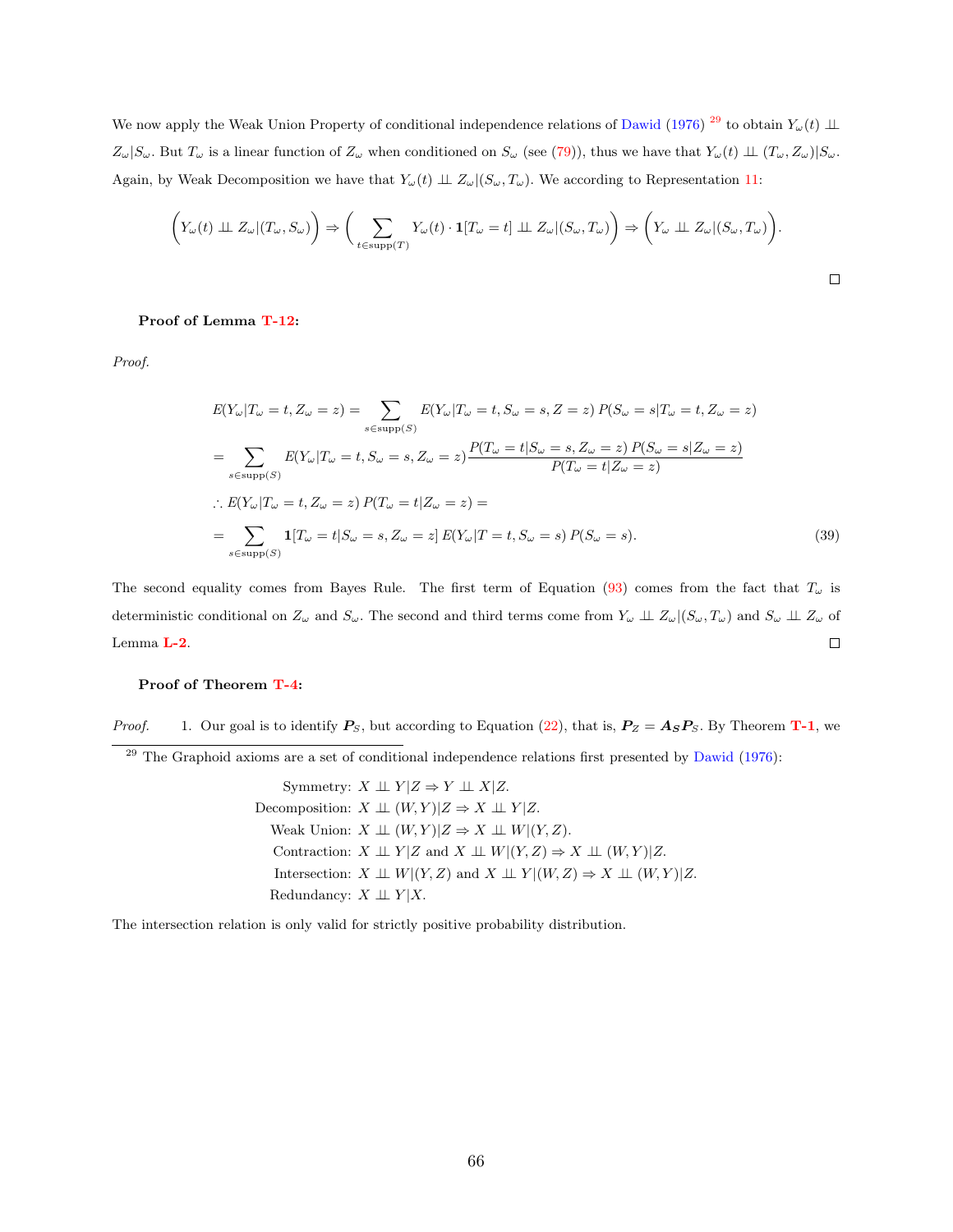We now apply the Weak Union Property of conditional independence relations of Dawid (1976) [29] to obtain $Y_\omega(t) \perp\!\!\!\perp Z_\omega | S_\omega$. But $T_\omega$ is a linear function of $Z_\omega$ when conditioned on $S_\omega$ (see (79)), thus we have that $Y_\omega(t) \perp\!\!\!\perp (T_\omega, Z_\omega)|S_\omega$. Again, by Weak Decomposition we have that $Y_\omega(t) \perp\!\!\!\perp Z_\omega|(S_\omega, T_\omega)$. We according to Representation 11:

$$\Big(Y_\omega(t) \perp\!\!\!\perp Z_\omega|(T_\omega, S_\omega)\Big) \Rightarrow \Big(\sum_{t \in \text{supp}(T)} Y_\omega(t) \cdot \mathbf{1}[T_\omega = t] \perp\!\!\!\perp Z_\omega|(S_\omega, T_\omega)\Big) \Rightarrow \Big(Y_\omega \perp\!\!\!\perp Z_\omega|(S_\omega, T_\omega)\Big).$$

□

**Proof of Lemma T-12:**

*Proof.*

$$E(Y_\omega|T_\omega = t, Z_\omega = z) = \sum_{s \in \text{supp}(S)} E(Y_\omega|T_\omega = t, S_\omega = s, Z = z)\, P(S_\omega = s|T_\omega = t, Z_\omega = z)$$

$$= \sum_{s \in \text{supp}(S)} E(Y_\omega|T_\omega = t, S_\omega = s, Z_\omega = z) \frac{P(T_\omega = t|S_\omega = s, Z_\omega = z)\, P(S_\omega = s|Z_\omega = z)}{P(T_\omega = t|Z_\omega = z)}$$

$$\therefore E(Y_\omega|T_\omega = t, Z_\omega = z)\, P(T_\omega = t|Z_\omega = z) =$$

$$= \sum_{s \in \text{supp}(S)} \mathbf{1}[T_\omega = t|S_\omega = s, Z_\omega = z]\, E(Y_\omega|T = t, S_\omega = s)\, P(S_\omega = s). \tag{39}$$

The second equality comes from Bayes Rule. The first term of Equation (93) comes from the fact that $T_\omega$ is deterministic conditional on $Z_\omega$ and $S_\omega$. The second and third terms come from $Y_\omega \perp\!\!\!\perp Z_\omega|(S_\omega, T_\omega)$ and $S_\omega \perp\!\!\!\perp Z_\omega$ of Lemma L-2. □

**Proof of Theorem T-4:**

*Proof.* 1. Our goal is to identify $\boldsymbol{P}_S$, but according to Equation (22), that is, $\boldsymbol{P}_Z = \boldsymbol{A}_{\boldsymbol{S}} \boldsymbol{P}_S$. By Theorem T-1, we

---

[29] The Graphoid axioms are a set of conditional independence relations first presented by Dawid (1976):

Symmetry: $X \perp\!\!\!\perp Y|Z \Rightarrow Y \perp\!\!\!\perp X|Z$.
Decomposition: $X \perp\!\!\!\perp (W, Y)|Z \Rightarrow X \perp\!\!\!\perp Y|Z$.
Weak Union: $X \perp\!\!\!\perp (W, Y)|Z \Rightarrow X \perp\!\!\!\perp W|(Y, Z)$.
Contraction: $X \perp\!\!\!\perp Y|Z$ and $X \perp\!\!\!\perp W|(Y, Z) \Rightarrow X \perp\!\!\!\perp (W, Y)|Z$.
Intersection: $X \perp\!\!\!\perp W|(Y, Z)$ and $X \perp\!\!\!\perp Y|(W, Z) \Rightarrow X \perp\!\!\!\perp (W, Y)|Z$.
Redundancy: $X \perp\!\!\!\perp Y|X$.

The intersection relation is only valid for strictly positive probability distribution.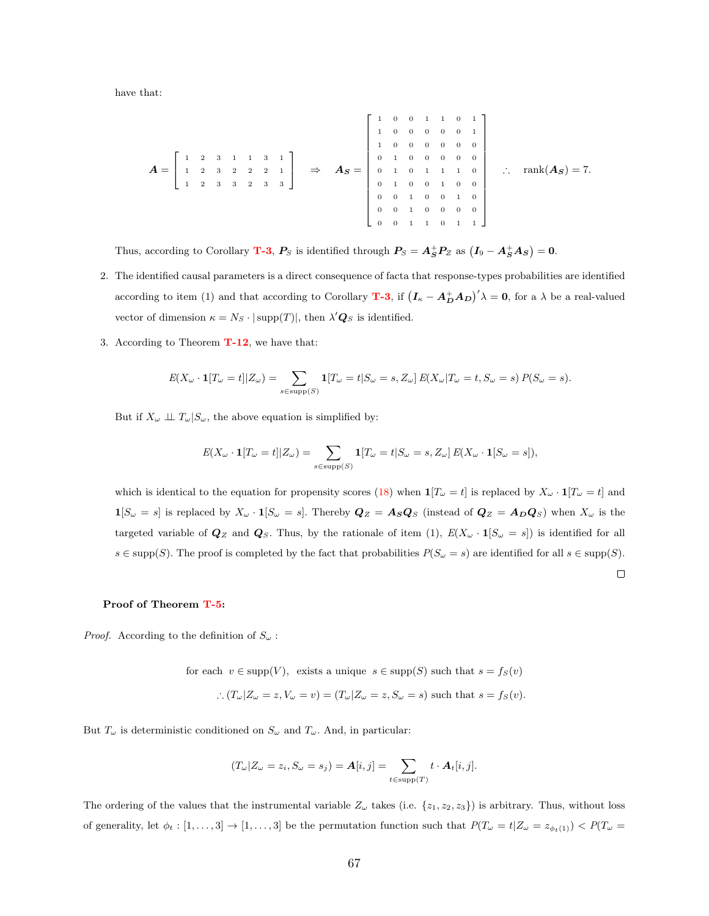have that:

$$\boldsymbol{A} = \begin{bmatrix} 1 & 2 & 3 & 1 & 1 & 3 & 1 \\ 1 & 2 & 3 & 2 & 2 & 2 & 1 \\ 1 & 2 & 3 & 3 & 2 & 3 & 3 \end{bmatrix} \quad \Rightarrow \quad \boldsymbol{A_S} = \begin{bmatrix} 1 & 0 & 0 & 1 & 1 & 0 & 1 \\ 1 & 0 & 0 & 0 & 0 & 0 & 1 \\ 1 & 0 & 0 & 0 & 0 & 0 & 0 \\ \hline 0 & 1 & 0 & 0 & 0 & 0 & 0 \\ 0 & 1 & 0 & 1 & 1 & 1 & 0 \\ 0 & 1 & 0 & 0 & 1 & 0 & 0 \\ \hline 0 & 0 & 1 & 0 & 0 & 1 & 0 \\ 0 & 0 & 1 & 0 & 0 & 0 & 0 \\ 0 & 0 & 1 & 1 & 0 & 1 & 1 \end{bmatrix} \quad \therefore \quad \text{rank}(\boldsymbol{A_S}) = 7.$$

Thus, according to Corollary T-3, $\boldsymbol{P}_S$ is identified through $\boldsymbol{P}_S = \boldsymbol{A}_{\boldsymbol{S}}^{+}\boldsymbol{P}_Z$ as $\left(\boldsymbol{I}_9 - \boldsymbol{A}_{\boldsymbol{S}}^{+}\boldsymbol{A}_{\boldsymbol{S}}\right) = \boldsymbol{0}$.

2. The identified causal parameters is a direct consequence of facta that response-types probabilities are identified according to item (1) and that according to Corollary T-3, if $\left(\boldsymbol{I}_\kappa - \boldsymbol{A}_{\boldsymbol{D}}^{+}\boldsymbol{A}_{\boldsymbol{D}}\right)'\lambda = \boldsymbol{0}$, for a $\lambda$ be a real-valued vector of dimension $\kappa = N_S \cdot |\text{supp}(T)|$, then $\lambda'\boldsymbol{Q}_S$ is identified.

3. According to Theorem T-12, we have that:

$$E(X_\omega \cdot \mathbf{1}[T_\omega = t]|Z_\omega) = \sum_{s \in \text{supp}(S)} \mathbf{1}[T_\omega = t|S_\omega = s, Z_\omega]\, E(X_\omega|T_\omega = t, S_\omega = s)\, P(S_\omega = s).$$

But if $X_\omega \perp\!\!\!\perp T_\omega|S_\omega$, the above equation is simplified by:

$$E(X_\omega \cdot \mathbf{1}[T_\omega = t]|Z_\omega) = \sum_{s \in \text{supp}(S)} \mathbf{1}[T_\omega = t|S_\omega = s, Z_\omega]\, E(X_\omega \cdot \mathbf{1}[S_\omega = s]),$$

which is identical to the equation for propensity scores (18) when $\mathbf{1}[T_\omega = t]$ is replaced by $X_\omega \cdot \mathbf{1}[T_\omega = t]$ and $\mathbf{1}[S_\omega = s]$ is replaced by $X_\omega \cdot \mathbf{1}[S_\omega = s]$. Thereby $\boldsymbol{Q}_Z = \boldsymbol{A_S}\boldsymbol{Q}_S$ (instead of $\boldsymbol{Q}_Z = \boldsymbol{A_D}\boldsymbol{Q}_S$) when $X_\omega$ is the targeted variable of $\boldsymbol{Q}_Z$ and $\boldsymbol{Q}_S$. Thus, by the rationale of item (1), $E(X_\omega \cdot \mathbf{1}[S_\omega = s])$ is identified for all $s \in \text{supp}(S)$. The proof is completed by the fact that probabilities $P(S_\omega = s)$ are identified for all $s \in \text{supp}(S)$.

□

**Proof of Theorem T-5:**

*Proof.* According to the definition of $S_\omega$ :

$$\text{for each } \; v \in \text{supp}(V), \; \text{ exists a unique } \; s \in \text{supp}(S) \text{ such that } s = f_S(v)$$
$$\therefore (T_\omega|Z_\omega = z, V_\omega = v) = (T_\omega|Z_\omega = z, S_\omega = s) \text{ such that } s = f_S(v).$$

But $T_\omega$ is deterministic conditioned on $S_\omega$ and $T_\omega$. And, in particular:

$$(T_\omega|Z_\omega = z_i, S_\omega = s_j) = \boldsymbol{A}[i,j] = \sum_{t \in \text{supp}(T)} t \cdot \boldsymbol{A}_t[i,j].$$

The ordering of the values that the instrumental variable $Z_\omega$ takes (i.e. $\{z_1, z_2, z_3\}$) is arbitrary. Thus, without loss of generality, let $\phi_t : [1, \ldots, 3] \to [1, \ldots, 3]$ be the permutation function such that $P(T_\omega = t|Z_\omega = z_{\phi_t(1)}) < P(T_\omega =$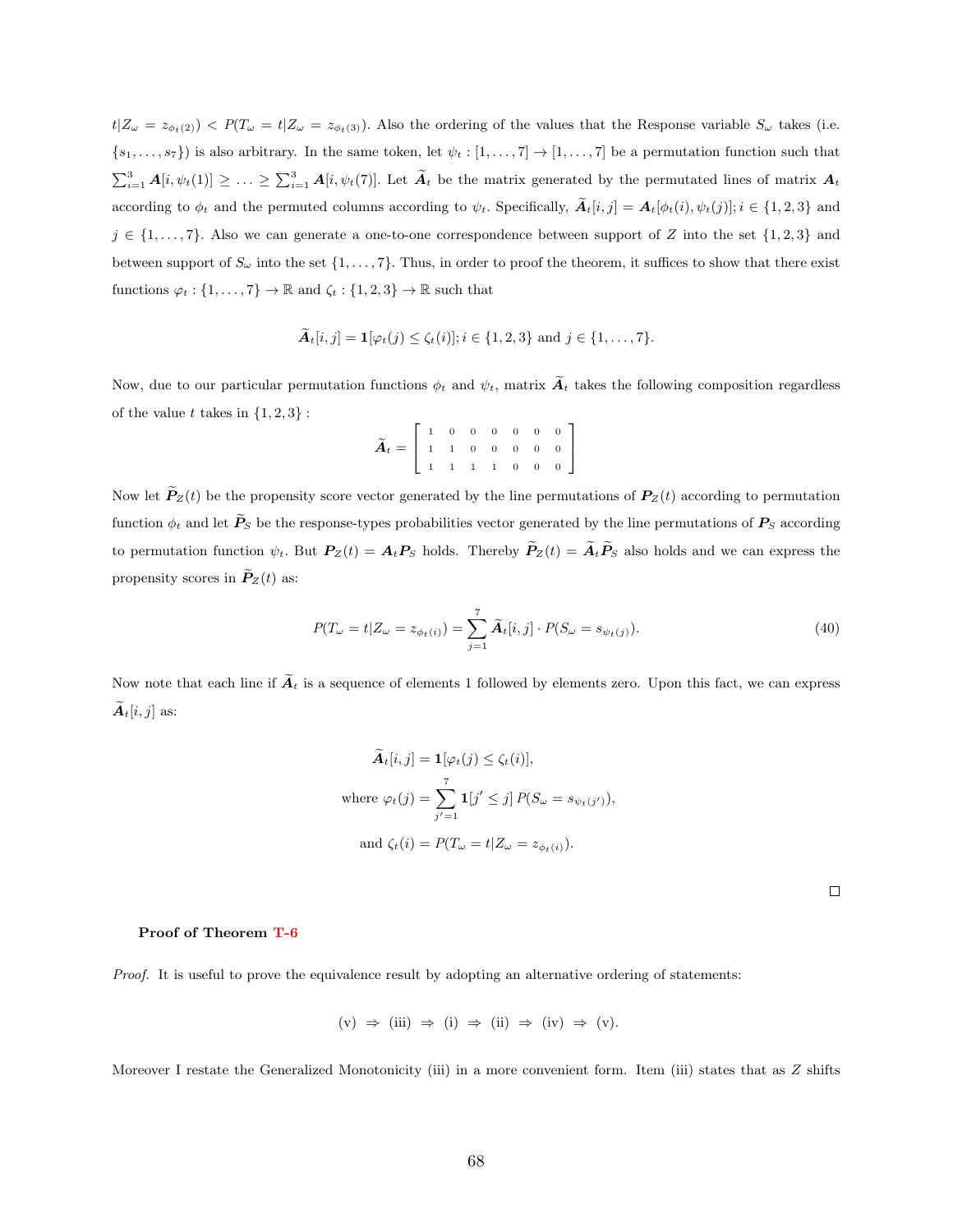$t|Z_\omega = z_{\phi_t(2)}) < P(T_\omega = t|Z_\omega = z_{\phi_t(3)})$. Also the ordering of the values that the Response variable $S_\omega$ takes (i.e. $\{s_1, \dots, s_7\}$) is also arbitrary. In the same token, let $\psi_t : [1, \dots, 7] \to [1, \dots, 7]$ be a permutation function such that $\sum_{i=1}^{3} \boldsymbol{A}[i, \psi_t(1)] \geq \dots \geq \sum_{i=1}^{3} \boldsymbol{A}[i, \psi_t(7)]$. Let $\widetilde{\boldsymbol{A}}_t$ be the matrix generated by the permutated lines of matrix $\boldsymbol{A}_t$ according to $\phi_t$ and the permuted columns according to $\psi_t$. Specifically, $\widetilde{\boldsymbol{A}}_t[i,j] = \boldsymbol{A}_t[\phi_t(i), \psi_t(j)]; i \in \{1,2,3\}$ and $j \in \{1, \dots, 7\}$. Also we can generate a one-to-one correspondence between support of $Z$ into the set $\{1,2,3\}$ and between support of $S_\omega$ into the set $\{1, \dots, 7\}$. Thus, in order to proof the theorem, it suffices to show that there exist functions $\varphi_t : \{1, \dots, 7\} \to \mathbb{R}$ and $\zeta_t : \{1,2,3\} \to \mathbb{R}$ such that

$$\widetilde{\boldsymbol{A}}_t[i,j] = \mathbf{1}[\varphi_t(j) \leq \zeta_t(i)]; i \in \{1,2,3\} \text{ and } j \in \{1, \dots, 7\}.$$

Now, due to our particular permutation functions $\phi_t$ and $\psi_t$, matrix $\widetilde{\boldsymbol{A}}_t$ takes the following composition regardless of the value $t$ takes in $\{1,2,3\}$ :

$$\widetilde{\boldsymbol{A}}_t = \begin{bmatrix} 1 & 0 & 0 & 0 & 0 & 0 & 0 \\ 1 & 1 & 0 & 0 & 0 & 0 & 0 \\ 1 & 1 & 1 & 1 & 0 & 0 & 0 \end{bmatrix}$$

Now let $\widetilde{\boldsymbol{P}}_Z(t)$ be the propensity score vector generated by the line permutations of $\boldsymbol{P}_Z(t)$ according to permutation function $\phi_t$ and let $\widetilde{\boldsymbol{P}}_S$ be the response-types probabilities vector generated by the line permutations of $\boldsymbol{P}_S$ according to permutation function $\psi_t$. But $\boldsymbol{P}_Z(t) = \boldsymbol{A}_t \boldsymbol{P}_S$ holds. Thereby $\widetilde{\boldsymbol{P}}_Z(t) = \widetilde{\boldsymbol{A}}_t \widetilde{\boldsymbol{P}}_S$ also holds and we can express the propensity scores in $\widetilde{\boldsymbol{P}}_Z(t)$ as:

$$P(T_\omega = t|Z_\omega = z_{\phi_t(i)}) = \sum_{j=1}^{7} \widetilde{\boldsymbol{A}}_t[i,j] \cdot P(S_\omega = s_{\psi_t(j)}). \tag{40}$$

Now note that each line if $\widetilde{\boldsymbol{A}}_t$ is a sequence of elements 1 followed by elements zero. Upon this fact, we can express $\widetilde{\boldsymbol{A}}_t[i,j]$ as:

$$\widetilde{\boldsymbol{A}}_t[i,j] = \mathbf{1}[\varphi_t(j) \leq \zeta_t(i)],$$
$$\text{where } \varphi_t(j) = \sum_{j'=1}^{7} \mathbf{1}[j' \leq j] \, P(S_\omega = s_{\psi_t(j')}),$$
$$\text{and } \zeta_t(i) = P(T_\omega = t|Z_\omega = z_{\phi_t(i)}).$$

□

**Proof of Theorem T-6**

*Proof.* It is useful to prove the equivalence result by adopting an alternative ordering of statements:

$$\text{(v)} \Rightarrow \text{(iii)} \Rightarrow \text{(i)} \Rightarrow \text{(ii)} \Rightarrow \text{(iv)} \Rightarrow \text{(v)}.$$

Moreover I restate the Generalized Monotonicity (iii) in a more convenient form. Item (iii) states that as $Z$ shifts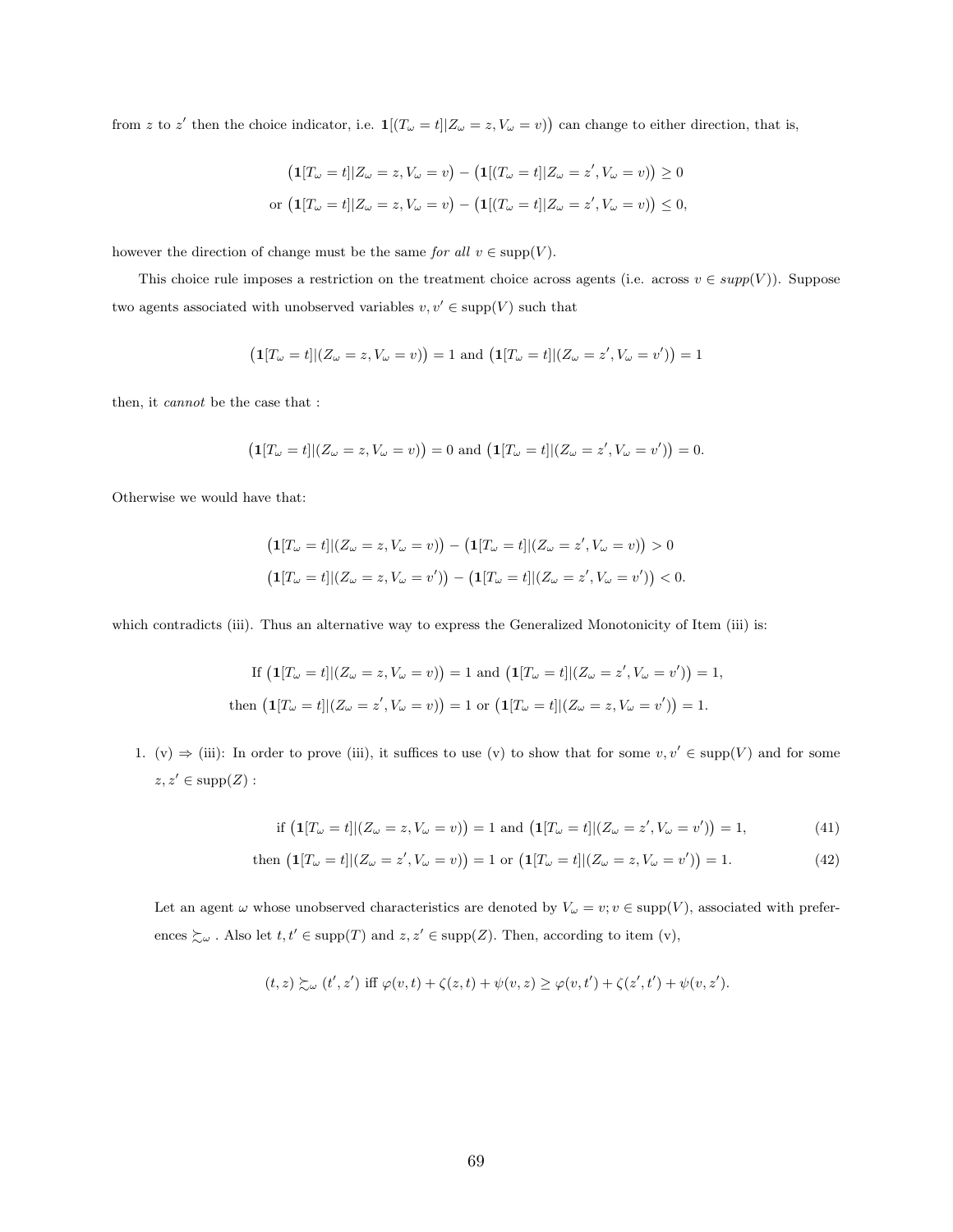from $z$ to $z'$ then the choice indicator, i.e. $\mathbf{1}[(T_\omega = t]|Z_\omega = z, V_\omega = v)\big)$ can change to either direction, that is,

$$\big(\mathbf{1}[T_\omega = t]|Z_\omega = z, V_\omega = v\big) - \big(\mathbf{1}[(T_\omega = t]|Z_\omega = z', V_\omega = v)\big) \geq 0$$
$$\text{or } \big(\mathbf{1}[T_\omega = t]|Z_\omega = z, V_\omega = v\big) - \big(\mathbf{1}[(T_\omega = t]|Z_\omega = z', V_\omega = v)\big) \leq 0,$$

however the direction of change must be the same *for all* $v \in \text{supp}(V)$.

This choice rule imposes a restriction on the treatment choice across agents (i.e. across $v \in supp(V)$). Suppose two agents associated with unobserved variables $v, v' \in \text{supp}(V)$ such that

$$\big(\mathbf{1}[T_\omega = t]|(Z_\omega = z, V_\omega = v)\big) = 1 \text{ and } \big(\mathbf{1}[T_\omega = t]|(Z_\omega = z', V_\omega = v')\big) = 1$$

then, it *cannot* be the case that :

$$\big(\mathbf{1}[T_\omega = t]|(Z_\omega = z, V_\omega = v)\big) = 0 \text{ and } \big(\mathbf{1}[T_\omega = t]|(Z_\omega = z', V_\omega = v')\big) = 0.$$

Otherwise we would have that:

$$\big(\mathbf{1}[T_\omega = t]|(Z_\omega = z, V_\omega = v)\big) - \big(\mathbf{1}[T_\omega = t]|(Z_\omega = z', V_\omega = v)\big) > 0$$
$$\big(\mathbf{1}[T_\omega = t]|(Z_\omega = z, V_\omega = v')\big) - \big(\mathbf{1}[T_\omega = t]|(Z_\omega = z', V_\omega = v')\big) < 0.$$

which contradicts (iii). Thus an alternative way to express the Generalized Monotonicity of Item (iii) is:

$$\text{If } \big(\mathbf{1}[T_\omega = t]|(Z_\omega = z, V_\omega = v)\big) = 1 \text{ and } \big(\mathbf{1}[T_\omega = t]|(Z_\omega = z', V_\omega = v')\big) = 1,$$
$$\text{then } \big(\mathbf{1}[T_\omega = t]|(Z_\omega = z', V_\omega = v)\big) = 1 \text{ or } \big(\mathbf{1}[T_\omega = t]|(Z_\omega = z, V_\omega = v')\big) = 1.$$

1. (v) $\Rightarrow$ (iii): In order to prove (iii), it suffices to use (v) to show that for some $v, v' \in \text{supp}(V)$ and for some $z, z' \in \text{supp}(Z)$ :

$$\text{if } \big(\mathbf{1}[T_\omega = t]|(Z_\omega = z, V_\omega = v)\big) = 1 \text{ and } \big(\mathbf{1}[T_\omega = t]|(Z_\omega = z', V_\omega = v')\big) = 1, \tag{41}$$
$$\text{then } \big(\mathbf{1}[T_\omega = t]|(Z_\omega = z', V_\omega = v)\big) = 1 \text{ or } \big(\mathbf{1}[T_\omega = t]|(Z_\omega = z, V_\omega = v')\big) = 1. \tag{42}$$

Let an agent $\omega$ whose unobserved characteristics are denoted by $V_\omega = v; v \in \text{supp}(V)$, associated with preferences $\succsim_\omega$ . Also let $t, t' \in \text{supp}(T)$ and $z, z' \in \text{supp}(Z)$. Then, according to item (v),

$$(t, z) \succsim_\omega (t', z') \text{ iff } \varphi(v, t) + \zeta(z, t) + \psi(v, z) \geq \varphi(v, t') + \zeta(z', t') + \psi(v, z').$$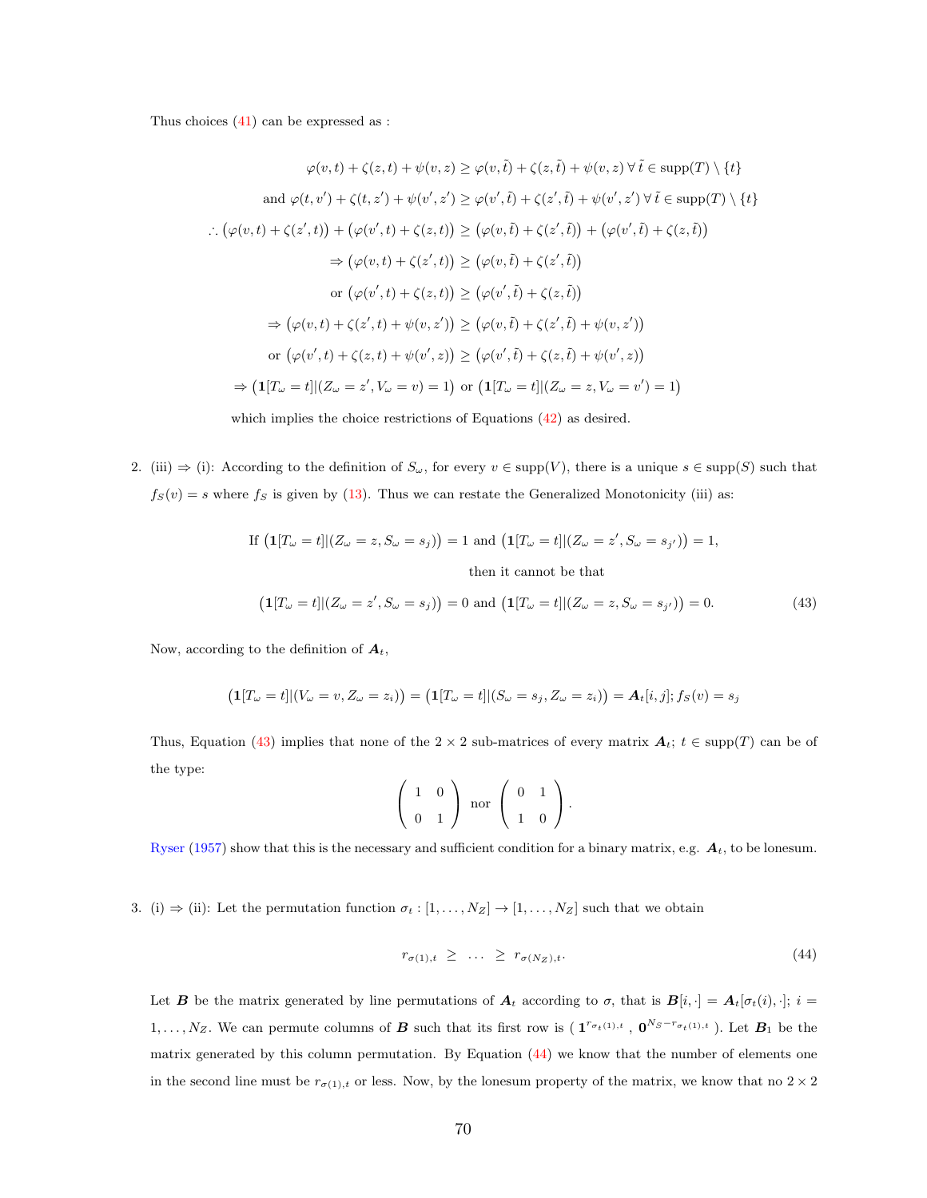Thus choices (41) can be expressed as :

$$
\begin{aligned}
\varphi(v,t) + \zeta(z,t) + \psi(v,z) &\geq \varphi(v,\tilde{t}) + \zeta(z,\tilde{t}) + \psi(v,z) \;\forall\, \tilde{t} \in \text{supp}(T) \setminus \{t\} \\
\text{and } \varphi(t,v') + \zeta(t,z') + \psi(v',z') &\geq \varphi(v',\tilde{t}) + \zeta(z',\tilde{t}) + \psi(v',z') \;\forall\, \tilde{t} \in \text{supp}(T) \setminus \{t\} \\
\therefore \big(\varphi(v,t) + \zeta(z',t)\big) + \big(\varphi(v',t) + \zeta(z,t)\big) &\geq \big(\varphi(v,\tilde{t}) + \zeta(z',\tilde{t})\big) + \big(\varphi(v',\tilde{t}) + \zeta(z,\tilde{t})\big) \\
\Rightarrow \big(\varphi(v,t) + \zeta(z',t)\big) &\geq \big(\varphi(v,\tilde{t}) + \zeta(z',\tilde{t})\big) \\
\text{or } \big(\varphi(v',t) + \zeta(z,t)\big) &\geq \big(\varphi(v',\tilde{t}) + \zeta(z,\tilde{t})\big) \\
\Rightarrow \big(\varphi(v,t) + \zeta(z',t) + \psi(v,z')\big) &\geq \big(\varphi(v,\tilde{t}) + \zeta(z',\tilde{t}) + \psi(v,z')\big) \\
\text{or } \big(\varphi(v',t) + \zeta(z,t) + \psi(v',z)\big) &\geq \big(\varphi(v',\tilde{t}) + \zeta(z,\tilde{t}) + \psi(v',z)\big) \\
\Rightarrow \big(\mathbf{1}[T_\omega = t] | (Z_\omega = z', V_\omega = v) = 1\big) &\text{ or } \big(\mathbf{1}[T_\omega = t] | (Z_\omega = z, V_\omega = v') = 1\big)
\end{aligned}
$$

which implies the choice restrictions of Equations (42) as desired.

2. (iii) $\Rightarrow$ (i): According to the definition of $S_\omega$, for every $v \in \text{supp}(V)$, there is a unique $s \in \text{supp}(S)$ such that $f_S(v) = s$ where $f_S$ is given by (13). Thus we can restate the Generalized Monotonicity (iii) as:

$$
\begin{aligned}
&\text{If } \big(\mathbf{1}[T_\omega = t] | (Z_\omega = z, S_\omega = s_j)\big) = 1 \text{ and } \big(\mathbf{1}[T_\omega = t] | (Z_\omega = z', S_\omega = s_{j'})\big) = 1, \\
&\qquad\qquad\qquad\text{then it cannot be that} \\
&\big(\mathbf{1}[T_\omega = t] | (Z_\omega = z', S_\omega = s_j)\big) = 0 \text{ and } \big(\mathbf{1}[T_\omega = t] | (Z_\omega = z, S_\omega = s_{j'})\big) = 0. \qquad (43)
\end{aligned}
$$

Now, according to the definition of $\boldsymbol{A}_t$,

$$
\big(\mathbf{1}[T_\omega = t] | (V_\omega = v, Z_\omega = z_i)\big) = \big(\mathbf{1}[T_\omega = t] | (S_\omega = s_j, Z_\omega = z_i)\big) = \boldsymbol{A}_t[i,j];\, f_S(v) = s_j
$$

Thus, Equation (43) implies that none of the $2 \times 2$ sub-matrices of every matrix $\boldsymbol{A}_t$; $t \in \text{supp}(T)$ can be of the type:

$$
\begin{pmatrix} 1 & 0 \\ 0 & 1 \end{pmatrix} \text{ nor } \begin{pmatrix} 0 & 1 \\ 1 & 0 \end{pmatrix}.
$$

Ryser (1957) show that this is the necessary and sufficient condition for a binary matrix, e.g. $\boldsymbol{A}_t$, to be lonesum.

3. (i) $\Rightarrow$ (ii): Let the permutation function $\sigma_t : [1, \ldots, N_Z] \to [1, \ldots, N_Z]$ such that we obtain

$$
r_{\sigma(1),t} \;\geq\; \ldots \;\geq\; r_{\sigma(N_Z),t}. \qquad (44)
$$

Let $\boldsymbol{B}$ be the matrix generated by line permutations of $\boldsymbol{A}_t$ according to $\sigma$, that is $\boldsymbol{B}[i,\cdot] = \boldsymbol{A}_t[\sigma_t(i),\cdot]$; $i = 1, \ldots, N_Z$. We can permute columns of $\boldsymbol{B}$ such that its first row is $(\, \mathbf{1}^{r_{\sigma_t(1),t}} \,,\, \mathbf{0}^{N_S - r_{\sigma_t(1),t}} \,)$. Let $\boldsymbol{B}_1$ be the matrix generated by this column permutation. By Equation (44) we know that the number of elements one in the second line must be $r_{\sigma(1),t}$ or less. Now, by the lonesum property of the matrix, we know that no $2 \times 2$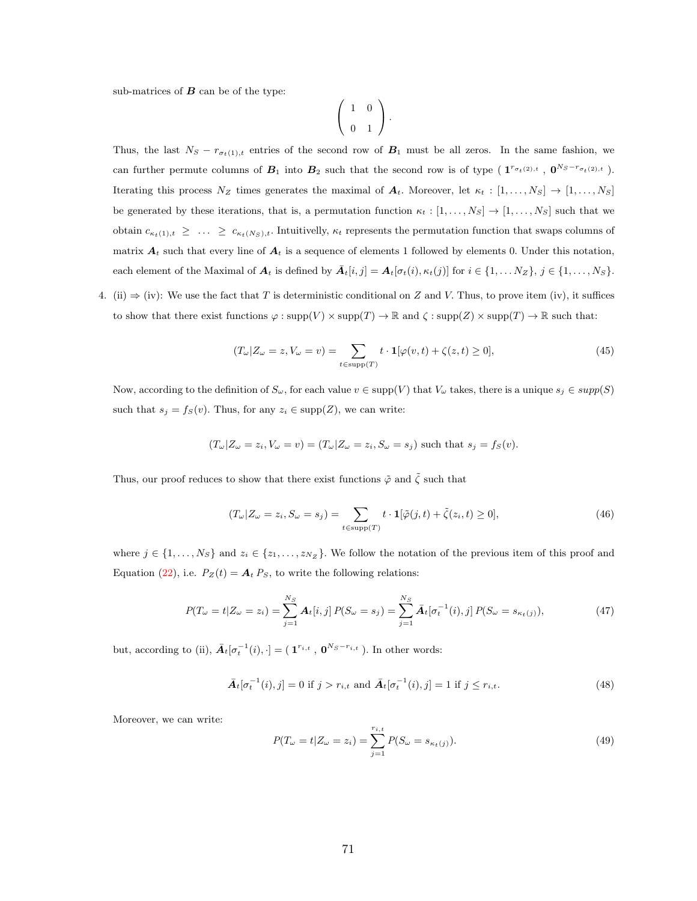sub-matrices of $\boldsymbol{B}$ can be of the type:

$$\begin{pmatrix} 1 & 0 \\ 0 & 1 \end{pmatrix}.$$

Thus, the last $N_S - r_{\sigma_t(1),t}$ entries of the second row of $\boldsymbol{B}_1$ must be all zeros. In the same fashion, we can further permute columns of $\boldsymbol{B}_1$ into $\boldsymbol{B}_2$ such that the second row is of type $(\ \mathbf{1}^{r_{\sigma_t(2),t}}\ ,\ \mathbf{0}^{N_S - r_{\sigma_t(2),t}}\ )$. Iterating this process $N_Z$ times generates the maximal of $\boldsymbol{A}_t$. Moreover, let $\kappa_t : [1,\ldots,N_S] \to [1,\ldots,N_S]$ be generated by these iterations, that is, a permutation function $\kappa_t : [1,\ldots,N_S] \to [1,\ldots,N_S]$ such that we obtain $c_{\kappa_t(1),t} \geq \ \ldots \ \geq c_{\kappa_t(N_S),t}$. Intuitivelly, $\kappa_t$ represents the permutation function that swaps columns of matrix $\boldsymbol{A}_t$ such that every line of $\boldsymbol{A}_t$ is a sequence of elements 1 followed by elements 0. Under this notation, each element of the Maximal of $\boldsymbol{A}_t$ is defined by $\bar{\boldsymbol{A}}_t[i,j] = \boldsymbol{A}_t[\sigma_t(i), \kappa_t(j)]$ for $i \in \{1,\ldots N_Z\}$, $j \in \{1,\ldots,N_S\}$.

4. (ii) $\Rightarrow$ (iv): We use the fact that $T$ is deterministic conditional on $Z$ and $V$. Thus, to prove item (iv), it suffices to show that there exist functions $\varphi : \text{supp}(V) \times \text{supp}(T) \to \mathbb{R}$ and $\zeta : \text{supp}(Z) \times \text{supp}(T) \to \mathbb{R}$ such that:

$$(T_\omega | Z_\omega = z, V_\omega = v) = \sum_{t \in \text{supp}(T)} t \cdot \mathbf{1}[\varphi(v,t) + \zeta(z,t) \geq 0], \tag{45}$$

Now, according to the definition of $S_\omega$, for each value $v \in \text{supp}(V)$ that $V_\omega$ takes, there is a unique $s_j \in supp(S)$ such that $s_j = f_S(v)$. Thus, for any $z_i \in \text{supp}(Z)$, we can write:

$$(T_\omega | Z_\omega = z_i, V_\omega = v) = (T_\omega | Z_\omega = z_i, S_\omega = s_j) \text{ such that } s_j = f_S(v).$$

Thus, our proof reduces to show that there exist functions $\tilde{\varphi}$ and $\tilde{\zeta}$ such that

$$(T_\omega | Z_\omega = z_i, S_\omega = s_j) = \sum_{t \in \text{supp}(T)} t \cdot \mathbf{1}[\tilde{\varphi}(j,t) + \tilde{\zeta}(z_i,t) \geq 0], \tag{46}$$

where $j \in \{1,\ldots,N_S\}$ and $z_i \in \{z_1,\ldots,z_{N_Z}\}$. We follow the notation of the previous item of this proof and Equation (22), i.e. $P_Z(t) = \boldsymbol{A}_t\, P_S$, to write the following relations:

$$P(T_\omega = t | Z_\omega = z_i) = \sum_{j=1}^{N_S} \boldsymbol{A}_t[i,j]\, P(S_\omega = s_j) = \sum_{j=1}^{N_S} \bar{\boldsymbol{A}}_t[\sigma_t^{-1}(i), j]\, P(S_\omega = s_{\kappa_t(j)}), \tag{47}$$

but, according to (ii), $\bar{\boldsymbol{A}}_t[\sigma_t^{-1}(i), \cdot] = (\ \mathbf{1}^{r_{i,t}}\ ,\ \mathbf{0}^{N_S - r_{i,t}}\ )$. In other words:

$$\bar{\boldsymbol{A}}_t[\sigma_t^{-1}(i), j] = 0 \text{ if } j > r_{i,t} \text{ and } \bar{\boldsymbol{A}}_t[\sigma_t^{-1}(i), j] = 1 \text{ if } j \leq r_{i,t}. \tag{48}$$

Moreover, we can write:

$$P(T_\omega = t | Z_\omega = z_i) = \sum_{j=1}^{r_{i,t}} P(S_\omega = s_{\kappa_t(j)}). \tag{49}$$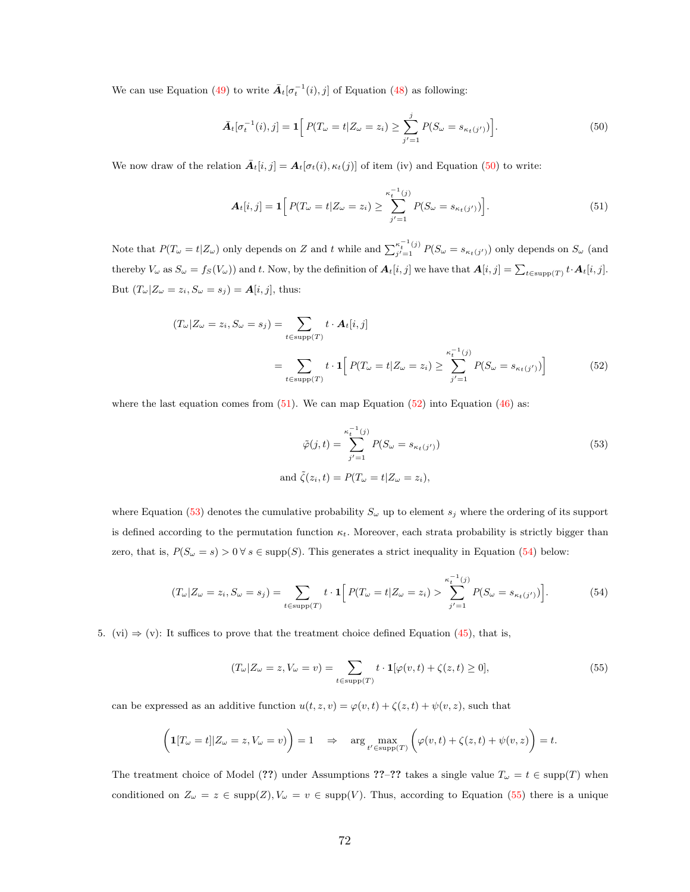We can use Equation (49) to write $\bar{\boldsymbol{A}}_t[\sigma_t^{-1}(i), j]$ of Equation (48) as following:

$$\bar{\boldsymbol{A}}_t[\sigma_t^{-1}(i), j] = \mathbf{1}\Big[\, P(T_\omega = t | Z_\omega = z_i) \geq \sum_{j'=1}^{j} P(S_\omega = s_{\kappa_t(j')})\Big]. \tag{50}$$

We now draw of the relation $\bar{\boldsymbol{A}}_t[i,j] = \boldsymbol{A}_t[\sigma_t(i), \kappa_t(j)]$ of item (iv) and Equation (50) to write:

$$\boldsymbol{A}_t[i,j] = \mathbf{1}\Big[\, P(T_\omega = t | Z_\omega = z_i) \geq \sum_{j'=1}^{\kappa_t^{-1}(j)} P(S_\omega = s_{\kappa_t(j')})\Big]. \tag{51}$$

Note that $P(T_\omega = t | Z_\omega)$ only depends on $Z$ and $t$ while and $\sum_{j'=1}^{\kappa_t^{-1}(j)} P(S_\omega = s_{\kappa_t(j')})$ only depends on $S_\omega$ (and thereby $V_\omega$ as $S_\omega = f_S(V_\omega)$) and $t$. Now, by the definition of $\boldsymbol{A}_t[i,j]$ we have that $\boldsymbol{A}[i,j] = \sum_{t \in \text{supp}(T)} t \cdot \boldsymbol{A}_t[i,j]$. But $(T_\omega | Z_\omega = z_i, S_\omega = s_j) = \boldsymbol{A}[i,j]$, thus:

$$\begin{aligned}(T_\omega | Z_\omega = z_i, S_\omega = s_j) &= \sum_{t \in \text{supp}(T)} t \cdot \boldsymbol{A}_t[i,j] \\ &= \sum_{t \in \text{supp}(T)} t \cdot \mathbf{1}\Big[\, P(T_\omega = t | Z_\omega = z_i) \geq \sum_{j'=1}^{\kappa_t^{-1}(j)} P(S_\omega = s_{\kappa_t(j')})\Big]\end{aligned} \tag{52}$$

where the last equation comes from (51). We can map Equation (52) into Equation (46) as:

$$\tilde{\varphi}(j,t) = \sum_{j'=1}^{\kappa_t^{-1}(j)} P(S_\omega = s_{\kappa_t(j')}) \tag{53}$$
$$\text{and } \tilde{\zeta}(z_i, t) = P(T_\omega = t | Z_\omega = z_i),$$

where Equation (53) denotes the cumulative probability $S_\omega$ up to element $s_j$ where the ordering of its support is defined according to the permutation function $\kappa_t$. Moreover, each strata probability is strictly bigger than zero, that is, $P(S_\omega = s) > 0 \,\forall\, s \in \text{supp}(S)$. This generates a strict inequality in Equation (54) below:

$$(T_\omega | Z_\omega = z_i, S_\omega = s_j) = \sum_{t \in \text{supp}(T)} t \cdot \mathbf{1}\Big[\, P(T_\omega = t | Z_\omega = z_i) > \sum_{j'=1}^{\kappa_t^{-1}(j)} P(S_\omega = s_{\kappa_t(j')})\Big]. \tag{54}$$

5. (vi) $\Rightarrow$ (v): It suffices to prove that the treatment choice defined Equation (45), that is,

$$(T_\omega | Z_\omega = z, V_\omega = v) = \sum_{t \in \text{supp}(T)} t \cdot \mathbf{1}[\varphi(v,t) + \zeta(z,t) \geq 0], \tag{55}$$

can be expressed as an additive function $u(t,z,v) = \varphi(v,t) + \zeta(z,t) + \psi(v,z)$, such that

$$\Big(\mathbf{1}[T_\omega = t] | Z_\omega = z, V_\omega = v\Big) = 1 \quad \Rightarrow \quad \arg\max_{t' \in \text{supp}(T)} \Big(\varphi(v,t) + \zeta(z,t) + \psi(v,z)\Big) = t.$$

The treatment choice of Model (??) under Assumptions ??–?? takes a single value $T_\omega = t \in \text{supp}(T)$ when conditioned on $Z_\omega = z \in \text{supp}(Z), V_\omega = v \in \text{supp}(V)$. Thus, according to Equation (55) there is a unique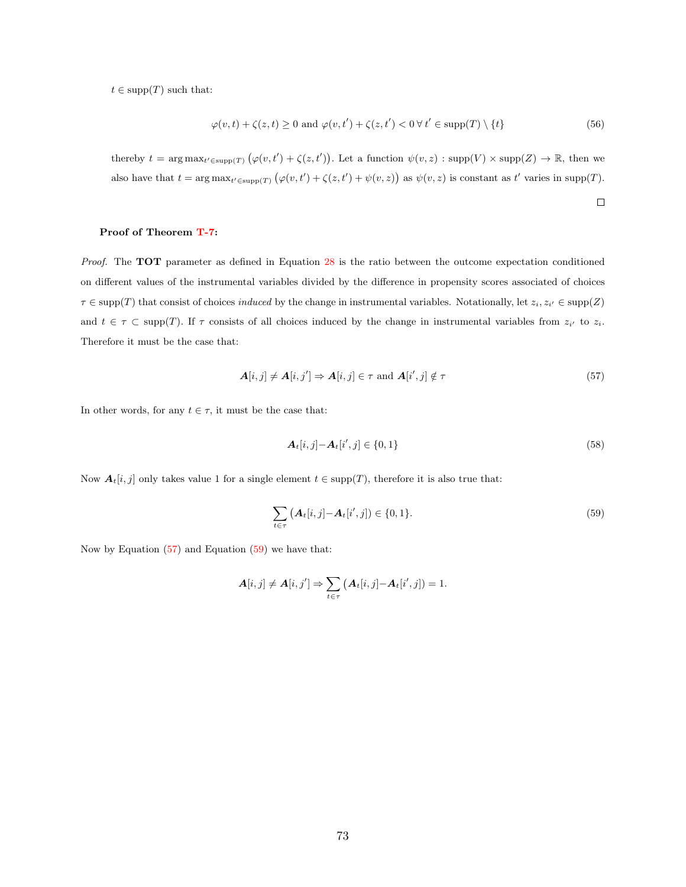$t \in \text{supp}(T)$ such that:

$$\varphi(v, t) + \zeta(z, t) \geq 0 \text{ and } \varphi(v, t') + \zeta(z, t') < 0 \,\forall\, t' \in \text{supp}(T) \setminus \{t\} \tag{56}$$

thereby $t = \arg\max_{t' \in \text{supp}(T)} \left(\varphi(v, t') + \zeta(z, t')\right)$. Let a function $\psi(v, z) : \text{supp}(V) \times \text{supp}(Z) \to \mathbb{R}$, then we also have that $t = \arg\max_{t' \in \text{supp}(T)} \left(\varphi(v, t') + \zeta(z, t') + \psi(v, z)\right)$ as $\psi(v, z)$ is constant as $t'$ varies in $\text{supp}(T)$.

□

**Proof of Theorem T-7:**

*Proof.* The **TOT** parameter as defined in Equation 28 is the ratio between the outcome expectation conditioned on different values of the instrumental variables divided by the difference in propensity scores associated of choices $\tau \in \text{supp}(T)$ that consist of choices *induced* by the change in instrumental variables. Notationally, let $z_i, z_{i'} \in \text{supp}(Z)$ and $t \in \tau \subset \text{supp}(T)$. If $\tau$ consists of all choices induced by the change in instrumental variables from $z_{i'}$ to $z_i$. Therefore it must be the case that:

$$\boldsymbol{A}[i, j] \neq \boldsymbol{A}[i, j'] \Rightarrow \boldsymbol{A}[i, j] \in \tau \text{ and } \boldsymbol{A}[i', j] \notin \tau \tag{57}$$

In other words, for any $t \in \tau$, it must be the case that:

$$\boldsymbol{A}_t[i, j] - \boldsymbol{A}_t[i', j] \in \{0, 1\} \tag{58}$$

Now $\boldsymbol{A}_t[i, j]$ only takes value 1 for a single element $t \in \text{supp}(T)$, therefore it is also true that:

$$\sum_{t \in \tau} \left(\boldsymbol{A}_t[i, j] - \boldsymbol{A}_t[i', j]\right) \in \{0, 1\}. \tag{59}$$

Now by Equation (57) and Equation (59) we have that:

$$\boldsymbol{A}[i, j] \neq \boldsymbol{A}[i, j'] \Rightarrow \sum_{t \in \tau} \left(\boldsymbol{A}_t[i, j] - \boldsymbol{A}_t[i', j]\right) = 1.$$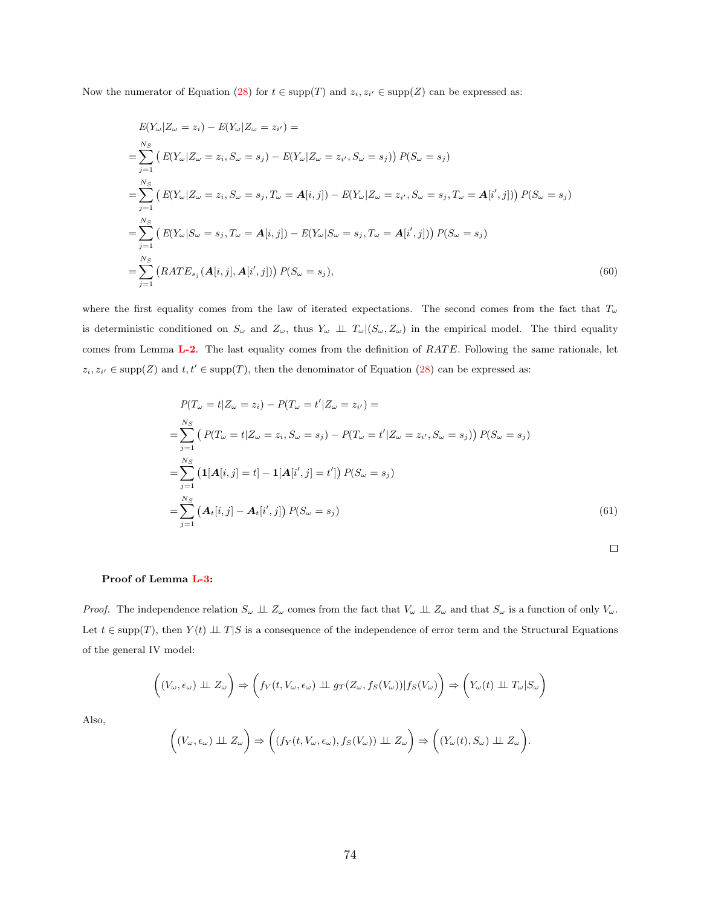Now the numerator of Equation (28) for $t \in \text{supp}(T)$ and $z_i, z_{i'} \in \text{supp}(Z)$ can be expressed as:

$$
\begin{aligned}
&E(Y_\omega | Z_\omega = z_i) - E(Y_\omega | Z_\omega = z_{i'}) = \\
=& \sum_{j=1}^{N_S} \big( E(Y_\omega | Z_\omega = z_i, S_\omega = s_j) - E(Y_\omega | Z_\omega = z_{i'}, S_\omega = s_j) \big) P(S_\omega = s_j) \\
=& \sum_{j=1}^{N_S} \big( E(Y_\omega | Z_\omega = z_i, S_\omega = s_j, T_\omega = \boldsymbol{A}[i,j]) - E(Y_\omega | Z_\omega = z_{i'}, S_\omega = s_j, T_\omega = \boldsymbol{A}[i',j]) \big) P(S_\omega = s_j) \\
=& \sum_{j=1}^{N_S} \big( E(Y_\omega | S_\omega = s_j, T_\omega = \boldsymbol{A}[i,j]) - E(Y_\omega | S_\omega = s_j, T_\omega = \boldsymbol{A}[i',j]) \big) P(S_\omega = s_j) \\
=& \sum_{j=1}^{N_S} \big( RATE_{s_j}(\boldsymbol{A}[i,j], \boldsymbol{A}[i',j]) \big) P(S_\omega = s_j),
\end{aligned} \tag{60}
$$

where the first equality comes from the law of iterated expectations. The second comes from the fact that $T_\omega$ is deterministic conditioned on $S_\omega$ and $Z_\omega$, thus $Y_\omega \perp\!\!\!\perp T_\omega | (S_\omega, Z_\omega)$ in the empirical model. The third equality comes from Lemma L-2. The last equality comes from the definition of $RATE$. Following the same rationale, let $z_i, z_{i'} \in \text{supp}(Z)$ and $t, t' \in \text{supp}(T)$, then the denominator of Equation (28) can be expressed as:

$$
\begin{aligned}
&P(T_\omega = t | Z_\omega = z_i) - P(T_\omega = t' | Z_\omega = z_{i'}) = \\
=& \sum_{j=1}^{N_S} \big( P(T_\omega = t | Z_\omega = z_i, S_\omega = s_j) - P(T_\omega = t' | Z_\omega = z_{i'}, S_\omega = s_j) \big) P(S_\omega = s_j) \\
=& \sum_{j=1}^{N_S} \big( \mathbf{1}[\boldsymbol{A}[i,j] = t] - \mathbf{1}[\boldsymbol{A}[i',j] = t'] \big) P(S_\omega = s_j) \\
=& \sum_{j=1}^{N_S} \big( \boldsymbol{A}_t[i,j] - \boldsymbol{A}_t[i',j] \big) P(S_\omega = s_j)
\end{aligned} \tag{61}
$$

$\square$

**Proof of Lemma L-3:**

*Proof.* The independence relation $S_\omega \perp\!\!\!\perp Z_\omega$ comes from the fact that $V_\omega \perp\!\!\!\perp Z_\omega$ and that $S_\omega$ is a function of only $V_\omega$. Let $t \in \text{supp}(T)$, then $Y(t) \perp\!\!\!\perp T | S$ is a consequence of the independence of error term and the Structural Equations of the general IV model:

$$
\Big( (V_\omega, \epsilon_\omega) \perp\!\!\!\perp Z_\omega \Big) \Rightarrow \Big( f_Y(t, V_\omega, \epsilon_\omega) \perp\!\!\!\perp g_T(Z_\omega, f_S(V_\omega)) | f_S(V_\omega) \Big) \Rightarrow \Big( Y_\omega(t) \perp\!\!\!\perp T_\omega | S_\omega \Big)
$$

Also,

$$
\Big( (V_\omega, \epsilon_\omega) \perp\!\!\!\perp Z_\omega \Big) \Rightarrow \Big( (f_Y(t, V_\omega, \epsilon_\omega), f_S(V_\omega)) \perp\!\!\!\perp Z_\omega \Big) \Rightarrow \Big( (Y_\omega(t), S_\omega) \perp\!\!\!\perp Z_\omega \Big).
$$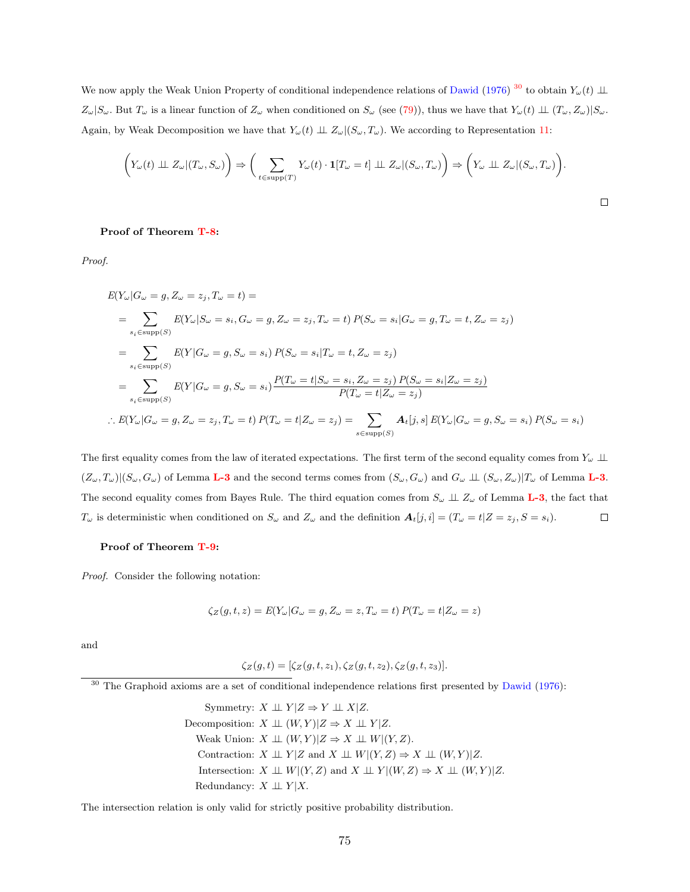We now apply the Weak Union Property of conditional independence relations of Dawid (1976) [30] to obtain $Y_\omega(t) \perp\!\!\!\perp Z_\omega | S_\omega$. But $T_\omega$ is a linear function of $Z_\omega$ when conditioned on $S_\omega$ (see (79)), thus we have that $Y_\omega(t) \perp\!\!\!\perp (T_\omega, Z_\omega)|S_\omega$. Again, by Weak Decomposition we have that $Y_\omega(t) \perp\!\!\!\perp Z_\omega|(S_\omega, T_\omega)$. We according to Representation 11:

$$\Big( Y_\omega(t) \perp\!\!\!\perp Z_\omega|(T_\omega, S_\omega) \Big) \Rightarrow \Big( \sum_{t \in \text{supp}(T)} Y_\omega(t) \cdot \mathbf{1}[T_\omega = t] \perp\!\!\!\perp Z_\omega|(S_\omega, T_\omega) \Big) \Rightarrow \Big( Y_\omega \perp\!\!\!\perp Z_\omega|(S_\omega, T_\omega) \Big).$$

□

**Proof of Theorem T-8:**

*Proof.*

$$\begin{aligned}
&E(Y_\omega|G_\omega = g, Z_\omega = z_j, T_\omega = t) = \\
&= \sum_{s_i \in \text{supp}(S)} E(Y_\omega|S_\omega = s_i, G_\omega = g, Z_\omega = z_j, T_\omega = t)\, P(S_\omega = s_i|G_\omega = g, T_\omega = t, Z_\omega = z_j) \\
&= \sum_{s_i \in \text{supp}(S)} E(Y|G_\omega = g, S_\omega = s_i)\, P(S_\omega = s_i|T_\omega = t, Z_\omega = z_j) \\
&= \sum_{s_i \in \text{supp}(S)} E(Y|G_\omega = g, S_\omega = s_i) \frac{P(T_\omega = t|S_\omega = s_i, Z_\omega = z_j)\, P(S_\omega = s_i|Z_\omega = z_j)}{P(T_\omega = t|Z_\omega = z_j)} \\
&\therefore E(Y_\omega|G_\omega = g, Z_\omega = z_j, T_\omega = t)\, P(T_\omega = t|Z_\omega = z_j) = \sum_{s \in \text{supp}(S)} \boldsymbol{A}_t[j, s]\, E(Y_\omega|G_\omega = g, S_\omega = s_i)\, P(S_\omega = s_i)
\end{aligned}$$

The first equality comes from the law of iterated expectations. The first term of the second equality comes from $Y_\omega \perp\!\!\!\perp (Z_\omega, T_\omega)|(S_\omega, G_\omega)$ of Lemma L-3 and the second terms comes from $(S_\omega, G_\omega)$ and $G_\omega \perp\!\!\!\perp (S_\omega, Z_\omega)|T_\omega$ of Lemma L-3. The second equality comes from Bayes Rule. The third equation comes from $S_\omega \perp\!\!\!\perp Z_\omega$ of Lemma L-3, the fact that $T_\omega$ is deterministic when conditioned on $S_\omega$ and $Z_\omega$ and the definition $\boldsymbol{A}_t[j, i] = (T_\omega = t|Z = z_j, S = s_i)$. □

**Proof of Theorem T-9:**

*Proof.* Consider the following notation:

$$\zeta_Z(g, t, z) = E(Y_\omega|G_\omega = g, Z_\omega = z, T_\omega = t)\, P(T_\omega = t|Z_\omega = z)$$

and

$$\zeta_Z(g, t) = [\zeta_Z(g, t, z_1), \zeta_Z(g, t, z_2), \zeta_Z(g, t, z_3)].$$

[30] The Graphoid axioms are a set of conditional independence relations first presented by Dawid (1976):

$$\begin{aligned}
\text{Symmetry: } & X \perp\!\!\!\perp Y|Z \Rightarrow Y \perp\!\!\!\perp X|Z. \\
\text{Decomposition: } & X \perp\!\!\!\perp (W, Y)|Z \Rightarrow X \perp\!\!\!\perp Y|Z. \\
\text{Weak Union: } & X \perp\!\!\!\perp (W, Y)|Z \Rightarrow X \perp\!\!\!\perp W|(Y, Z). \\
\text{Contraction: } & X \perp\!\!\!\perp Y|Z \text{ and } X \perp\!\!\!\perp W|(Y, Z) \Rightarrow X \perp\!\!\!\perp (W, Y)|Z. \\
\text{Intersection: } & X \perp\!\!\!\perp W|(Y, Z) \text{ and } X \perp\!\!\!\perp Y|(W, Z) \Rightarrow X \perp\!\!\!\perp (W, Y)|Z. \\
\text{Redundancy: } & X \perp\!\!\!\perp Y|X.
\end{aligned}$$

The intersection relation is only valid for strictly positive probability distribution.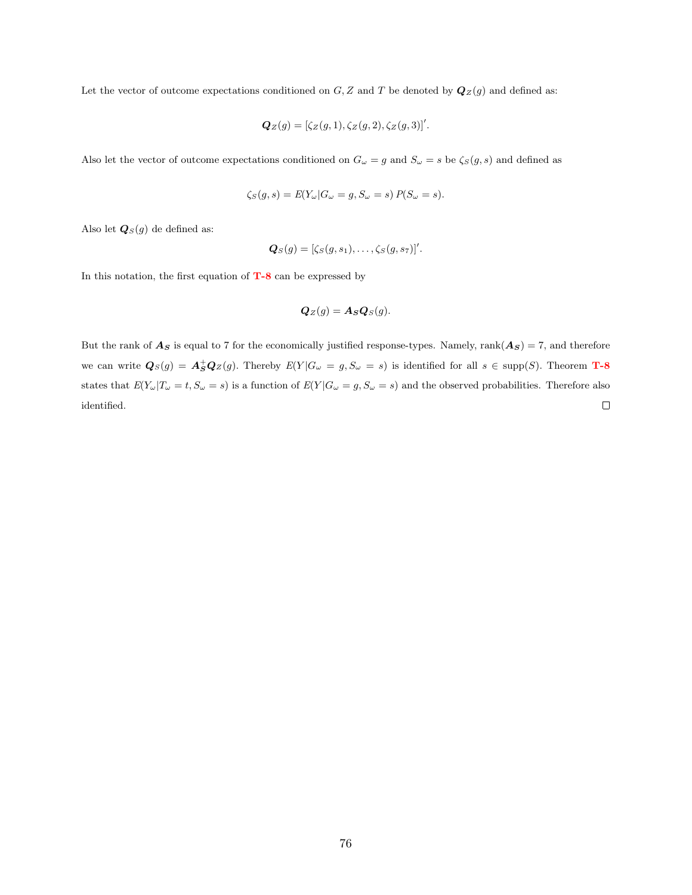Let the vector of outcome expectations conditioned on $G, Z$ and $T$ be denoted by $\boldsymbol{Q}_Z(g)$ and defined as:

$$\boldsymbol{Q}_Z(g) = [\zeta_Z(g,1), \zeta_Z(g,2), \zeta_Z(g,3)]'.$$

Also let the vector of outcome expectations conditioned on $G_\omega = g$ and $S_\omega = s$ be $\zeta_S(g,s)$ and defined as

$$\zeta_S(g,s) = E(Y_\omega | G_\omega = g, S_\omega = s)\, P(S_\omega = s).$$

Also let $\boldsymbol{Q}_S(g)$ de defined as:

$$\boldsymbol{Q}_S(g) = [\zeta_S(g,s_1), \ldots, \zeta_S(g,s_7)]'.$$

In this notation, the first equation of **T-8** can be expressed by

$$\boldsymbol{Q}_Z(g) = \boldsymbol{A_S} \boldsymbol{Q}_S(g).$$

But the rank of $\boldsymbol{A_S}$ is equal to 7 for the economically justified response-types. Namely, $\text{rank}(\boldsymbol{A_S}) = 7$, and therefore we can write $\boldsymbol{Q}_S(g) = \boldsymbol{A}_{\boldsymbol{S}}^{+} \boldsymbol{Q}_Z(g)$. Thereby $E(Y|G_\omega = g, S_\omega = s)$ is identified for all $s \in \text{supp}(S)$. Theorem **T-8** states that $E(Y_\omega | T_\omega = t, S_\omega = s)$ is a function of $E(Y|G_\omega = g, S_\omega = s)$ and the observed probabilities. Therefore also identified. $\square$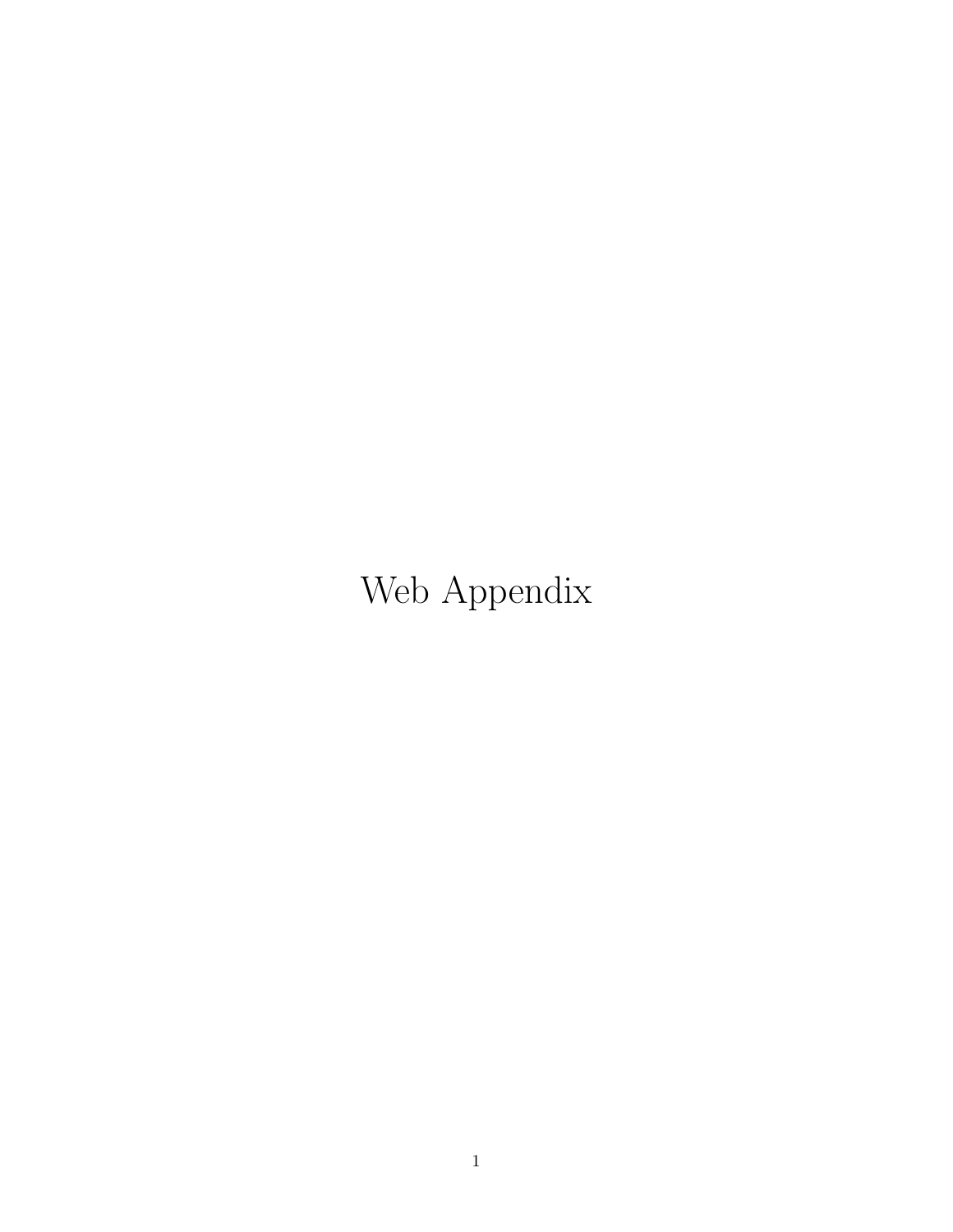# Web Appendix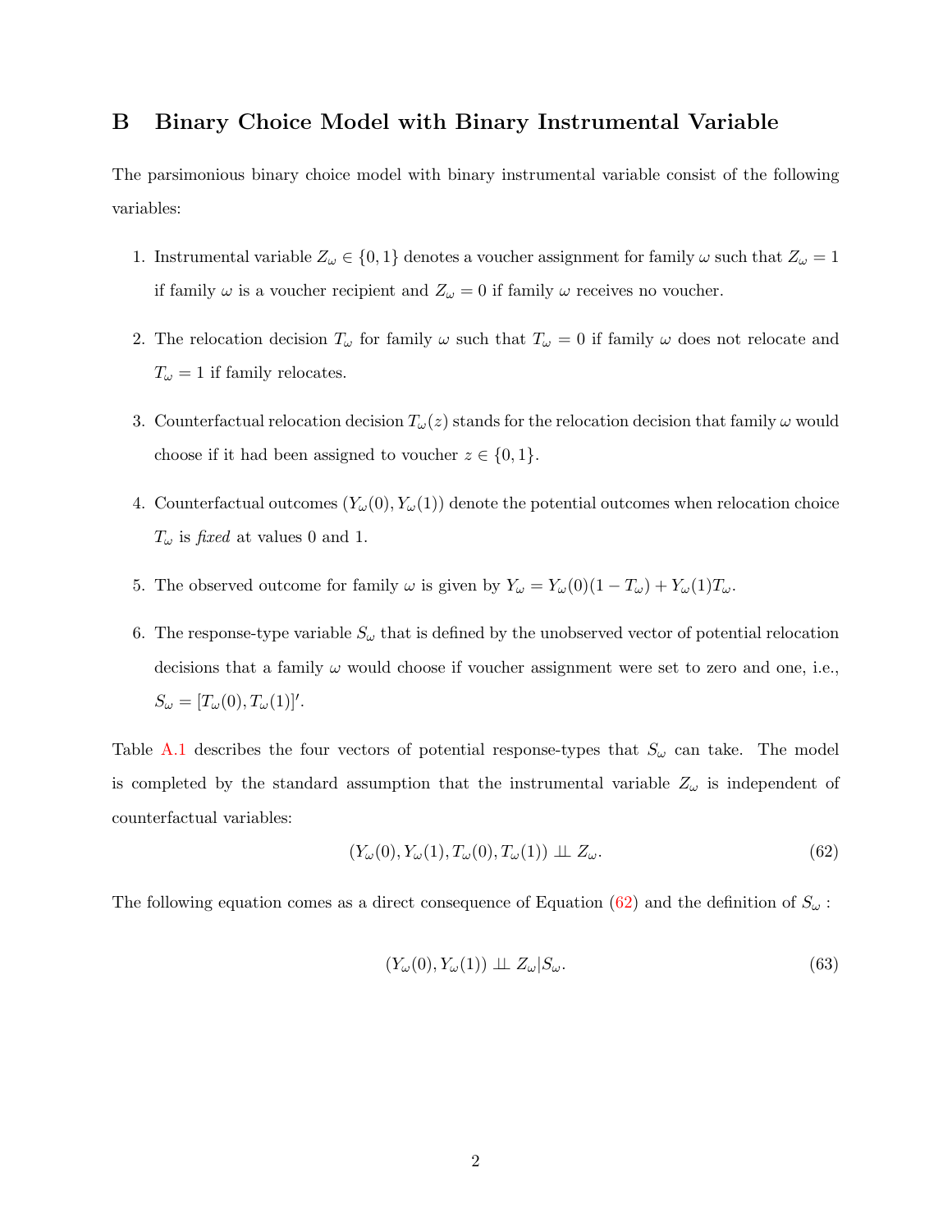# B Binary Choice Model with Binary Instrumental Variable

The parsimonious binary choice model with binary instrumental variable consist of the following variables:

1. Instrumental variable $Z_\omega \in \{0,1\}$ denotes a voucher assignment for family $\omega$ such that $Z_\omega = 1$ if family $\omega$ is a voucher recipient and $Z_\omega = 0$ if family $\omega$ receives no voucher.

2. The relocation decision $T_\omega$ for family $\omega$ such that $T_\omega = 0$ if family $\omega$ does not relocate and $T_\omega = 1$ if family relocates.

3. Counterfactual relocation decision $T_\omega(z)$ stands for the relocation decision that family $\omega$ would choose if it had been assigned to voucher $z \in \{0,1\}$.

4. Counterfactual outcomes $(Y_\omega(0), Y_\omega(1))$ denote the potential outcomes when relocation choice $T_\omega$ is *fixed* at values 0 and 1.

5. The observed outcome for family $\omega$ is given by $Y_\omega = Y_\omega(0)(1-T_\omega) + Y_\omega(1)T_\omega$.

6. The response-type variable $S_\omega$ that is defined by the unobserved vector of potential relocation decisions that a family $\omega$ would choose if voucher assignment were set to zero and one, i.e., $S_\omega = [T_\omega(0), T_\omega(1)]'$.

Table A.1 describes the four vectors of potential response-types that $S_\omega$ can take. The model is completed by the standard assumption that the instrumental variable $Z_\omega$ is independent of counterfactual variables:

$$(Y_\omega(0), Y_\omega(1), T_\omega(0), T_\omega(1)) \perp\!\!\!\perp Z_\omega. \tag{62}$$

The following equation comes as a direct consequence of Equation (62) and the definition of $S_\omega$ :

$$(Y_\omega(0), Y_\omega(1)) \perp\!\!\!\perp Z_\omega | S_\omega. \tag{63}$$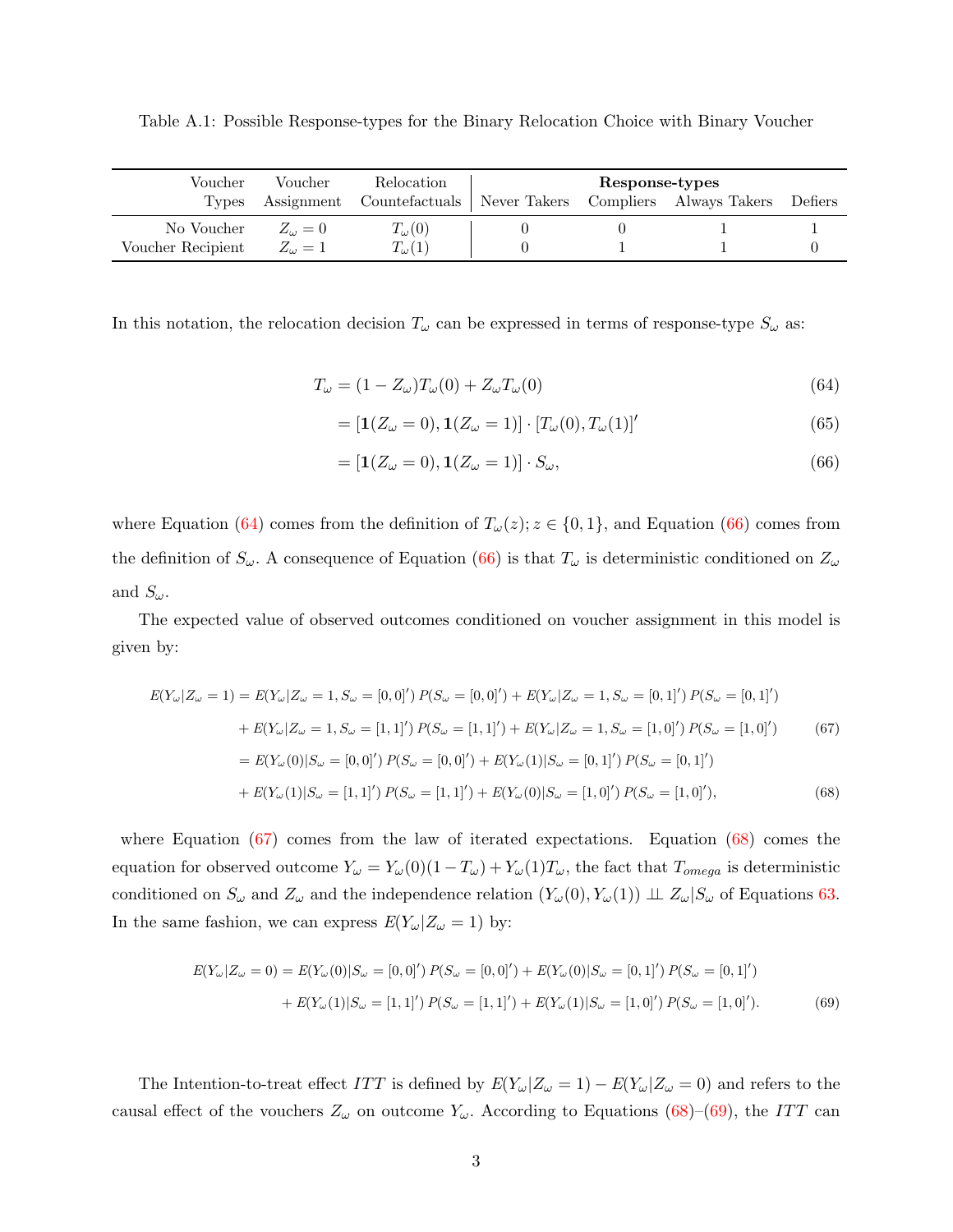Table A.1: Possible Response-types for the Binary Relocation Choice with Binary Voucher

| Voucher Types | Voucher Assignment | Relocation Countefactuals | Response-types | | | |
|---|---|---|---|---|---|---|
| | | | Never Takers | Compliers | Always Takers | Defiers |
| No Voucher | $Z_\omega = 0$ | $T_\omega(0)$ | 0 | 0 | 1 | 1 |
| Voucher Recipient | $Z_\omega = 1$ | $T_\omega(1)$ | 0 | 1 | 1 | 0 |

In this notation, the relocation decision $T_\omega$ can be expressed in terms of response-type $S_\omega$ as:

$$T_\omega = (1 - Z_\omega)T_\omega(0) + Z_\omega T_\omega(0) \tag{64}$$

$$= [\mathbf{1}(Z_\omega = 0), \mathbf{1}(Z_\omega = 1)] \cdot [T_\omega(0), T_\omega(1)]' \tag{65}$$

$$= [\mathbf{1}(Z_\omega = 0), \mathbf{1}(Z_\omega = 1)] \cdot S_\omega, \tag{66}$$

where Equation (64) comes from the definition of $T_\omega(z); z \in \{0, 1\}$, and Equation (66) comes from the definition of $S_\omega$. A consequence of Equation (66) is that $T_\omega$ is deterministic conditioned on $Z_\omega$ and $S_\omega$.

The expected value of observed outcomes conditioned on voucher assignment in this model is given by:

$$\begin{aligned}
E(Y_\omega|Z_\omega = 1) &= E(Y_\omega|Z_\omega = 1, S_\omega = [0,0]')\, P(S_\omega = [0,0]') + E(Y_\omega|Z_\omega = 1, S_\omega = [0,1]')\, P(S_\omega = [0,1]') \\
&\quad + E(Y_\omega|Z_\omega = 1, S_\omega = [1,1]')\, P(S_\omega = [1,1]') + E(Y_\omega|Z_\omega = 1, S_\omega = [1,0]')\, P(S_\omega = [1,0]') \qquad (67) \\
&= E(Y_\omega(0)|S_\omega = [0,0]')\, P(S_\omega = [0,0]') + E(Y_\omega(1)|S_\omega = [0,1]')\, P(S_\omega = [0,1]') \\
&\quad + E(Y_\omega(1)|S_\omega = [1,1]')\, P(S_\omega = [1,1]') + E(Y_\omega(0)|S_\omega = [1,0]')\, P(S_\omega = [1,0]'), \qquad (68)
\end{aligned}$$

where Equation (67) comes from the law of iterated expectations. Equation (68) comes the equation for observed outcome $Y_\omega = Y_\omega(0)(1 - T_\omega) + Y_\omega(1)T_\omega$, the fact that $T_{omega}$ is deterministic conditioned on $S_\omega$ and $Z_\omega$ and the independence relation $(Y_\omega(0), Y_\omega(1)) \perp\!\!\!\perp Z_\omega|S_\omega$ of Equations 63. In the same fashion, we can express $E(Y_\omega|Z_\omega = 1)$ by:

$$\begin{aligned}
E(Y_\omega|Z_\omega = 0) &= E(Y_\omega(0)|S_\omega = [0,0]')\, P(S_\omega = [0,0]') + E(Y_\omega(0)|S_\omega = [0,1]')\, P(S_\omega = [0,1]') \\
&\quad + E(Y_\omega(1)|S_\omega = [1,1]')\, P(S_\omega = [1,1]') + E(Y_\omega(1)|S_\omega = [1,0]')\, P(S_\omega = [1,0]'). \qquad (69)
\end{aligned}$$

The Intention-to-treat effect $ITT$ is defined by $E(Y_\omega|Z_\omega = 1) - E(Y_\omega|Z_\omega = 0)$ and refers to the causal effect of the vouchers $Z_\omega$ on outcome $Y_\omega$. According to Equations (68)–(69), the $ITT$ can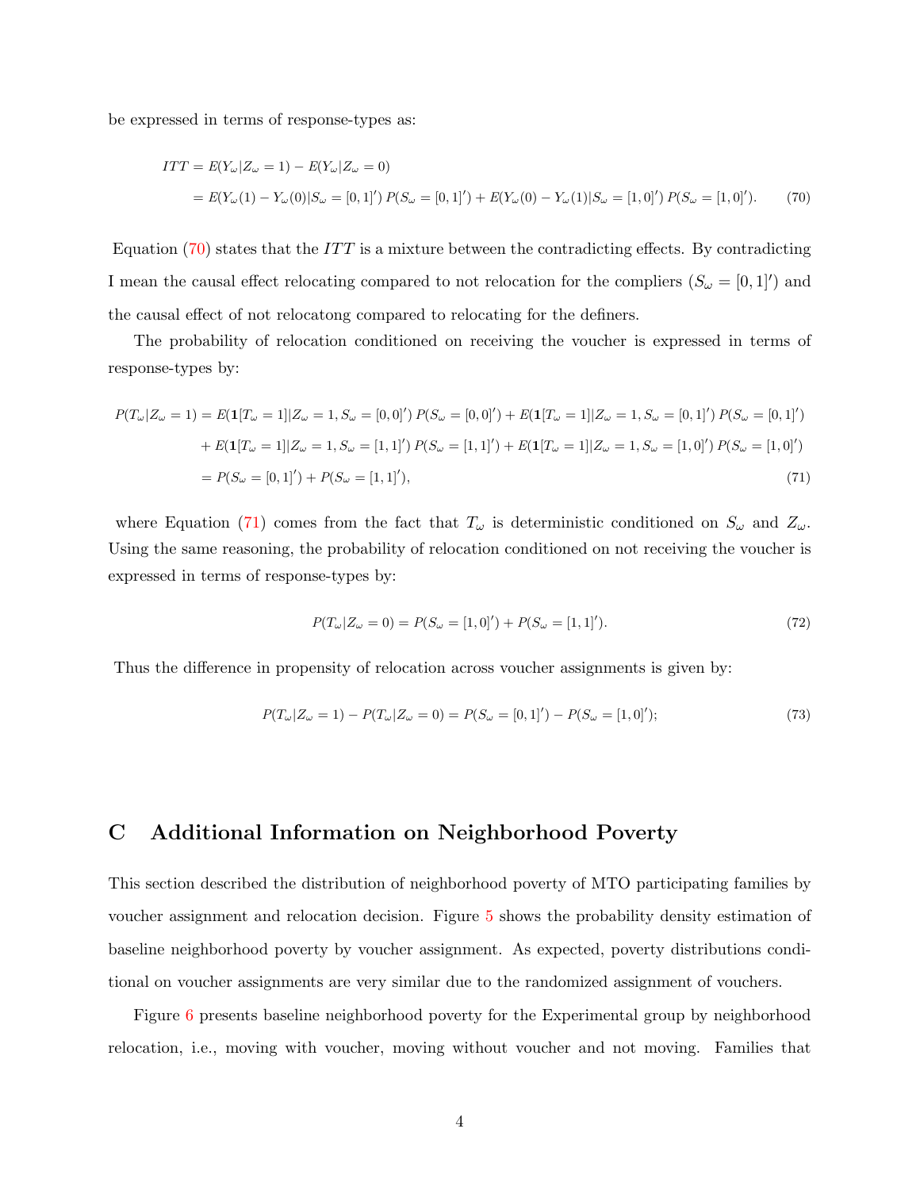be expressed in terms of response-types as:

$$
\begin{aligned}
ITT &= E(Y_\omega|Z_\omega = 1) - E(Y_\omega|Z_\omega = 0) \\
&= E(Y_\omega(1) - Y_\omega(0)|S_\omega = [0,1]')\, P(S_\omega = [0,1]') + E(Y_\omega(0) - Y_\omega(1)|S_\omega = [1,0]')\, P(S_\omega = [1,0]'). \qquad (70)
\end{aligned}
$$

Equation (70) states that the $ITT$ is a mixture between the contradicting effects. By contradicting I mean the causal effect relocating compared to not relocation for the compliers ($S_\omega = [0,1]'$) and the causal effect of not relocatong compared to relocating for the definers.

The probability of relocation conditioned on receiving the voucher is expressed in terms of response-types by:

$$
\begin{aligned}
P(T_\omega|Z_\omega = 1) &= E(\mathbf{1}[T_\omega = 1]|Z_\omega = 1, S_\omega = [0,0]')\, P(S_\omega = [0,0]') + E(\mathbf{1}[T_\omega = 1]|Z_\omega = 1, S_\omega = [0,1]')\, P(S_\omega = [0,1]') \\
&\quad + E(\mathbf{1}[T_\omega = 1]|Z_\omega = 1, S_\omega = [1,1]')\, P(S_\omega = [1,1]') + E(\mathbf{1}[T_\omega = 1]|Z_\omega = 1, S_\omega = [1,0]')\, P(S_\omega = [1,0]') \\
&= P(S_\omega = [0,1]') + P(S_\omega = [1,1]'), \qquad (71)
\end{aligned}
$$

where Equation (71) comes from the fact that $T_\omega$ is deterministic conditioned on $S_\omega$ and $Z_\omega$. Using the same reasoning, the probability of relocation conditioned on not receiving the voucher is expressed in terms of response-types by:

$$
P(T_\omega|Z_\omega = 0) = P(S_\omega = [1,0]') + P(S_\omega = [1,1]'). \qquad (72)
$$

Thus the difference in propensity of relocation across voucher assignments is given by:

$$
P(T_\omega|Z_\omega = 1) - P(T_\omega|Z_\omega = 0) = P(S_\omega = [0,1]') - P(S_\omega = [1,0]'); \qquad (73)
$$

# C Additional Information on Neighborhood Poverty

This section described the distribution of neighborhood poverty of MTO participating families by voucher assignment and relocation decision. Figure 5 shows the probability density estimation of baseline neighborhood poverty by voucher assignment. As expected, poverty distributions conditional on voucher assignments are very similar due to the randomized assignment of vouchers.

Figure 6 presents baseline neighborhood poverty for the Experimental group by neighborhood relocation, i.e., moving with voucher, moving without voucher and not moving. Families that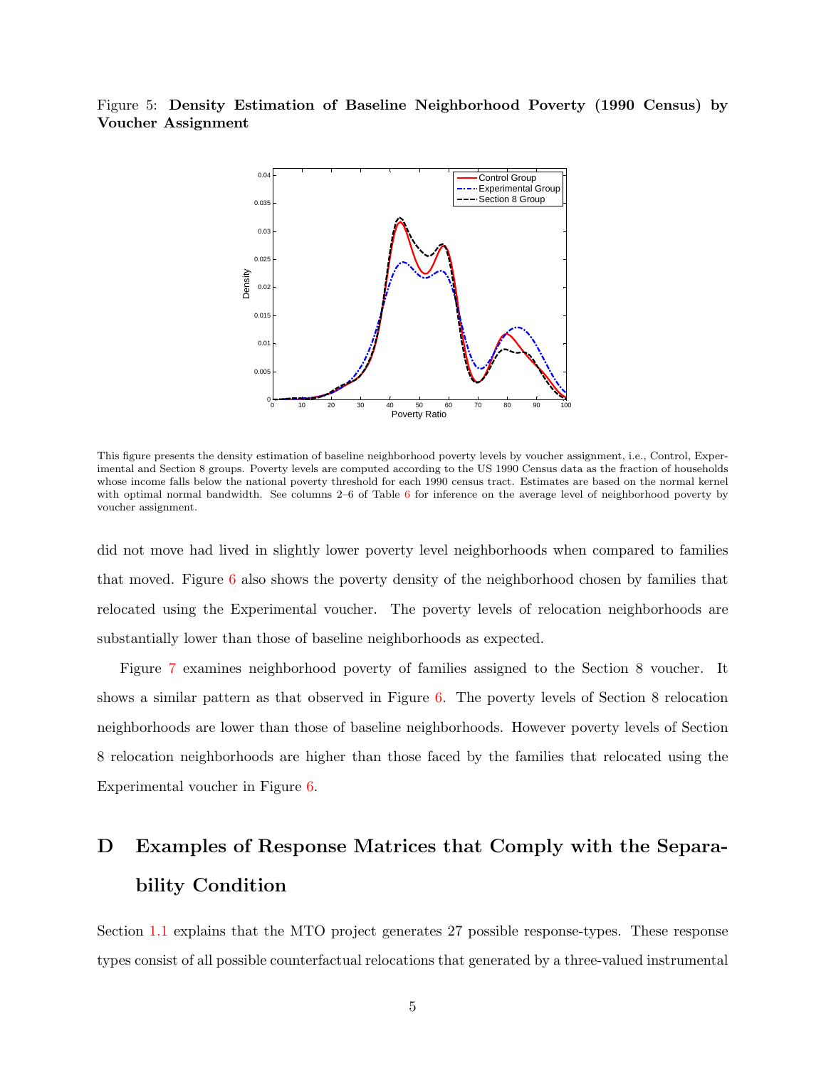Figure 5: **Density Estimation of Baseline Neighborhood Poverty (1990 Census) by Voucher Assignment**

This figure presents the density estimation of baseline neighborhood poverty levels by voucher assignment, i.e., Control, Experimental and Section 8 groups. Poverty levels are computed according to the US 1990 Census data as the fraction of households whose income falls below the national poverty threshold for each 1990 census tract. Estimates are based on the normal kernel with optimal normal bandwidth. See columns 2–6 of Table 6 for inference on the average level of neighborhood poverty by voucher assignment.

did not move had lived in slightly lower poverty level neighborhoods when compared to families that moved. Figure 6 also shows the poverty density of the neighborhood chosen by families that relocated using the Experimental voucher. The poverty levels of relocation neighborhoods are substantially lower than those of baseline neighborhoods as expected.

Figure 7 examines neighborhood poverty of families assigned to the Section 8 voucher. It shows a similar pattern as that observed in Figure 6. The poverty levels of Section 8 relocation neighborhoods are lower than those of baseline neighborhoods. However poverty levels of Section 8 relocation neighborhoods are higher than those faced by the families that relocated using the Experimental voucher in Figure 6.

# D Examples of Response Matrices that Comply with the Separability Condition

Section 1.1 explains that the MTO project generates 27 possible response-types. These response types consist of all possible counterfactual relocations that generated by a three-valued instrumental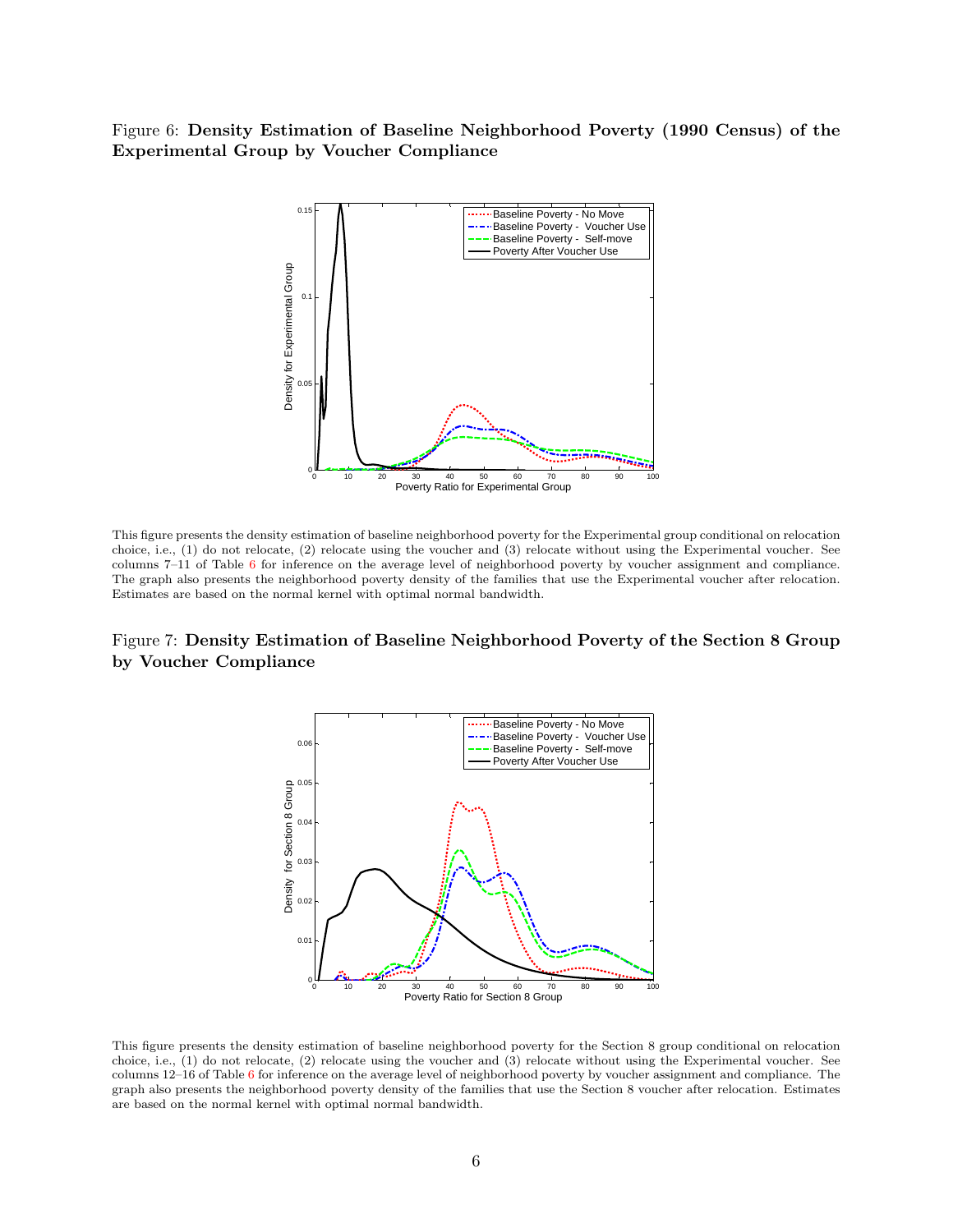Figure 6: **Density Estimation of Baseline Neighborhood Poverty (1990 Census) of the Experimental Group by Voucher Compliance**

This figure presents the density estimation of baseline neighborhood poverty for the Experimental group conditional on relocation choice, i.e., (1) do not relocate, (2) relocate using the voucher and (3) relocate without using the Experimental voucher. See columns 7–11 of Table 6 for inference on the average level of neighborhood poverty by voucher assignment and compliance. The graph also presents the neighborhood poverty density of the families that use the Experimental voucher after relocation. Estimates are based on the normal kernel with optimal normal bandwidth.

Figure 7: **Density Estimation of Baseline Neighborhood Poverty of the Section 8 Group by Voucher Compliance**

This figure presents the density estimation of baseline neighborhood poverty for the Section 8 group conditional on relocation choice, i.e., (1) do not relocate, (2) relocate using the voucher and (3) relocate without using the Experimental voucher. See columns 12–16 of Table 6 for inference on the average level of neighborhood poverty by voucher assignment and compliance. The graph also presents the neighborhood poverty density of the families that use the Section 8 voucher after relocation. Estimates are based on the normal kernel with optimal normal bandwidth.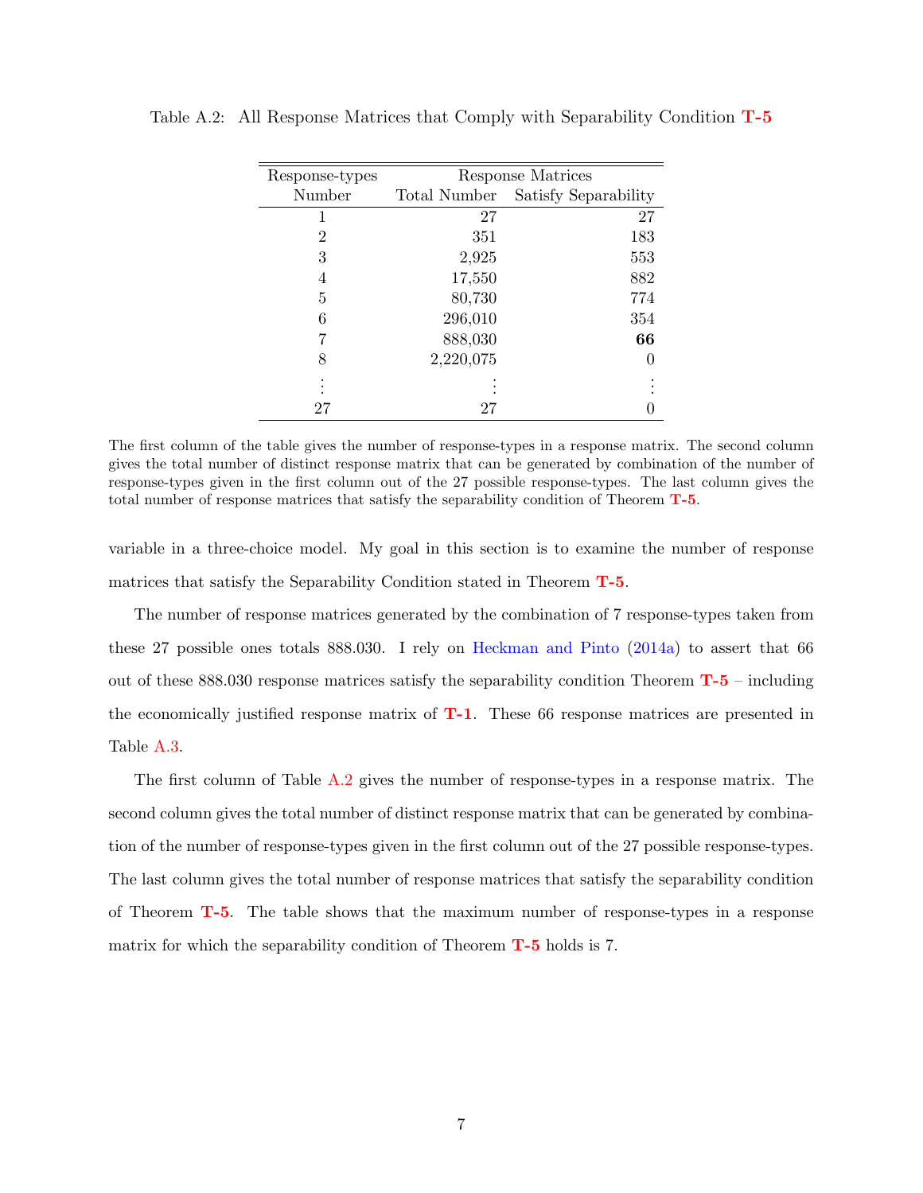Table A.2: All Response Matrices that Comply with Separability Condition **T-5**

| Response-types | Response Matrices | |
|---|---|---|
| Number | Total Number | Satisfy Separability |
| 1 | 27 | 27 |
| 2 | 351 | 183 |
| 3 | 2,925 | 553 |
| 4 | 17,550 | 882 |
| 5 | 80,730 | 774 |
| 6 | 296,010 | 354 |
| 7 | 888,030 | **66** |
| 8 | 2,220,075 | 0 |
| ⋮ | ⋮ | ⋮ |
| 27 | 27 | 0 |

The first column of the table gives the number of response-types in a response matrix. The second column gives the total number of distinct response matrix that can be generated by combination of the number of response-types given in the first column out of the 27 possible response-types. The last column gives the total number of response matrices that satisfy the separability condition of Theorem **T-5**.

variable in a three-choice model. My goal in this section is to examine the number of response matrices that satisfy the Separability Condition stated in Theorem **T-5**.

The number of response matrices generated by the combination of 7 response-types taken from these 27 possible ones totals 888.030. I rely on Heckman and Pinto (2014a) to assert that 66 out of these 888.030 response matrices satisfy the separability condition Theorem **T-5** – including the economically justified response matrix of **T-1**. These 66 response matrices are presented in Table A.3.

The first column of Table A.2 gives the number of response-types in a response matrix. The second column gives the total number of distinct response matrix that can be generated by combination of the number of response-types given in the first column out of the 27 possible response-types. The last column gives the total number of response matrices that satisfy the separability condition of Theorem **T-5**. The table shows that the maximum number of response-types in a response matrix for which the separability condition of Theorem **T-5** holds is 7.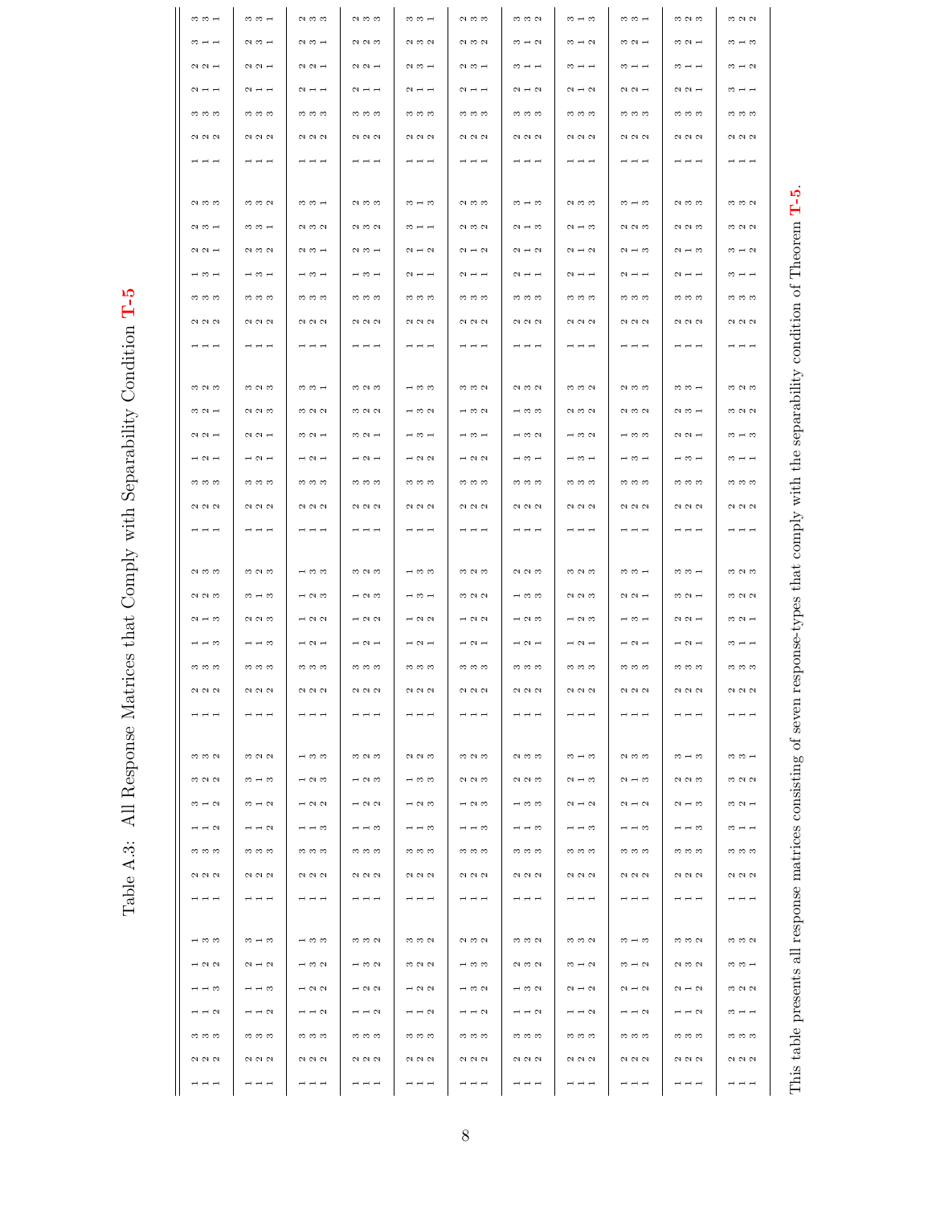Table A.3: All Response Matrices that Comply with Separability Condition T-5

| | | | | | |
|---|---|---|---|---|---|
| 1 2 3 1 1 1 1<br>1 2 3 1 1 2 3<br>1 2 3 2 3 2 3 | 1 2 3 1 3 3 3<br>1 2 3 1 1 2 3<br>1 2 3 2 2 2 2 | 1 2 3 1 2 2 2<br>1 2 3 1 1 2 3<br>1 2 3 3 3 3 3 | 1 2 3 1 2 3 3<br>1 2 3 2 2 2 2<br>1 2 3 1 1 1 3 | 1 2 3 1 2 2 2<br>1 2 3 3 2 3 3<br>1 2 3 1 1 1 3 | 1 2 3 2 2 3 3<br>1 2 3 1 2 1 3<br>1 2 3 1 1 1 1 |
| 1 2 3 1 2 1 3<br>1 2 3 1 1 1 1<br>1 2 3 2 2 3 3 | 1 2 3 1 3 3 3<br>1 2 3 1 1 1 2<br>1 2 3 2 2 3 2 | 1 2 3 1 2 3 3<br>1 2 3 1 2 1 2<br>1 2 3 3 3 3 3 | 1 2 3 1 2 2 3<br>1 2 3 2 2 2 2<br>1 2 3 1 1 3 3 | 1 2 3 1 2 3 3<br>1 2 3 3 3 3 3<br>1 2 3 1 2 1 2 | 1 2 3 2 2 2 3<br>1 2 3 1 2 3 3<br>1 2 3 1 1 1 1 |
| 1 2 3 1 1 1 1<br>1 2 3 1 2 3 3<br>1 2 3 2 2 2 3 | 1 2 3 1 1 1 1<br>1 2 3 1 2 2 3<br>1 2 3 3 2 3 3 | 1 2 3 1 1 1 1<br>1 2 3 2 2 2 3<br>1 2 3 1 2 3 3 | 1 2 3 1 3 3 3<br>1 2 3 2 2 2 3<br>1 2 3 1 1 2 1 | 1 2 3 1 2 2 3<br>1 2 3 3 3 3 3<br>1 2 3 1 1 2 1 | 1 2 3 2 2 2 2<br>1 2 3 1 2 3 3<br>1 2 3 1 1 1 3 |
| 1 2 3 1 1 1 3<br>1 2 3 1 2 3 3<br>1 2 3 2 2 2 2 | 1 2 3 1 1 1 3<br>1 2 3 1 2 2 2<br>1 2 3 3 2 3 3 | 1 2 3 1 1 1 3<br>1 2 3 2 2 2 2<br>1 2 3 1 2 3 3 | 1 2 3 1 3 3 3<br>1 2 3 2 2 2 2<br>1 2 3 1 1 2 3 | 1 2 3 1 2 2 2<br>1 2 3 3 3 3 3<br>1 2 3 1 1 2 3 | 1 2 3 2 2 2 2<br>1 2 3 1 2 2 3<br>1 2 3 1 1 3 3 |
| 1 2 3 1 1 3 3<br>1 2 3 1 2 2 3<br>1 2 3 2 2 2 2 | 1 2 3 1 1 1 2<br>1 2 3 1 2 3 2<br>1 2 3 3 3 3 3 | 1 2 3 1 1 1 1<br>1 2 3 2 2 3 3<br>1 2 3 1 2 1 3 | 1 2 3 1 1 1 1<br>1 2 3 2 3 3 3<br>1 2 3 2 1 2 3 | 1 2 3 2 2 3 3<br>1 2 3 1 1 1 1<br>1 2 3 1 2 1 3 | 1 2 3 2 2 2 3<br>1 2 3 1 3 3 3<br>1 2 3 1 1 2 1 |
| 1 2 3 1 1 1 2<br>1 2 3 1 3 3 3<br>1 2 3 2 2 2 2 | 1 2 3 1 1 2 3<br>1 2 3 1 2 2 2<br>1 2 3 3 3 3 3 | 1 2 3 1 1 3 3<br>1 2 3 2 2 2 2<br>1 2 3 1 2 2 3 | 1 2 3 1 1 1 3<br>1 2 3 2 3 3 3<br>1 2 3 2 1 2 2 | 1 2 3 2 2 2 2<br>1 2 3 1 1 3 3<br>1 2 3 1 2 2 3 | 1 2 3 2 2 2 2<br>1 2 3 1 3 3 3<br>1 2 3 1 1 2 3 |
| 1 2 3 1 1 2 3<br>1 2 3 1 3 3 3<br>1 2 3 2 2 2 2 | 1 2 3 1 1 2 2<br>1 2 3 1 3 2 3<br>1 2 3 3 3 3 3 | 1 2 3 1 1 1 2<br>1 2 3 2 2 3 2<br>1 2 3 1 3 3 3 | 1 2 3 1 1 1 2<br>1 2 3 3 3 3 3<br>1 2 3 1 2 3 2 | 1 2 3 2 2 2 3<br>1 2 3 1 1 1 1<br>1 2 3 1 2 3 3 | 1 2 3 2 3 3 3<br>1 2 3 1 1 1 3<br>1 2 3 2 1 2 2 |
| 1 2 3 1 2 3 3<br>1 2 3 1 1 1 3<br>1 2 3 2 2 2 2 | 1 2 3 1 2 2 3<br>1 2 3 1 1 1 1<br>1 2 3 3 2 3 3 | 1 2 3 1 1 2 3<br>1 2 3 2 2 2 2<br>1 2 3 1 3 3 3 | 1 2 3 1 1 2 3<br>1 2 3 3 3 3 3<br>1 2 3 1 2 2 2 | 1 2 3 2 2 2 2<br>1 2 3 1 1 1 3<br>1 2 3 1 2 3 3 | 1 2 3 2 3 3 3<br>1 2 3 1 1 1 1<br>1 2 3 2 1 2 3 |
| 1 2 3 1 1 3 3<br>1 2 3 1 1 1 1<br>1 2 3 2 2 2 3 | 1 2 3 1 2 2 2<br>1 2 3 1 1 1 3<br>1 2 3 3 2 3 3 | 1 2 3 1 1 2 3<br>1 2 3 2 3 2 3<br>1 2 3 1 1 1 1 | 1 2 3 1 1 2 2<br>1 2 3 3 3 3 3<br>1 2 3 1 3 3 3 | 1 2 3 2 2 2 3<br>1 2 3 1 1 2 1<br>1 2 3 1 3 3 3 | 1 2 3 2 3 3 3<br>1 2 3 2 1 2 3<br>1 2 3 1 1 1 1 |
| 1 2 3 1 2 2 3<br>1 2 3 1 1 3 3<br>1 2 3 2 2 2 2 | 1 2 3 1 2 2 3<br>1 2 3 1 1 2 1<br>1 2 3 3 3 3 3 | 1 2 3 1 2 3 3<br>1 2 3 2 2 2 3<br>1 2 3 1 1 1 1 | 1 2 3 1 2 2 3<br>1 2 3 3 2 3 3<br>1 2 3 1 1 1 1 | 1 2 3 2 2 2 2<br>1 2 3 1 1 2 3<br>1 2 3 1 3 3 3 | 1 2 3 2 3 3 3<br>1 2 3 2 1 2 2<br>1 2 3 1 1 1 3 |
| 1 2 3 3 3 3 3<br>1 2 3 1 2 3 3<br>1 2 3 1 2 1 2 | 1 2 3 3 3 3 3<br>1 2 3 1 2 2 3<br>1 2 3 1 1 2 1 | 1 2 3 3 3 3 3<br>1 2 3 1 2 2 2<br>1 2 3 1 1 2 3 | 1 2 3 3 3 3 3<br>1 2 3 1 1 2 2<br>1 2 3 1 3 2 3 | 1 2 3 3 3 3 3<br>1 2 3 1 1 2 3<br>1 2 3 1 2 2 2 | 1 2 3 3 3 3 3<br>1 2 3 1 1 1 2<br>1 2 3 1 2 3 2 |

This table presents all response matrices consisting of seven response-types that comply with the separability condition of Theorem T-5.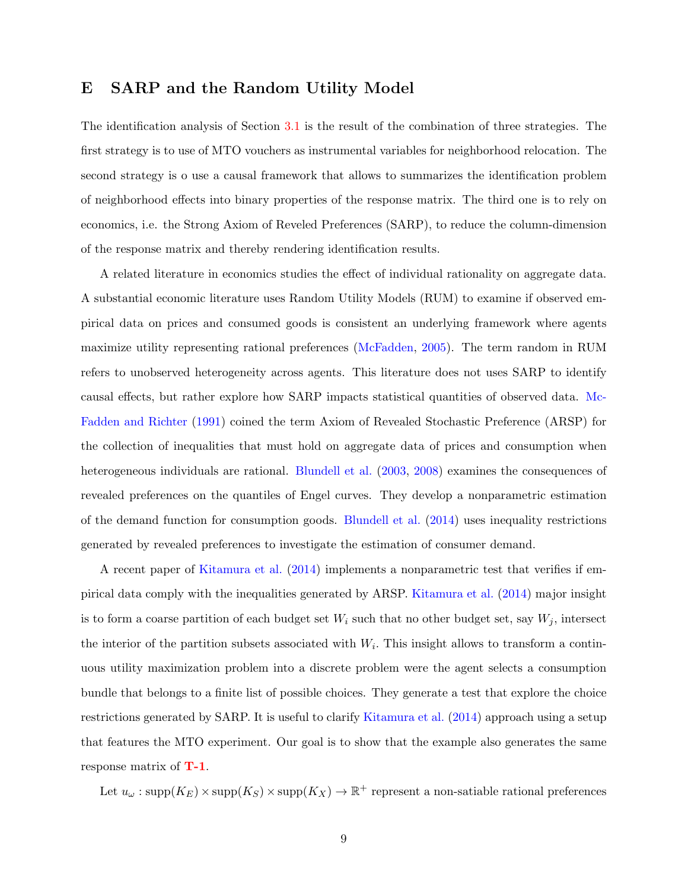# E SARP and the Random Utility Model

The identification analysis of Section 3.1 is the result of the combination of three strategies. The first strategy is to use of MTO vouchers as instrumental variables for neighborhood relocation. The second strategy is o use a causal framework that allows to summarizes the identification problem of neighborhood effects into binary properties of the response matrix. The third one is to rely on economics, i.e. the Strong Axiom of Reveled Preferences (SARP), to reduce the column-dimension of the response matrix and thereby rendering identification results.

A related literature in economics studies the effect of individual rationality on aggregate data. A substantial economic literature uses Random Utility Models (RUM) to examine if observed empirical data on prices and consumed goods is consistent an underlying framework where agents maximize utility representing rational preferences (McFadden, 2005). The term random in RUM refers to unobserved heterogeneity across agents. This literature does not uses SARP to identify causal effects, but rather explore how SARP impacts statistical quantities of observed data. McFadden and Richter (1991) coined the term Axiom of Revealed Stochastic Preference (ARSP) for the collection of inequalities that must hold on aggregate data of prices and consumption when heterogeneous individuals are rational. Blundell et al. (2003, 2008) examines the consequences of revealed preferences on the quantiles of Engel curves. They develop a nonparametric estimation of the demand function for consumption goods. Blundell et al. (2014) uses inequality restrictions generated by revealed preferences to investigate the estimation of consumer demand.

A recent paper of Kitamura et al. (2014) implements a nonparametric test that verifies if empirical data comply with the inequalities generated by ARSP. Kitamura et al. (2014) major insight is to form a coarse partition of each budget set $W_i$ such that no other budget set, say $W_j$, intersect the interior of the partition subsets associated with $W_i$. This insight allows to transform a continuous utility maximization problem into a discrete problem were the agent selects a consumption bundle that belongs to a finite list of possible choices. They generate a test that explore the choice restrictions generated by SARP. It is useful to clarify Kitamura et al. (2014) approach using a setup that features the MTO experiment. Our goal is to show that the example also generates the same response matrix of **T-1**.

Let $u_\omega : \text{supp}(K_E) \times \text{supp}(K_S) \times \text{supp}(K_X) \to \mathbb{R}^+$ represent a non-satiable rational preferences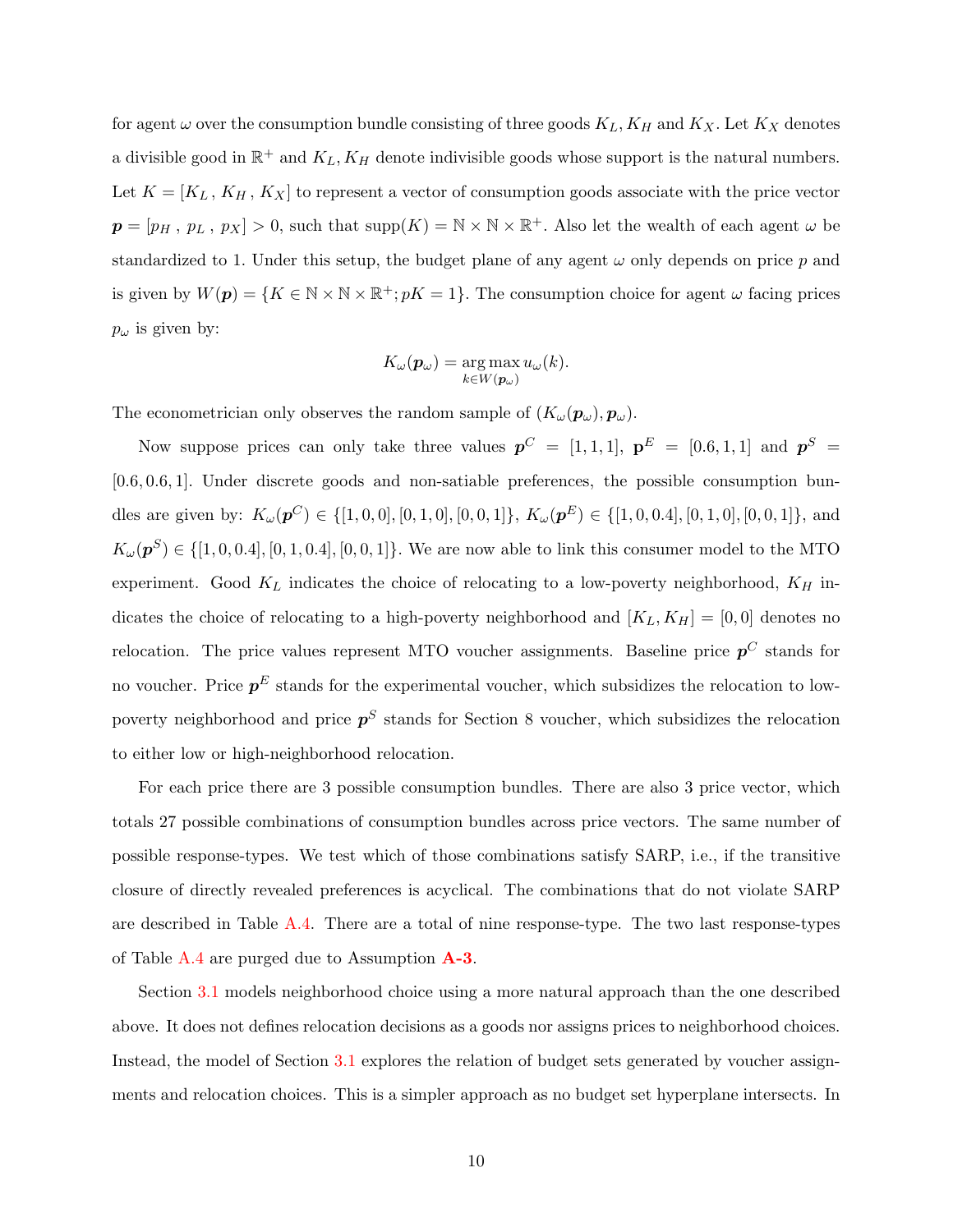for agent $\omega$ over the consumption bundle consisting of three goods $K_L, K_H$ and $K_X$. Let $K_X$ denotes a divisible good in $\mathbb{R}^+$ and $K_L, K_H$ denote indivisible goods whose support is the natural numbers. Let $K = [K_L\,,\, K_H\,,\, K_X]$ to represent a vector of consumption goods associate with the price vector $\boldsymbol{p} = [p_H\,,\, p_L\,,\, p_X] > 0$, such that $\text{supp}(K) = \mathbb{N} \times \mathbb{N} \times \mathbb{R}^+$. Also let the wealth of each agent $\omega$ be standardized to 1. Under this setup, the budget plane of any agent $\omega$ only depends on price $p$ and is given by $W(\boldsymbol{p}) = \{K \in \mathbb{N} \times \mathbb{N} \times \mathbb{R}^+; \boldsymbol{p}K = 1\}$. The consumption choice for agent $\omega$ facing prices $p_\omega$ is given by:

$$K_\omega(\boldsymbol{p}_\omega) = \underset{k \in W(\boldsymbol{p}_\omega)}{\arg\max}\, u_\omega(k).$$

The econometrician only observes the random sample of $(K_\omega(\boldsymbol{p}_\omega), \boldsymbol{p}_\omega)$.

Now suppose prices can only take three values $\boldsymbol{p}^C = [1, 1, 1]$, $\mathbf{p}^E = [0.6, 1, 1]$ and $\boldsymbol{p}^S = [0.6, 0.6, 1]$. Under discrete goods and non-satiable preferences, the possible consumption bundles are given by: $K_\omega(\boldsymbol{p}^C) \in \{[1, 0, 0], [0, 1, 0], [0, 0, 1]\}$, $K_\omega(\boldsymbol{p}^E) \in \{[1, 0, 0.4], [0, 1, 0], [0, 0, 1]\}$, and $K_\omega(\boldsymbol{p}^S) \in \{[1, 0, 0.4], [0, 1, 0.4], [0, 0, 1]\}$. We are now able to link this consumer model to the MTO experiment. Good $K_L$ indicates the choice of relocating to a low-poverty neighborhood, $K_H$ indicates the choice of relocating to a high-poverty neighborhood and $[K_L, K_H] = [0, 0]$ denotes no relocation. The price values represent MTO voucher assignments. Baseline price $\boldsymbol{p}^C$ stands for no voucher. Price $\boldsymbol{p}^E$ stands for the experimental voucher, which subsidizes the relocation to low-poverty neighborhood and price $\boldsymbol{p}^S$ stands for Section 8 voucher, which subsidizes the relocation to either low or high-neighborhood relocation.

For each price there are 3 possible consumption bundles. There are also 3 price vector, which totals 27 possible combinations of consumption bundles across price vectors. The same number of possible response-types. We test which of those combinations satisfy SARP, i.e., if the transitive closure of directly revealed preferences is acyclical. The combinations that do not violate SARP are described in Table A.4. There are a total of nine response-type. The two last response-types of Table A.4 are purged due to Assumption **A-3**.

Section 3.1 models neighborhood choice using a more natural approach than the one described above. It does not defines relocation decisions as a goods nor assigns prices to neighborhood choices. Instead, the model of Section 3.1 explores the relation of budget sets generated by voucher assignments and relocation choices. This is a simpler approach as no budget set hyperplane intersects. In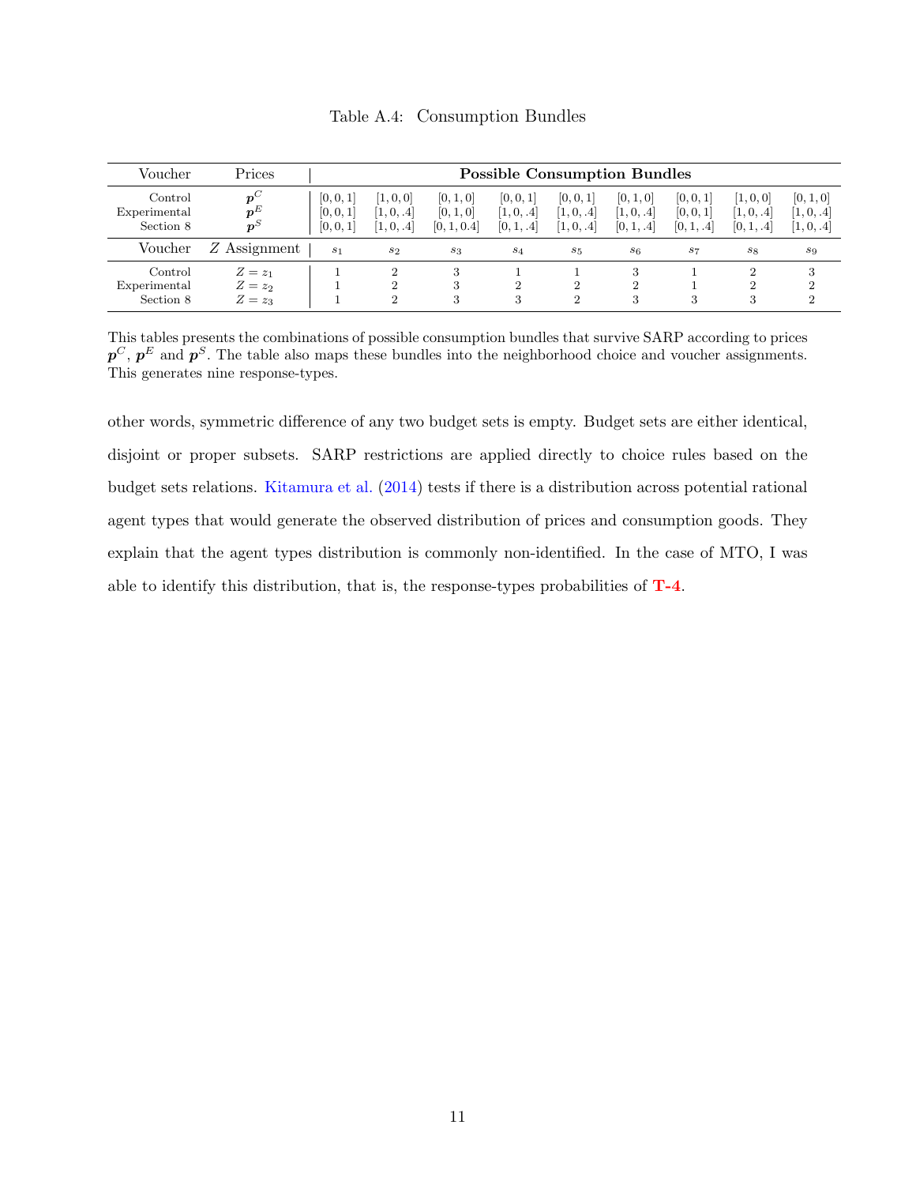Table A.4: Consumption Bundles

| Voucher | Prices | Possible Consumption Bundles | | | | | | | | |
|---|---|---|---|---|---|---|---|---|---|---|
| Control | $\boldsymbol{p}^C$ | [0, 0, 1] | [1, 0, 0] | [0, 1, 0] | [0, 0, 1] | [0, 0, 1] | [0, 1, 0] | [0, 0, 1] | [1, 0, 0] | [0, 1, 0] |
| Experimental | $\boldsymbol{p}^E$ | [0, 0, 1] | [1, 0, .4] | [0, 1, 0] | [1, 0, .4] | [1, 0, .4] | [1, 0, .4] | [0, 0, 1] | [1, 0, .4] | [1, 0, .4] |
| Section 8 | $\boldsymbol{p}^S$ | [0, 0, 1] | [1, 0, .4] | [0, 1, 0.4] | [0, 1, .4] | [1, 0, .4] | [0, 1, .4] | [0, 1, .4] | [0, 1, .4] | [1, 0, .4] |
| Voucher | $Z$ Assignment | $s_1$ | $s_2$ | $s_3$ | $s_4$ | $s_5$ | $s_6$ | $s_7$ | $s_8$ | $s_9$ |
| Control | $Z = z_1$ | 1 | 2 | 3 | 1 | 1 | 3 | 1 | 2 | 3 |
| Experimental | $Z = z_2$ | 1 | 2 | 3 | 2 | 2 | 2 | 1 | 2 | 2 |
| Section 8 | $Z = z_3$ | 1 | 2 | 3 | 3 | 2 | 3 | 3 | 3 | 2 |

This tables presents the combinations of possible consumption bundles that survive SARP according to prices $\boldsymbol{p}^C$, $\boldsymbol{p}^E$ and $\boldsymbol{p}^S$. The table also maps these bundles into the neighborhood choice and voucher assignments. This generates nine response-types.

other words, symmetric difference of any two budget sets is empty. Budget sets are either identical, disjoint or proper subsets. SARP restrictions are applied directly to choice rules based on the budget sets relations. Kitamura et al. (2014) tests if there is a distribution across potential rational agent types that would generate the observed distribution of prices and consumption goods. They explain that the agent types distribution is commonly non-identified. In the case of MTO, I was able to identify this distribution, that is, the response-types probabilities of **T-4**.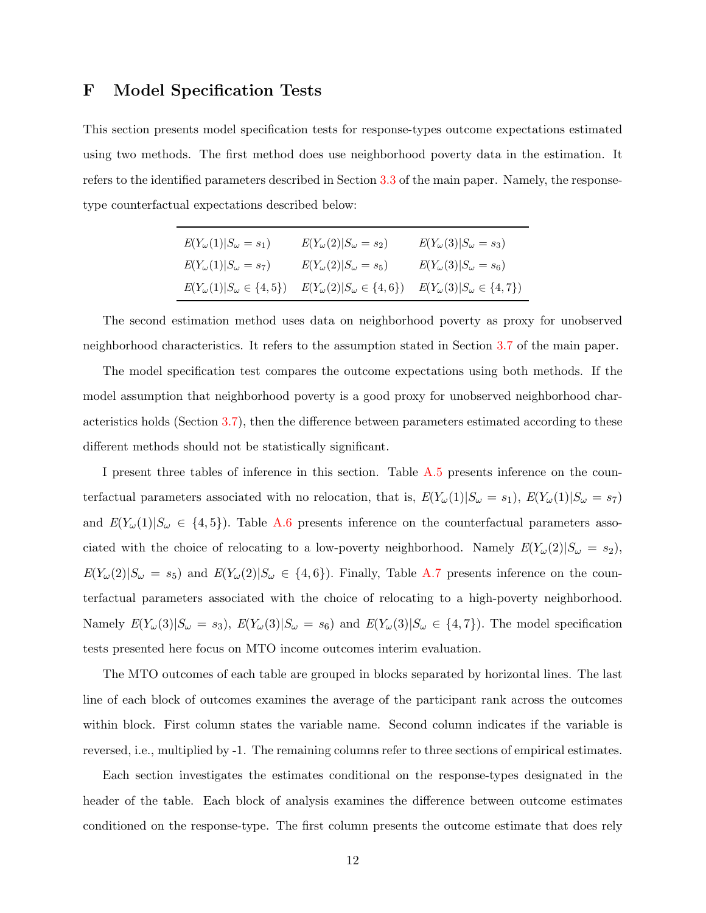# F Model Specification Tests

This section presents model specification tests for response-types outcome expectations estimated using two methods. The first method does use neighborhood poverty data in the estimation. It refers to the identified parameters described in Section 3.3 of the main paper. Namely, the response-type counterfactual expectations described below:

| | | |
|---|---|---|
| $E(Y_\omega(1)\|S_\omega = s_1)$ | $E(Y_\omega(2)\|S_\omega = s_2)$ | $E(Y_\omega(3)\|S_\omega = s_3)$ |
| $E(Y_\omega(1)\|S_\omega = s_7)$ | $E(Y_\omega(2)\|S_\omega = s_5)$ | $E(Y_\omega(3)\|S_\omega = s_6)$ |
| $E(Y_\omega(1)\|S_\omega \in \{4,5\})$ | $E(Y_\omega(2)\|S_\omega \in \{4,6\})$ | $E(Y_\omega(3)\|S_\omega \in \{4,7\})$ |

The second estimation method uses data on neighborhood poverty as proxy for unobserved neighborhood characteristics. It refers to the assumption stated in Section 3.7 of the main paper.

The model specification test compares the outcome expectations using both methods. If the model assumption that neighborhood poverty is a good proxy for unobserved neighborhood characteristics holds (Section 3.7), then the difference between parameters estimated according to these different methods should not be statistically significant.

I present three tables of inference in this section. Table A.5 presents inference on the counterfactual parameters associated with no relocation, that is, $E(Y_\omega(1)|S_\omega = s_1)$, $E(Y_\omega(1)|S_\omega = s_7)$ and $E(Y_\omega(1)|S_\omega \in \{4,5\})$. Table A.6 presents inference on the counterfactual parameters associated with the choice of relocating to a low-poverty neighborhood. Namely $E(Y_\omega(2)|S_\omega = s_2)$, $E(Y_\omega(2)|S_\omega = s_5)$ and $E(Y_\omega(2)|S_\omega \in \{4,6\})$. Finally, Table A.7 presents inference on the counterfactual parameters associated with the choice of relocating to a high-poverty neighborhood. Namely $E(Y_\omega(3)|S_\omega = s_3)$, $E(Y_\omega(3)|S_\omega = s_6)$ and $E(Y_\omega(3)|S_\omega \in \{4,7\})$. The model specification tests presented here focus on MTO income outcomes interim evaluation.

The MTO outcomes of each table are grouped in blocks separated by horizontal lines. The last line of each block of outcomes examines the average of the participant rank across the outcomes within block. First column states the variable name. Second column indicates if the variable is reversed, i.e., multiplied by -1. The remaining columns refer to three sections of empirical estimates.

Each section investigates the estimates conditional on the response-types designated in the header of the table. Each block of analysis examines the difference between outcome estimates conditioned on the response-type. The first column presents the outcome estimate that does rely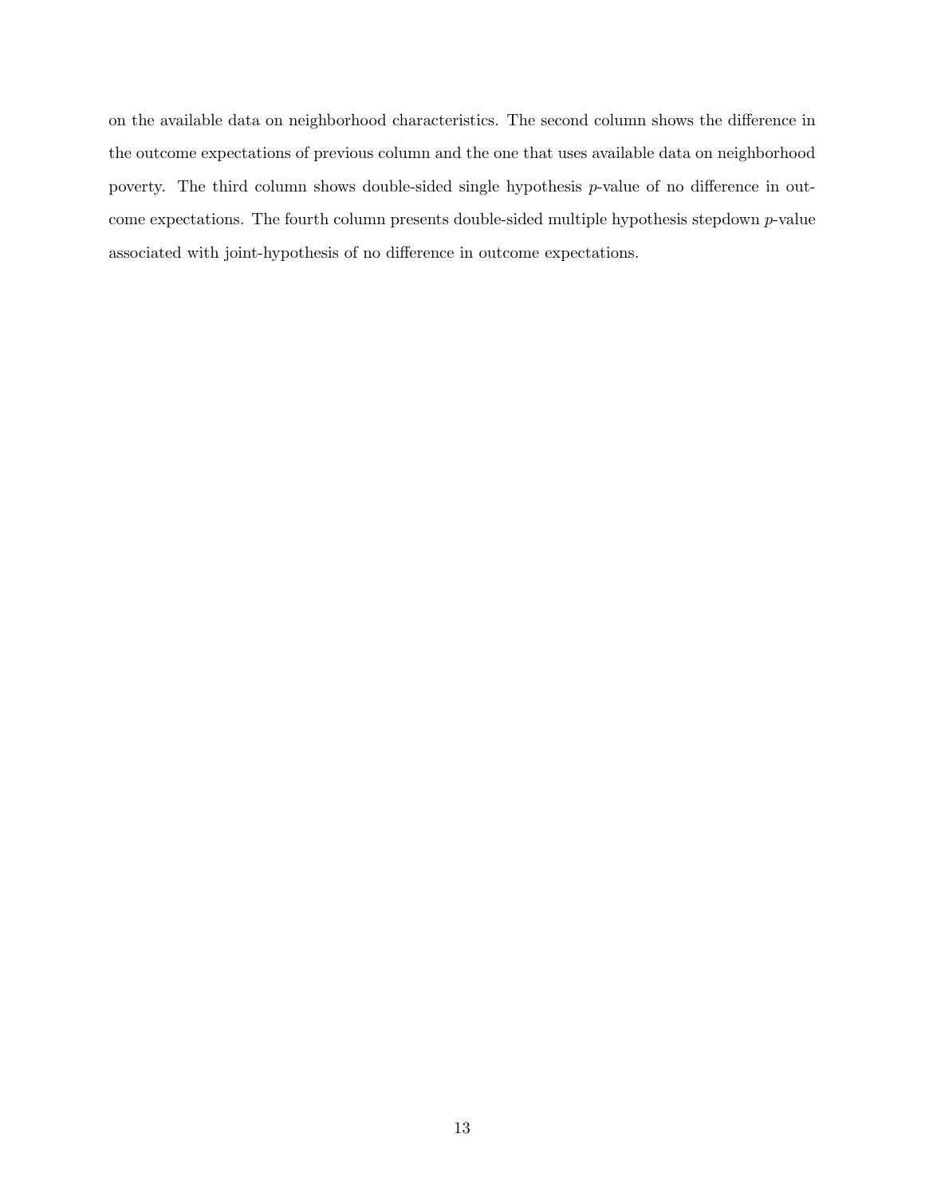on the available data on neighborhood characteristics. The second column shows the difference in the outcome expectations of previous column and the one that uses available data on neighborhood poverty. The third column shows double-sided single hypothesis $p$-value of no difference in outcome expectations. The fourth column presents double-sided multiple hypothesis stepdown $p$-value associated with joint-hypothesis of no difference in outcome expectations.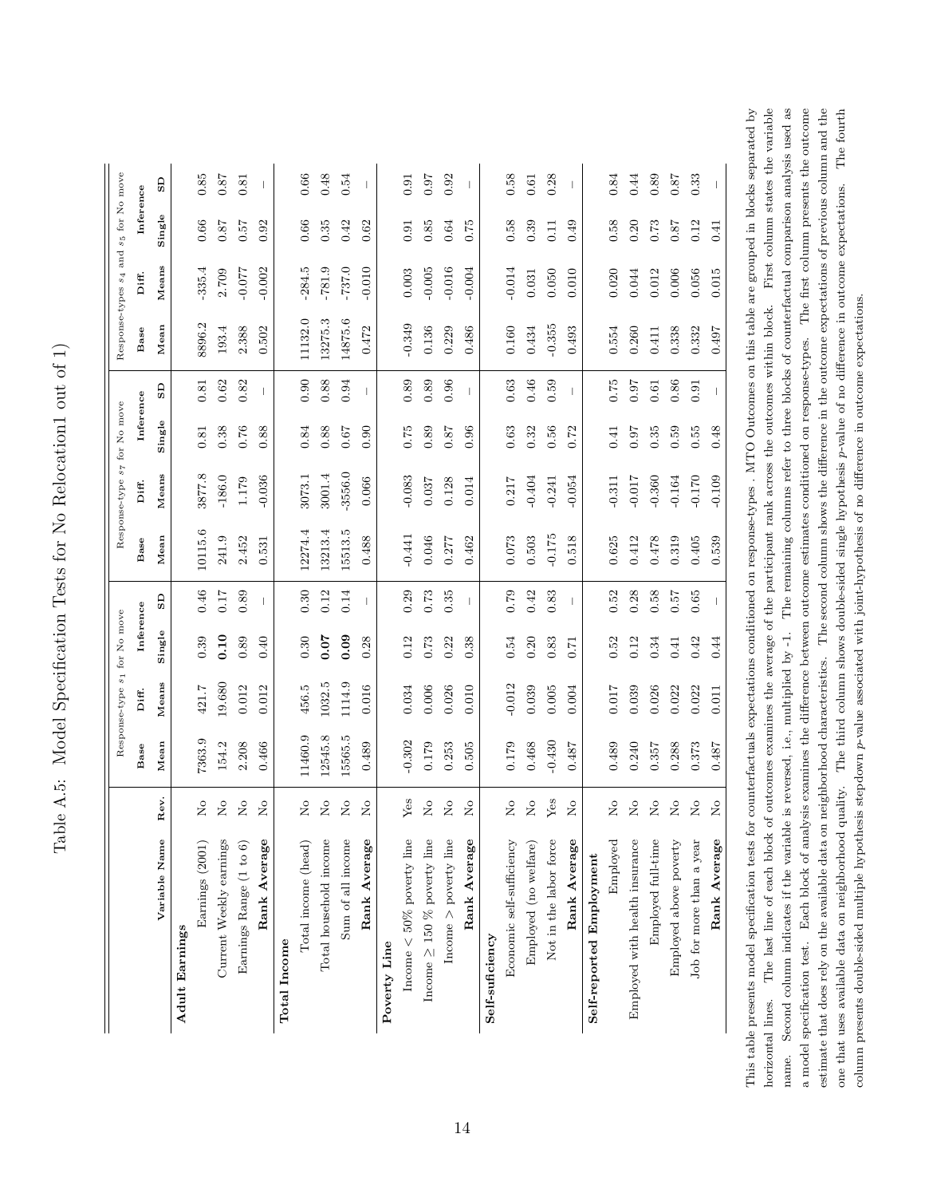# Table A.5: Model Specification Tests for No Relocation1 out of 1)

| Variable Name | Rev. | Response-type $s_1$ for No move | | | | Response-type $s_7$ for No move | | | | Response-types $s_4$ and $s_5$ for No move | | | |
|---|---|---|---|---|---|---|---|---|---|---|---|---|---|
| | | Base | Diff. | Inference | | Base | Diff. | Inference | | Base | Diff. | Inference | |
| | | Mean | Means | Single | SD | Mean | Means | Single | SD | Mean | Means | Single | SD |
| **Adult Earnings** | | | | | | | | | | | | | |
| Earnings (2001) | No | 7363.9 | 421.7 | 0.39 | 0.46 | 10115.6 | 3877.8 | 0.81 | 0.81 | 8896.2 | -335.4 | 0.66 | 0.85 |
| Current Weekly earnings | No | 154.2 | 19.680 | **0.10** | 0.17 | 241.9 | -186.0 | 0.38 | 0.62 | 193.4 | 2.709 | 0.87 | 0.87 |
| Earnings Range (1 to 6) | No | 2.208 | 0.012 | 0.89 | 0.89 | 2.452 | 1.179 | 0.76 | 0.82 | 2.388 | -0.077 | 0.57 | 0.81 |
| **Rank Average** | No | 0.466 | 0.012 | 0.40 | – | 0.531 | -0.036 | 0.88 | – | 0.502 | -0.002 | 0.92 | – |
| **Total Income** | | | | | | | | | | | | | |
| Total income (head) | No | 11460.9 | 456.5 | 0.30 | 0.30 | 12274.4 | 3073.1 | 0.84 | 0.90 | 11132.0 | -284.5 | 0.66 | 0.66 |
| Total household income | No | 12545.8 | 1032.5 | **0.07** | 0.12 | 13213.4 | 3001.4 | 0.88 | 0.88 | 13275.3 | -781.9 | 0.35 | 0.48 |
| Sum of all income | No | 15565.5 | 1114.9 | **0.09** | 0.14 | 15513.5 | -3556.0 | 0.67 | 0.94 | 14875.6 | -737.0 | 0.42 | 0.54 |
| **Rank Average** | No | 0.489 | 0.016 | 0.28 | – | 0.488 | 0.066 | 0.90 | – | 0.472 | -0.010 | 0.62 | – |
| **Poverty Line** | | | | | | | | | | | | | |
| Income < 50% poverty line | Yes | -0.302 | 0.034 | 0.12 | 0.29 | -0.441 | -0.083 | 0.75 | 0.89 | -0.349 | 0.003 | 0.91 | 0.91 |
| Income ≥ 150 % poverty line | No | 0.179 | 0.006 | 0.73 | 0.73 | 0.046 | 0.037 | 0.89 | 0.89 | 0.136 | -0.005 | 0.85 | 0.97 |
| Income > poverty line | No | 0.253 | 0.026 | 0.22 | 0.35 | 0.277 | 0.128 | 0.87 | 0.96 | 0.229 | -0.016 | 0.64 | 0.92 |
| **Rank Average** | No | 0.505 | 0.010 | 0.38 | – | 0.462 | 0.014 | 0.96 | – | 0.486 | -0.004 | 0.75 | – |
| **Self-sufficiency** | | | | | | | | | | | | | |
| Economic self-sufficiency | No | 0.179 | -0.012 | 0.54 | 0.79 | 0.073 | 0.217 | 0.63 | 0.63 | 0.160 | -0.014 | 0.58 | 0.58 |
| Employed (no welfare) | No | 0.468 | 0.039 | 0.20 | 0.42 | 0.503 | -0.404 | 0.32 | 0.46 | 0.434 | 0.031 | 0.39 | 0.61 |
| Not in the labor force | Yes | -0.430 | 0.005 | 0.83 | 0.83 | -0.175 | -0.241 | 0.56 | 0.59 | -0.355 | 0.050 | 0.11 | 0.28 |
| **Rank Average** | No | 0.487 | 0.004 | 0.71 | – | 0.518 | -0.054 | 0.72 | – | 0.493 | 0.010 | 0.49 | – |
| **Self-reported Employment** | | | | | | | | | | | | | |
| Employed | No | 0.489 | 0.017 | 0.52 | 0.52 | 0.625 | -0.311 | 0.41 | 0.75 | 0.554 | 0.020 | 0.58 | 0.84 |
| Employed with health insurance | No | 0.240 | 0.039 | 0.12 | 0.28 | 0.412 | -0.017 | 0.97 | 0.97 | 0.260 | 0.044 | 0.20 | 0.44 |
| Employed full-time | No | 0.357 | 0.026 | 0.34 | 0.58 | 0.478 | -0.360 | 0.35 | 0.61 | 0.411 | 0.012 | 0.73 | 0.89 |
| Employed above poverty | No | 0.288 | 0.022 | 0.41 | 0.57 | 0.319 | -0.164 | 0.59 | 0.86 | 0.338 | 0.006 | 0.87 | 0.87 |
| Job for more than a year | No | 0.373 | 0.022 | 0.42 | 0.65 | 0.405 | -0.170 | 0.55 | 0.91 | 0.332 | 0.056 | 0.12 | 0.33 |
| **Rank Average** | No | 0.487 | 0.011 | 0.44 | – | 0.539 | -0.109 | 0.48 | – | 0.497 | 0.015 | 0.41 | – |

This table presents model specification tests for counterfactuals expectations conditioned on response-types . MTO Outcomes on this table are grouped in blocks separated by horizontal lines. The last line of each block of outcomes examines the average of the participant rank across the outcomes within block. First column states the variable name. Second column indicates if the variable is reversed, i.e., multiplied by -1. The remaining columns refer to three blocks of counterfactual comparison analysis used as a model specification test. Each block of analysis examines the difference between outcome estimates conditioned on response-types. The first column presents the outcome estimate that does rely on the available data on neighborhood characteristics. The second column shows the difference in the outcome expectations of previous column and the one that uses available data on neighborhood quality. The third column shows double-sided single hypothesis $p$-value of no difference in outcome expectations. The fourth column presents double-sided multiple hypothesis stepdown $p$-value associated with joint-hypothesis of no difference in outcome expectations.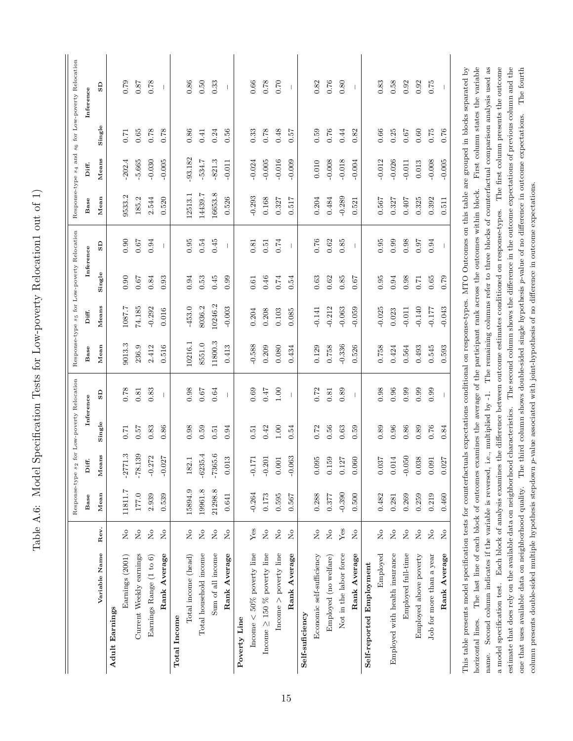# Table A.6: Model Specification Tests for Low-poverty Relocation1 out of 1)

| Variable Name | Rev. | Response-type $s_2$ for Low-poverty Relocation | | | | Response-type $s_5$ for Low-poverty Relocation | | | | Response-type $s_4$ and $s_6$ for Low-poverty Relocation | | | |
|---|---|---|---|---|---|---|---|---|---|---|---|---|---|
| | | Base | Diff. | Inference | | Base | Diff. | Inference | | Base | Diff. | Inference | |
| | | Mean | Means | Single | SD | Mean | Means | Single | SD | Mean | Means | Single | SD |
| **Adult Earnings** | | | | | | | | | | | | | |
| Earnings (2001) | No | 11811.7 | -2771.3 | 0.71 | 0.78 | 9013.3 | 1087.7 | 0.90 | 0.90 | 9533.2 | -202.4 | 0.71 | 0.79 |
| Current Weekly earnings | No | 177.0 | -78.139 | 0.57 | 0.81 | 236.9 | 74.185 | 0.67 | 0.67 | 185.2 | -5.665 | 0.65 | 0.87 |
| Earnings Range (1 to 6) | No | 2.939 | -0.272 | 0.83 | 0.83 | 2.412 | -0.292 | 0.84 | 0.94 | 2.544 | -0.030 | 0.78 | 0.78 |
| **Rank Average** | No | 0.539 | -0.027 | 0.86 | – | 0.516 | 0.016 | 0.93 | – | 0.520 | -0.005 | 0.78 | – |
| **Total Income** | | | | | | | | | | | | | |
| Total income (head) | No | 15894.9 | 182.1 | 0.98 | 0.98 | 10216.1 | -453.0 | 0.94 | 0.95 | 12513.1 | -93.182 | 0.86 | 0.86 |
| Total household income | No | 19961.8 | -6235.4 | 0.59 | 0.67 | 8551.0 | 8036.2 | 0.53 | 0.54 | 14439.7 | -534.7 | 0.41 | 0.50 |
| Sum of all income | No | 21298.8 | -7365.6 | 0.51 | 0.64 | 11800.3 | 10246.2 | 0.45 | 0.45 | 16653.8 | -821.3 | 0.24 | 0.33 |
| **Rank Average** | No | 0.641 | 0.013 | 0.94 | – | 0.413 | -0.003 | 0.99 | – | 0.526 | -0.011 | 0.56 | – |
| **Poverty Line** | | | | | | | | | | | | | |
| Income < 50% poverty line | Yes | -0.264 | -0.171 | 0.51 | 0.69 | -0.588 | 0.204 | 0.61 | 0.81 | -0.293 | -0.024 | 0.33 | 0.66 |
| Income ≥ 150 % poverty line | No | 0.173 | -0.201 | 0.42 | 0.47 | 0.209 | 0.208 | 0.46 | 0.51 | 0.168 | -0.005 | 0.78 | 0.78 |
| Income > poverty line | No | 0.595 | 0.001 | 1.00 | 1.00 | 0.080 | 0.103 | 0.74 | 0.74 | 0.327 | -0.016 | 0.48 | 0.70 |
| **Rank Average** | No | 0.567 | -0.063 | 0.54 | – | 0.434 | 0.085 | 0.54 | – | 0.517 | -0.009 | 0.57 | – |
| **Self-suficiency** | | | | | | | | | | | | | |
| Economic self-sufficiency | No | 0.288 | 0.095 | 0.72 | 0.72 | 0.129 | -0.141 | 0.63 | 0.76 | 0.204 | 0.010 | 0.59 | 0.82 |
| Employed (no welfare) | No | 0.377 | 0.159 | 0.56 | 0.81 | 0.758 | -0.212 | 0.62 | 0.62 | 0.484 | -0.008 | 0.76 | 0.76 |
| Not in the labor force | Yes | -0.390 | 0.127 | 0.63 | 0.89 | -0.336 | -0.063 | 0.85 | 0.85 | -0.289 | -0.018 | 0.44 | 0.80 |
| **Rank Average** | No | 0.500 | 0.060 | 0.59 | – | 0.526 | -0.059 | 0.67 | – | 0.521 | -0.004 | 0.82 | – |
| **Self-reported Employment** | | | | | | | | | | | | | |
| Employed | No | 0.482 | 0.037 | 0.89 | 0.98 | 0.758 | -0.025 | 0.95 | 0.95 | 0.567 | -0.012 | 0.66 | 0.83 |
| Employed with health insurance | No | 0.281 | 0.014 | 0.96 | 0.96 | 0.424 | 0.023 | 0.94 | 0.99 | 0.327 | -0.026 | 0.25 | 0.58 |
| Employed full-time | No | 0.269 | -0.050 | 0.86 | 0.99 | 0.564 | -0.011 | 0.98 | 0.98 | 0.407 | -0.011 | 0.67 | 0.92 |
| Employed above poverty | No | 0.259 | 0.038 | 0.89 | 0.99 | 0.493 | -0.140 | 0.71 | 0.97 | 0.325 | 0.013 | 0.60 | 0.92 |
| Job for more than a year | No | 0.219 | 0.091 | 0.76 | 0.99 | 0.545 | -0.177 | 0.65 | 0.94 | 0.392 | -0.008 | 0.75 | 0.75 |
| **Rank Average** | No | 0.460 | 0.027 | 0.84 | – | 0.593 | -0.043 | 0.79 | – | 0.511 | -0.005 | 0.76 | – |

This table presents model specification tests for counterfactuals expectations conditional on response-types. MTO Outcomes on this table are grouped in blocks separated by horizontal lines. The last line of each block of outcomes examines the average of the participant rank across the outcomes within block. First column states the variable name. Second column indicates if the variable is reversed, i.e., multiplied by -1. The remaining columns refer to three blocks of counterfactual comparison analysis used as a model specification test. Each block of analysis examines the difference between outcome estimates conditioned on response-types. The first column presents the outcome estimate that does rely on the available data on neighborhood characteristics. The second column shows the difference in the outcome expectations of previous column and the one that uses available data on neighborhood quality. The third column shows double-sided single hypothesis $p$-value of no difference in outcome expectations. The fourth column presents double-sided multiple hypothesis stepdown $p$-value associated with joint-hypothesis of no difference in outcome expectations.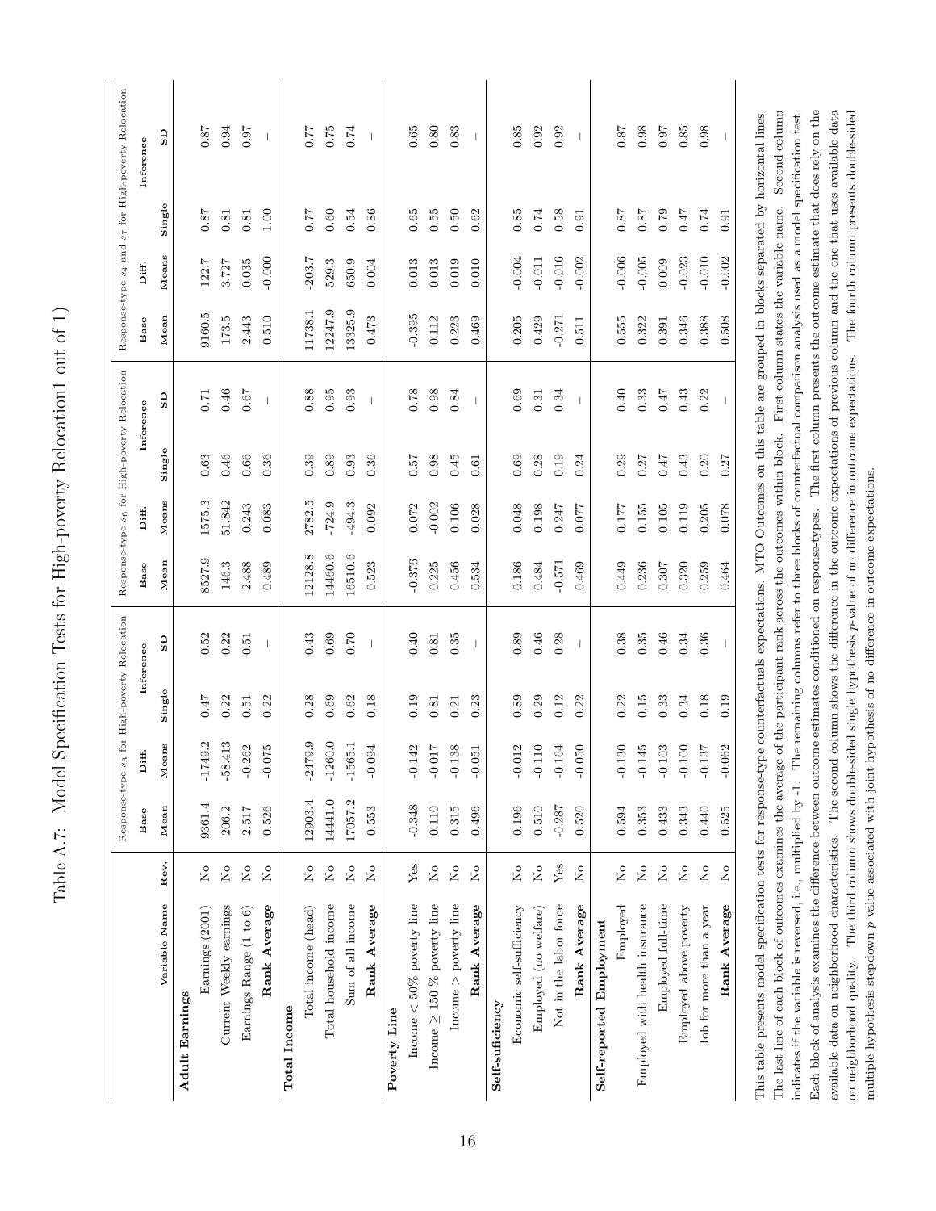# Table A.7: Model Specification Tests for High-poverty Relocation1 out of 1)

| Variable Name | Rev. | Response-type $s_3$ for High-poverty Relocation | | | | Response-type $s_6$ for High-poverty Relocation | | | | Response-type $s_4$ and $s_7$ for High-poverty Relocation | | | |
|---|---|---|---|---|---|---|---|---|---|---|---|---|---|
| | | Base | Diff. | Inference | | Base | Diff. | Inference | | Base | Diff. | Inference | |
| | | Mean | Means | Single | SD | Mean | Means | Single | SD | Mean | Means | Single | SD |
| **Adult Earnings** | | | | | | | | | | | | | |
| Earnings (2001) | No | 9361.4 | -1749.2 | 0.47 | 0.52 | 8527.9 | 1575.3 | 0.63 | 0.71 | 9160.5 | 122.7 | 0.87 | 0.87 |
| Current Weekly earnings | No | 206.2 | -58.413 | 0.22 | 0.22 | 146.3 | 51.842 | 0.46 | 0.46 | 173.5 | 3.727 | 0.81 | 0.94 |
| Earnings Range (1 to 6) | No | 2.517 | -0.262 | 0.51 | 0.51 | 2.488 | 0.243 | 0.66 | 0.67 | 2.443 | 0.035 | 0.81 | 0.97 |
| **Rank Average** | No | 0.526 | -0.075 | 0.22 | – | 0.489 | 0.083 | 0.36 | – | 0.510 | -0.000 | 1.00 | – |
| **Total Income** | | | | | | | | | | | | | |
| Total income (head) | No | 12903.4 | -2479.9 | 0.28 | 0.43 | 12128.8 | 2782.5 | 0.39 | 0.88 | 11738.1 | -203.7 | 0.77 | 0.77 |
| Total household income | No | 14441.0 | -1260.0 | 0.69 | 0.69 | 14460.6 | -724.9 | 0.89 | 0.95 | 12247.9 | 529.3 | 0.60 | 0.75 |
| Sum of all income | No | 17057.2 | -1565.1 | 0.62 | 0.70 | 16510.6 | -494.3 | 0.93 | 0.93 | 13325.9 | 650.9 | 0.54 | 0.74 |
| **Rank Average** | No | 0.553 | -0.094 | 0.18 | – | 0.523 | 0.092 | 0.36 | – | 0.473 | 0.004 | 0.86 | – |
| **Poverty Line** | | | | | | | | | | | | | |
| Income < 50% poverty line | Yes | -0.348 | -0.142 | 0.19 | 0.40 | -0.376 | 0.072 | 0.57 | 0.78 | -0.395 | 0.013 | 0.65 | 0.65 |
| Income ≥ 150 % poverty line | No | 0.110 | -0.017 | 0.81 | 0.81 | 0.225 | -0.002 | 0.98 | 0.98 | 0.112 | 0.013 | 0.55 | 0.80 |
| Income > poverty line | No | 0.315 | -0.138 | 0.21 | 0.35 | 0.456 | 0.106 | 0.45 | 0.84 | 0.223 | 0.019 | 0.50 | 0.83 |
| **Rank Average** | No | 0.496 | -0.051 | 0.23 | – | 0.534 | 0.028 | 0.61 | – | 0.469 | 0.010 | 0.62 | – |
| **Self-suficiency** | | | | | | | | | | | | | |
| Economic self-sufficiency | No | 0.196 | -0.012 | 0.89 | 0.89 | 0.186 | 0.048 | 0.69 | 0.69 | 0.205 | -0.004 | 0.85 | 0.85 |
| Employed (no welfare) | No | 0.510 | -0.110 | 0.29 | 0.46 | 0.484 | 0.198 | 0.28 | 0.31 | 0.429 | -0.011 | 0.74 | 0.92 |
| Not in the labor force | Yes | -0.287 | -0.164 | 0.12 | 0.28 | -0.571 | 0.247 | 0.19 | 0.34 | -0.271 | -0.016 | 0.58 | 0.92 |
| **Rank Average** | No | 0.520 | -0.050 | 0.22 | – | 0.469 | 0.077 | 0.24 | – | 0.511 | -0.002 | 0.91 | – |
| **Self-reported Employment** | | | | | | | | | | | | | |
| Employed | No | 0.594 | -0.130 | 0.22 | 0.38 | 0.449 | 0.177 | 0.29 | 0.40 | 0.555 | -0.006 | 0.87 | 0.87 |
| Employed with health insurance | No | 0.353 | -0.145 | 0.15 | 0.35 | 0.236 | 0.155 | 0.27 | 0.33 | 0.322 | -0.005 | 0.87 | 0.98 |
| Employed full-time | No | 0.433 | -0.103 | 0.33 | 0.46 | 0.307 | 0.105 | 0.47 | 0.47 | 0.391 | 0.009 | 0.79 | 0.97 |
| Employed above poverty | No | 0.343 | -0.100 | 0.34 | 0.34 | 0.320 | 0.119 | 0.43 | 0.43 | 0.346 | -0.023 | 0.47 | 0.85 |
| Job for more than a year | No | 0.440 | -0.137 | 0.18 | 0.36 | 0.259 | 0.205 | 0.20 | 0.22 | 0.388 | -0.010 | 0.74 | 0.98 |
| **Rank Average** | No | 0.525 | -0.062 | 0.19 | – | 0.464 | 0.078 | 0.27 | – | 0.508 | -0.002 | 0.91 | – |

This table presents model specification tests for response-type counterfactuals expectations. MTO Outcomes on this table are grouped in blocks separated by horizontal lines. The last line of each block of outcomes examines the average of the participant rank across the outcomes within block. First column states the variable name. Second column indicates if the variable is reversed, i.e., multiplied by -1. The remaining columns refer to three blocks of counterfactual comparison analysis used as a model specification test. Each block of analysis examines the difference between outcome estimates conditioned on response-types. The first column presents the outcome estimate that does rely on the available data on neighborhood characteristics. The second column shows the difference in the outcome expectations of previous column and the one that uses available data on neighborhood quality. The third column shows double-sided single hypothesis $p$-value of no difference in outcome expectations. The fourth column presents double-sided multiple hypothesis stepdown $p$-value associated with joint-hypothesis of no difference in outcome expectations.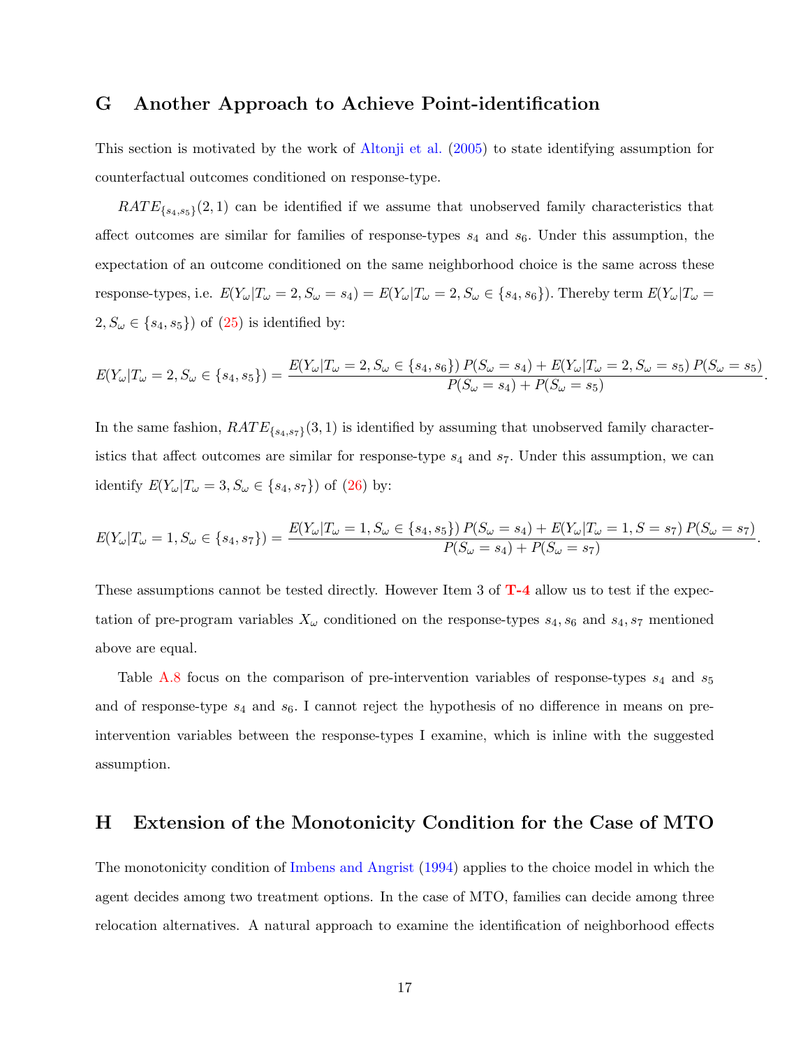## G Another Approach to Achieve Point-identification

This section is motivated by the work of Altonji et al. (2005) to state identifying assumption for counterfactual outcomes conditioned on response-type.

$RATE_{\{s_4,s_5\}}(2,1)$ can be identified if we assume that unobserved family characteristics that affect outcomes are similar for families of response-types $s_4$ and $s_6$. Under this assumption, the expectation of an outcome conditioned on the same neighborhood choice is the same across these response-types, i.e. $E(Y_\omega|T_\omega = 2, S_\omega = s_4) = E(Y_\omega|T_\omega = 2, S_\omega \in \{s_4, s_6\})$. Thereby term $E(Y_\omega|T_\omega = 2, S_\omega \in \{s_4, s_5\})$ of (25) is identified by:

$$E(Y_\omega|T_\omega = 2, S_\omega \in \{s_4, s_5\}) = \frac{E(Y_\omega|T_\omega = 2, S_\omega \in \{s_4, s_6\})\, P(S_\omega = s_4) + E(Y_\omega|T_\omega = 2, S_\omega = s_5)\, P(S_\omega = s_5)}{P(S_\omega = s_4) + P(S_\omega = s_5)}.$$

In the same fashion, $RATE_{\{s_4,s_7\}}(3,1)$ is identified by assuming that unobserved family characteristics that affect outcomes are similar for response-type $s_4$ and $s_7$. Under this assumption, we can identify $E(Y_\omega|T_\omega = 3, S_\omega \in \{s_4, s_7\})$ of (26) by:

$$E(Y_\omega|T_\omega = 1, S_\omega \in \{s_4, s_7\}) = \frac{E(Y_\omega|T_\omega = 1, S_\omega \in \{s_4, s_5\})\, P(S_\omega = s_4) + E(Y_\omega|T_\omega = 1, S = s_7)\, P(S_\omega = s_7)}{P(S_\omega = s_4) + P(S_\omega = s_7)}.$$

These assumptions cannot be tested directly. However Item 3 of **T-4** allow us to test if the expectation of pre-program variables $X_\omega$ conditioned on the response-types $s_4, s_6$ and $s_4, s_7$ mentioned above are equal.

Table A.8 focus on the comparison of pre-intervention variables of response-types $s_4$ and $s_5$ and of response-type $s_4$ and $s_6$. I cannot reject the hypothesis of no difference in means on pre-intervention variables between the response-types I examine, which is inline with the suggested assumption.

## H Extension of the Monotonicity Condition for the Case of MTO

The monotonicity condition of Imbens and Angrist (1994) applies to the choice model in which the agent decides among two treatment options. In the case of MTO, families can decide among three relocation alternatives. A natural approach to examine the identification of neighborhood effects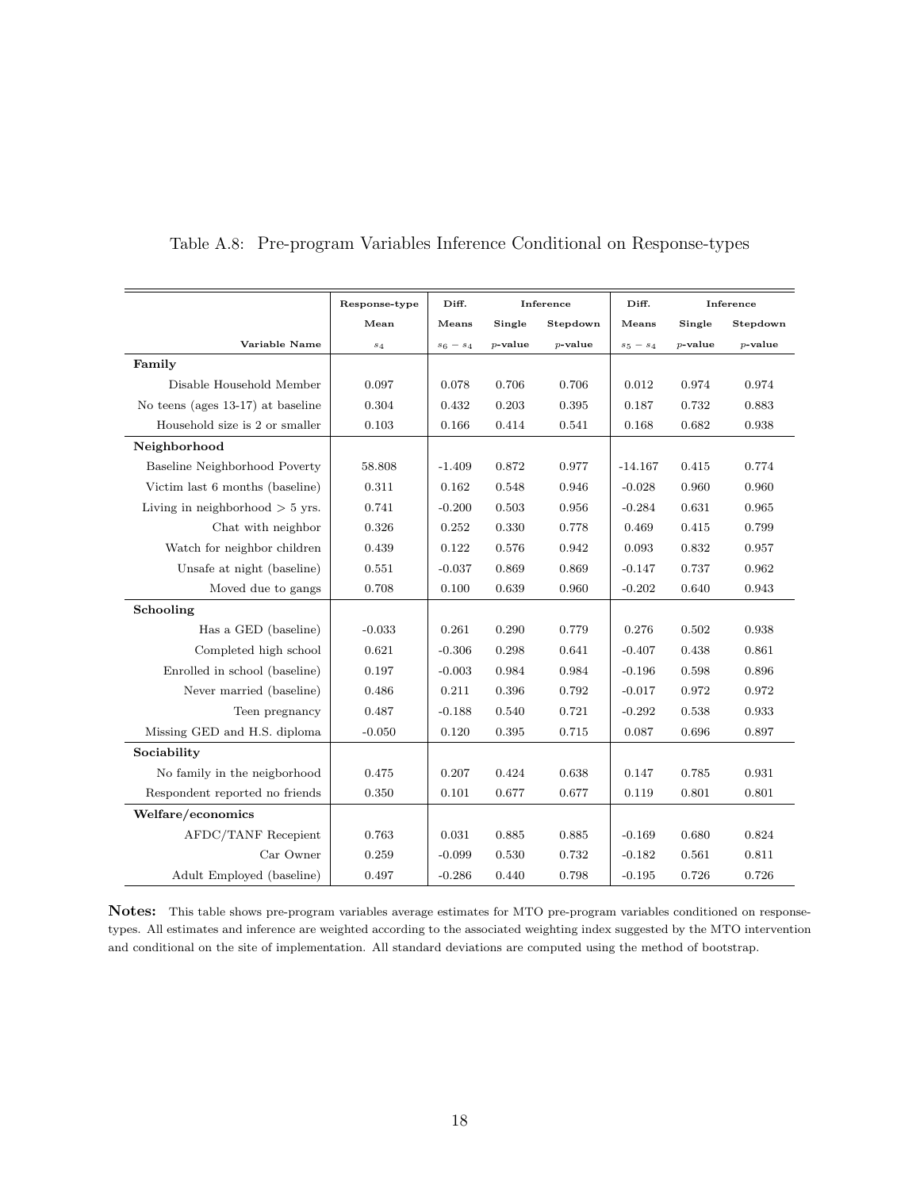Table A.8: Pre-program Variables Inference Conditional on Response-types

| | Response-type | Diff. | Inference | | Diff. | Inference | |
|---|---|---|---|---|---|---|---|
| | Mean | Means | Single | Stepdown | Means | Single | Stepdown |
| Variable Name | $s_4$ | $s_6 - s_4$ | $p$-value | $p$-value | $s_5 - s_4$ | $p$-value | $p$-value |
| **Family** | | | | | | | |
| Disable Household Member | 0.097 | 0.078 | 0.706 | 0.706 | 0.012 | 0.974 | 0.974 |
| No teens (ages 13-17) at baseline | 0.304 | 0.432 | 0.203 | 0.395 | 0.187 | 0.732 | 0.883 |
| Household size is 2 or smaller | 0.103 | 0.166 | 0.414 | 0.541 | 0.168 | 0.682 | 0.938 |
| **Neighborhood** | | | | | | | |
| Baseline Neighborhood Poverty | 58.808 | -1.409 | 0.872 | 0.977 | -14.167 | 0.415 | 0.774 |
| Victim last 6 months (baseline) | 0.311 | 0.162 | 0.548 | 0.946 | -0.028 | 0.960 | 0.960 |
| Living in neighborhood > 5 yrs. | 0.741 | -0.200 | 0.503 | 0.956 | -0.284 | 0.631 | 0.965 |
| Chat with neighbor | 0.326 | 0.252 | 0.330 | 0.778 | 0.469 | 0.415 | 0.799 |
| Watch for neighbor children | 0.439 | 0.122 | 0.576 | 0.942 | 0.093 | 0.832 | 0.957 |
| Unsafe at night (baseline) | 0.551 | -0.037 | 0.869 | 0.869 | -0.147 | 0.737 | 0.962 |
| Moved due to gangs | 0.708 | 0.100 | 0.639 | 0.960 | -0.202 | 0.640 | 0.943 |
| **Schooling** | | | | | | | |
| Has a GED (baseline) | -0.033 | 0.261 | 0.290 | 0.779 | 0.276 | 0.502 | 0.938 |
| Completed high school | 0.621 | -0.306 | 0.298 | 0.641 | -0.407 | 0.438 | 0.861 |
| Enrolled in school (baseline) | 0.197 | -0.003 | 0.984 | 0.984 | -0.196 | 0.598 | 0.896 |
| Never married (baseline) | 0.486 | 0.211 | 0.396 | 0.792 | -0.017 | 0.972 | 0.972 |
| Teen pregnancy | 0.487 | -0.188 | 0.540 | 0.721 | -0.292 | 0.538 | 0.933 |
| Missing GED and H.S. diploma | -0.050 | 0.120 | 0.395 | 0.715 | 0.087 | 0.696 | 0.897 |
| **Sociability** | | | | | | | |
| No family in the neigborhood | 0.475 | 0.207 | 0.424 | 0.638 | 0.147 | 0.785 | 0.931 |
| Respondent reported no friends | 0.350 | 0.101 | 0.677 | 0.677 | 0.119 | 0.801 | 0.801 |
| **Welfare/economics** | | | | | | | |
| AFDC/TANF Recepient | 0.763 | 0.031 | 0.885 | 0.885 | -0.169 | 0.680 | 0.824 |
| Car Owner | 0.259 | -0.099 | 0.530 | 0.732 | -0.182 | 0.561 | 0.811 |
| Adult Employed (baseline) | 0.497 | -0.286 | 0.440 | 0.798 | -0.195 | 0.726 | 0.726 |

**Notes:** This table shows pre-program variables average estimates for MTO pre-program variables conditioned on response-types. All estimates and inference are weighted according to the associated weighting index suggested by the MTO intervention and conditional on the site of implementation. All standard deviations are computed using the method of bootstrap.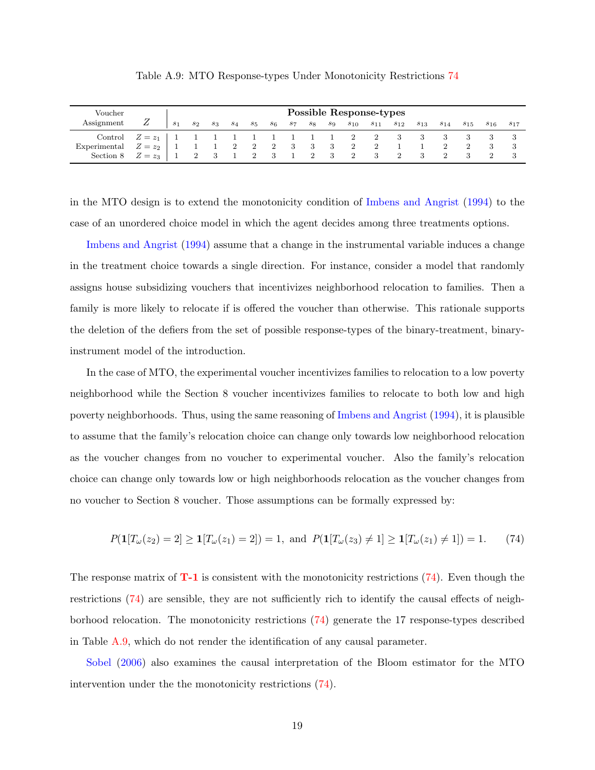Table A.9: MTO Response-types Under Monotonicity Restrictions 74

| Voucher Assignment | $Z$ | $s_1$ | $s_2$ | $s_3$ | $s_4$ | $s_5$ | $s_6$ | $s_7$ | $s_8$ | $s_9$ | $s_{10}$ | $s_{11}$ | $s_{12}$ | $s_{13}$ | $s_{14}$ | $s_{15}$ | $s_{16}$ | $s_{17}$ |
|---|---|---|---|---|---|---|---|---|---|---|---|---|---|---|---|---|---|---|
| Control | $Z = z_1$ | 1 | 1 | 1 | 1 | 1 | 1 | 1 | 1 | 1 | 2 | 2 | 3 | 3 | 3 | 3 | 3 | 3 |
| Experimental | $Z = z_2$ | 1 | 1 | 1 | 2 | 2 | 2 | 3 | 3 | 3 | 2 | 2 | 1 | 1 | 2 | 2 | 3 | 3 |
| Section 8 | $Z = z_3$ | 1 | 2 | 3 | 1 | 2 | 3 | 1 | 2 | 3 | 2 | 3 | 2 | 3 | 2 | 3 | 2 | 3 |

(Column group header: **Possible Response-types**)

in the MTO design is to extend the monotonicity condition of Imbens and Angrist (1994) to the case of an unordered choice model in which the agent decides among three treatments options.

Imbens and Angrist (1994) assume that a change in the instrumental variable induces a change in the treatment choice towards a single direction. For instance, consider a model that randomly assigns house subsidizing vouchers that incentivizes neighborhood relocation to families. Then a family is more likely to relocate if is offered the voucher than otherwise. This rationale supports the deletion of the defiers from the set of possible response-types of the binary-treatment, binary-instrument model of the introduction.

In the case of MTO, the experimental voucher incentivizes families to relocation to a low poverty neighborhood while the Section 8 voucher incentivizes families to relocate to both low and high poverty neighborhoods. Thus, using the same reasoning of Imbens and Angrist (1994), it is plausible to assume that the family's relocation choice can change only towards low neighborhood relocation as the voucher changes from no voucher to experimental voucher. Also the family's relocation choice can change only towards low or high neighborhoods relocation as the voucher changes from no voucher to Section 8 voucher. Those assumptions can be formally expressed by:

$$P(\mathbf{1}[T_\omega(z_2) = 2] \geq \mathbf{1}[T_\omega(z_1) = 2]) = 1, \text{ and } P(\mathbf{1}[T_\omega(z_3) \neq 1] \geq \mathbf{1}[T_\omega(z_1) \neq 1]) = 1. \tag{74}$$

The response matrix of **T-1** is consistent with the monotonicity restrictions (74). Even though the restrictions (74) are sensible, they are not sufficiently rich to identify the causal effects of neighborhood relocation. The monotonicity restrictions (74) generate the 17 response-types described in Table A.9, which do not render the identification of any causal parameter.

Sobel (2006) also examines the causal interpretation of the Bloom estimator for the MTO intervention under the the monotonicity restrictions (74).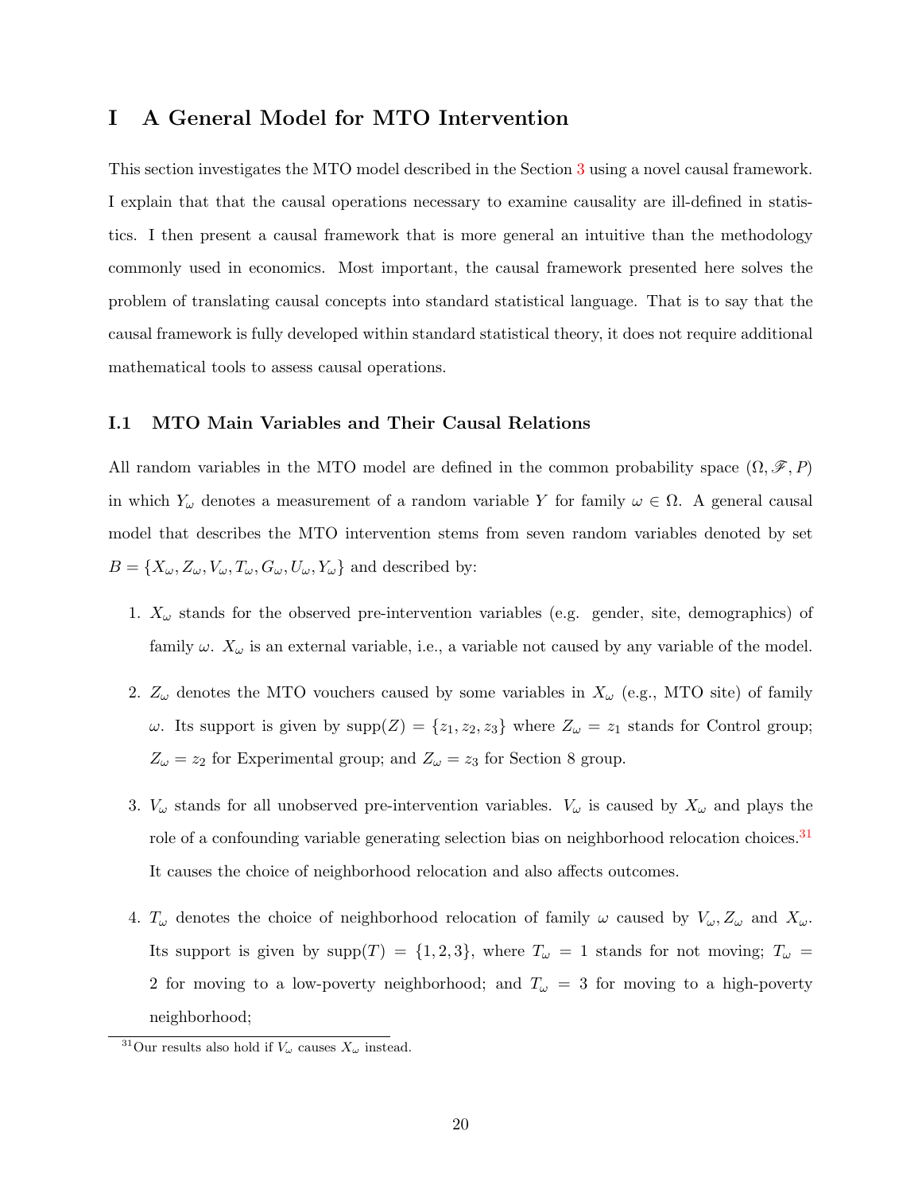# I A General Model for MTO Intervention

This section investigates the MTO model described in the Section 3 using a novel causal framework. I explain that that the causal operations necessary to examine causality are ill-defined in statistics. I then present a causal framework that is more general an intuitive than the methodology commonly used in economics. Most important, the causal framework presented here solves the problem of translating causal concepts into standard statistical language. That is to say that the causal framework is fully developed within standard statistical theory, it does not require additional mathematical tools to assess causal operations.

## I.1 MTO Main Variables and Their Causal Relations

All random variables in the MTO model are defined in the common probability space $(\Omega, \mathscr{F}, P)$ in which $Y_\omega$ denotes a measurement of a random variable $Y$ for family $\omega \in \Omega$. A general causal model that describes the MTO intervention stems from seven random variables denoted by set $B = \{X_\omega, Z_\omega, V_\omega, T_\omega, G_\omega, U_\omega, Y_\omega\}$ and described by:

1. $X_\omega$ stands for the observed pre-intervention variables (e.g. gender, site, demographics) of family $\omega$. $X_\omega$ is an external variable, i.e., a variable not caused by any variable of the model.

2. $Z_\omega$ denotes the MTO vouchers caused by some variables in $X_\omega$ (e.g., MTO site) of family $\omega$. Its support is given by $\text{supp}(Z) = \{z_1, z_2, z_3\}$ where $Z_\omega = z_1$ stands for Control group; $Z_\omega = z_2$ for Experimental group; and $Z_\omega = z_3$ for Section 8 group.

3. $V_\omega$ stands for all unobserved pre-intervention variables. $V_\omega$ is caused by $X_\omega$ and plays the role of a confounding variable generating selection bias on neighborhood relocation choices.[31] It causes the choice of neighborhood relocation and also affects outcomes.

4. $T_\omega$ denotes the choice of neighborhood relocation of family $\omega$ caused by $V_\omega, Z_\omega$ and $X_\omega$. Its support is given by $\text{supp}(T) = \{1, 2, 3\}$, where $T_\omega = 1$ stands for not moving; $T_\omega = 2$ for moving to a low-poverty neighborhood; and $T_\omega = 3$ for moving to a high-poverty neighborhood;

[31] Our results also hold if $V_\omega$ causes $X_\omega$ instead.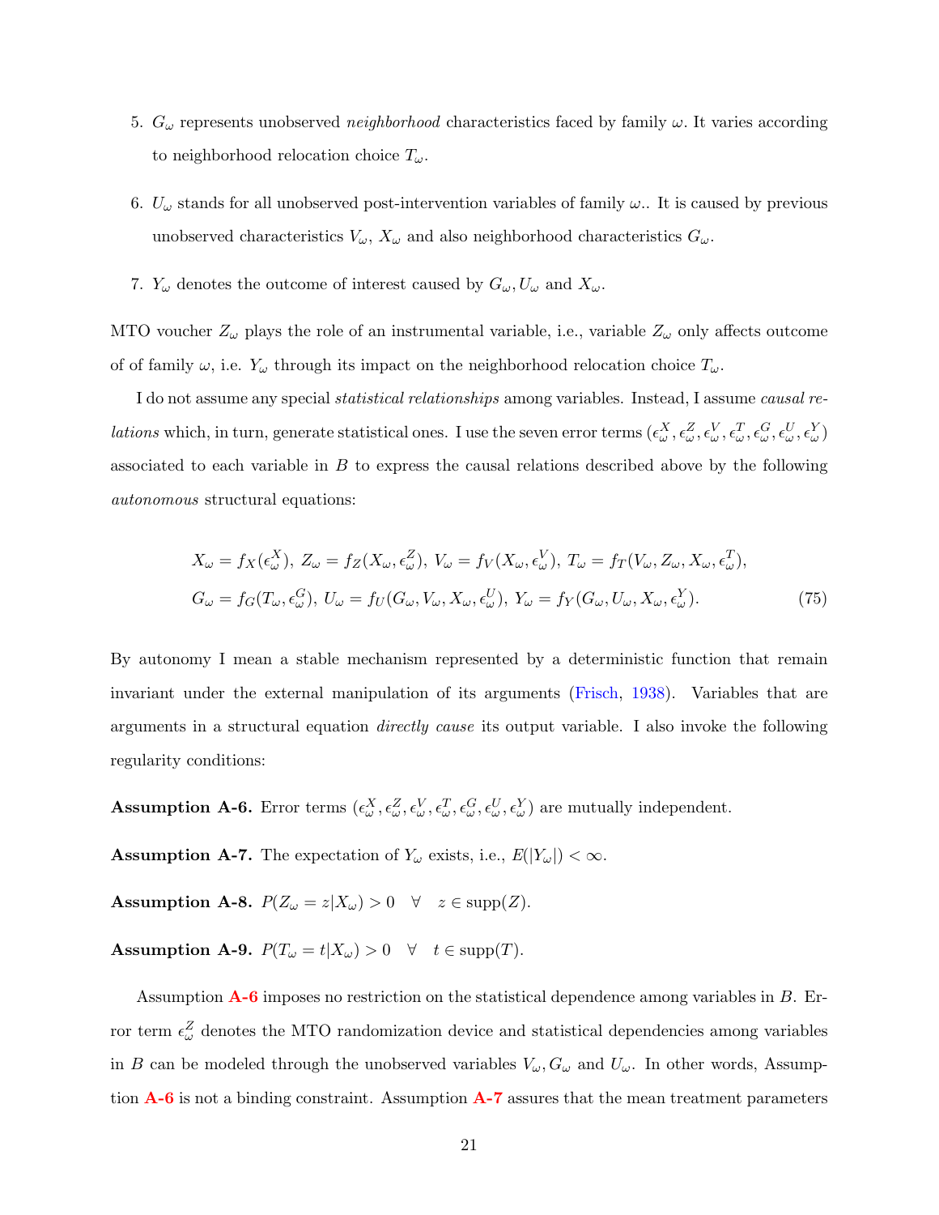5. $G_\omega$ represents unobserved *neighborhood* characteristics faced by family $\omega$. It varies according to neighborhood relocation choice $T_\omega$.

6. $U_\omega$ stands for all unobserved post-intervention variables of family $\omega$.. It is caused by previous unobserved characteristics $V_\omega$, $X_\omega$ and also neighborhood characteristics $G_\omega$.

7. $Y_\omega$ denotes the outcome of interest caused by $G_\omega, U_\omega$ and $X_\omega$.

MTO voucher $Z_\omega$ plays the role of an instrumental variable, i.e., variable $Z_\omega$ only affects outcome of of family $\omega$, i.e. $Y_\omega$ through its impact on the neighborhood relocation choice $T_\omega$.

I do not assume any special *statistical relationships* among variables. Instead, I assume *causal relations* which, in turn, generate statistical ones. I use the seven error terms $(\epsilon_\omega^X, \epsilon_\omega^Z, \epsilon_\omega^V, \epsilon_\omega^T, \epsilon_\omega^G, \epsilon_\omega^U, \epsilon_\omega^Y)$ associated to each variable in $B$ to express the causal relations described above by the following *autonomous* structural equations:

$$
\begin{aligned}
&X_\omega = f_X(\epsilon_\omega^X),\ Z_\omega = f_Z(X_\omega, \epsilon_\omega^Z),\ V_\omega = f_V(X_\omega, \epsilon_\omega^V),\ T_\omega = f_T(V_\omega, Z_\omega, X_\omega, \epsilon_\omega^T),\\
&G_\omega = f_G(T_\omega, \epsilon_\omega^G),\ U_\omega = f_U(G_\omega, V_\omega, X_\omega, \epsilon_\omega^U),\ Y_\omega = f_Y(G_\omega, U_\omega, X_\omega, \epsilon_\omega^Y).
\end{aligned} \tag{75}
$$

By autonomy I mean a stable mechanism represented by a deterministic function that remain invariant under the external manipulation of its arguments (Frisch, 1938). Variables that are arguments in a structural equation *directly cause* its output variable. I also invoke the following regularity conditions:

**Assumption A-6.** Error terms $(\epsilon_\omega^X, \epsilon_\omega^Z, \epsilon_\omega^V, \epsilon_\omega^T, \epsilon_\omega^G, \epsilon_\omega^U, \epsilon_\omega^Y)$ are mutually independent.

**Assumption A-7.** The expectation of $Y_\omega$ exists, i.e., $E(|Y_\omega|) < \infty$.

**Assumption A-8.** $P(Z_\omega = z|X_\omega) > 0 \quad \forall \quad z \in \text{supp}(Z)$.

**Assumption A-9.** $P(T_\omega = t|X_\omega) > 0 \quad \forall \quad t \in \text{supp}(T)$.

Assumption A-6 imposes no restriction on the statistical dependence among variables in $B$. Error term $\epsilon_\omega^Z$ denotes the MTO randomization device and statistical dependencies among variables in $B$ can be modeled through the unobserved variables $V_\omega, G_\omega$ and $U_\omega$. In other words, Assumption A-6 is not a binding constraint. Assumption A-7 assures that the mean treatment parameters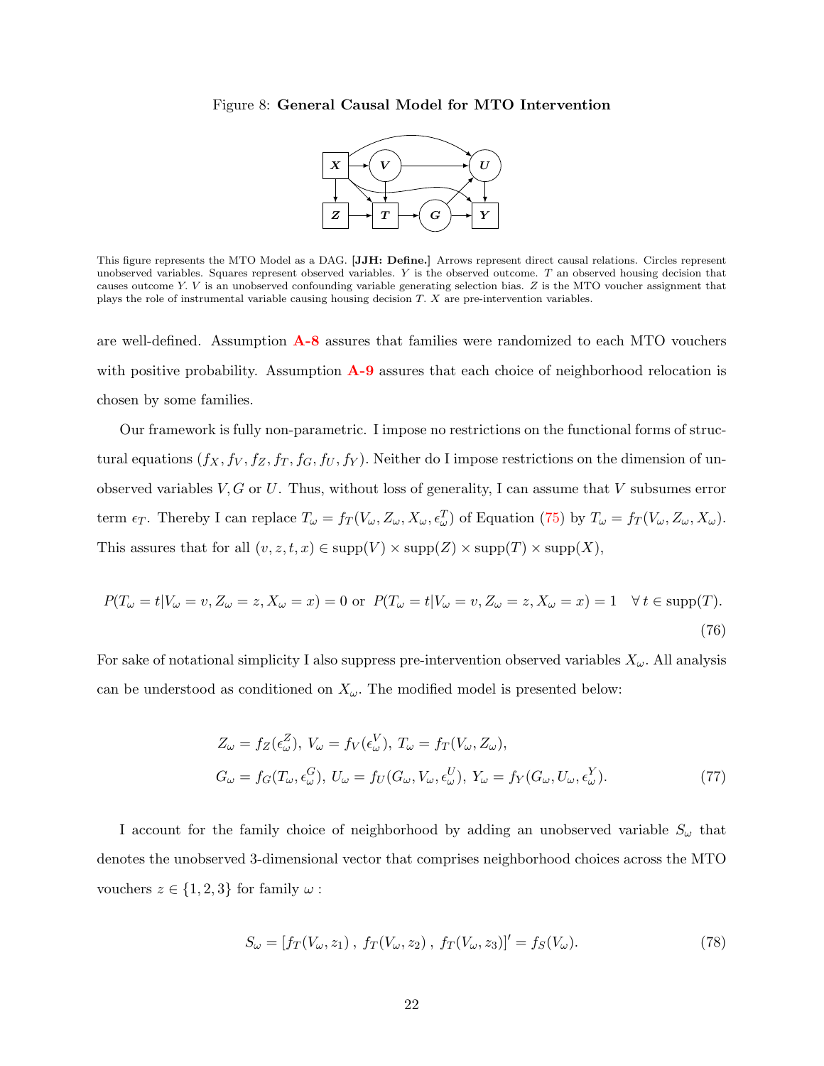Figure 8: **General Causal Model for MTO Intervention**

This figure represents the MTO Model as a DAG. **[JJH: Define.]** Arrows represent direct causal relations. Circles represent unobserved variables. Squares represent observed variables. $Y$ is the observed outcome. $T$ an observed housing decision that causes outcome $Y$. $V$ is an unobserved confounding variable generating selection bias. $Z$ is the MTO voucher assignment that plays the role of instrumental variable causing housing decision $T$. $X$ are pre-intervention variables.

are well-defined. Assumption **A-8** assures that families were randomized to each MTO vouchers with positive probability. Assumption **A-9** assures that each choice of neighborhood relocation is chosen by some families.

Our framework is fully non-parametric. I impose no restrictions on the functional forms of structural equations $(f_X, f_V, f_Z, f_T, f_G, f_U, f_Y)$. Neither do I impose restrictions on the dimension of unobserved variables $V, G$ or $U$. Thus, without loss of generality, I can assume that $V$ subsumes error term $\epsilon_T$. Thereby I can replace $T_\omega = f_T(V_\omega, Z_\omega, X_\omega, \epsilon_\omega^T)$ of Equation (75) by $T_\omega = f_T(V_\omega, Z_\omega, X_\omega)$. This assures that for all $(v, z, t, x) \in \text{supp}(V) \times \text{supp}(Z) \times \text{supp}(T) \times \text{supp}(X)$,

$$P(T_\omega = t | V_\omega = v, Z_\omega = z, X_\omega = x) = 0 \text{ or } P(T_\omega = t | V_\omega = v, Z_\omega = z, X_\omega = x) = 1 \quad \forall\, t \in \text{supp}(T). \tag{76}$$

For sake of notational simplicity I also suppress pre-intervention observed variables $X_\omega$. All analysis can be understood as conditioned on $X_\omega$. The modified model is presented below:

$$\begin{aligned} &Z_\omega = f_Z(\epsilon_\omega^Z),\ V_\omega = f_V(\epsilon_\omega^V),\ T_\omega = f_T(V_\omega, Z_\omega), \\ &G_\omega = f_G(T_\omega, \epsilon_\omega^G),\ U_\omega = f_U(G_\omega, V_\omega, \epsilon_\omega^U),\ Y_\omega = f_Y(G_\omega, U_\omega, \epsilon_\omega^Y). \end{aligned} \tag{77}$$

I account for the family choice of neighborhood by adding an unobserved variable $S_\omega$ that denotes the unobserved 3-dimensional vector that comprises neighborhood choices across the MTO vouchers $z \in \{1, 2, 3\}$ for family $\omega$ :

$$S_\omega = [f_T(V_\omega, z_1)\ ,\ f_T(V_\omega, z_2)\ ,\ f_T(V_\omega, z_3)]' = f_S(V_\omega). \tag{78}$$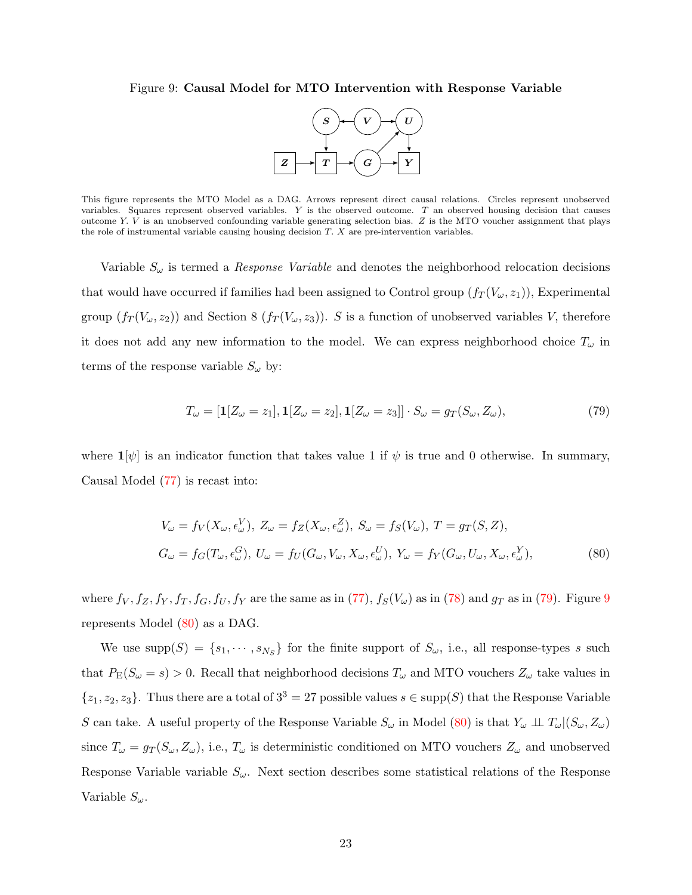Figure 9: **Causal Model for MTO Intervention with Response Variable**

This figure represents the MTO Model as a DAG. Arrows represent direct causal relations. Circles represent unobserved variables. Squares represent observed variables. $Y$ is the observed outcome. $T$ an observed housing decision that causes outcome $Y$. $V$ is an unobserved confounding variable generating selection bias. $Z$ is the MTO voucher assignment that plays the role of instrumental variable causing housing decision $T$. $X$ are pre-intervention variables.

Variable $S_\omega$ is termed a *Response Variable* and denotes the neighborhood relocation decisions that would have occurred if families had been assigned to Control group ($f_T(V_\omega, z_1)$), Experimental group ($f_T(V_\omega, z_2)$) and Section 8 ($f_T(V_\omega, z_3)$). $S$ is a function of unobserved variables $V$, therefore it does not add any new information to the model. We can express neighborhood choice $T_\omega$ in terms of the response variable $S_\omega$ by:

$$T_\omega = [\mathbf{1}[Z_\omega = z_1], \mathbf{1}[Z_\omega = z_2], \mathbf{1}[Z_\omega = z_3]] \cdot S_\omega = g_T(S_\omega, Z_\omega), \tag{79}$$

where $\mathbf{1}[\psi]$ is an indicator function that takes value 1 if $\psi$ is true and 0 otherwise. In summary, Causal Model (77) is recast into:

$$\begin{aligned} &V_\omega = f_V(X_\omega, \epsilon^V_\omega),\ Z_\omega = f_Z(X_\omega, \epsilon^Z_\omega),\ S_\omega = f_S(V_\omega),\ T = g_T(S, Z), \\ &G_\omega = f_G(T_\omega, \epsilon^G_\omega),\ U_\omega = f_U(G_\omega, V_\omega, X_\omega, \epsilon^U_\omega),\ Y_\omega = f_Y(G_\omega, U_\omega, X_\omega, \epsilon^Y_\omega), \end{aligned} \tag{80}$$

where $f_V, f_Z, f_Y, f_T, f_G, f_U, f_Y$ are the same as in (77), $f_S(V_\omega)$ as in (78) and $g_T$ as in (79). Figure 9 represents Model (80) as a DAG.

We use $\text{supp}(S) = \{s_1, \cdots, s_{N_S}\}$ for the finite support of $S_\omega$, i.e., all response-types $s$ such that $P_{\text{E}}(S_\omega = s) > 0$. Recall that neighborhood decisions $T_\omega$ and MTO vouchers $Z_\omega$ take values in $\{z_1, z_2, z_3\}$. Thus there are a total of $3^3 = 27$ possible values $s \in \text{supp}(S)$ that the Response Variable $S$ can take. A useful property of the Response Variable $S_\omega$ in Model (80) is that $Y_\omega \perp\!\!\!\perp T_\omega | (S_\omega, Z_\omega)$ since $T_\omega = g_T(S_\omega, Z_\omega)$, i.e., $T_\omega$ is deterministic conditioned on MTO vouchers $Z_\omega$ and unobserved Response Variable variable $S_\omega$. Next section describes some statistical relations of the Response Variable $S_\omega$.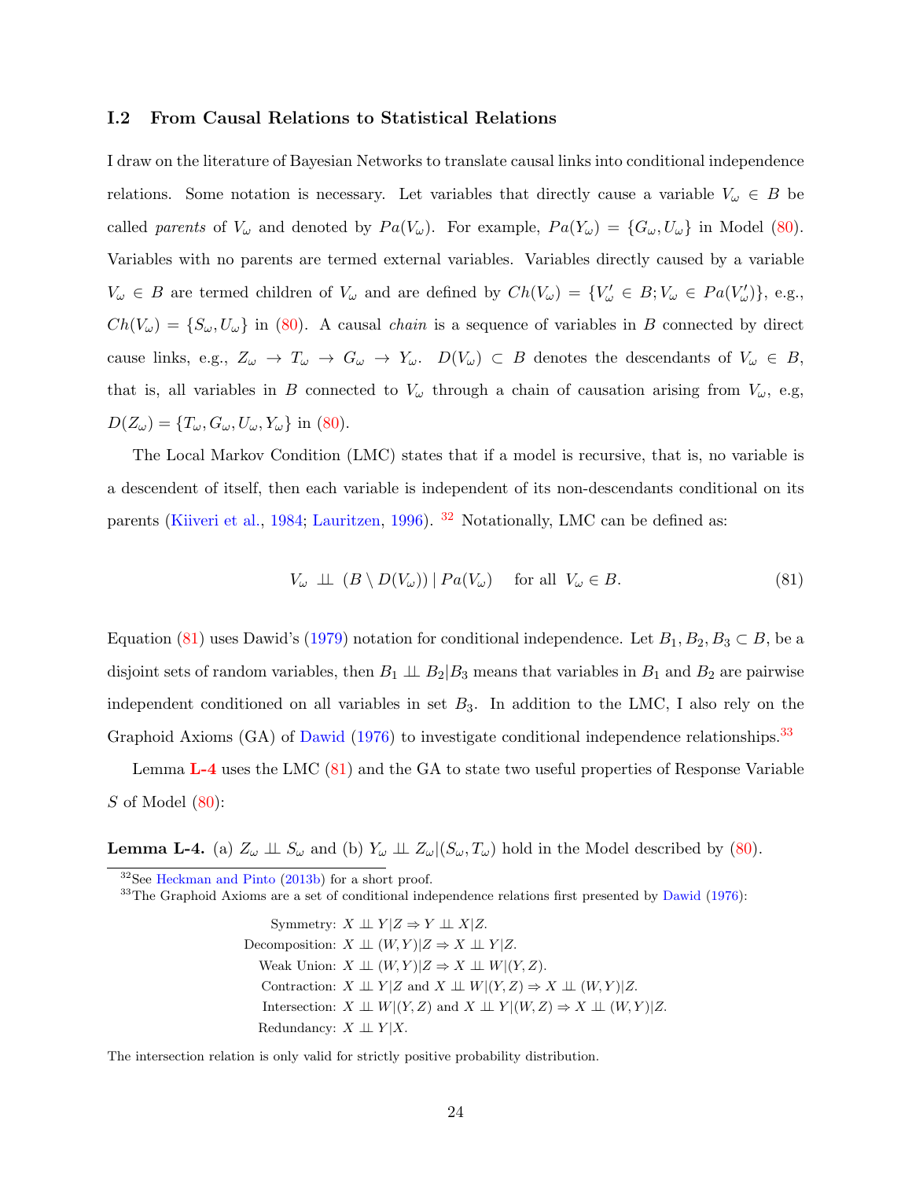### I.2 From Causal Relations to Statistical Relations

I draw on the literature of Bayesian Networks to translate causal links into conditional independence relations. Some notation is necessary. Let variables that directly cause a variable $V_\omega \in B$ be called *parents* of $V_\omega$ and denoted by $Pa(V_\omega)$. For example, $Pa(Y_\omega) = \{G_\omega, U_\omega\}$ in Model (80). Variables with no parents are termed external variables. Variables directly caused by a variable $V_\omega \in B$ are termed children of $V_\omega$ and are defined by $Ch(V_\omega) = \{V'_\omega \in B; V_\omega \in Pa(V'_\omega)\}$, e.g., $Ch(V_\omega) = \{S_\omega, U_\omega\}$ in (80). A causal *chain* is a sequence of variables in $B$ connected by direct cause links, e.g., $Z_\omega \to T_\omega \to G_\omega \to Y_\omega$. $D(V_\omega) \subset B$ denotes the descendants of $V_\omega \in B$, that is, all variables in $B$ connected to $V_\omega$ through a chain of causation arising from $V_\omega$, e.g, $D(Z_\omega) = \{T_\omega, G_\omega, U_\omega, Y_\omega\}$ in (80).

The Local Markov Condition (LMC) states that if a model is recursive, that is, no variable is a descendent of itself, then each variable is independent of its non-descendants conditional on its parents (Kiiveri et al., 1984; Lauritzen, 1996). [32] Notationally, LMC can be defined as:

$$V_\omega \perp\!\!\!\perp (B \setminus D(V_\omega)) \,|\, Pa(V_\omega) \quad \text{ for all } V_\omega \in B. \tag{81}$$

Equation (81) uses Dawid's (1979) notation for conditional independence. Let $B_1, B_2, B_3 \subset B$, be a disjoint sets of random variables, then $B_1 \perp\!\!\!\perp B_2 | B_3$ means that variables in $B_1$ and $B_2$ are pairwise independent conditioned on all variables in set $B_3$. In addition to the LMC, I also rely on the Graphoid Axioms (GA) of Dawid (1976) to investigate conditional independence relationships.[33]

Lemma **L-4** uses the LMC (81) and the GA to state two useful properties of Response Variable $S$ of Model (80):

**Lemma L-4.** (a) $Z_\omega \perp\!\!\!\perp S_\omega$ and (b) $Y_\omega \perp\!\!\!\perp Z_\omega | (S_\omega, T_\omega)$ hold in the Model described by (80).

[32] See Heckman and Pinto (2013b) for a short proof.

[33] The Graphoid Axioms are a set of conditional independence relations first presented by Dawid (1976):

$$
\begin{aligned}
\text{Symmetry: } & X \perp\!\!\!\perp Y | Z \Rightarrow Y \perp\!\!\!\perp X | Z. \\
\text{Decomposition: } & X \perp\!\!\!\perp (W, Y) | Z \Rightarrow X \perp\!\!\!\perp Y | Z. \\
\text{Weak Union: } & X \perp\!\!\!\perp (W, Y) | Z \Rightarrow X \perp\!\!\!\perp W | (Y, Z). \\
\text{Contraction: } & X \perp\!\!\!\perp Y | Z \text{ and } X \perp\!\!\!\perp W | (Y, Z) \Rightarrow X \perp\!\!\!\perp (W, Y) | Z. \\
\text{Intersection: } & X \perp\!\!\!\perp W | (Y, Z) \text{ and } X \perp\!\!\!\perp Y | (W, Z) \Rightarrow X \perp\!\!\!\perp (W, Y) | Z. \\
\text{Redundancy: } & X \perp\!\!\!\perp Y | X.
\end{aligned}
$$

The intersection relation is only valid for strictly positive probability distribution.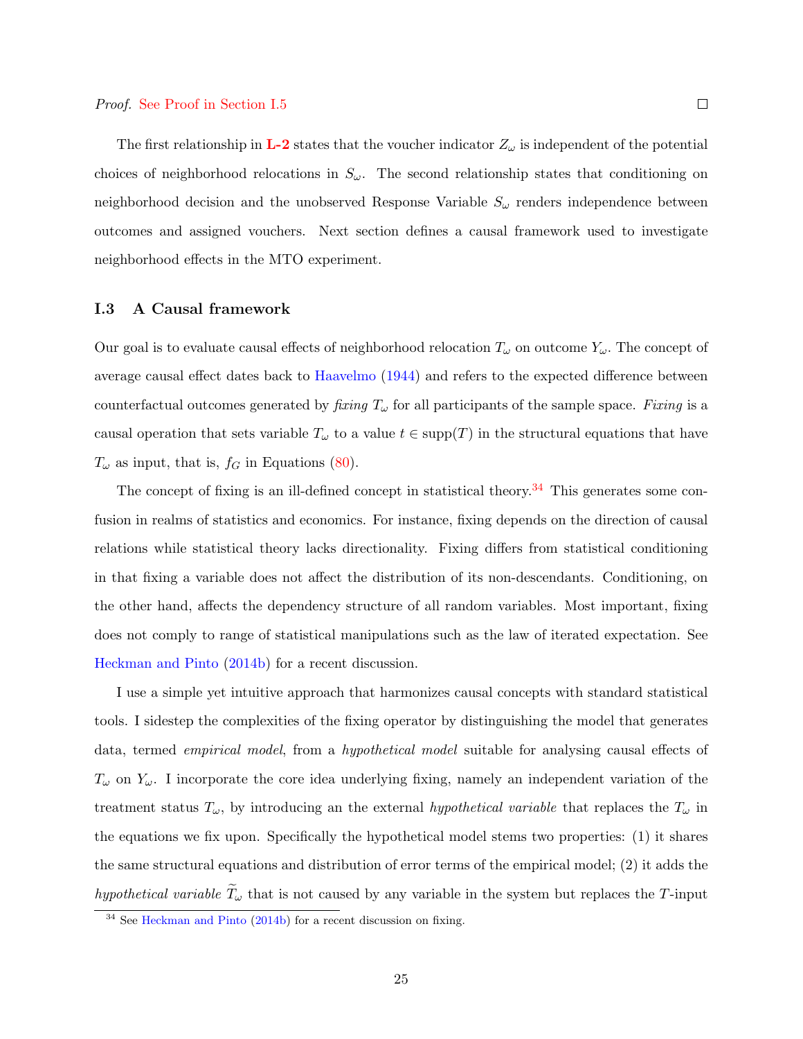*Proof.* See Proof in Section I.5 □

The first relationship in **L-2** states that the voucher indicator $Z_\omega$ is independent of the potential choices of neighborhood relocations in $S_\omega$. The second relationship states that conditioning on neighborhood decision and the unobserved Response Variable $S_\omega$ renders independence between outcomes and assigned vouchers. Next section defines a causal framework used to investigate neighborhood effects in the MTO experiment.

### I.3 A Causal framework

Our goal is to evaluate causal effects of neighborhood relocation $T_\omega$ on outcome $Y_\omega$. The concept of average causal effect dates back to Haavelmo (1944) and refers to the expected difference between counterfactual outcomes generated by *fixing* $T_\omega$ for all participants of the sample space. *Fixing* is a causal operation that sets variable $T_\omega$ to a value $t \in \text{supp}(T)$ in the structural equations that have $T_\omega$ as input, that is, $f_G$ in Equations (80).

The concept of fixing is an ill-defined concept in statistical theory.[34] This generates some confusion in realms of statistics and economics. For instance, fixing depends on the direction of causal relations while statistical theory lacks directionality. Fixing differs from statistical conditioning in that fixing a variable does not affect the distribution of its non-descendants. Conditioning, on the other hand, affects the dependency structure of all random variables. Most important, fixing does not comply to range of statistical manipulations such as the law of iterated expectation. See Heckman and Pinto (2014b) for a recent discussion.

I use a simple yet intuitive approach that harmonizes causal concepts with standard statistical tools. I sidestep the complexities of the fixing operator by distinguishing the model that generates data, termed *empirical model*, from a *hypothetical model* suitable for analysing causal effects of $T_\omega$ on $Y_\omega$. I incorporate the core idea underlying fixing, namely an independent variation of the treatment status $T_\omega$, by introducing an the external *hypothetical variable* that replaces the $T_\omega$ in the equations we fix upon. Specifically the hypothetical model stems two properties: (1) it shares the same structural equations and distribution of error terms of the empirical model; (2) it adds the *hypothetical variable* $\widetilde{T}_\omega$ that is not caused by any variable in the system but replaces the $T$-input

[34] See Heckman and Pinto (2014b) for a recent discussion on fixing.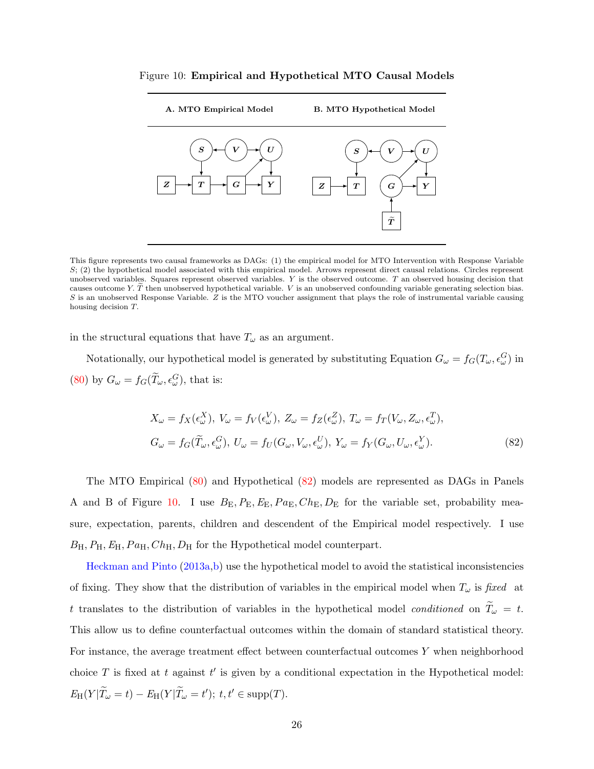Figure 10: **Empirical and Hypothetical MTO Causal Models**

| **A. MTO Empirical Model** | **B. MTO Hypothetical Model** |
|---|---|

This figure represents two causal frameworks as DAGs: (1) the empirical model for MTO Intervention with Response Variable $S$; (2) the hypothetical model associated with this empirical model. Arrows represent direct causal relations. Circles represent unobserved variables. Squares represent observed variables. $Y$ is the observed outcome. $T$ an observed housing decision that causes outcome $Y$. $\widetilde{T}$ then unobserved hypothetical variable. $V$ is an unobserved confounding variable generating selection bias. $S$ is an unobserved Response Variable. $Z$ is the MTO voucher assignment that plays the role of instrumental variable causing housing decision $T$.

in the structural equations that have $T_\omega$ as an argument.

Notationally, our hypothetical model is generated by substituting Equation $G_\omega = f_G(T_\omega, \epsilon^G_\omega)$ in (80) by $G_\omega = f_G(\widetilde{T}_\omega, \epsilon^G_\omega)$, that is:

$$
\begin{aligned}
&X_\omega = f_X(\epsilon^X_\omega),\ V_\omega = f_V(\epsilon^V_\omega),\ Z_\omega = f_Z(\epsilon^Z_\omega),\ T_\omega = f_T(V_\omega, Z_\omega, \epsilon^T_\omega),\\
&G_\omega = f_G(\widetilde{T}_\omega, \epsilon^G_\omega),\ U_\omega = f_U(G_\omega, V_\omega, \epsilon^U_\omega),\ Y_\omega = f_Y(G_\omega, U_\omega, \epsilon^Y_\omega).
\end{aligned} \tag{82}
$$

The MTO Empirical (80) and Hypothetical (82) models are represented as DAGs in Panels A and B of Figure 10. I use $B_{\text{E}}, P_{\text{E}}, E_{\text{E}}, Pa_{\text{E}}, Ch_{\text{E}}, D_{\text{E}}$ for the variable set, probability measure, expectation, parents, children and descendent of the Empirical model respectively. I use $B_{\text{H}}, P_{\text{H}}, E_{\text{H}}, Pa_{\text{H}}, Ch_{\text{H}}, D_{\text{H}}$ for the Hypothetical model counterpart.

Heckman and Pinto (2013a,b) use the hypothetical model to avoid the statistical inconsistencies of fixing. They show that the distribution of variables in the empirical model when $T_\omega$ is *fixed* at $t$ translates to the distribution of variables in the hypothetical model *conditioned* on $\widetilde{T}_\omega = t$. This allow us to define counterfactual outcomes within the domain of standard statistical theory. For instance, the average treatment effect between counterfactual outcomes $Y$ when neighborhood choice $T$ is fixed at $t$ against $t'$ is given by a conditional expectation in the Hypothetical model: $E_{\text{H}}(Y|\widetilde{T}_\omega = t) - E_{\text{H}}(Y|\widetilde{T}_\omega = t');\ t, t' \in \text{supp}(T)$.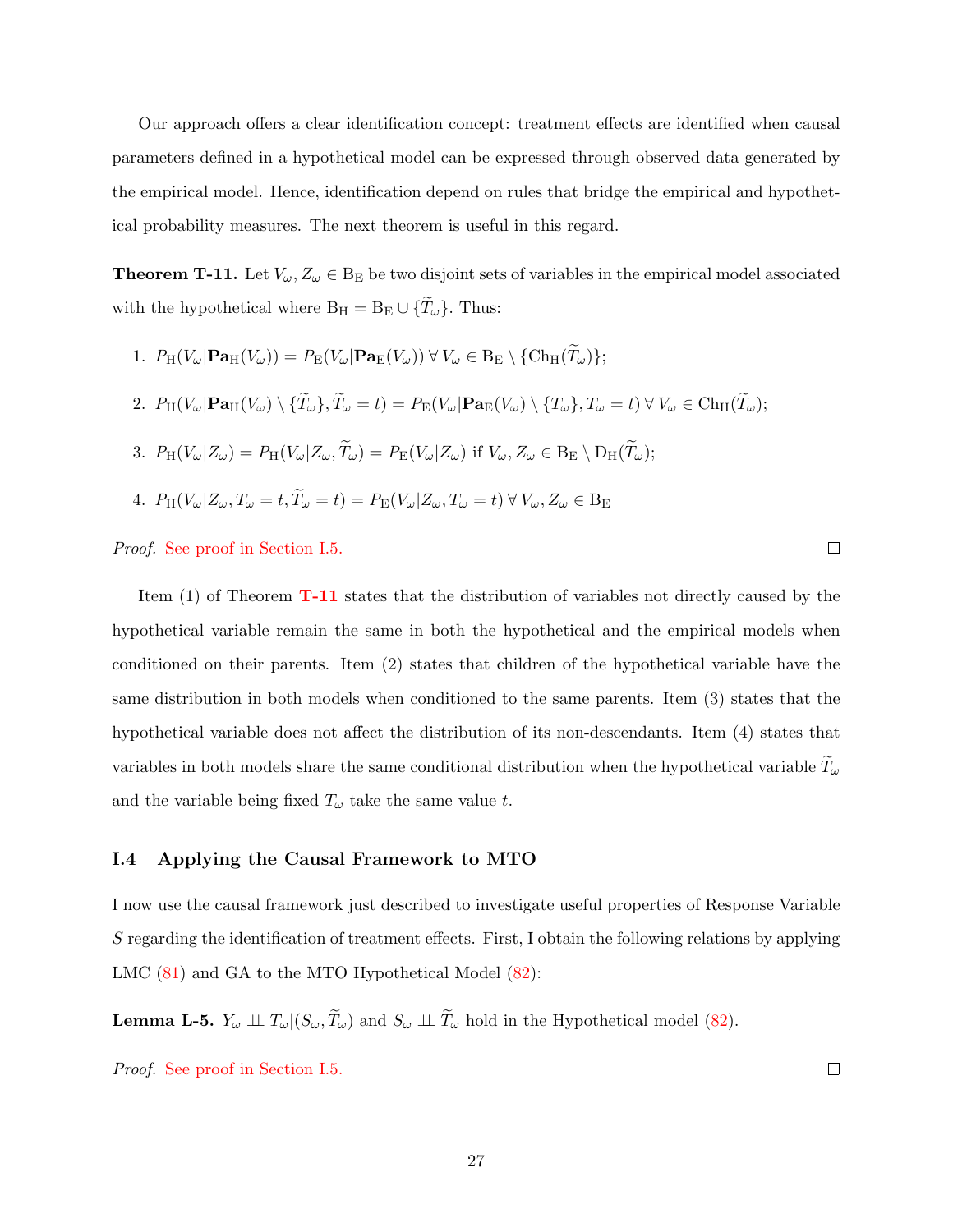Our approach offers a clear identification concept: treatment effects are identified when causal parameters defined in a hypothetical model can be expressed through observed data generated by the empirical model. Hence, identification depend on rules that bridge the empirical and hypothetical probability measures. The next theorem is useful in this regard.

**Theorem T-11.** Let $V_\omega, Z_\omega \in \mathrm{B_E}$ be two disjoint sets of variables in the empirical model associated with the hypothetical where $\mathrm{B_H} = \mathrm{B_E} \cup \{\widetilde{T}_\omega\}$. Thus:

1. $P_{\mathrm{H}}(V_\omega | \mathbf{Pa}_{\mathrm{H}}(V_\omega)) = P_{\mathrm{E}}(V_\omega | \mathbf{Pa}_{\mathrm{E}}(V_\omega)) \; \forall \, V_\omega \in \mathrm{B_E} \setminus \{\mathrm{Ch_H}(\widetilde{T}_\omega)\}$;
2. $P_{\mathrm{H}}(V_\omega | \mathbf{Pa}_{\mathrm{H}}(V_\omega) \setminus \{\widetilde{T}_\omega\}, \widetilde{T}_\omega = t) = P_{\mathrm{E}}(V_\omega | \mathbf{Pa}_{\mathrm{E}}(V_\omega) \setminus \{T_\omega\}, T_\omega = t) \; \forall \, V_\omega \in \mathrm{Ch_H}(\widetilde{T}_\omega)$;
3. $P_{\mathrm{H}}(V_\omega | Z_\omega) = P_{\mathrm{H}}(V_\omega | Z_\omega, \widetilde{T}_\omega) = P_{\mathrm{E}}(V_\omega | Z_\omega)$ if $V_\omega, Z_\omega \in \mathrm{B_E} \setminus \mathrm{D_H}(\widetilde{T}_\omega)$;
4. $P_{\mathrm{H}}(V_\omega | Z_\omega, T_\omega = t, \widetilde{T}_\omega = t) = P_{\mathrm{E}}(V_\omega | Z_\omega, T_\omega = t) \; \forall \, V_\omega, Z_\omega \in \mathrm{B_E}$

*Proof.* See proof in Section I.5. □

Item (1) of Theorem T-11 states that the distribution of variables not directly caused by the hypothetical variable remain the same in both the hypothetical and the empirical models when conditioned on their parents. Item (2) states that children of the hypothetical variable have the same distribution in both models when conditioned to the same parents. Item (3) states that the hypothetical variable does not affect the distribution of its non-descendants. Item (4) states that variables in both models share the same conditional distribution when the hypothetical variable $\widetilde{T}_\omega$ and the variable being fixed $T_\omega$ take the same value $t$.

## I.4 Applying the Causal Framework to MTO

I now use the causal framework just described to investigate useful properties of Response Variable $S$ regarding the identification of treatment effects. First, I obtain the following relations by applying LMC (81) and GA to the MTO Hypothetical Model (82):

**Lemma L-5.** $Y_\omega \perp\!\!\!\perp T_\omega | (S_\omega, \widetilde{T}_\omega)$ and $S_\omega \perp\!\!\!\perp \widetilde{T}_\omega$ hold in the Hypothetical model (82).

*Proof.* See proof in Section I.5. □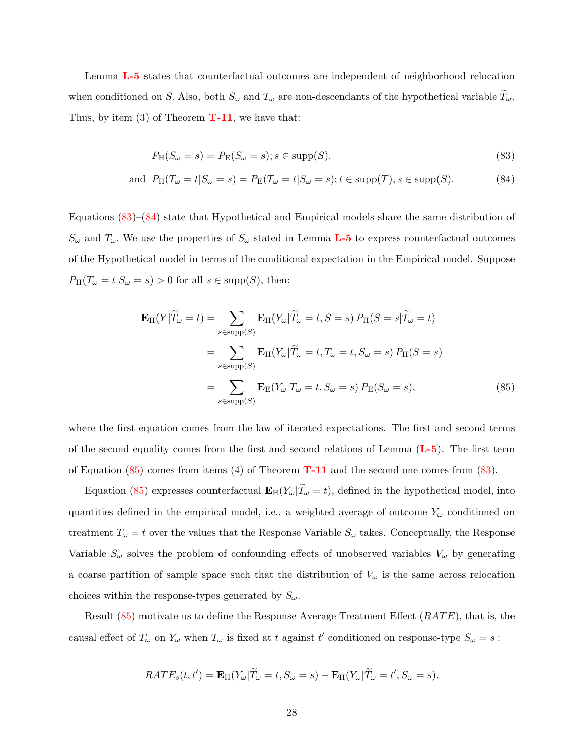Lemma **L-5** states that counterfactual outcomes are independent of neighborhood relocation when conditioned on $S$. Also, both $S_\omega$ and $T_\omega$ are non-descendants of the hypothetical variable $\widetilde{T}_\omega$. Thus, by item (3) of Theorem **T-11**, we have that:

$$P_{\mathrm{H}}(S_\omega = s) = P_{\mathrm{E}}(S_\omega = s); s \in \mathrm{supp}(S). \tag{83}$$

$$\text{and } \; P_{\mathrm{H}}(T_\omega = t | S_\omega = s) = P_{\mathrm{E}}(T_\omega = t | S_\omega = s); t \in \mathrm{supp}(T), s \in \mathrm{supp}(S). \tag{84}$$

Equations (83)–(84) state that Hypothetical and Empirical models share the same distribution of $S_\omega$ and $T_\omega$. We use the properties of $S_\omega$ stated in Lemma **L-5** to express counterfactual outcomes of the Hypothetical model in terms of the conditional expectation in the Empirical model. Suppose $P_{\mathrm{H}}(T_\omega = t | S_\omega = s) > 0$ for all $s \in \mathrm{supp}(S)$, then:

$$\begin{aligned}
\mathbf{E}_{\mathrm{H}}(Y | \widetilde{T}_\omega = t) &= \sum_{s \in \mathrm{supp}(S)} \mathbf{E}_{\mathrm{H}}(Y_\omega | \widetilde{T}_\omega = t, S = s) \, P_{\mathrm{H}}(S = s | \widetilde{T}_\omega = t) \\
&= \sum_{s \in \mathrm{supp}(S)} \mathbf{E}_{\mathrm{H}}(Y_\omega | \widetilde{T}_\omega = t, T_\omega = t, S_\omega = s) \, P_{\mathrm{H}}(S = s) \\
&= \sum_{s \in \mathrm{supp}(S)} \mathbf{E}_{\mathrm{E}}(Y_\omega | T_\omega = t, S_\omega = s) \, P_{\mathrm{E}}(S_\omega = s),
\end{aligned} \tag{85}$$

where the first equation comes from the law of iterated expectations. The first and second terms of the second equality comes from the first and second relations of Lemma (**L-5**). The first term of Equation (85) comes from items (4) of Theorem **T-11** and the second one comes from (83).

Equation (85) expresses counterfactual $\mathbf{E}_{\mathrm{H}}(Y_\omega | \widetilde{T}_\omega = t)$, defined in the hypothetical model, into quantities defined in the empirical model, i.e., a weighted average of outcome $Y_\omega$ conditioned on treatment $T_\omega = t$ over the values that the Response Variable $S_\omega$ takes. Conceptually, the Response Variable $S_\omega$ solves the problem of confounding effects of unobserved variables $V_\omega$ by generating a coarse partition of sample space such that the distribution of $V_\omega$ is the same across relocation choices within the response-types generated by $S_\omega$.

Result (85) motivate us to define the Response Average Treatment Effect ($RATE$), that is, the causal effect of $T_\omega$ on $Y_\omega$ when $T_\omega$ is fixed at $t$ against $t'$ conditioned on response-type $S_\omega = s$ :

$$RATE_s(t, t') = \mathbf{E}_{\mathrm{H}}(Y_\omega | \widetilde{T}_\omega = t, S_\omega = s) - \mathbf{E}_{\mathrm{H}}(Y_\omega | \widetilde{T}_\omega = t', S_\omega = s).$$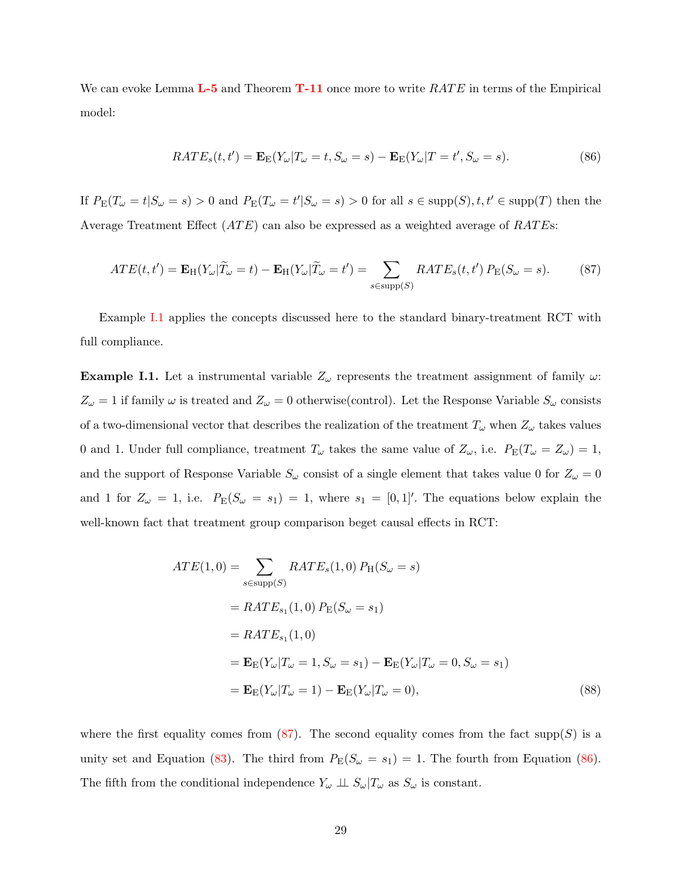We can evoke Lemma **L-5** and Theorem **T-11** once more to write $RATE$ in terms of the Empirical model:

$$RATE_s(t,t') = \mathbf{E}_{\mathrm{E}}(Y_\omega | T_\omega = t, S_\omega = s) - \mathbf{E}_{\mathrm{E}}(Y_\omega | T = t', S_\omega = s). \tag{86}$$

If $P_{\mathrm{E}}(T_\omega = t | S_\omega = s) > 0$ and $P_{\mathrm{E}}(T_\omega = t' | S_\omega = s) > 0$ for all $s \in \mathrm{supp}(S), t, t' \in \mathrm{supp}(T)$ then the Average Treatment Effect ($ATE$) can also be expressed as a weighted average of $RATE$s:

$$ATE(t,t') = \mathbf{E}_{\mathrm{H}}(Y_\omega | \widetilde{T}_\omega = t) - \mathbf{E}_{\mathrm{H}}(Y_\omega | \widetilde{T}_\omega = t') = \sum_{s \in \mathrm{supp}(S)} RATE_s(t,t')\, P_{\mathrm{E}}(S_\omega = s). \tag{87}$$

Example I.1 applies the concepts discussed here to the standard binary-treatment RCT with full compliance.

**Example I.1.** Let a instrumental variable $Z_\omega$ represents the treatment assignment of family $\omega$: $Z_\omega = 1$ if family $\omega$ is treated and $Z_\omega = 0$ otherwise(control). Let the Response Variable $S_\omega$ consists of a two-dimensional vector that describes the realization of the treatment $T_\omega$ when $Z_\omega$ takes values 0 and 1. Under full compliance, treatment $T_\omega$ takes the same value of $Z_\omega$, i.e. $P_{\mathrm{E}}(T_\omega = Z_\omega) = 1$, and the support of Response Variable $S_\omega$ consist of a single element that takes value 0 for $Z_\omega = 0$ and 1 for $Z_\omega = 1$, i.e. $P_{\mathrm{E}}(S_\omega = s_1) = 1$, where $s_1 = [0,1]'$. The equations below explain the well-known fact that treatment group comparison beget causal effects in RCT:

$$\begin{aligned}
ATE(1,0) &= \sum_{s \in \mathrm{supp}(S)} RATE_s(1,0)\, P_{\mathrm{H}}(S_\omega = s) \\
&= RATE_{s_1}(1,0)\, P_{\mathrm{E}}(S_\omega = s_1) \\
&= RATE_{s_1}(1,0) \\
&= \mathbf{E}_{\mathrm{E}}(Y_\omega | T_\omega = 1, S_\omega = s_1) - \mathbf{E}_{\mathrm{E}}(Y_\omega | T_\omega = 0, S_\omega = s_1) \\
&= \mathbf{E}_{\mathrm{E}}(Y_\omega | T_\omega = 1) - \mathbf{E}_{\mathrm{E}}(Y_\omega | T_\omega = 0),
\end{aligned} \tag{88}$$

where the first equality comes from (87). The second equality comes from the fact $\mathrm{supp}(S)$ is a unity set and Equation (83). The third from $P_{\mathrm{E}}(S_\omega = s_1) = 1$. The fourth from Equation (86). The fifth from the conditional independence $Y_\omega \perp\!\!\!\perp S_\omega | T_\omega$ as $S_\omega$ is constant.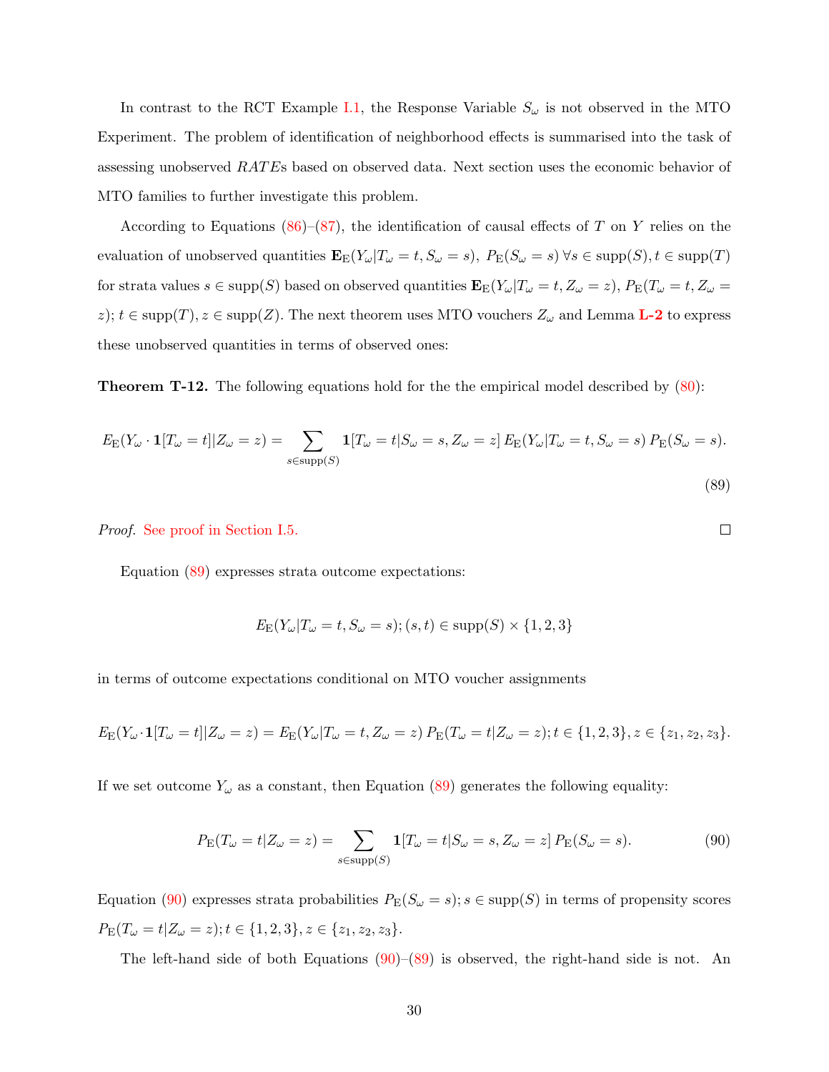In contrast to the RCT Example I.1, the Response Variable $S_\omega$ is not observed in the MTO Experiment. The problem of identification of neighborhood effects is summarised into the task of assessing unobserved $RATE$s based on observed data. Next section uses the economic behavior of MTO families to further investigate this problem.

According to Equations (86)–(87), the identification of causal effects of $T$ on $Y$ relies on the evaluation of unobserved quantities $\mathbf{E}_{\mathrm{E}}(Y_\omega|T_\omega = t, S_\omega = s),\ P_{\mathrm{E}}(S_\omega = s)\ \forall s \in \mathrm{supp}(S), t \in \mathrm{supp}(T)$ for strata values $s \in \mathrm{supp}(S)$ based on observed quantities $\mathbf{E}_{\mathrm{E}}(Y_\omega|T_\omega = t, Z_\omega = z)$, $P_{\mathrm{E}}(T_\omega = t, Z_\omega = z)$; $t \in \mathrm{supp}(T), z \in \mathrm{supp}(Z)$. The next theorem uses MTO vouchers $Z_\omega$ and Lemma **L-2** to express these unobserved quantities in terms of observed ones:

**Theorem T-12.** The following equations hold for the the empirical model described by (80):

$$E_{\mathrm{E}}(Y_\omega \cdot \mathbf{1}[T_\omega = t]|Z_\omega = z) = \sum_{s \in \mathrm{supp}(S)} \mathbf{1}[T_\omega = t|S_\omega = s, Z_\omega = z]\, E_{\mathrm{E}}(Y_\omega|T_\omega = t, S_\omega = s)\, P_{\mathrm{E}}(S_\omega = s). \tag{89}$$

*Proof.* See proof in Section I.5. □

Equation (89) expresses strata outcome expectations:

$$E_{\mathrm{E}}(Y_\omega|T_\omega = t, S_\omega = s); (s, t) \in \mathrm{supp}(S) \times \{1, 2, 3\}$$

in terms of outcome expectations conditional on MTO voucher assignments

$$E_{\mathrm{E}}(Y_\omega \cdot \mathbf{1}[T_\omega = t]|Z_\omega = z) = E_{\mathrm{E}}(Y_\omega|T_\omega = t, Z_\omega = z)\, P_{\mathrm{E}}(T_\omega = t|Z_\omega = z); t \in \{1, 2, 3\}, z \in \{z_1, z_2, z_3\}.$$

If we set outcome $Y_\omega$ as a constant, then Equation (89) generates the following equality:

$$P_{\mathrm{E}}(T_\omega = t|Z_\omega = z) = \sum_{s \in \mathrm{supp}(S)} \mathbf{1}[T_\omega = t|S_\omega = s, Z_\omega = z]\, P_{\mathrm{E}}(S_\omega = s). \tag{90}$$

Equation (90) expresses strata probabilities $P_{\mathrm{E}}(S_\omega = s); s \in \mathrm{supp}(S)$ in terms of propensity scores $P_{\mathrm{E}}(T_\omega = t|Z_\omega = z); t \in \{1, 2, 3\}, z \in \{z_1, z_2, z_3\}$.

The left-hand side of both Equations (90)–(89) is observed, the right-hand side is not. An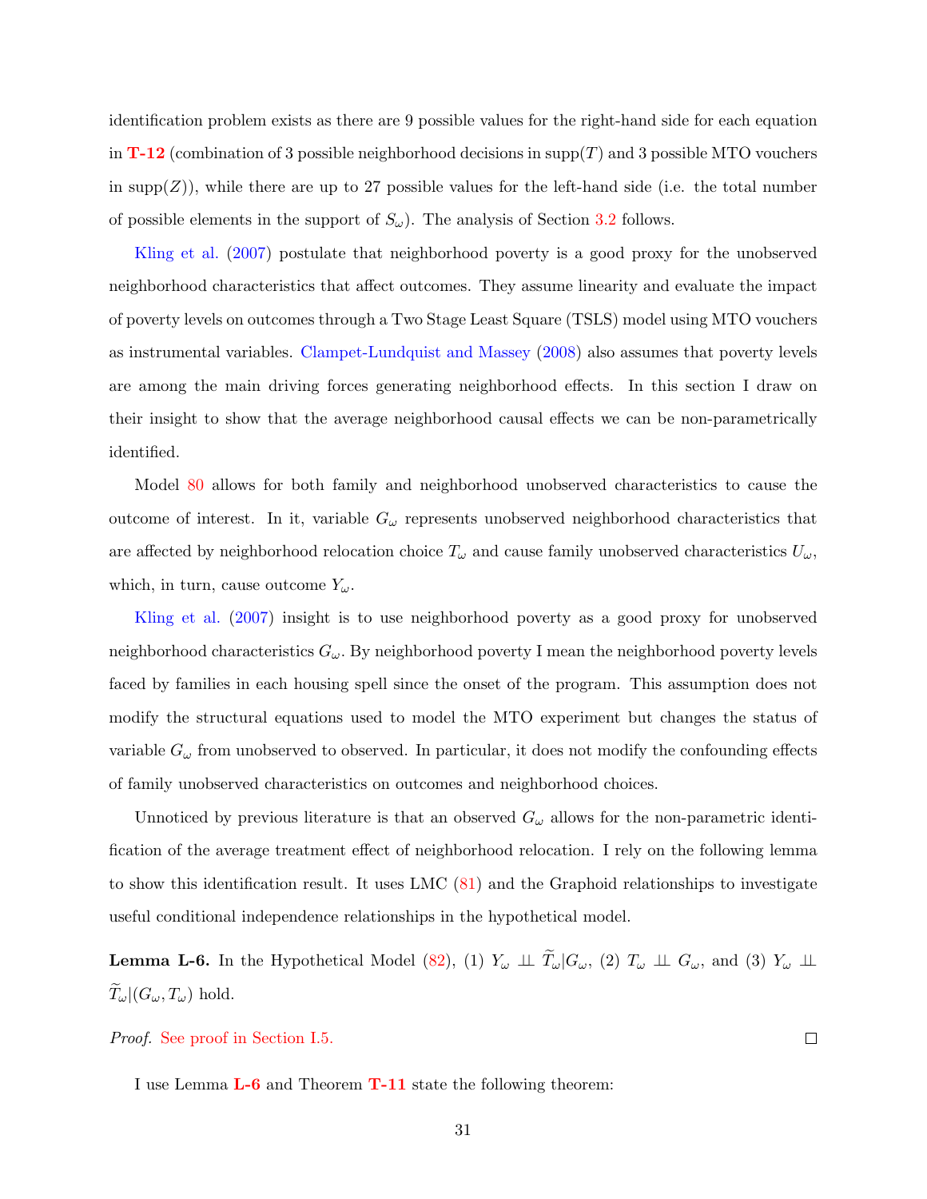identification problem exists as there are 9 possible values for the right-hand side for each equation in **T-12** (combination of 3 possible neighborhood decisions in $\text{supp}(T)$ and 3 possible MTO vouchers in $\text{supp}(Z)$), while there are up to 27 possible values for the left-hand side (i.e. the total number of possible elements in the support of $S_\omega$). The analysis of Section 3.2 follows.

Kling et al. (2007) postulate that neighborhood poverty is a good proxy for the unobserved neighborhood characteristics that affect outcomes. They assume linearity and evaluate the impact of poverty levels on outcomes through a Two Stage Least Square (TSLS) model using MTO vouchers as instrumental variables. Clampet-Lundquist and Massey (2008) also assumes that poverty levels are among the main driving forces generating neighborhood effects. In this section I draw on their insight to show that the average neighborhood causal effects we can be non-parametrically identified.

Model 80 allows for both family and neighborhood unobserved characteristics to cause the outcome of interest. In it, variable $G_\omega$ represents unobserved neighborhood characteristics that are affected by neighborhood relocation choice $T_\omega$ and cause family unobserved characteristics $U_\omega$, which, in turn, cause outcome $Y_\omega$.

Kling et al. (2007) insight is to use neighborhood poverty as a good proxy for unobserved neighborhood characteristics $G_\omega$. By neighborhood poverty I mean the neighborhood poverty levels faced by families in each housing spell since the onset of the program. This assumption does not modify the structural equations used to model the MTO experiment but changes the status of variable $G_\omega$ from unobserved to observed. In particular, it does not modify the confounding effects of family unobserved characteristics on outcomes and neighborhood choices.

Unnoticed by previous literature is that an observed $G_\omega$ allows for the non-parametric identification of the average treatment effect of neighborhood relocation. I rely on the following lemma to show this identification result. It uses LMC (81) and the Graphoid relationships to investigate useful conditional independence relationships in the hypothetical model.

**Lemma L-6.** In the Hypothetical Model (82), (1) $Y_\omega \perp\!\!\!\perp \widetilde{T}_\omega | G_\omega$, (2) $T_\omega \perp\!\!\!\perp G_\omega$, and (3) $Y_\omega \perp\!\!\!\perp \widetilde{T}_\omega | (G_\omega, T_\omega)$ hold.

*Proof.* See proof in Section I.5. $\square$

I use Lemma **L-6** and Theorem **T-11** state the following theorem: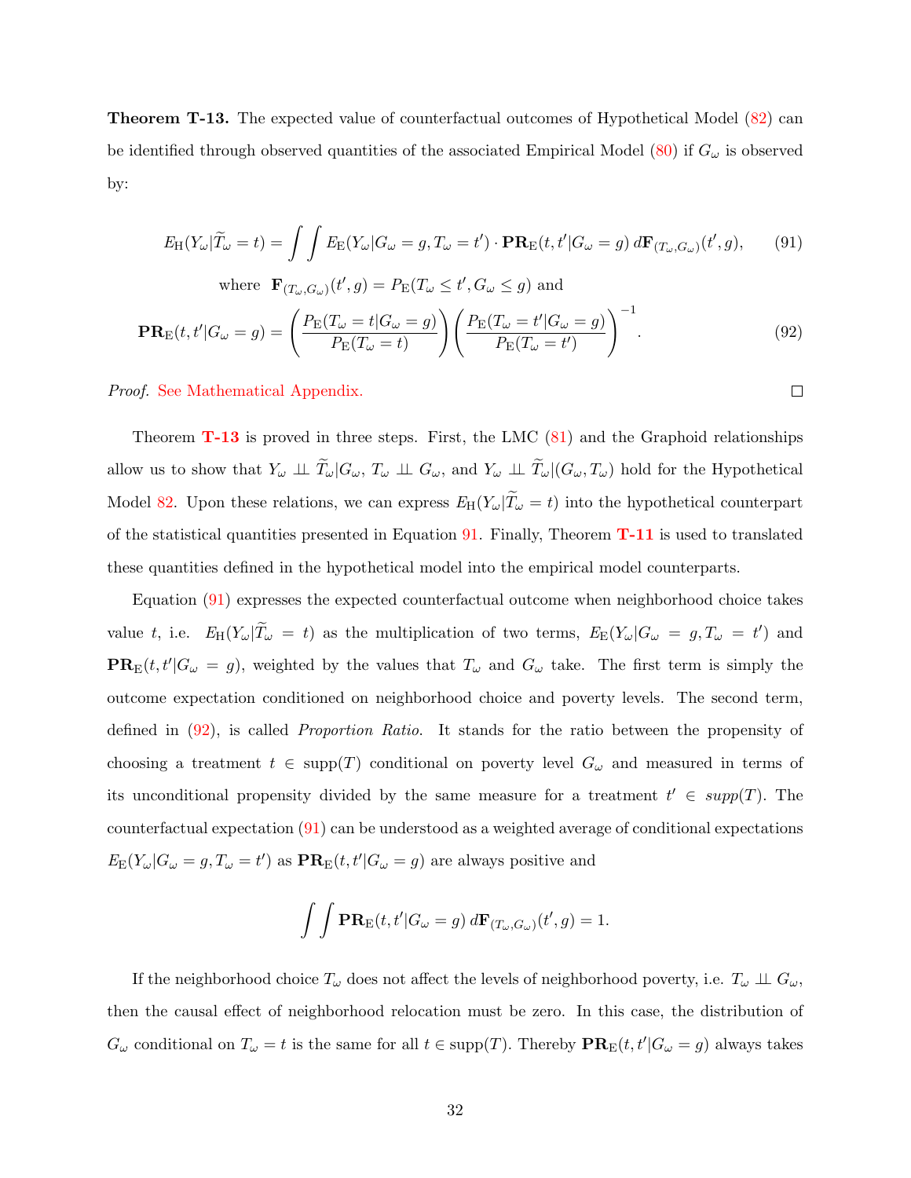**Theorem T-13.** The expected value of counterfactual outcomes of Hypothetical Model (82) can be identified through observed quantities of the associated Empirical Model (80) if $G_\omega$ is observed by:

$$E_{\mathrm{H}}(Y_\omega|\widetilde{T}_\omega = t) = \int\int E_{\mathrm{E}}(Y_\omega|G_\omega = g, T_\omega = t') \cdot \mathbf{PR}_{\mathrm{E}}(t, t'|G_\omega = g)\, d\mathbf{F}_{(T_\omega,G_\omega)}(t', g), \tag{91}$$

$$\text{where} \quad \mathbf{F}_{(T_\omega,G_\omega)}(t', g) = P_{\mathrm{E}}(T_\omega \le t', G_\omega \le g) \text{ and}$$

$$\mathbf{PR}_{\mathrm{E}}(t, t'|G_\omega = g) = \left(\frac{P_{\mathrm{E}}(T_\omega = t|G_\omega = g)}{P_{\mathrm{E}}(T_\omega = t)}\right)\left(\frac{P_{\mathrm{E}}(T_\omega = t'|G_\omega = g)}{P_{\mathrm{E}}(T_\omega = t')}\right)^{-1}. \tag{92}$$

*Proof.* See Mathematical Appendix. □

Theorem **T-13** is proved in three steps. First, the LMC (81) and the Graphoid relationships allow us to show that $Y_\omega \perp\!\!\!\perp \widetilde{T}_\omega|G_\omega$, $T_\omega \perp\!\!\!\perp G_\omega$, and $Y_\omega \perp\!\!\!\perp \widetilde{T}_\omega|(G_\omega, T_\omega)$ hold for the Hypothetical Model 82. Upon these relations, we can express $E_{\mathrm{H}}(Y_\omega|\widetilde{T}_\omega = t)$ into the hypothetical counterpart of the statistical quantities presented in Equation 91. Finally, Theorem **T-11** is used to translated these quantities defined in the hypothetical model into the empirical model counterparts.

Equation (91) expresses the expected counterfactual outcome when neighborhood choice takes value $t$, i.e. $E_{\mathrm{H}}(Y_\omega|\widetilde{T}_\omega = t)$ as the multiplication of two terms, $E_{\mathrm{E}}(Y_\omega|G_\omega = g, T_\omega = t')$ and $\mathbf{PR}_{\mathrm{E}}(t, t'|G_\omega = g)$, weighted by the values that $T_\omega$ and $G_\omega$ take. The first term is simply the outcome expectation conditioned on neighborhood choice and poverty levels. The second term, defined in (92), is called *Proportion Ratio*. It stands for the ratio between the propensity of choosing a treatment $t \in \mathrm{supp}(T)$ conditional on poverty level $G_\omega$ and measured in terms of its unconditional propensity divided by the same measure for a treatment $t' \in supp(T)$. The counterfactual expectation (91) can be understood as a weighted average of conditional expectations $E_{\mathrm{E}}(Y_\omega|G_\omega = g, T_\omega = t')$ as $\mathbf{PR}_{\mathrm{E}}(t, t'|G_\omega = g)$ are always positive and

$$\int\int \mathbf{PR}_{\mathrm{E}}(t, t'|G_\omega = g)\, d\mathbf{F}_{(T_\omega,G_\omega)}(t', g) = 1.$$

If the neighborhood choice $T_\omega$ does not affect the levels of neighborhood poverty, i.e. $T_\omega \perp\!\!\!\perp G_\omega$, then the causal effect of neighborhood relocation must be zero. In this case, the distribution of $G_\omega$ conditional on $T_\omega = t$ is the same for all $t \in \mathrm{supp}(T)$. Thereby $\mathbf{PR}_{\mathrm{E}}(t, t'|G_\omega = g)$ always takes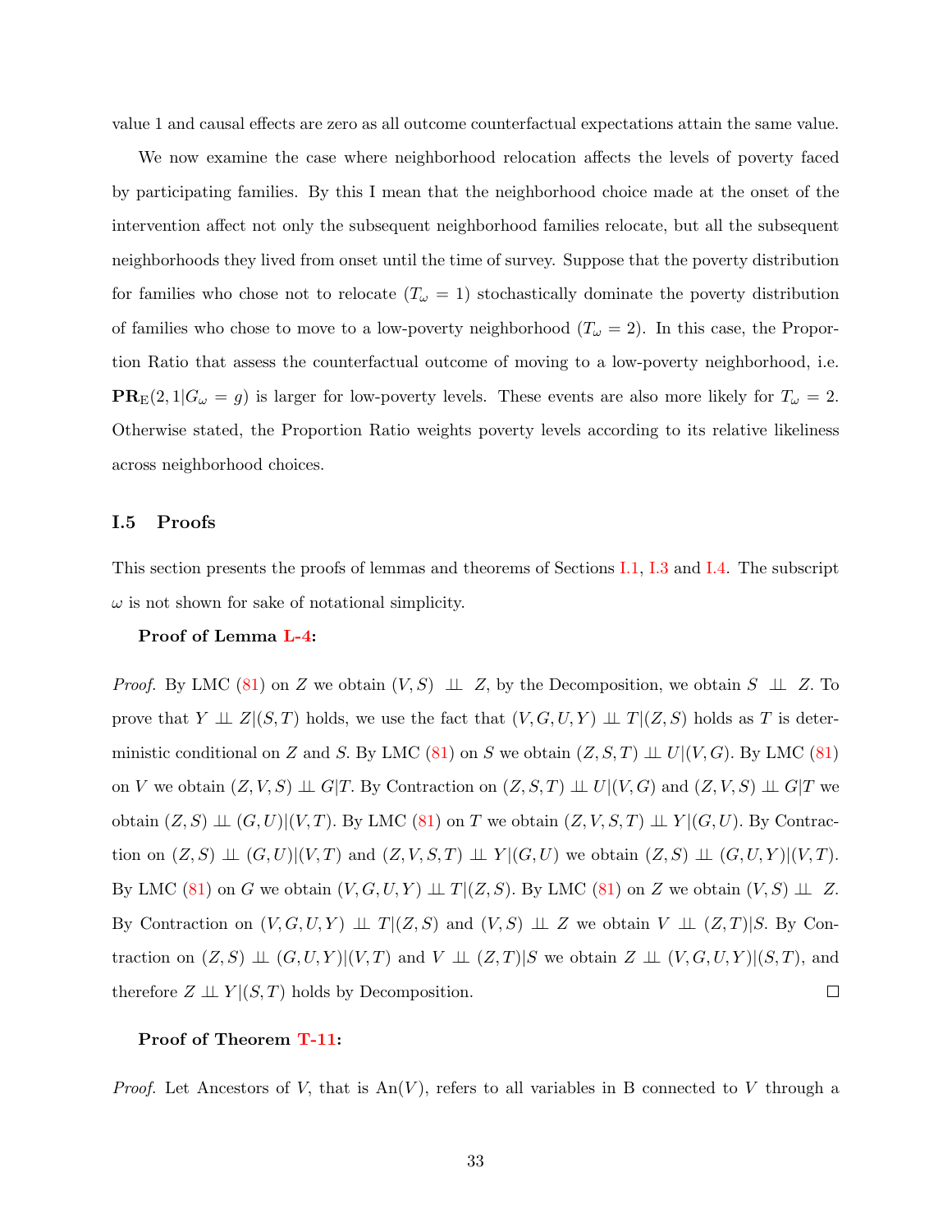value 1 and causal effects are zero as all outcome counterfactual expectations attain the same value.

We now examine the case where neighborhood relocation affects the levels of poverty faced by participating families. By this I mean that the neighborhood choice made at the onset of the intervention affect not only the subsequent neighborhood families relocate, but all the subsequent neighborhoods they lived from onset until the time of survey. Suppose that the poverty distribution for families who chose not to relocate ($T_\omega = 1$) stochastically dominate the poverty distribution of families who chose to move to a low-poverty neighborhood ($T_\omega = 2$). In this case, the Proportion Ratio that assess the counterfactual outcome of moving to a low-poverty neighborhood, i.e. $\mathbf{PR}_{\mathrm{E}}(2,1|G_\omega = g)$ is larger for low-poverty levels. These events are also more likely for $T_\omega = 2$. Otherwise stated, the Proportion Ratio weights poverty levels according to its relative likeliness across neighborhood choices.

### I.5 Proofs

This section presents the proofs of lemmas and theorems of Sections I.1, I.3 and I.4. The subscript $\omega$ is not shown for sake of notational simplicity.

**Proof of Lemma L-4:**

*Proof.* By LMC (81) on $Z$ we obtain $(V,S) \perp\!\!\!\perp Z$, by the Decomposition, we obtain $S \perp\!\!\!\perp Z$. To prove that $Y \perp\!\!\!\perp Z|(S,T)$ holds, we use the fact that $(V,G,U,Y) \perp\!\!\!\perp T|(Z,S)$ holds as $T$ is deterministic conditional on $Z$ and $S$. By LMC (81) on $S$ we obtain $(Z,S,T) \perp\!\!\!\perp U|(V,G)$. By LMC (81) on $V$ we obtain $(Z,V,S) \perp\!\!\!\perp G|T$. By Contraction on $(Z,S,T) \perp\!\!\!\perp U|(V,G)$ and $(Z,V,S) \perp\!\!\!\perp G|T$ we obtain $(Z,S) \perp\!\!\!\perp (G,U)|(V,T)$. By LMC (81) on $T$ we obtain $(Z,V,S,T) \perp\!\!\!\perp Y|(G,U)$. By Contraction on $(Z,S) \perp\!\!\!\perp (G,U)|(V,T)$ and $(Z,V,S,T) \perp\!\!\!\perp Y|(G,U)$ we obtain $(Z,S) \perp\!\!\!\perp (G,U,Y)|(V,T)$. By LMC (81) on $G$ we obtain $(V,G,U,Y) \perp\!\!\!\perp T|(Z,S)$. By LMC (81) on $Z$ we obtain $(V,S) \perp\!\!\!\perp Z$. By Contraction on $(V,G,U,Y) \perp\!\!\!\perp T|(Z,S)$ and $(V,S) \perp\!\!\!\perp Z$ we obtain $V \perp\!\!\!\perp (Z,T)|S$. By Contraction on $(Z,S) \perp\!\!\!\perp (G,U,Y)|(V,T)$ and $V \perp\!\!\!\perp (Z,T)|S$ we obtain $Z \perp\!\!\!\perp (V,G,U,Y)|(S,T)$, and therefore $Z \perp\!\!\!\perp Y|(S,T)$ holds by Decomposition. $\square$

**Proof of Theorem T-11:**

*Proof.* Let Ancestors of $V$, that is $\mathrm{An}(V)$, refers to all variables in B connected to $V$ through a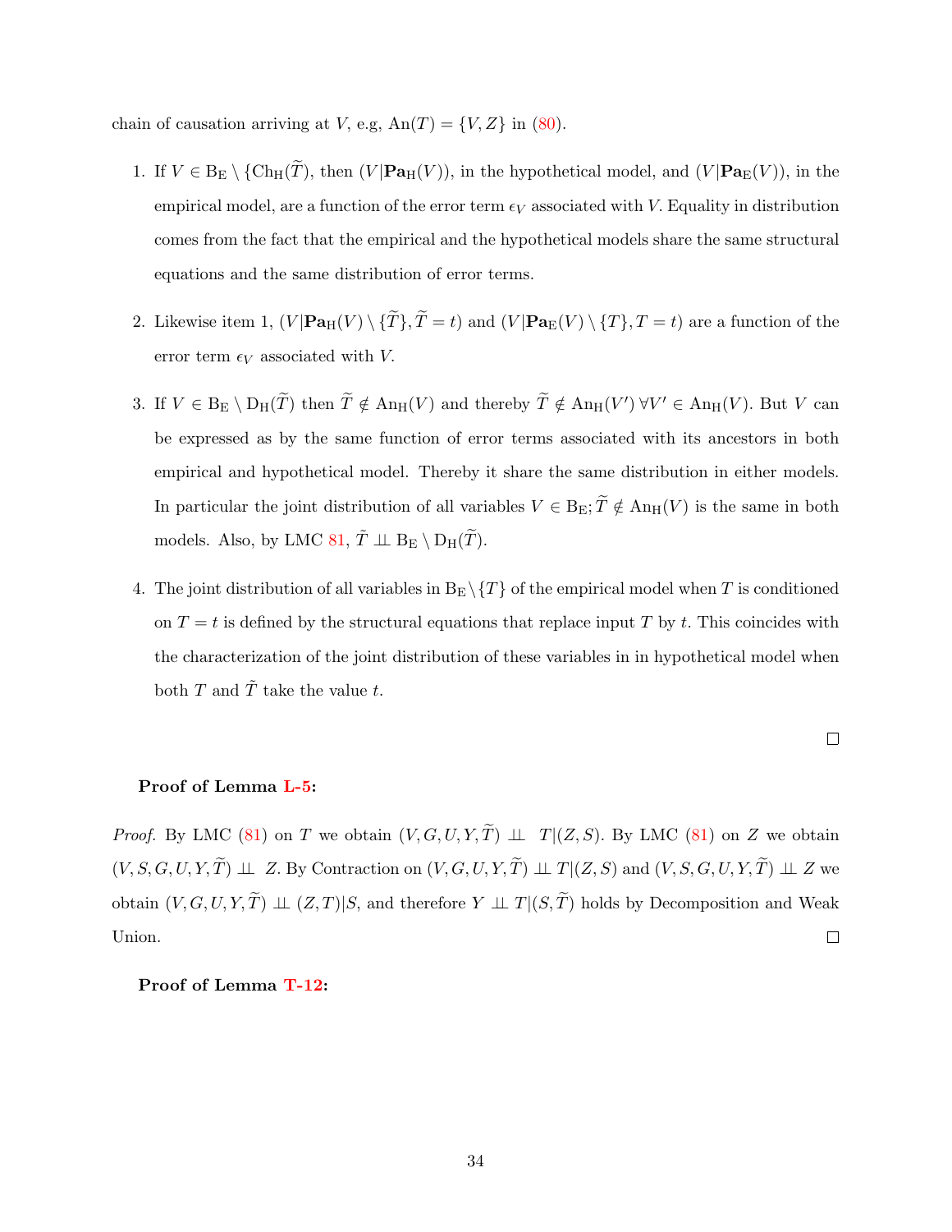chain of causation arriving at $V$, e.g, $\mathrm{An}(T) = \{V, Z\}$ in (80).

1. If $V \in \mathrm{B_E} \setminus \{\mathrm{Ch_H}(\widetilde{T})$, then $(V|\mathbf{Pa}_{\mathrm{H}}(V))$, in the hypothetical model, and $(V|\mathbf{Pa}_{\mathrm{E}}(V))$, in the empirical model, are a function of the error term $\epsilon_V$ associated with $V$. Equality in distribution comes from the fact that the empirical and the hypothetical models share the same structural equations and the same distribution of error terms.

2. Likewise item 1, $(V|\mathbf{Pa}_{\mathrm{H}}(V) \setminus \{\widetilde{T}\}, \widetilde{T} = t)$ and $(V|\mathbf{Pa}_{\mathrm{E}}(V) \setminus \{T\}, T = t)$ are a function of the error term $\epsilon_V$ associated with $V$.

3. If $V \in \mathrm{B_E} \setminus \mathrm{D_H}(\widetilde{T})$ then $\widetilde{T} \notin \mathrm{An_H}(V)$ and thereby $\widetilde{T} \notin \mathrm{An_H}(V') \, \forall V' \in \mathrm{An_H}(V)$. But $V$ can be expressed as by the same function of error terms associated with its ancestors in both empirical and hypothetical model. Thereby it share the same distribution in either models. In particular the joint distribution of all variables $V \in \mathrm{B_E}; \widetilde{T} \notin \mathrm{An_H}(V)$ is the same in both models. Also, by LMC 81, $\tilde{T} \perp\!\!\!\perp \mathrm{B_E} \setminus \mathrm{D_H}(\widetilde{T})$.

4. The joint distribution of all variables in $\mathrm{B_E} \setminus \{T\}$ of the empirical model when $T$ is conditioned on $T = t$ is defined by the structural equations that replace input $T$ by $t$. This coincides with the characterization of the joint distribution of these variables in in hypothetical model when both $T$ and $\tilde{T}$ take the value $t$.

□

**Proof of Lemma L-5:**

*Proof.* By LMC (81) on $T$ we obtain $(V, G, U, Y, \widetilde{T}) \perp\!\!\!\perp T|(Z, S)$. By LMC (81) on $Z$ we obtain $(V, S, G, U, Y, \widetilde{T}) \perp\!\!\!\perp Z$. By Contraction on $(V, G, U, Y, \widetilde{T}) \perp\!\!\!\perp T|(Z, S)$ and $(V, S, G, U, Y, \widetilde{T}) \perp\!\!\!\perp Z$ we obtain $(V, G, U, Y, \widetilde{T}) \perp\!\!\!\perp (Z, T)|S$, and therefore $Y \perp\!\!\!\perp T|(S, \widetilde{T})$ holds by Decomposition and Weak Union. □

**Proof of Lemma T-12:**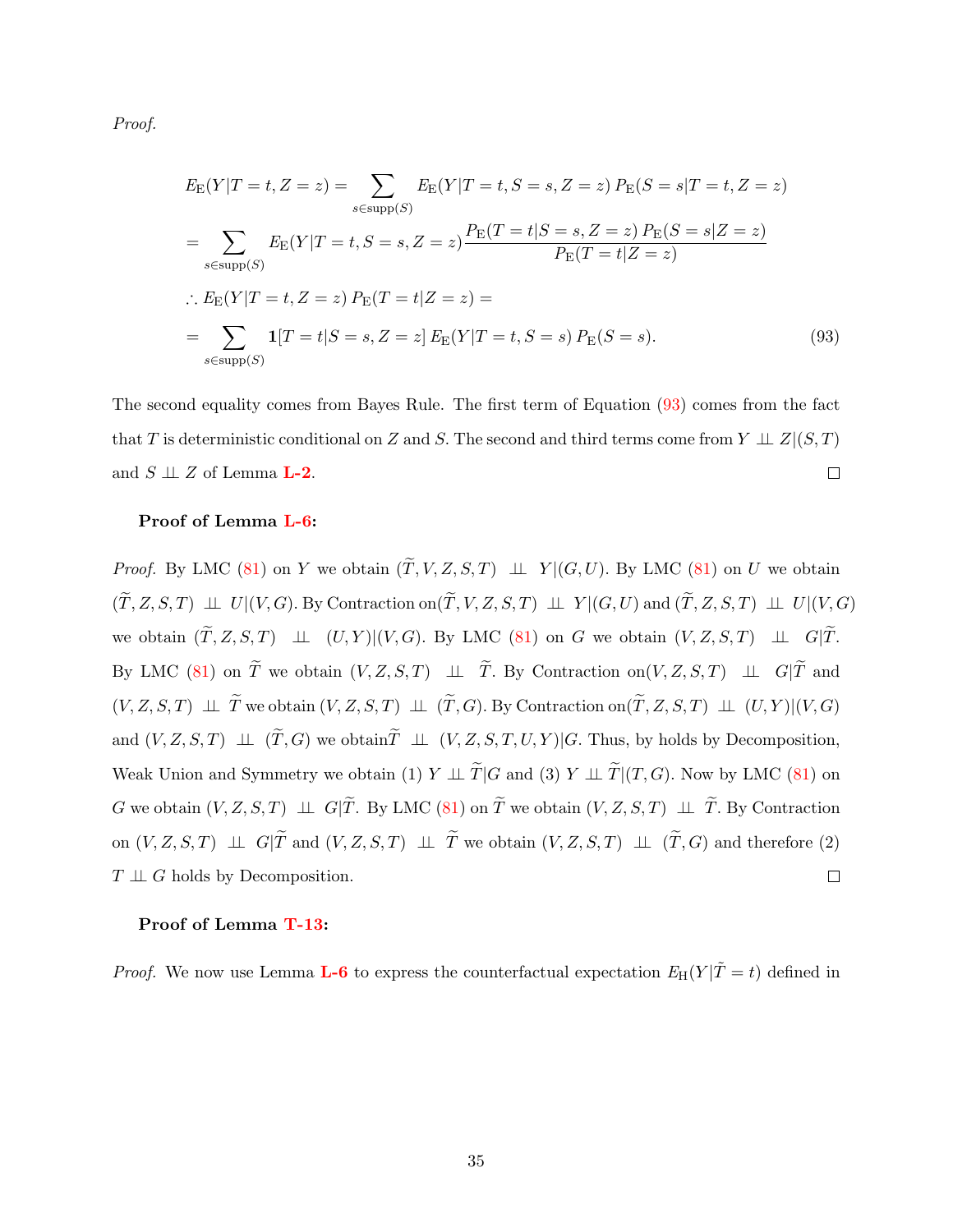*Proof.*

$$
\begin{aligned}
& E_{\mathrm{E}}(Y|T=t,Z=z) = \sum_{s\in \text{supp}(S)} E_{\mathrm{E}}(Y|T=t,S=s,Z=z)\, P_{\mathrm{E}}(S=s|T=t,Z=z) \\
& = \sum_{s\in \text{supp}(S)} E_{\mathrm{E}}(Y|T=t,S=s,Z=z) \frac{P_{\mathrm{E}}(T=t|S=s,Z=z)\, P_{\mathrm{E}}(S=s|Z=z)}{P_{\mathrm{E}}(T=t|Z=z)} \\
& \therefore E_{\mathrm{E}}(Y|T=t,Z=z)\, P_{\mathrm{E}}(T=t|Z=z) = \\
& = \sum_{s\in \text{supp}(S)} \mathbf{1}[T=t|S=s,Z=z]\, E_{\mathrm{E}}(Y|T=t,S=s)\, P_{\mathrm{E}}(S=s). \qquad (93)
\end{aligned}
$$

The second equality comes from Bayes Rule. The first term of Equation (93) comes from the fact that $T$ is deterministic conditional on $Z$ and $S$. The second and third terms come from $Y \perp\!\!\!\perp Z|(S,T)$ and $S \perp\!\!\!\perp Z$ of Lemma **L-2**. $\square$

**Proof of Lemma L-6:**

*Proof.* By LMC (81) on $Y$ we obtain $(\widetilde{T},V,Z,S,T) \perp\!\!\!\perp Y|(G,U)$. By LMC (81) on $U$ we obtain $(\widetilde{T},Z,S,T) \perp\!\!\!\perp U|(V,G)$. By Contraction on$(\widetilde{T},V,Z,S,T) \perp\!\!\!\perp Y|(G,U)$ and $(\widetilde{T},Z,S,T) \perp\!\!\!\perp U|(V,G)$ we obtain $(\widetilde{T},Z,S,T) \perp\!\!\!\perp (U,Y)|(V,G)$. By LMC (81) on $G$ we obtain $(V,Z,S,T) \perp\!\!\!\perp G|\widetilde{T}$. By LMC (81) on $\widetilde{T}$ we obtain $(V,Z,S,T) \perp\!\!\!\perp \widetilde{T}$. By Contraction on$(V,Z,S,T) \perp\!\!\!\perp G|\widetilde{T}$ and $(V,Z,S,T) \perp\!\!\!\perp \widetilde{T}$ we obtain $(V,Z,S,T) \perp\!\!\!\perp (\widetilde{T},G)$. By Contraction on$(\widetilde{T},Z,S,T) \perp\!\!\!\perp (U,Y)|(V,G)$ and $(V,Z,S,T) \perp\!\!\!\perp (\widetilde{T},G)$ we obtain$\widetilde{T} \perp\!\!\!\perp (V,Z,S,T,U,Y)|G$. Thus, by holds by Decomposition, Weak Union and Symmetry we obtain (1) $Y \perp\!\!\!\perp \widetilde{T}|G$ and (3) $Y \perp\!\!\!\perp \widetilde{T}|(T,G)$. Now by LMC (81) on $G$ we obtain $(V,Z,S,T) \perp\!\!\!\perp G|\widetilde{T}$. By LMC (81) on $\widetilde{T}$ we obtain $(V,Z,S,T) \perp\!\!\!\perp \widetilde{T}$. By Contraction on $(V,Z,S,T) \perp\!\!\!\perp G|\widetilde{T}$ and $(V,Z,S,T) \perp\!\!\!\perp \widetilde{T}$ we obtain $(V,Z,S,T) \perp\!\!\!\perp (\widetilde{T},G)$ and therefore (2) $T \perp\!\!\!\perp G$ holds by Decomposition. $\square$

**Proof of Lemma T-13:**

*Proof.* We now use Lemma **L-6** to express the counterfactual expectation $E_{\mathrm{H}}(Y|\tilde{T}=t)$ defined in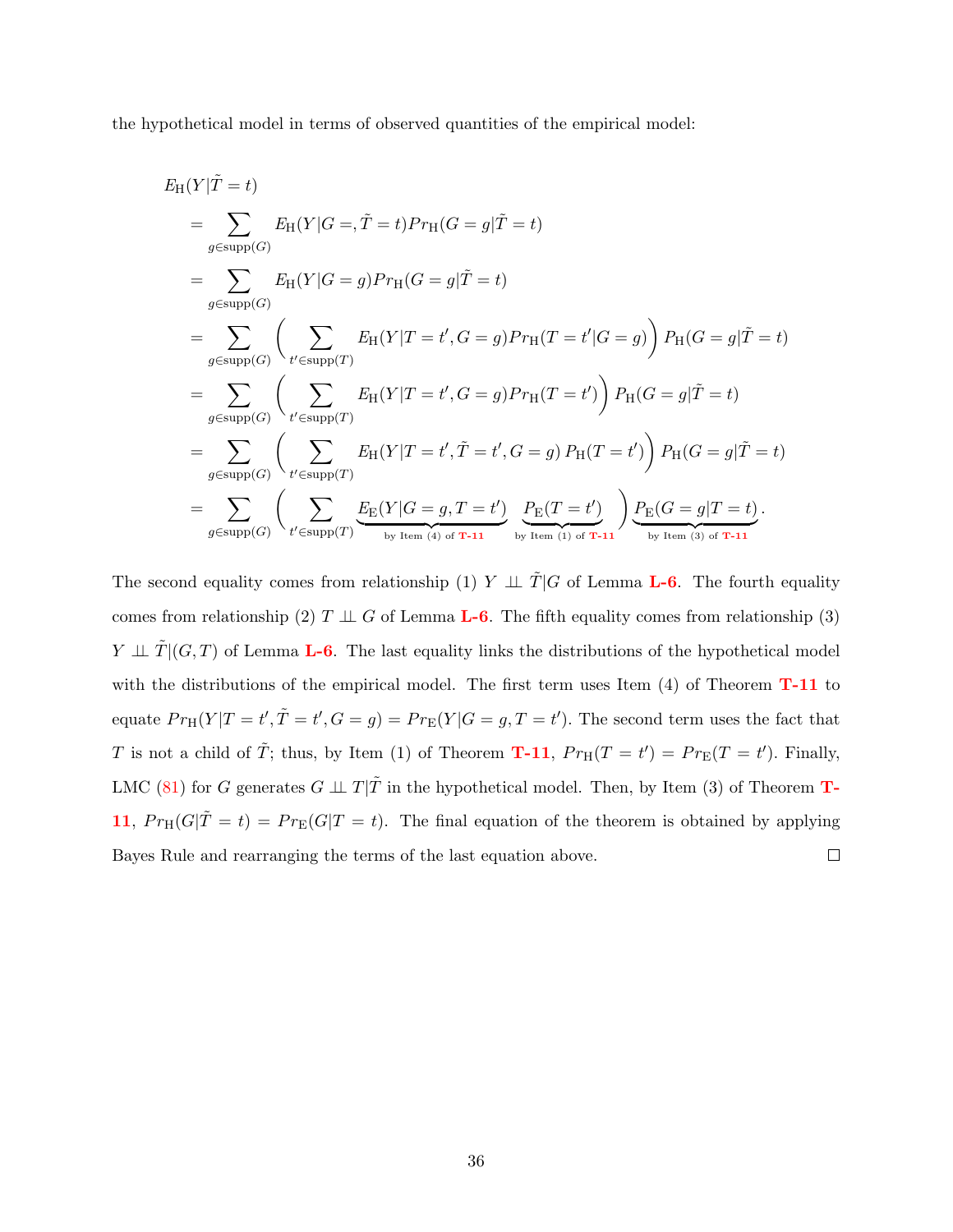the hypothetical model in terms of observed quantities of the empirical model:

$$
\begin{aligned}
& E_{\mathrm{H}}(Y|\tilde{T}=t) \\
&= \sum_{g\in \mathrm{supp}(G)} E_{\mathrm{H}}(Y|G=,\tilde{T}=t)Pr_{\mathrm{H}}(G=g|\tilde{T}=t) \\
&= \sum_{g\in \mathrm{supp}(G)} E_{\mathrm{H}}(Y|G=g)Pr_{\mathrm{H}}(G=g|\tilde{T}=t) \\
&= \sum_{g\in \mathrm{supp}(G)} \left( \sum_{t'\in \mathrm{supp}(T)} E_{\mathrm{H}}(Y|T=t',G=g)Pr_{\mathrm{H}}(T=t'|G=g) \right) P_{\mathrm{H}}(G=g|\tilde{T}=t) \\
&= \sum_{g\in \mathrm{supp}(G)} \left( \sum_{t'\in \mathrm{supp}(T)} E_{\mathrm{H}}(Y|T=t',G=g)Pr_{\mathrm{H}}(T=t') \right) P_{\mathrm{H}}(G=g|\tilde{T}=t) \\
&= \sum_{g\in \mathrm{supp}(G)} \left( \sum_{t'\in \mathrm{supp}(T)} E_{\mathrm{H}}(Y|T=t',\tilde{T}=t',G=g)\, P_{\mathrm{H}}(T=t') \right) P_{\mathrm{H}}(G=g|\tilde{T}=t) \\
&= \sum_{g\in \mathrm{supp}(G)} \left( \sum_{t'\in \mathrm{supp}(T)} \underbrace{E_{\mathrm{E}}(Y|G=g,T=t')}_{\text{by Item (4) of T-11}} \ \underbrace{P_{\mathrm{E}}(T=t')}_{\text{by Item (1) of T-11}} \right) \underbrace{P_{\mathrm{E}}(G=g|T=t)}_{\text{by Item (3) of T-11}}.
\end{aligned}
$$

The second equality comes from relationship (1) $Y \perp\!\!\!\perp \tilde{T}|G$ of Lemma **L-6**. The fourth equality comes from relationship (2) $T \perp\!\!\!\perp G$ of Lemma **L-6**. The fifth equality comes from relationship (3) $Y \perp\!\!\!\perp \tilde{T}|(G,T)$ of Lemma **L-6**. The last equality links the distributions of the hypothetical model with the distributions of the empirical model. The first term uses Item (4) of Theorem **T-11** to equate $Pr_{\mathrm{H}}(Y|T=t',\tilde{T}=t',G=g) = Pr_{\mathrm{E}}(Y|G=g,T=t')$. The second term uses the fact that $T$ is not a child of $\tilde{T}$; thus, by Item (1) of Theorem **T-11**, $Pr_{\mathrm{H}}(T=t') = Pr_{\mathrm{E}}(T=t')$. Finally, LMC (81) for $G$ generates $G \perp\!\!\!\perp T|\tilde{T}$ in the hypothetical model. Then, by Item (3) of Theorem **T-11**, $Pr_{\mathrm{H}}(G|\tilde{T}=t) = Pr_{\mathrm{E}}(G|T=t)$. The final equation of the theorem is obtained by applying Bayes Rule and rearranging the terms of the last equation above. □